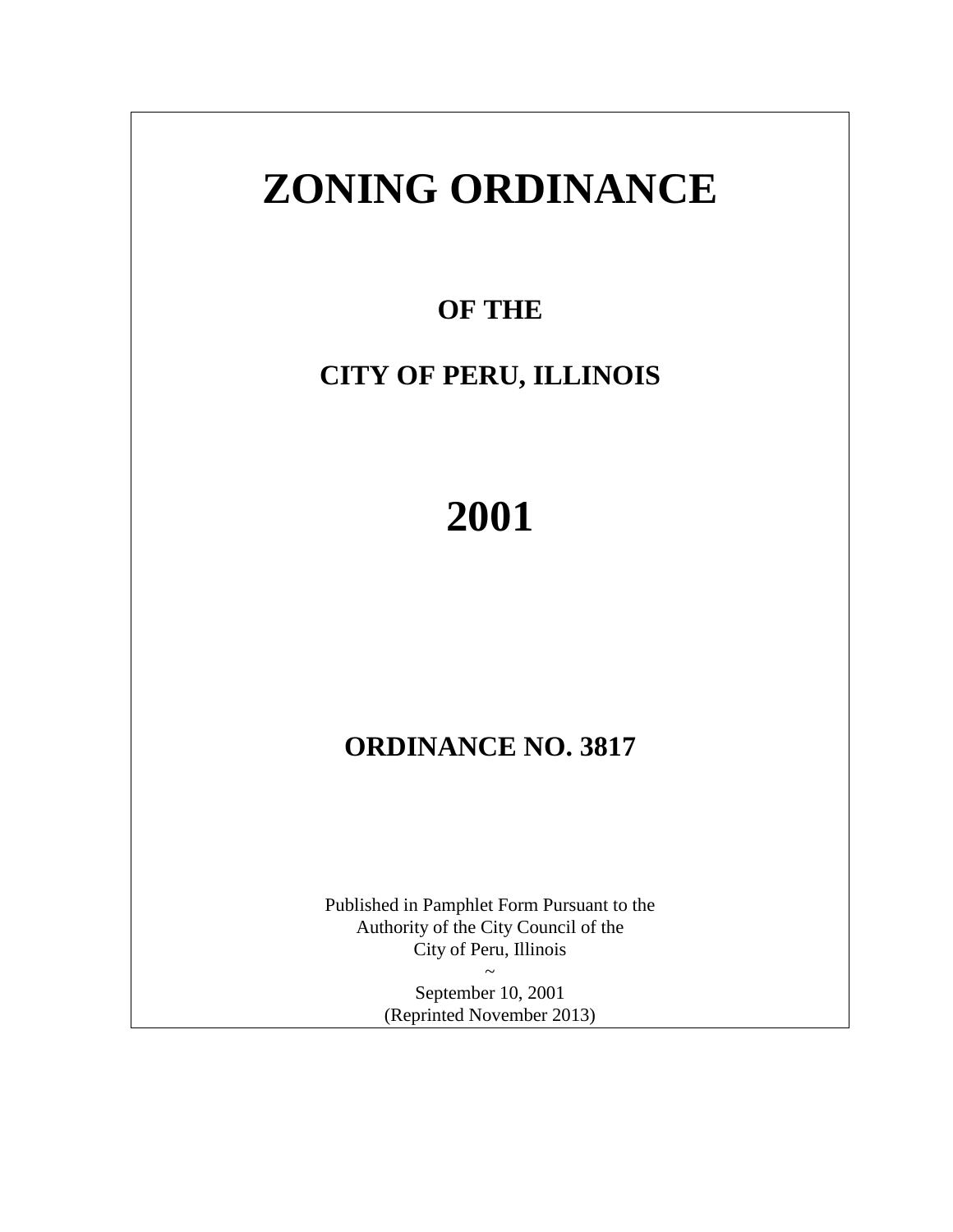# ZONING ORDINANCE

## OF THE

## CITY OF PERU, ILLINOIS

# 2001

## ORDINANCE NO. 3817

Published in Pamphlet Form Pursuant to the
Authority of the City Council of the
City of Peru, Illinois
~
September 10, 2001
(Reprinted November 2013)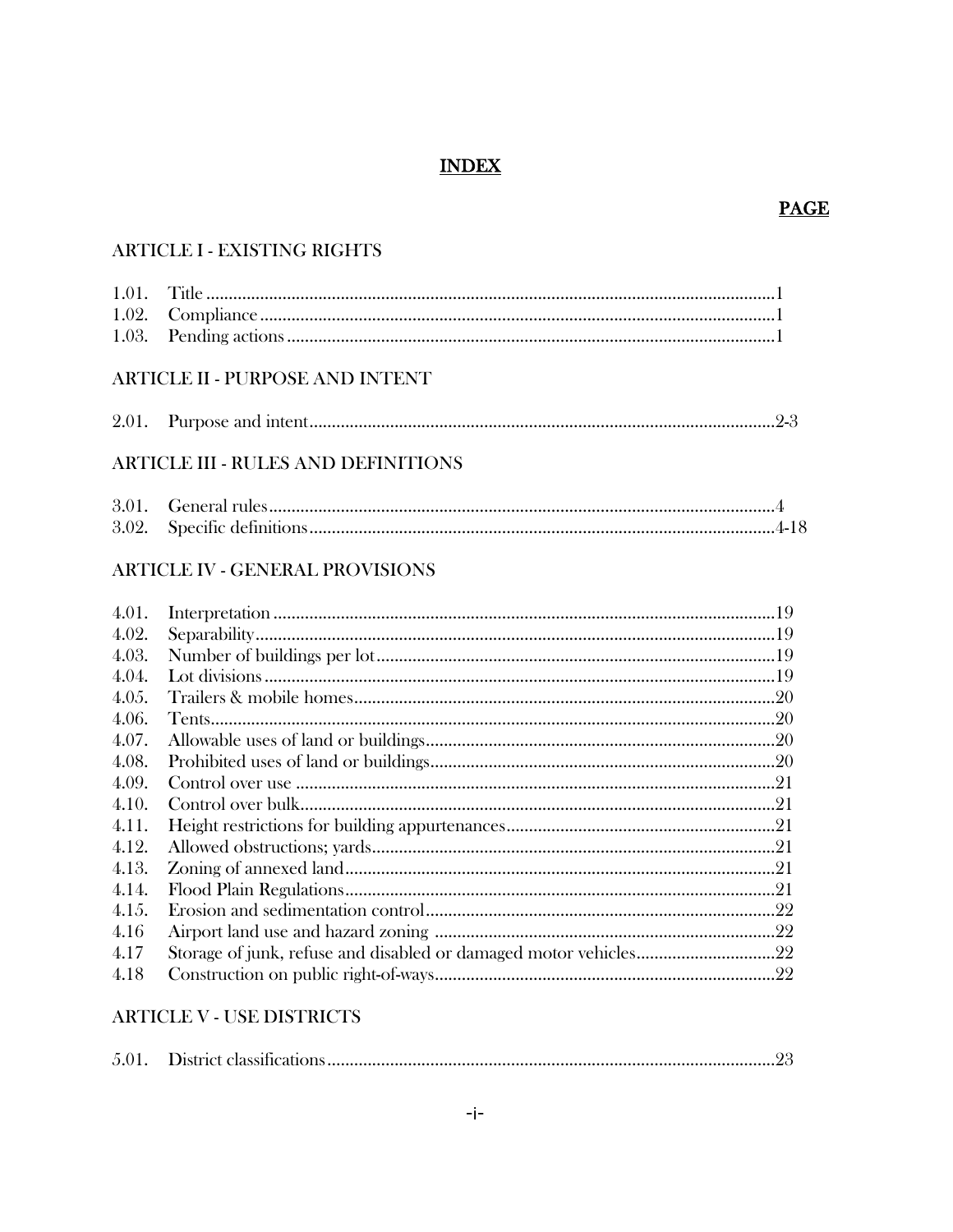# INDEX

| | | PAGE |
|---|---|---|
| **ARTICLE I - EXISTING RIGHTS** | | |
| 1.01. | Title | 1 |
| 1.02. | Compliance | 1 |
| 1.03. | Pending actions | 1 |
| **ARTICLE II - PURPOSE AND INTENT** | | |
| 2.01. | Purpose and intent | 2-3 |
| **ARTICLE III - RULES AND DEFINITIONS** | | |
| 3.01. | General rules | 4 |
| 3.02. | Specific definitions | 4-18 |
| **ARTICLE IV - GENERAL PROVISIONS** | | |
| 4.01. | Interpretation | 19 |
| 4.02. | Separability | 19 |
| 4.03. | Number of buildings per lot | 19 |
| 4.04. | Lot divisions | 19 |
| 4.05. | Trailers & mobile homes | 20 |
| 4.06. | Tents | 20 |
| 4.07. | Allowable uses of land or buildings | 20 |
| 4.08. | Prohibited uses of land or buildings | 20 |
| 4.09. | Control over use | 21 |
| 4.10. | Control over bulk | 21 |
| 4.11. | Height restrictions for building appurtenances | 21 |
| 4.12. | Allowed obstructions; yards | 21 |
| 4.13. | Zoning of annexed land | 21 |
| 4.14. | Flood Plain Regulations | 21 |
| 4.15. | Erosion and sedimentation control | 22 |
| 4.16 | Airport land use and hazard zoning | 22 |
| 4.17 | Storage of junk, refuse and disabled or damaged motor vehicles | 22 |
| 4.18 | Construction on public right-of-ways | 22 |
| **ARTICLE V - USE DISTRICTS** | | |
| 5.01. | District classifications | 23 |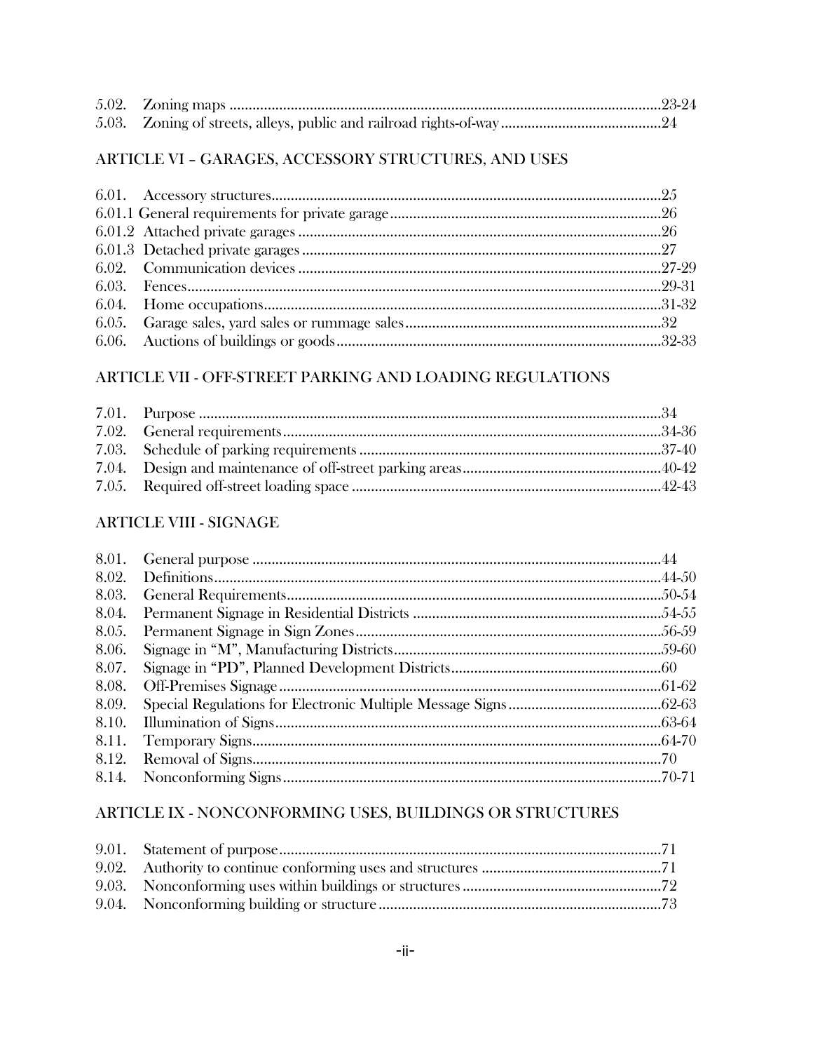5.02. Zoning maps ....................................................................................................23-24
5.03. Zoning of streets, alleys, public and railroad rights-of-way..........................................24

## ARTICLE VI – GARAGES, ACCESSORY STRUCTURES, AND USES

6.01. Accessory structures....................................................................................................25
6.01.1 General requirements for private garage.....................................................................26
6.01.2 Attached private garages ...........................................................................................26
6.01.3 Detached private garages ..........................................................................................27
6.02. Communication devices ..............................................................................................27-29
6.03. Fences.......................................................................................................................29-31
6.04. Home occupations.....................................................................................................31-32
6.05. Garage sales, yard sales or rummage sales...................................................................32
6.06. Auctions of buildings or goods....................................................................................32-33

## ARTICLE VII - OFF-STREET PARKING AND LOADING REGULATIONS

7.01. Purpose .....................................................................................................................34
7.02. General requirements.................................................................................................34-36
7.03. Schedule of parking requirements ..............................................................................37-40
7.04. Design and maintenance of off-street parking areas....................................................40-42
7.05. Required off-street loading space ...............................................................................42-43

## ARTICLE VIII - SIGNAGE

8.01. General purpose .........................................................................................................44
8.02. Definitions.................................................................................................................44-50
8.03. General Requirements................................................................................................50-54
8.04. Permanent Signage in Residential Districts .................................................................54-55
8.05. Permanent Signage in Sign Zones...............................................................................56-59
8.06. Signage in "M", Manufacturing Districts.....................................................................59-60
8.07. Signage in "PD", Planned Development Districts.......................................................60
8.08. Off-Premises Signage.................................................................................................61-62
8.09. Special Regulations for Electronic Multiple Message Signs........................................62-63
8.10. Illumination of Signs..................................................................................................63-64
8.11. Temporary Signs.........................................................................................................64-70
8.12. Removal of Signs.........................................................................................................70
8.14. Nonconforming Signs.................................................................................................70-71

## ARTICLE IX - NONCONFORMING USES, BUILDINGS OR STRUCTURES

9.01. Statement of purpose..................................................................................................71
9.02. Authority to continue conforming uses and structures ................................................71
9.03. Nonconforming uses within buildings or structures ....................................................72
9.04. Nonconforming building or structure ........................................................................73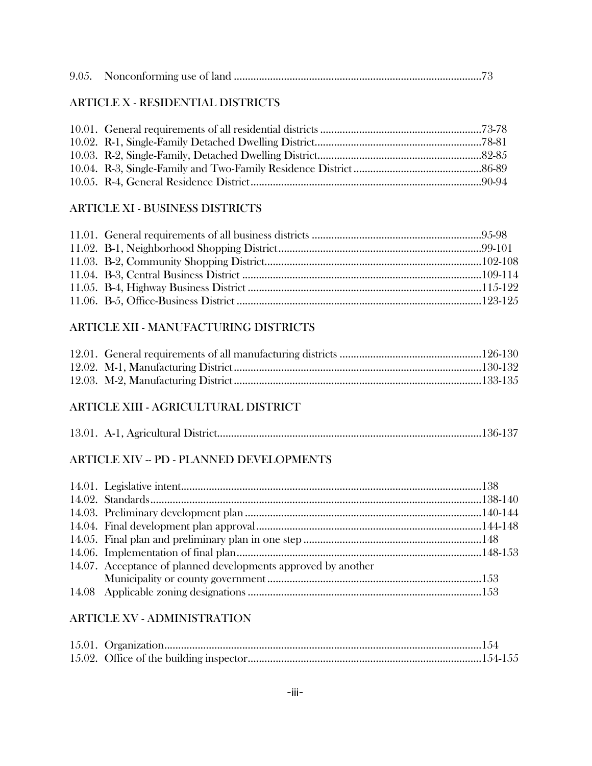9.05. Nonconforming use of land ........................................................................................73

## ARTICLE X - RESIDENTIAL DISTRICTS

10.01. General requirements of all residential districts ..........................................................73-78
10.02. R-1, Single-Family Detached Dwelling District............................................................78-81
10.03. R-2, Single-Family, Detached Dwelling District...........................................................82-85
10.04. R-3, Single-Family and Two-Family Residence District ..............................................86-89
10.05. R-4, General Residence District...................................................................................90-94

## ARTICLE XI - BUSINESS DISTRICTS

11.01. General requirements of all business districts ..............................................................95-98
11.02. B-1, Neighborhood Shopping District.........................................................................99-101
11.03. B-2, Community Shopping District..............................................................................102-108
11.04. B-3, Central Business District ......................................................................................109-114
11.05. B-4, Highway Business District ....................................................................................115-122
11.06. B-5, Office-Business District .......................................................................................123-125

## ARTICLE XII - MANUFACTURING DISTRICTS

12.01. General requirements of all manufacturing districts ...................................................126-130
12.02. M-1, Manufacturing District.........................................................................................130-132
12.03. M-2, Manufacturing District.........................................................................................133-135

## ARTICLE XIII - AGRICULTURAL DISTRICT

13.01. A-1, Agricultural District...............................................................................................136-137

## ARTICLE XIV -- PD - PLANNED DEVELOPMENTS

14.01. Legislative intent...........................................................................................................138
14.02. Standards.......................................................................................................................138-140
14.03. Preliminary development plan .....................................................................................140-144
14.04. Final development plan approval.................................................................................144-148
14.05. Final plan and preliminary plan in one step ................................................................148
14.06. Implementation of final plan........................................................................................148-153
14.07. Acceptance of planned developments approved by another Municipality or county government............................................................................153
14.08 Applicable zoning designations ...................................................................................153

## ARTICLE XV - ADMINISTRATION

15.01. Organization..................................................................................................................154
15.02. Office of the building inspector...................................................................................154-155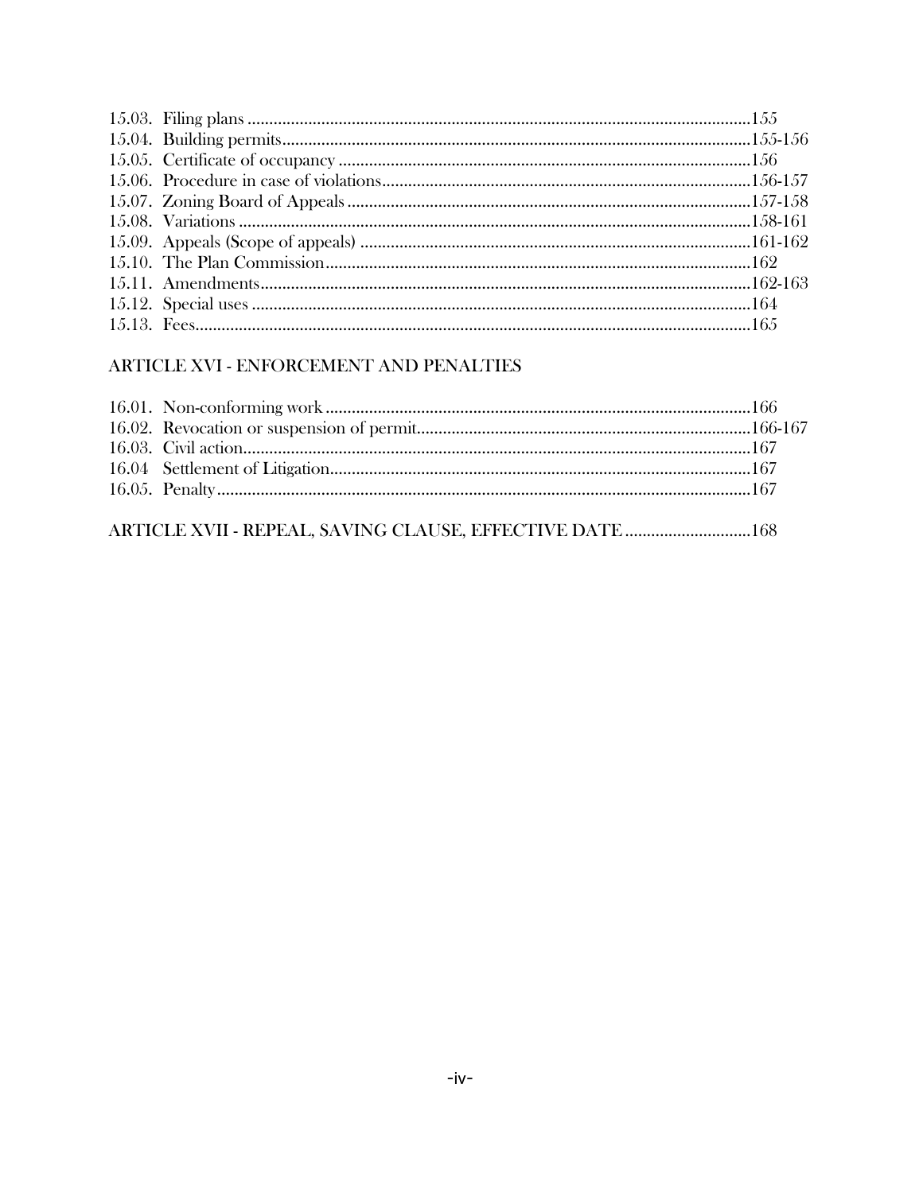15.03. Filing plans ....................................................................................................................155
15.04. Building permits............................................................................................................155-156
15.05. Certificate of occupancy ...............................................................................................156
15.06. Procedure in case of violations.....................................................................................156-157
15.07. Zoning Board of Appeals ..............................................................................................157-158
15.08. Variations .....................................................................................................................158-161
15.09. Appeals (Scope of appeals) ...........................................................................................161-162
15.10. The Plan Commission...................................................................................................162
15.11. Amendments.................................................................................................................162-163
15.12. Special uses ...................................................................................................................164
15.13. Fees...............................................................................................................................165

## ARTICLE XVI - ENFORCEMENT AND PENALTIES

16.01. Non-conforming work ..................................................................................................166
16.02. Revocation or suspension of permit.............................................................................166-167
16.03. Civil action....................................................................................................................167
16.04 Settlement of Litigation................................................................................................167
16.05. Penalty..........................................................................................................................167

## ARTICLE XVII - REPEAL, SAVING CLAUSE, EFFECTIVE DATE .............................168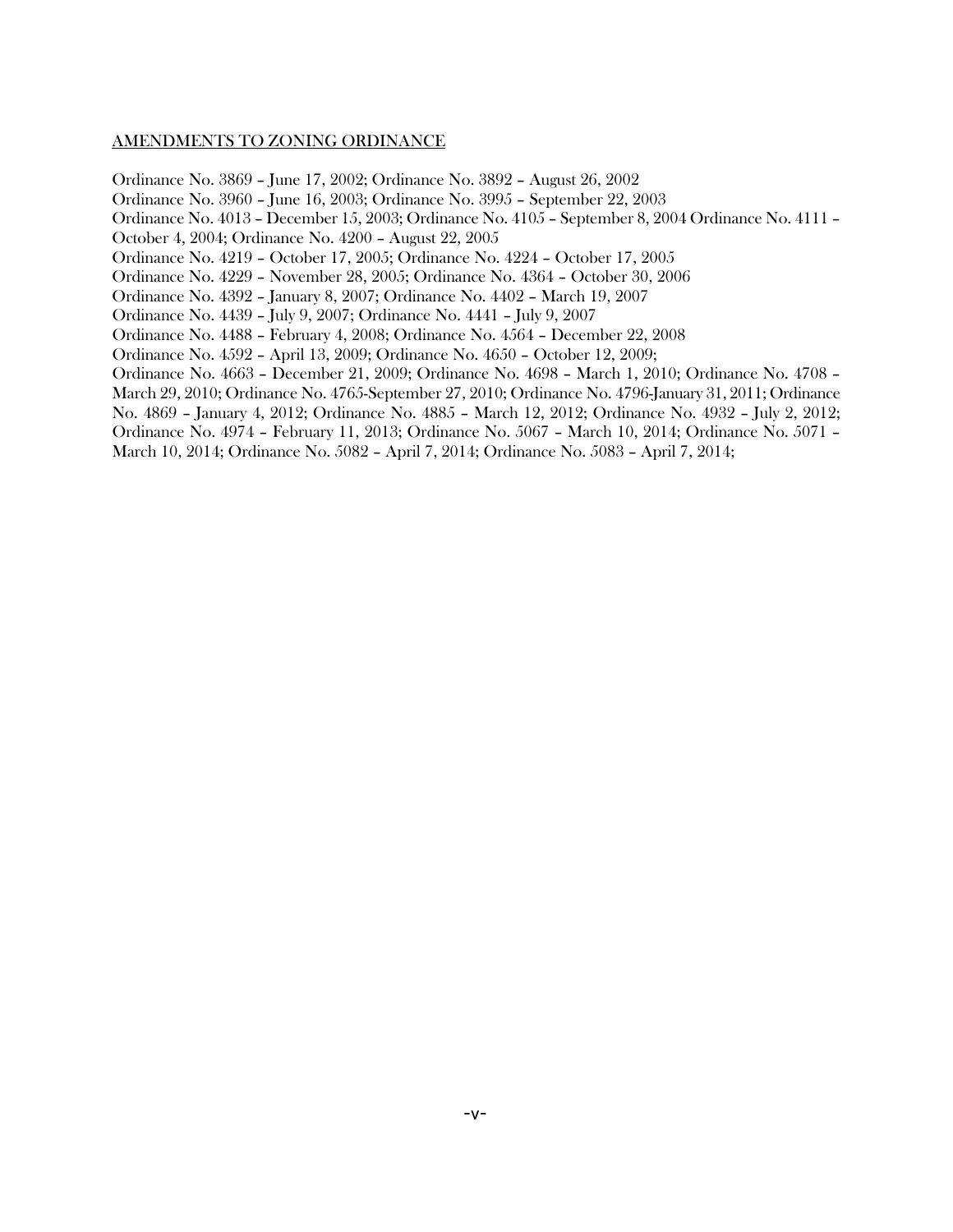AMENDMENTS TO ZONING ORDINANCE

Ordinance No. 3869 – June 17, 2002; Ordinance No. 3892 – August 26, 2002
Ordinance No. 3960 – June 16, 2003; Ordinance No. 3995 – September 22, 2003
Ordinance No. 4013 – December 15, 2003; Ordinance No. 4105 – September 8, 2004 Ordinance No. 4111 – October 4, 2004; Ordinance No. 4200 – August 22, 2005
Ordinance No. 4219 – October 17, 2005; Ordinance No. 4224 – October 17, 2005
Ordinance No. 4229 – November 28, 2005; Ordinance No. 4364 – October 30, 2006
Ordinance No. 4392 – January 8, 2007; Ordinance No. 4402 – March 19, 2007
Ordinance No. 4439 – July 9, 2007; Ordinance No. 4441 – July 9, 2007
Ordinance No. 4488 – February 4, 2008; Ordinance No. 4564 – December 22, 2008
Ordinance No. 4592 – April 13, 2009; Ordinance No. 4650 – October 12, 2009;
Ordinance No. 4663 – December 21, 2009; Ordinance No. 4698 – March 1, 2010; Ordinance No. 4708 – March 29, 2010; Ordinance No. 4765-September 27, 2010; Ordinance No. 4796-January 31, 2011; Ordinance No. 4869 – January 4, 2012; Ordinance No. 4885 – March 12, 2012; Ordinance No. 4932 – July 2, 2012; Ordinance No. 4974 – February 11, 2013; Ordinance No. 5067 – March 10, 2014; Ordinance No. 5071 – March 10, 2014; Ordinance No. 5082 – April 7, 2014; Ordinance No. 5083 – April 7, 2014;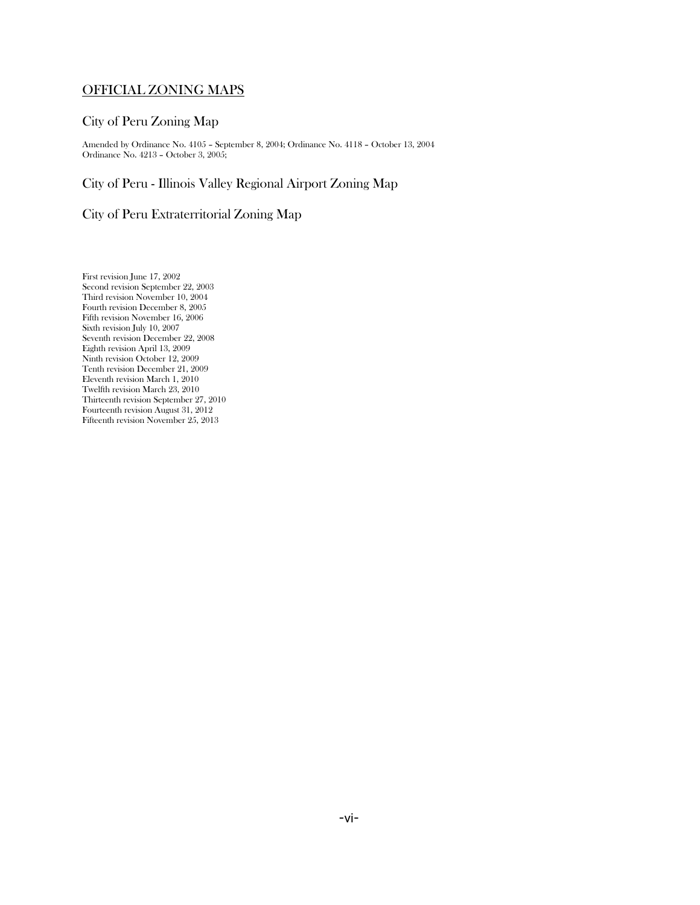## OFFICIAL ZONING MAPS

### City of Peru Zoning Map

Amended by Ordinance No. 4105 – September 8, 2004; Ordinance No. 4118 – October 13, 2004
Ordinance No. 4213 – October 3, 2005;

### City of Peru - Illinois Valley Regional Airport Zoning Map

### City of Peru Extraterritorial Zoning Map

First revision June 17, 2002
Second revision September 22, 2003
Third revision November 10, 2004
Fourth revision December 8, 2005
Fifth revision November 16, 2006
Sixth revision July 10, 2007
Seventh revision December 22, 2008
Eighth revision April 13, 2009
Ninth revision October 12, 2009
Tenth revision December 21, 2009
Eleventh revision March 1, 2010
Twelfth revision March 23, 2010
Thirteenth revision September 27, 2010
Fourteenth revision August 31, 2012
Fifteenth revision November 25, 2013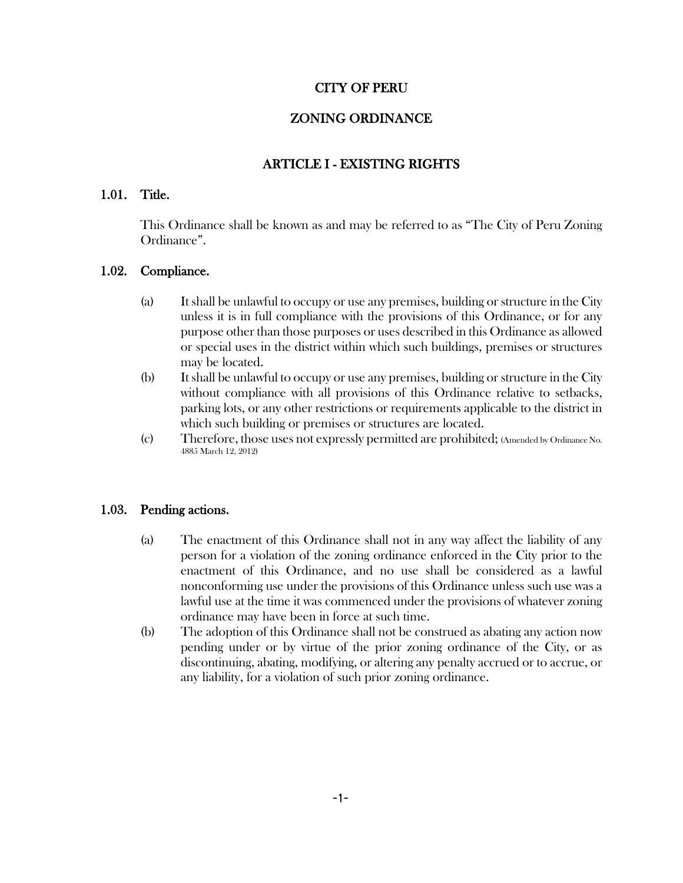# CITY OF PERU

# ZONING ORDINANCE

## ARTICLE I - EXISTING RIGHTS

### 1.01. Title.

This Ordinance shall be known as and may be referred to as "The City of Peru Zoning Ordinance".

### 1.02. Compliance.

(a) It shall be unlawful to occupy or use any premises, building or structure in the City unless it is in full compliance with the provisions of this Ordinance, or for any purpose other than those purposes or uses described in this Ordinance as allowed or special uses in the district within which such buildings, premises or structures may be located.

(b) It shall be unlawful to occupy or use any premises, building or structure in the City without compliance with all provisions of this Ordinance relative to setbacks, parking lots, or any other restrictions or requirements applicable to the district in which such building or premises or structures are located.

(c) Therefore, those uses not expressly permitted are prohibited; (Amended by Ordinance No. 4885 March 12, 2012)

### 1.03. Pending actions.

(a) The enactment of this Ordinance shall not in any way affect the liability of any person for a violation of the zoning ordinance enforced in the City prior to the enactment of this Ordinance, and no use shall be considered as a lawful nonconforming use under the provisions of this Ordinance unless such use was a lawful use at the time it was commenced under the provisions of whatever zoning ordinance may have been in force at such time.

(b) The adoption of this Ordinance shall not be construed as abating any action now pending under or by virtue of the prior zoning ordinance of the City, or as discontinuing, abating, modifying, or altering any penalty accrued or to accrue, or any liability, for a violation of such prior zoning ordinance.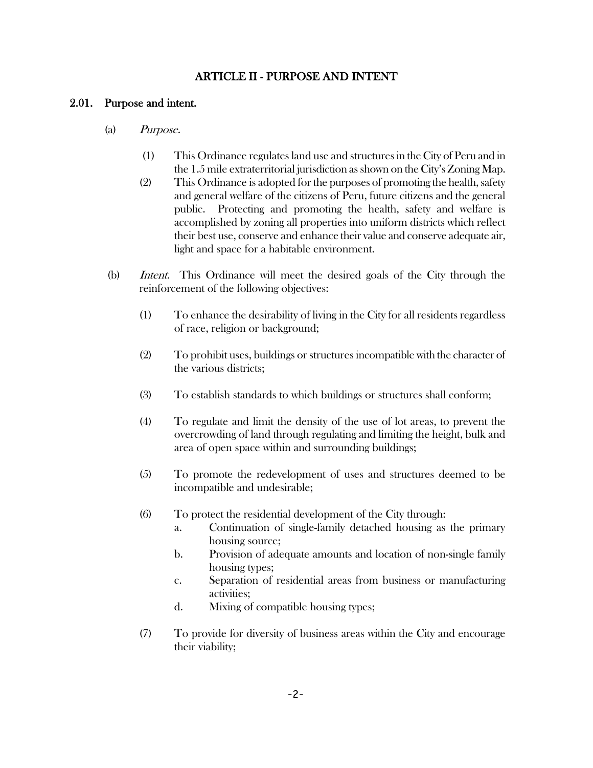# ARTICLE II - PURPOSE AND INTENT

## 2.01. Purpose and intent.

(a) *Purpose.*

(1) This Ordinance regulates land use and structures in the City of Peru and in the 1.5 mile extraterritorial jurisdiction as shown on the City's Zoning Map.

(2) This Ordinance is adopted for the purposes of promoting the health, safety and general welfare of the citizens of Peru, future citizens and the general public. Protecting and promoting the health, safety and welfare is accomplished by zoning all properties into uniform districts which reflect their best use, conserve and enhance their value and conserve adequate air, light and space for a habitable environment.

(b) *Intent.* This Ordinance will meet the desired goals of the City through the reinforcement of the following objectives:

(1) To enhance the desirability of living in the City for all residents regardless of race, religion or background;

(2) To prohibit uses, buildings or structures incompatible with the character of the various districts;

(3) To establish standards to which buildings or structures shall conform;

(4) To regulate and limit the density of the use of lot areas, to prevent the overcrowding of land through regulating and limiting the height, bulk and area of open space within and surrounding buildings;

(5) To promote the redevelopment of uses and structures deemed to be incompatible and undesirable;

(6) To protect the residential development of the City through:

a. Continuation of single-family detached housing as the primary housing source;

b. Provision of adequate amounts and location of non-single family housing types;

c. Separation of residential areas from business or manufacturing activities;

d. Mixing of compatible housing types;

(7) To provide for diversity of business areas within the City and encourage their viability;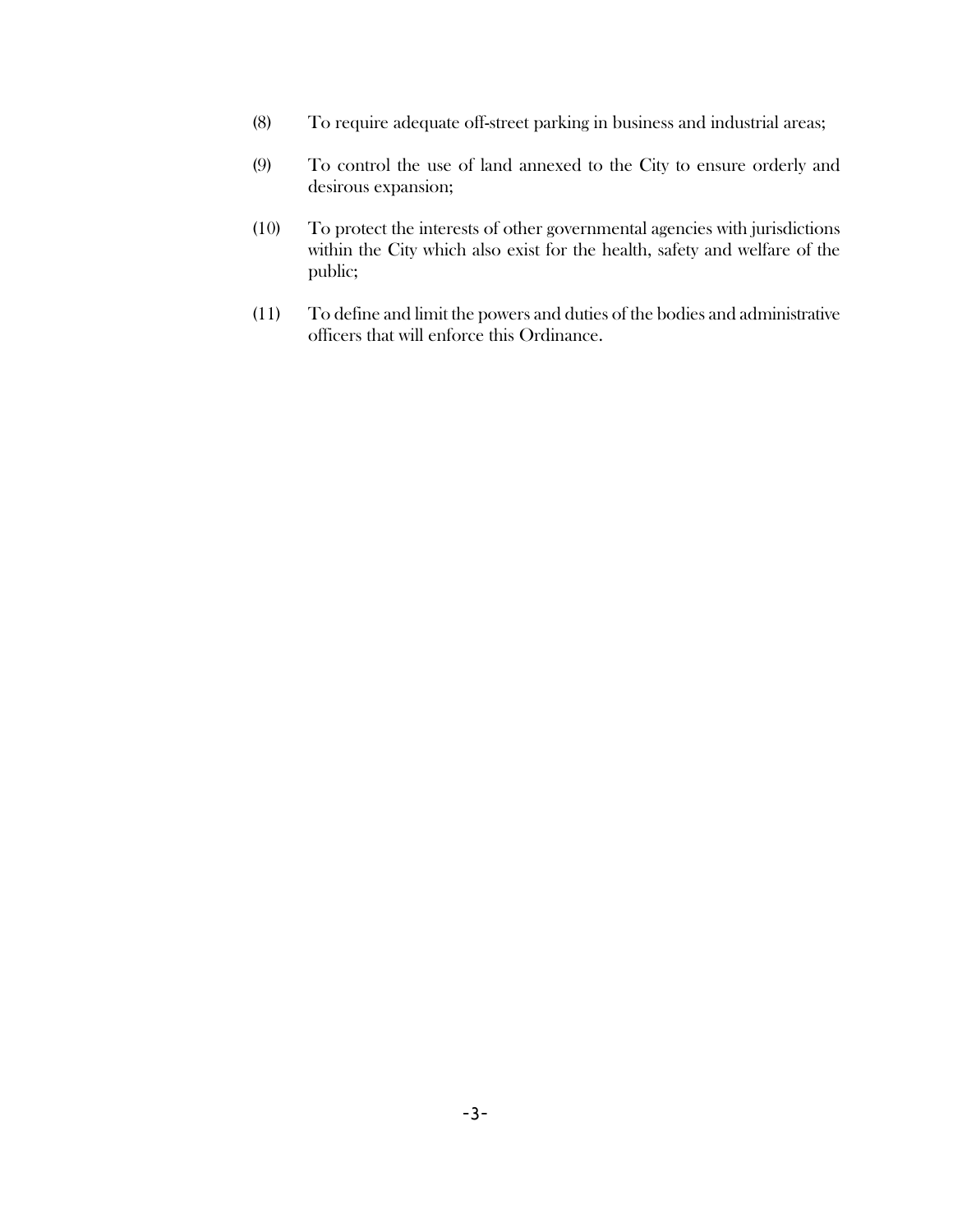(8) To require adequate off-street parking in business and industrial areas;

(9) To control the use of land annexed to the City to ensure orderly and desirous expansion;

(10) To protect the interests of other governmental agencies with jurisdictions within the City which also exist for the health, safety and welfare of the public;

(11) To define and limit the powers and duties of the bodies and administrative officers that will enforce this Ordinance.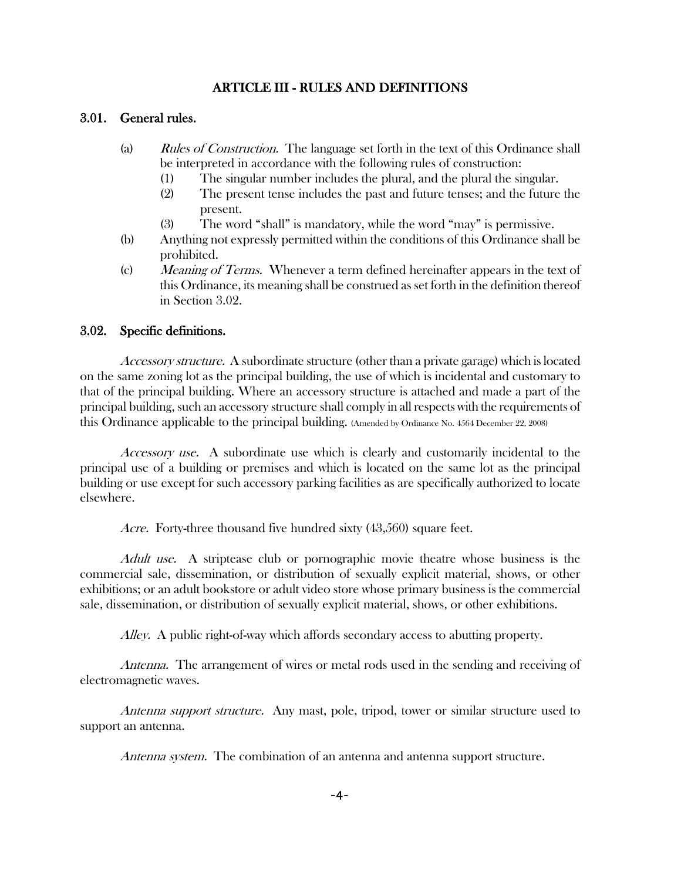# ARTICLE III - RULES AND DEFINITIONS

## 3.01. General rules.

(a) *Rules of Construction.* The language set forth in the text of this Ordinance shall be interpreted in accordance with the following rules of construction:

(1) The singular number includes the plural, and the plural the singular.

(2) The present tense includes the past and future tenses; and the future the present.

(3) The word "shall" is mandatory, while the word "may" is permissive.

(b) Anything not expressly permitted within the conditions of this Ordinance shall be prohibited.

(c) *Meaning of Terms.* Whenever a term defined hereinafter appears in the text of this Ordinance, its meaning shall be construed as set forth in the definition thereof in Section 3.02.

## 3.02. Specific definitions.

*Accessory structure.* A subordinate structure (other than a private garage) which is located on the same zoning lot as the principal building, the use of which is incidental and customary to that of the principal building. Where an accessory structure is attached and made a part of the principal building, such an accessory structure shall comply in all respects with the requirements of this Ordinance applicable to the principal building. (Amended by Ordinance No. 4564 December 22, 2008)

*Accessory use.* A subordinate use which is clearly and customarily incidental to the principal use of a building or premises and which is located on the same lot as the principal building or use except for such accessory parking facilities as are specifically authorized to locate elsewhere.

*Acre.* Forty-three thousand five hundred sixty (43,560) square feet.

*Adult use.* A striptease club or pornographic movie theatre whose business is the commercial sale, dissemination, or distribution of sexually explicit material, shows, or other exhibitions; or an adult bookstore or adult video store whose primary business is the commercial sale, dissemination, or distribution of sexually explicit material, shows, or other exhibitions.

*Alley.* A public right-of-way which affords secondary access to abutting property.

*Antenna.* The arrangement of wires or metal rods used in the sending and receiving of electromagnetic waves.

*Antenna support structure.* Any mast, pole, tripod, tower or similar structure used to support an antenna.

*Antenna system.* The combination of an antenna and antenna support structure.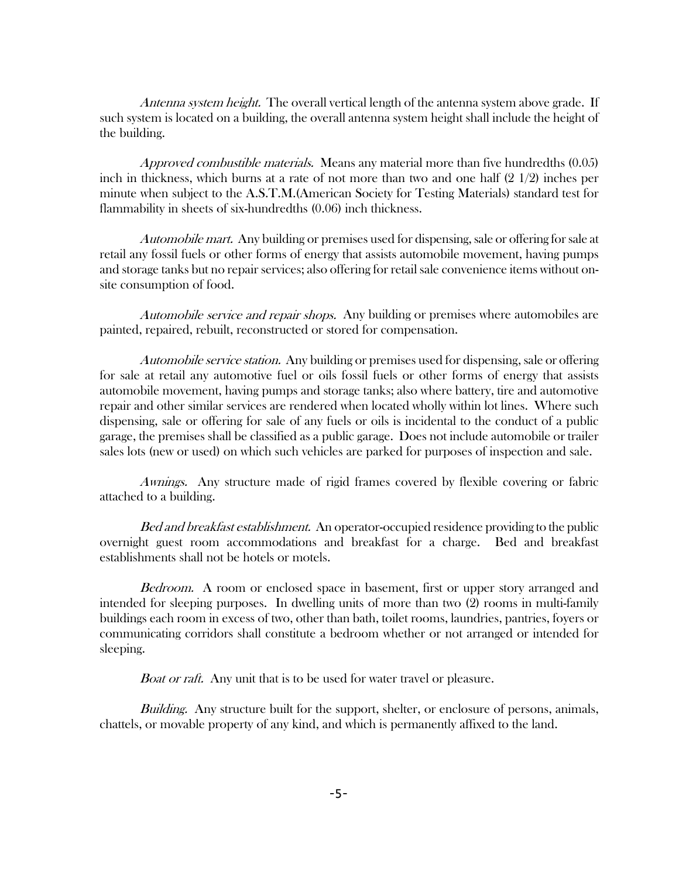*Antenna system height.* The overall vertical length of the antenna system above grade. If such system is located on a building, the overall antenna system height shall include the height of the building.

*Approved combustible materials.* Means any material more than five hundredths (0.05) inch in thickness, which burns at a rate of not more than two and one half (2 1/2) inches per minute when subject to the A.S.T.M.(American Society for Testing Materials) standard test for flammability in sheets of six-hundredths (0.06) inch thickness.

*Automobile mart.* Any building or premises used for dispensing, sale or offering for sale at retail any fossil fuels or other forms of energy that assists automobile movement, having pumps and storage tanks but no repair services; also offering for retail sale convenience items without on-site consumption of food.

*Automobile service and repair shops.* Any building or premises where automobiles are painted, repaired, rebuilt, reconstructed or stored for compensation.

*Automobile service station.* Any building or premises used for dispensing, sale or offering for sale at retail any automotive fuel or oils fossil fuels or other forms of energy that assists automobile movement, having pumps and storage tanks; also where battery, tire and automotive repair and other similar services are rendered when located wholly within lot lines. Where such dispensing, sale or offering for sale of any fuels or oils is incidental to the conduct of a public garage, the premises shall be classified as a public garage. Does not include automobile or trailer sales lots (new or used) on which such vehicles are parked for purposes of inspection and sale.

*Awnings.* Any structure made of rigid frames covered by flexible covering or fabric attached to a building.

*Bed and breakfast establishment.* An operator-occupied residence providing to the public overnight guest room accommodations and breakfast for a charge. Bed and breakfast establishments shall not be hotels or motels.

*Bedroom.* A room or enclosed space in basement, first or upper story arranged and intended for sleeping purposes. In dwelling units of more than two (2) rooms in multi-family buildings each room in excess of two, other than bath, toilet rooms, laundries, pantries, foyers or communicating corridors shall constitute a bedroom whether or not arranged or intended for sleeping.

*Boat or raft.* Any unit that is to be used for water travel or pleasure.

*Building.* Any structure built for the support, shelter, or enclosure of persons, animals, chattels, or movable property of any kind, and which is permanently affixed to the land.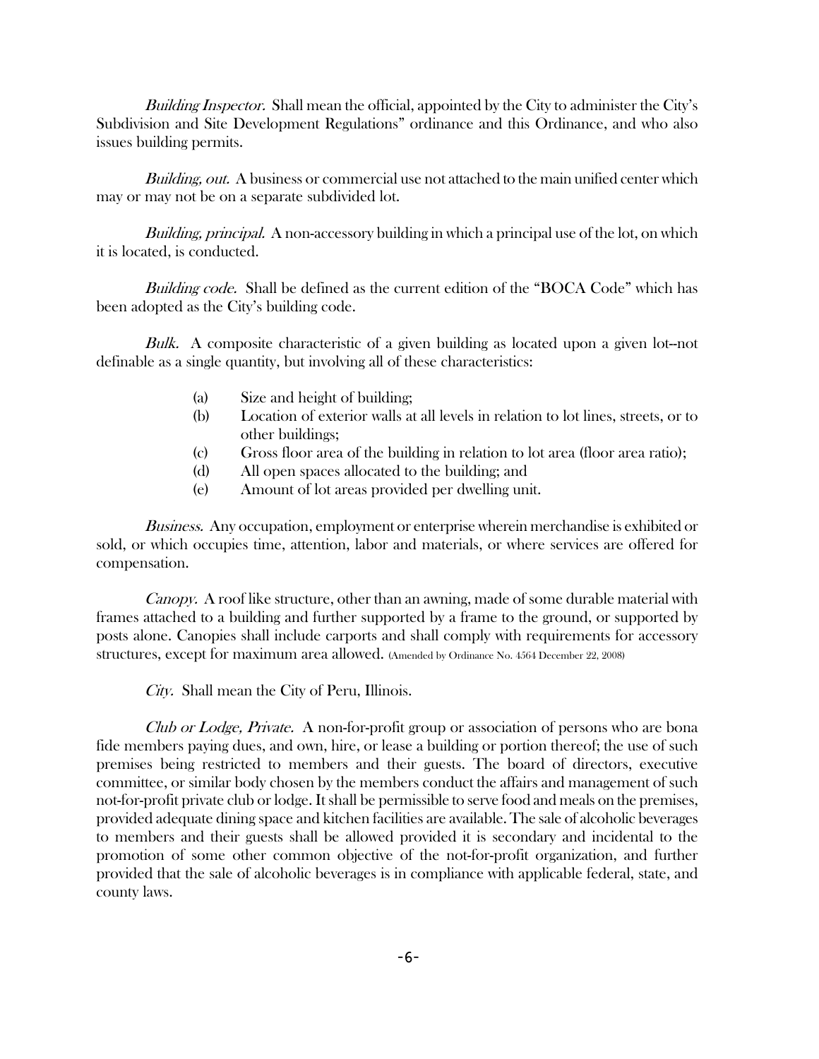*Building Inspector.* Shall mean the official, appointed by the City to administer the City's Subdivision and Site Development Regulations" ordinance and this Ordinance, and who also issues building permits.

*Building, out.* A business or commercial use not attached to the main unified center which may or may not be on a separate subdivided lot.

*Building, principal.* A non-accessory building in which a principal use of the lot, on which it is located, is conducted.

*Building code.* Shall be defined as the current edition of the "BOCA Code" which has been adopted as the City's building code.

*Bulk.* A composite characteristic of a given building as located upon a given lot--not definable as a single quantity, but involving all of these characteristics:

- (a) Size and height of building;
- (b) Location of exterior walls at all levels in relation to lot lines, streets, or to other buildings;
- (c) Gross floor area of the building in relation to lot area (floor area ratio);
- (d) All open spaces allocated to the building; and
- (e) Amount of lot areas provided per dwelling unit.

*Business.* Any occupation, employment or enterprise wherein merchandise is exhibited or sold, or which occupies time, attention, labor and materials, or where services are offered for compensation.

*Canopy.* A roof like structure, other than an awning, made of some durable material with frames attached to a building and further supported by a frame to the ground, or supported by posts alone. Canopies shall include carports and shall comply with requirements for accessory structures, except for maximum area allowed. (Amended by Ordinance No. 4564 December 22, 2008)

*City.* Shall mean the City of Peru, Illinois.

*Club or Lodge, Private.* A non-for-profit group or association of persons who are bona fide members paying dues, and own, hire, or lease a building or portion thereof; the use of such premises being restricted to members and their guests. The board of directors, executive committee, or similar body chosen by the members conduct the affairs and management of such not-for-profit private club or lodge. It shall be permissible to serve food and meals on the premises, provided adequate dining space and kitchen facilities are available. The sale of alcoholic beverages to members and their guests shall be allowed provided it is secondary and incidental to the promotion of some other common objective of the not-for-profit organization, and further provided that the sale of alcoholic beverages is in compliance with applicable federal, state, and county laws.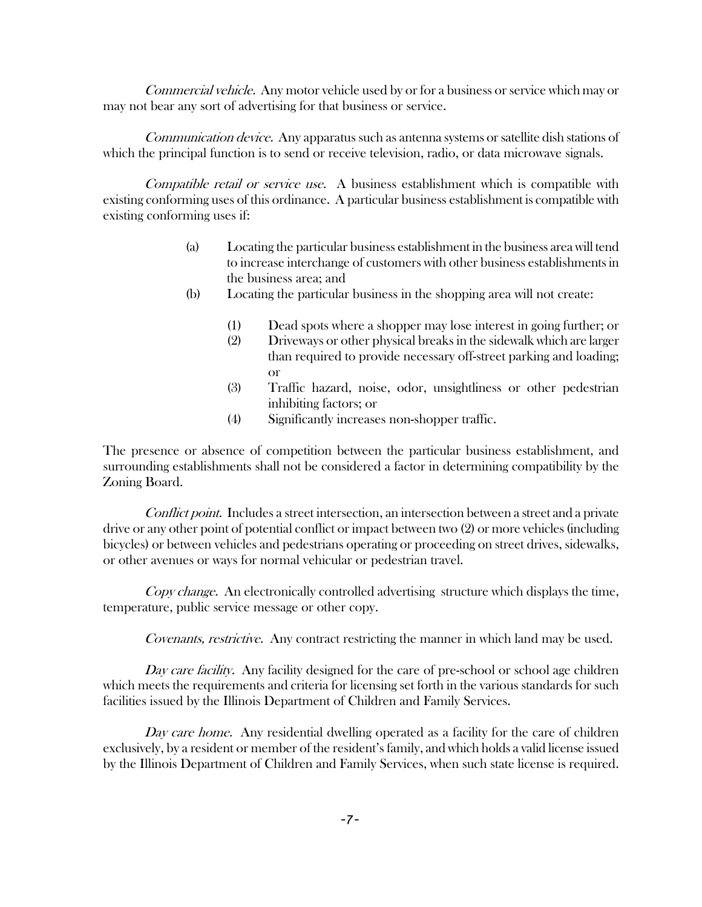*Commercial vehicle.* Any motor vehicle used by or for a business or service which may or may not bear any sort of advertising for that business or service.

*Communication device.* Any apparatus such as antenna systems or satellite dish stations of which the principal function is to send or receive television, radio, or data microwave signals.

*Compatible retail or service use.* A business establishment which is compatible with existing conforming uses of this ordinance. A particular business establishment is compatible with existing conforming uses if:

(a) Locating the particular business establishment in the business area will tend to increase interchange of customers with other business establishments in the business area; and

(b) Locating the particular business in the shopping area will not create:

  (1) Dead spots where a shopper may lose interest in going further; or
  (2) Driveways or other physical breaks in the sidewalk which are larger than required to provide necessary off-street parking and loading; or
  (3) Traffic hazard, noise, odor, unsightliness or other pedestrian inhibiting factors; or
  (4) Significantly increases non-shopper traffic.

The presence or absence of competition between the particular business establishment, and surrounding establishments shall not be considered a factor in determining compatibility by the Zoning Board.

*Conflict point.* Includes a street intersection, an intersection between a street and a private drive or any other point of potential conflict or impact between two (2) or more vehicles (including bicycles) or between vehicles and pedestrians operating or proceeding on street drives, sidewalks, or other avenues or ways for normal vehicular or pedestrian travel.

*Copy change.* An electronically controlled advertising structure which displays the time, temperature, public service message or other copy.

*Covenants, restrictive.* Any contract restricting the manner in which land may be used.

*Day care facility.* Any facility designed for the care of pre-school or school age children which meets the requirements and criteria for licensing set forth in the various standards for such facilities issued by the Illinois Department of Children and Family Services.

*Day care home.* Any residential dwelling operated as a facility for the care of children exclusively, by a resident or member of the resident's family, and which holds a valid license issued by the Illinois Department of Children and Family Services, when such state license is required.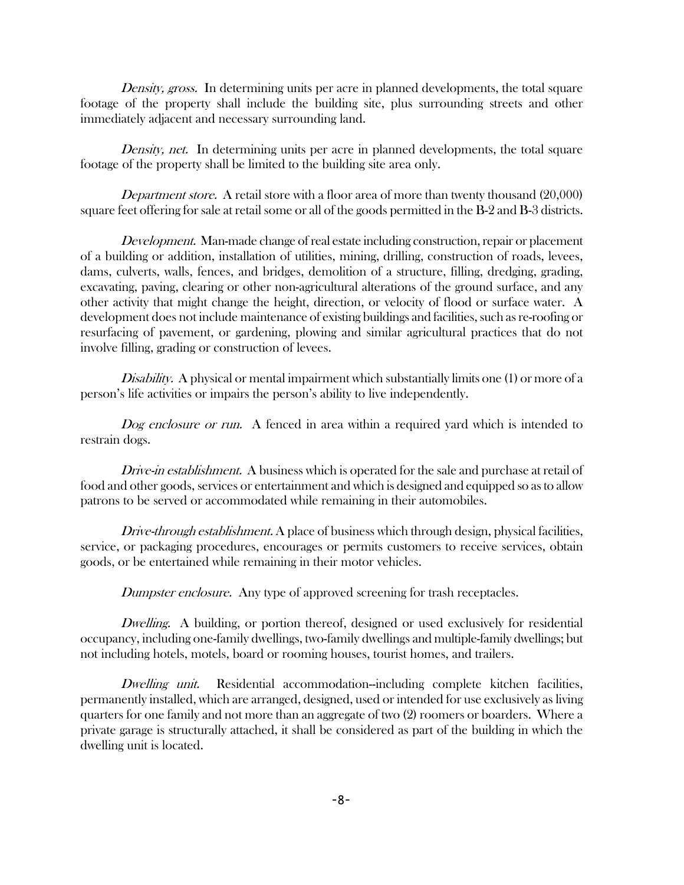*Density, gross.* In determining units per acre in planned developments, the total square footage of the property shall include the building site, plus surrounding streets and other immediately adjacent and necessary surrounding land.

*Density, net.* In determining units per acre in planned developments, the total square footage of the property shall be limited to the building site area only.

*Department store.* A retail store with a floor area of more than twenty thousand (20,000) square feet offering for sale at retail some or all of the goods permitted in the B-2 and B-3 districts.

*Development.* Man-made change of real estate including construction, repair or placement of a building or addition, installation of utilities, mining, drilling, construction of roads, levees, dams, culverts, walls, fences, and bridges, demolition of a structure, filling, dredging, grading, excavating, paving, clearing or other non-agricultural alterations of the ground surface, and any other activity that might change the height, direction, or velocity of flood or surface water. A development does not include maintenance of existing buildings and facilities, such as re-roofing or resurfacing of pavement, or gardening, plowing and similar agricultural practices that do not involve filling, grading or construction of levees.

*Disability.* A physical or mental impairment which substantially limits one (1) or more of a person's life activities or impairs the person's ability to live independently.

*Dog enclosure or run.* A fenced in area within a required yard which is intended to restrain dogs.

*Drive-in establishment.* A business which is operated for the sale and purchase at retail of food and other goods, services or entertainment and which is designed and equipped so as to allow patrons to be served or accommodated while remaining in their automobiles.

*Drive-through establishment.* A place of business which through design, physical facilities, service, or packaging procedures, encourages or permits customers to receive services, obtain goods, or be entertained while remaining in their motor vehicles.

*Dumpster enclosure.* Any type of approved screening for trash receptacles.

*Dwelling.* A building, or portion thereof, designed or used exclusively for residential occupancy, including one-family dwellings, two-family dwellings and multiple-family dwellings; but not including hotels, motels, board or rooming houses, tourist homes, and trailers.

*Dwelling unit.* Residential accommodation--including complete kitchen facilities, permanently installed, which are arranged, designed, used or intended for use exclusively as living quarters for one family and not more than an aggregate of two (2) roomers or boarders. Where a private garage is structurally attached, it shall be considered as part of the building in which the dwelling unit is located.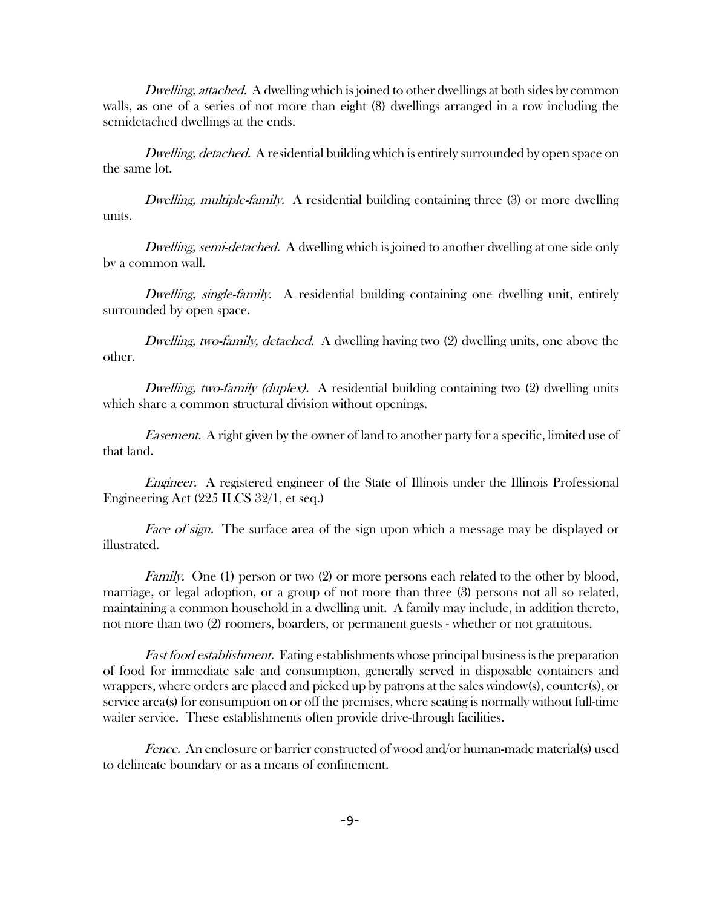*Dwelling, attached.* A dwelling which is joined to other dwellings at both sides by common walls, as one of a series of not more than eight (8) dwellings arranged in a row including the semidetached dwellings at the ends.

*Dwelling, detached.* A residential building which is entirely surrounded by open space on the same lot.

*Dwelling, multiple-family.* A residential building containing three (3) or more dwelling units.

*Dwelling, semi-detached.* A dwelling which is joined to another dwelling at one side only by a common wall.

*Dwelling, single-family.* A residential building containing one dwelling unit, entirely surrounded by open space.

*Dwelling, two-family, detached.* A dwelling having two (2) dwelling units, one above the other.

*Dwelling, two-family (duplex).* A residential building containing two (2) dwelling units which share a common structural division without openings.

*Easement.* A right given by the owner of land to another party for a specific, limited use of that land.

*Engineer.* A registered engineer of the State of Illinois under the Illinois Professional Engineering Act (225 ILCS 32/1, et seq.)

*Face of sign.* The surface area of the sign upon which a message may be displayed or illustrated.

*Family.* One (1) person or two (2) or more persons each related to the other by blood, marriage, or legal adoption, or a group of not more than three (3) persons not all so related, maintaining a common household in a dwelling unit. A family may include, in addition thereto, not more than two (2) roomers, boarders, or permanent guests - whether or not gratuitous.

*Fast food establishment.* Eating establishments whose principal business is the preparation of food for immediate sale and consumption, generally served in disposable containers and wrappers, where orders are placed and picked up by patrons at the sales window(s), counter(s), or service area(s) for consumption on or off the premises, where seating is normally without full-time waiter service. These establishments often provide drive-through facilities.

*Fence.* An enclosure or barrier constructed of wood and/or human-made material(s) used to delineate boundary or as a means of confinement.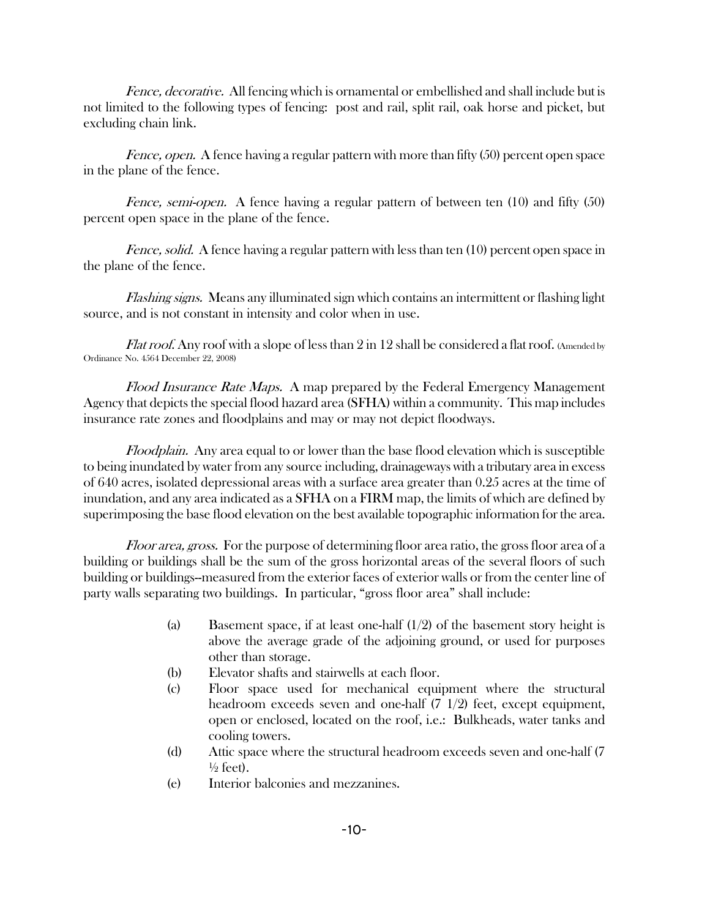*Fence, decorative.* All fencing which is ornamental or embellished and shall include but is not limited to the following types of fencing: post and rail, split rail, oak horse and picket, but excluding chain link.

*Fence, open.* A fence having a regular pattern with more than fifty (50) percent open space in the plane of the fence.

*Fence, semi-open.* A fence having a regular pattern of between ten (10) and fifty (50) percent open space in the plane of the fence.

*Fence, solid.* A fence having a regular pattern with less than ten (10) percent open space in the plane of the fence.

*Flashing signs.* Means any illuminated sign which contains an intermittent or flashing light source, and is not constant in intensity and color when in use.

*Flat roof.* Any roof with a slope of less than 2 in 12 shall be considered a flat roof. (Amended by Ordinance No. 4564 December 22, 2008)

*Flood Insurance Rate Maps.* A map prepared by the Federal Emergency Management Agency that depicts the special flood hazard area (SFHA) within a community. This map includes insurance rate zones and floodplains and may or may not depict floodways.

*Floodplain.* Any area equal to or lower than the base flood elevation which is susceptible to being inundated by water from any source including, drainageways with a tributary area in excess of 640 acres, isolated depressional areas with a surface area greater than 0.25 acres at the time of inundation, and any area indicated as a SFHA on a FIRM map, the limits of which are defined by superimposing the base flood elevation on the best available topographic information for the area.

*Floor area, gross.* For the purpose of determining floor area ratio, the gross floor area of a building or buildings shall be the sum of the gross horizontal areas of the several floors of such building or buildings--measured from the exterior faces of exterior walls or from the center line of party walls separating two buildings. In particular, "gross floor area" shall include:

(a) Basement space, if at least one-half (1/2) of the basement story height is above the average grade of the adjoining ground, or used for purposes other than storage.

(b) Elevator shafts and stairwells at each floor.

(c) Floor space used for mechanical equipment where the structural headroom exceeds seven and one-half (7 1/2) feet, except equipment, open or enclosed, located on the roof, i.e.: Bulkheads, water tanks and cooling towers.

(d) Attic space where the structural headroom exceeds seven and one-half (7 ½ feet).

(e) Interior balconies and mezzanines.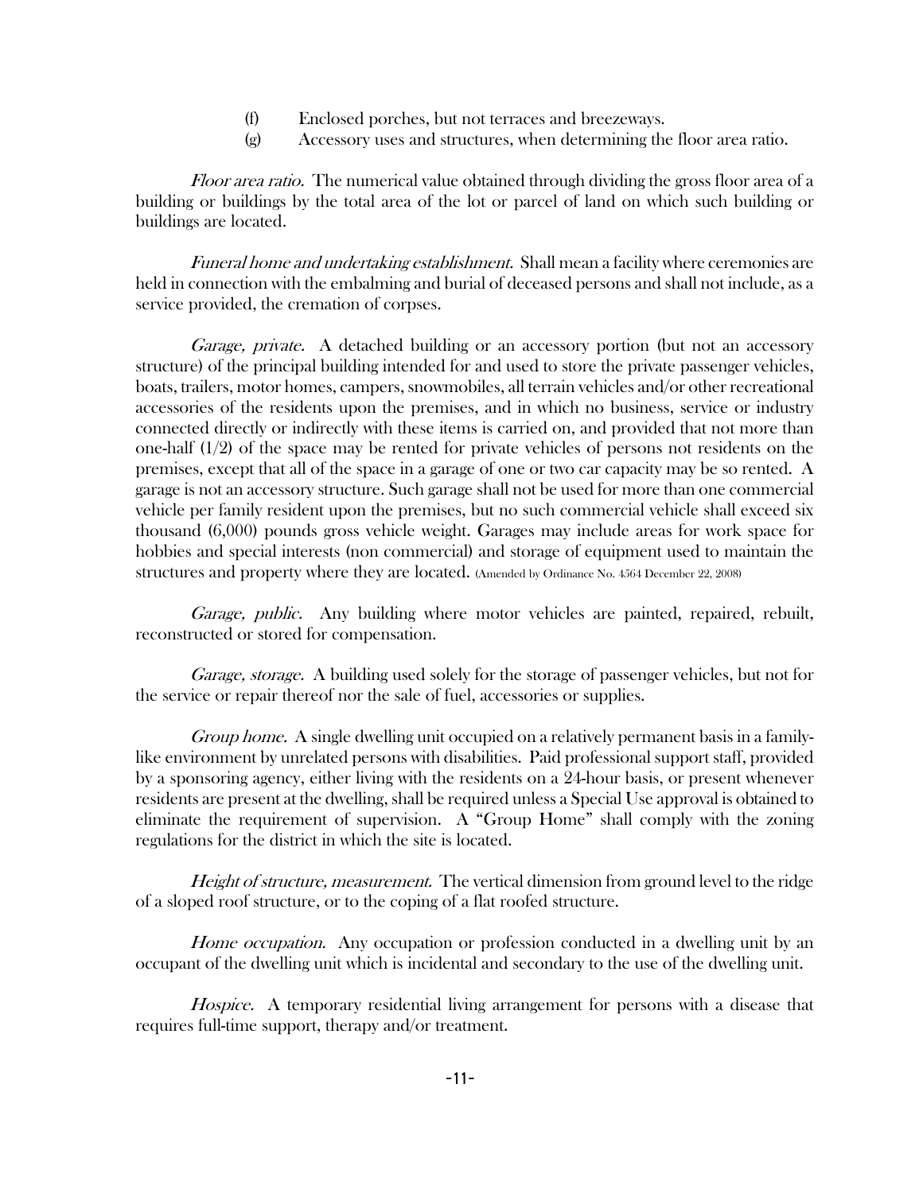(f) Enclosed porches, but not terraces and breezeways.

(g) Accessory uses and structures, when determining the floor area ratio.

*Floor area ratio.* The numerical value obtained through dividing the gross floor area of a building or buildings by the total area of the lot or parcel of land on which such building or buildings are located.

*Funeral home and undertaking establishment.* Shall mean a facility where ceremonies are held in connection with the embalming and burial of deceased persons and shall not include, as a service provided, the cremation of corpses.

*Garage, private.* A detached building or an accessory portion (but not an accessory structure) of the principal building intended for and used to store the private passenger vehicles, boats, trailers, motor homes, campers, snowmobiles, all terrain vehicles and/or other recreational accessories of the residents upon the premises, and in which no business, service or industry connected directly or indirectly with these items is carried on, and provided that not more than one-half (1/2) of the space may be rented for private vehicles of persons not residents on the premises, except that all of the space in a garage of one or two car capacity may be so rented. A garage is not an accessory structure. Such garage shall not be used for more than one commercial vehicle per family resident upon the premises, but no such commercial vehicle shall exceed six thousand (6,000) pounds gross vehicle weight. Garages may include areas for work space for hobbies and special interests (non commercial) and storage of equipment used to maintain the structures and property where they are located. (Amended by Ordinance No. 4564 December 22, 2008)

*Garage, public.* Any building where motor vehicles are painted, repaired, rebuilt, reconstructed or stored for compensation.

*Garage, storage.* A building used solely for the storage of passenger vehicles, but not for the service or repair thereof nor the sale of fuel, accessories or supplies.

*Group home.* A single dwelling unit occupied on a relatively permanent basis in a family-like environment by unrelated persons with disabilities. Paid professional support staff, provided by a sponsoring agency, either living with the residents on a 24-hour basis, or present whenever residents are present at the dwelling, shall be required unless a Special Use approval is obtained to eliminate the requirement of supervision. A "Group Home" shall comply with the zoning regulations for the district in which the site is located.

*Height of structure, measurement.* The vertical dimension from ground level to the ridge of a sloped roof structure, or to the coping of a flat roofed structure.

*Home occupation.* Any occupation or profession conducted in a dwelling unit by an occupant of the dwelling unit which is incidental and secondary to the use of the dwelling unit.

*Hospice.* A temporary residential living arrangement for persons with a disease that requires full-time support, therapy and/or treatment.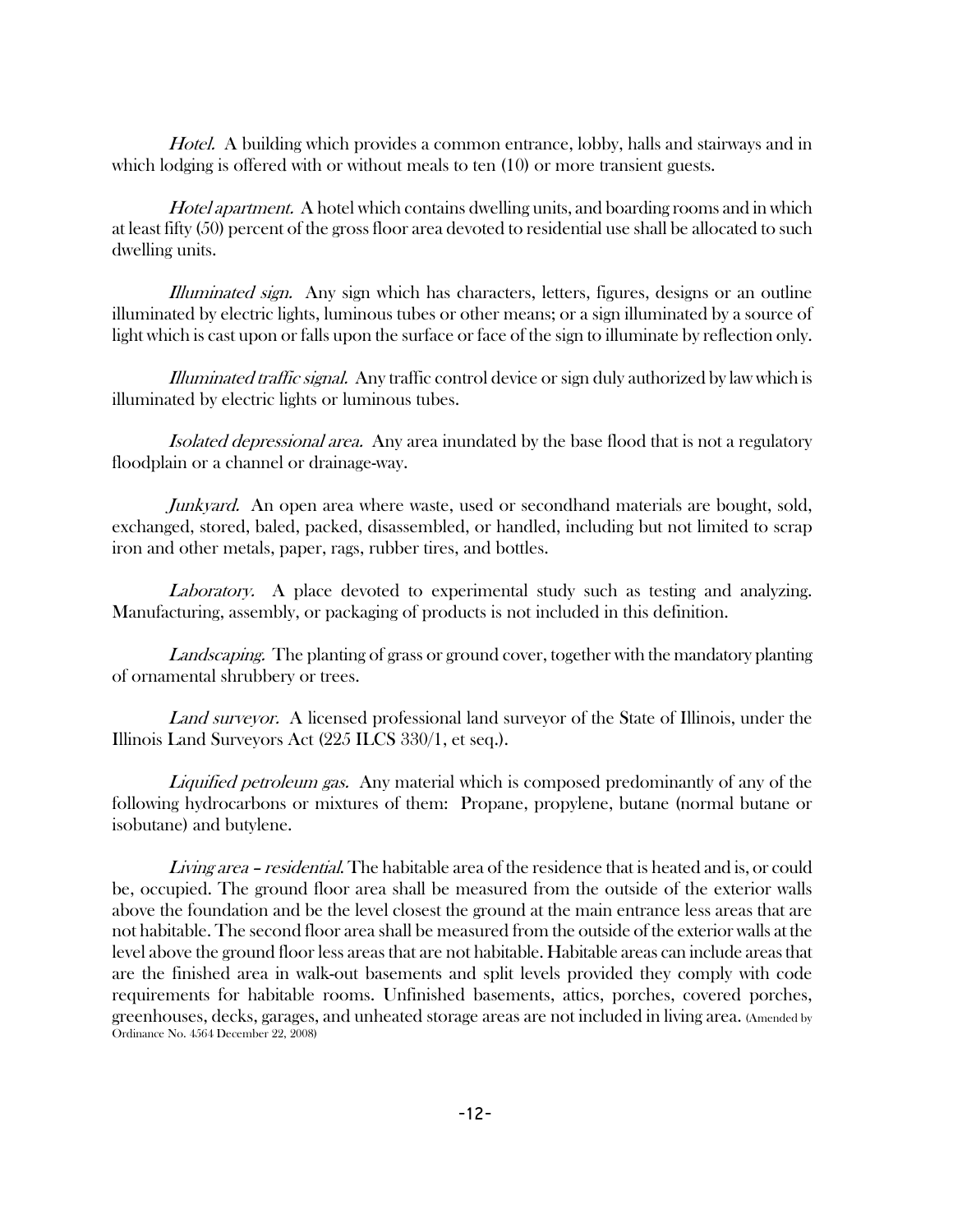*Hotel.* A building which provides a common entrance, lobby, halls and stairways and in which lodging is offered with or without meals to ten (10) or more transient guests.

*Hotel apartment.* A hotel which contains dwelling units, and boarding rooms and in which at least fifty (50) percent of the gross floor area devoted to residential use shall be allocated to such dwelling units.

*Illuminated sign.* Any sign which has characters, letters, figures, designs or an outline illuminated by electric lights, luminous tubes or other means; or a sign illuminated by a source of light which is cast upon or falls upon the surface or face of the sign to illuminate by reflection only.

*Illuminated traffic signal.* Any traffic control device or sign duly authorized by law which is illuminated by electric lights or luminous tubes.

*Isolated depressional area.* Any area inundated by the base flood that is not a regulatory floodplain or a channel or drainage-way.

*Junkyard.* An open area where waste, used or secondhand materials are bought, sold, exchanged, stored, baled, packed, disassembled, or handled, including but not limited to scrap iron and other metals, paper, rags, rubber tires, and bottles.

*Laboratory.* A place devoted to experimental study such as testing and analyzing. Manufacturing, assembly, or packaging of products is not included in this definition.

*Landscaping.* The planting of grass or ground cover, together with the mandatory planting of ornamental shrubbery or trees.

*Land surveyor.* A licensed professional land surveyor of the State of Illinois, under the Illinois Land Surveyors Act (225 ILCS 330/1, et seq.).

*Liquified petroleum gas.* Any material which is composed predominantly of any of the following hydrocarbons or mixtures of them: Propane, propylene, butane (normal butane or isobutane) and butylene.

*Living area – residential.* The habitable area of the residence that is heated and is, or could be, occupied. The ground floor area shall be measured from the outside of the exterior walls above the foundation and be the level closest the ground at the main entrance less areas that are not habitable. The second floor area shall be measured from the outside of the exterior walls at the level above the ground floor less areas that are not habitable. Habitable areas can include areas that are the finished area in walk-out basements and split levels provided they comply with code requirements for habitable rooms. Unfinished basements, attics, porches, covered porches, greenhouses, decks, garages, and unheated storage areas are not included in living area. (Amended by Ordinance No. 4564 December 22, 2008)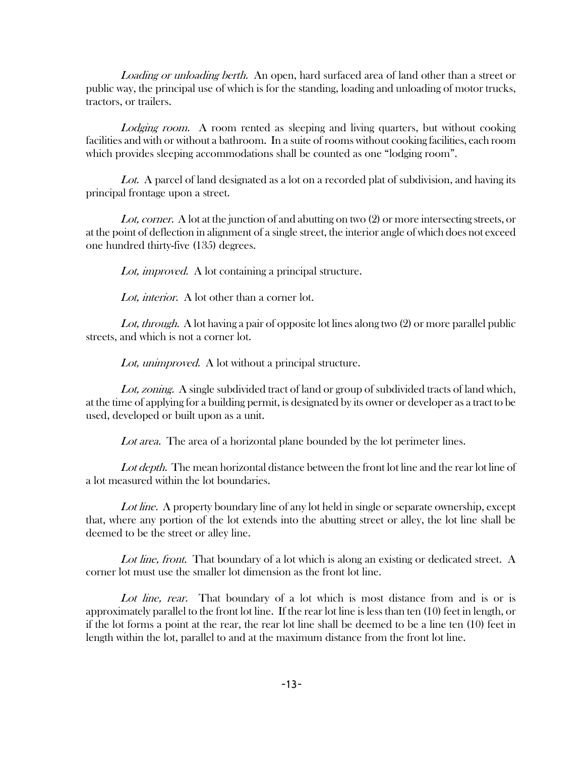*Loading or unloading berth.* An open, hard surfaced area of land other than a street or public way, the principal use of which is for the standing, loading and unloading of motor trucks, tractors, or trailers.

*Lodging room.* A room rented as sleeping and living quarters, but without cooking facilities and with or without a bathroom. In a suite of rooms without cooking facilities, each room which provides sleeping accommodations shall be counted as one "lodging room".

*Lot.* A parcel of land designated as a lot on a recorded plat of subdivision, and having its principal frontage upon a street.

*Lot, corner.* A lot at the junction of and abutting on two (2) or more intersecting streets, or at the point of deflection in alignment of a single street, the interior angle of which does not exceed one hundred thirty-five (135) degrees.

*Lot, improved.* A lot containing a principal structure.

*Lot, interior.* A lot other than a corner lot.

*Lot, through.* A lot having a pair of opposite lot lines along two (2) or more parallel public streets, and which is not a corner lot.

*Lot, unimproved.* A lot without a principal structure.

*Lot, zoning.* A single subdivided tract of land or group of subdivided tracts of land which, at the time of applying for a building permit, is designated by its owner or developer as a tract to be used, developed or built upon as a unit.

*Lot area.* The area of a horizontal plane bounded by the lot perimeter lines.

*Lot depth.* The mean horizontal distance between the front lot line and the rear lot line of a lot measured within the lot boundaries.

*Lot line.* A property boundary line of any lot held in single or separate ownership, except that, where any portion of the lot extends into the abutting street or alley, the lot line shall be deemed to be the street or alley line.

*Lot line, front.* That boundary of a lot which is along an existing or dedicated street. A corner lot must use the smaller lot dimension as the front lot line.

*Lot line, rear.* That boundary of a lot which is most distance from and is or is approximately parallel to the front lot line. If the rear lot line is less than ten (10) feet in length, or if the lot forms a point at the rear, the rear lot line shall be deemed to be a line ten (10) feet in length within the lot, parallel to and at the maximum distance from the front lot line.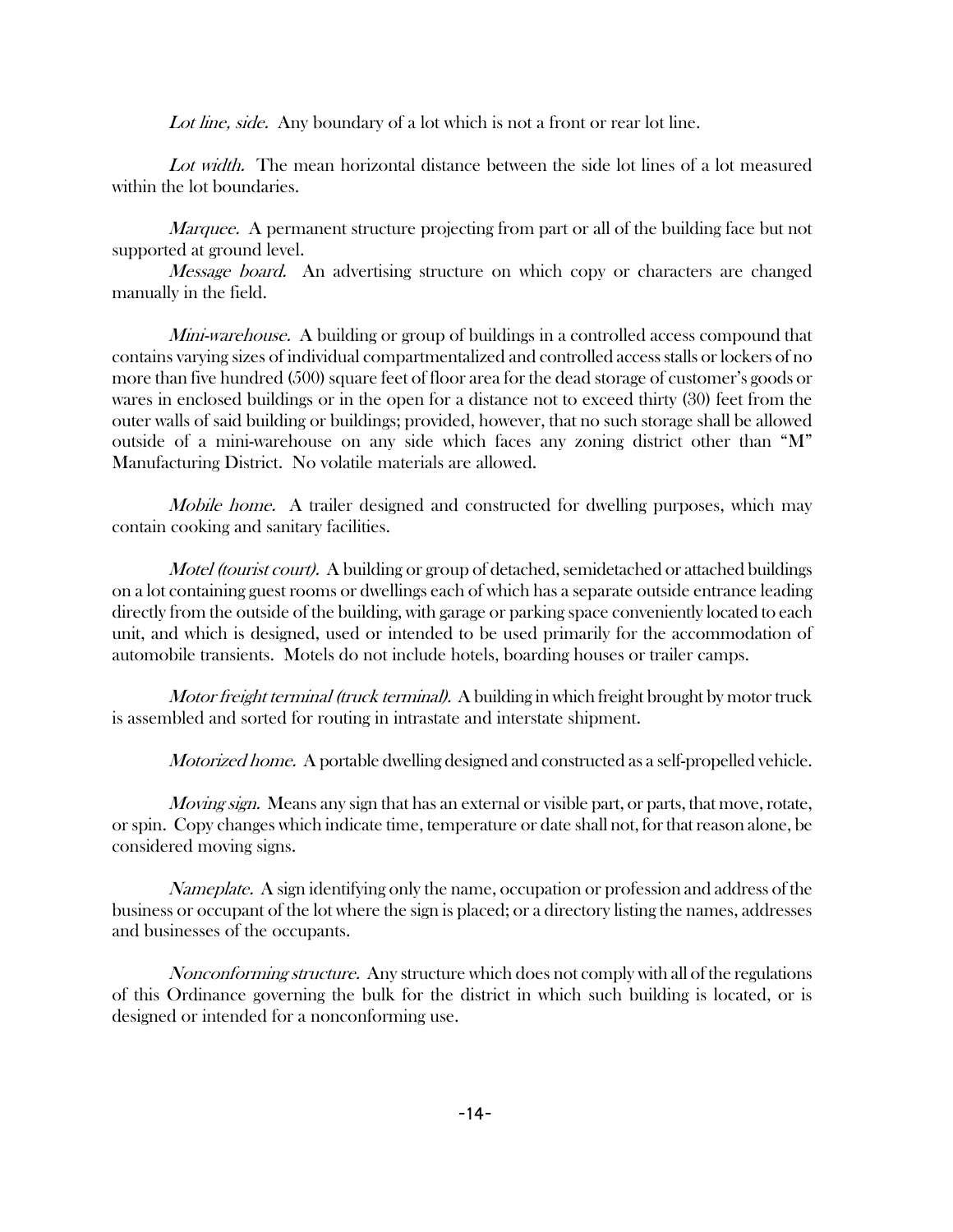*Lot line, side.* Any boundary of a lot which is not a front or rear lot line.

*Lot width.* The mean horizontal distance between the side lot lines of a lot measured within the lot boundaries.

*Marquee.* A permanent structure projecting from part or all of the building face but not supported at ground level.

*Message board.* An advertising structure on which copy or characters are changed manually in the field.

*Mini-warehouse.* A building or group of buildings in a controlled access compound that contains varying sizes of individual compartmentalized and controlled access stalls or lockers of no more than five hundred (500) square feet of floor area for the dead storage of customer's goods or wares in enclosed buildings or in the open for a distance not to exceed thirty (30) feet from the outer walls of said building or buildings; provided, however, that no such storage shall be allowed outside of a mini-warehouse on any side which faces any zoning district other than "M" Manufacturing District. No volatile materials are allowed.

*Mobile home.* A trailer designed and constructed for dwelling purposes, which may contain cooking and sanitary facilities.

*Motel (tourist court).* A building or group of detached, semidetached or attached buildings on a lot containing guest rooms or dwellings each of which has a separate outside entrance leading directly from the outside of the building, with garage or parking space conveniently located to each unit, and which is designed, used or intended to be used primarily for the accommodation of automobile transients. Motels do not include hotels, boarding houses or trailer camps.

*Motor freight terminal (truck terminal).* A building in which freight brought by motor truck is assembled and sorted for routing in intrastate and interstate shipment.

*Motorized home.* A portable dwelling designed and constructed as a self-propelled vehicle.

*Moving sign.* Means any sign that has an external or visible part, or parts, that move, rotate, or spin. Copy changes which indicate time, temperature or date shall not, for that reason alone, be considered moving signs.

*Nameplate.* A sign identifying only the name, occupation or profession and address of the business or occupant of the lot where the sign is placed; or a directory listing the names, addresses and businesses of the occupants.

*Nonconforming structure.* Any structure which does not comply with all of the regulations of this Ordinance governing the bulk for the district in which such building is located, or is designed or intended for a nonconforming use.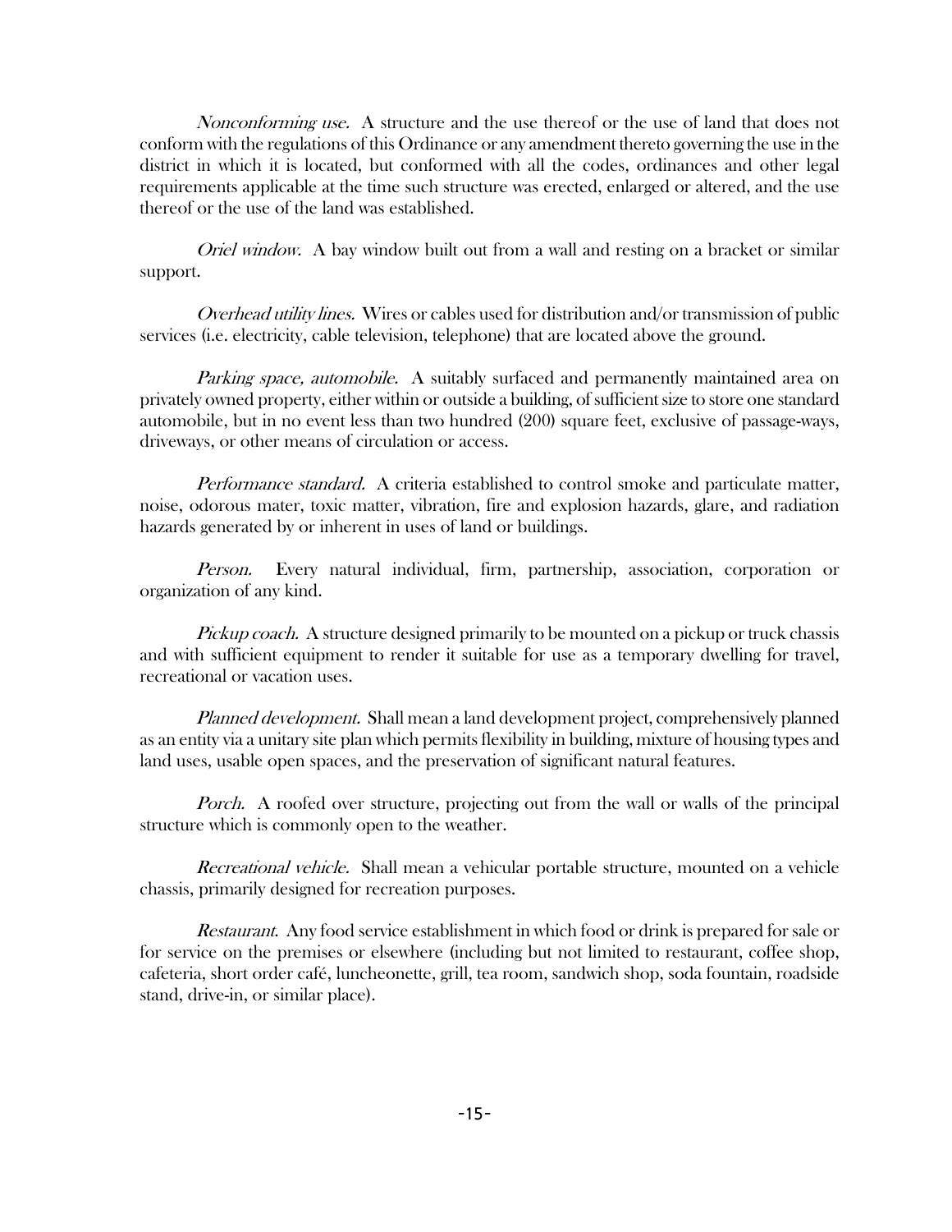*Nonconforming use.* A structure and the use thereof or the use of land that does not conform with the regulations of this Ordinance or any amendment thereto governing the use in the district in which it is located, but conformed with all the codes, ordinances and other legal requirements applicable at the time such structure was erected, enlarged or altered, and the use thereof or the use of the land was established.

*Oriel window.* A bay window built out from a wall and resting on a bracket or similar support.

*Overhead utility lines.* Wires or cables used for distribution and/or transmission of public services (i.e. electricity, cable television, telephone) that are located above the ground.

*Parking space, automobile.* A suitably surfaced and permanently maintained area on privately owned property, either within or outside a building, of sufficient size to store one standard automobile, but in no event less than two hundred (200) square feet, exclusive of passage-ways, driveways, or other means of circulation or access.

*Performance standard.* A criteria established to control smoke and particulate matter, noise, odorous mater, toxic matter, vibration, fire and explosion hazards, glare, and radiation hazards generated by or inherent in uses of land or buildings.

*Person.* Every natural individual, firm, partnership, association, corporation or organization of any kind.

*Pickup coach.* A structure designed primarily to be mounted on a pickup or truck chassis and with sufficient equipment to render it suitable for use as a temporary dwelling for travel, recreational or vacation uses.

*Planned development.* Shall mean a land development project, comprehensively planned as an entity via a unitary site plan which permits flexibility in building, mixture of housing types and land uses, usable open spaces, and the preservation of significant natural features.

*Porch.* A roofed over structure, projecting out from the wall or walls of the principal structure which is commonly open to the weather.

*Recreational vehicle.* Shall mean a vehicular portable structure, mounted on a vehicle chassis, primarily designed for recreation purposes.

*Restaurant.* Any food service establishment in which food or drink is prepared for sale or for service on the premises or elsewhere (including but not limited to restaurant, coffee shop, cafeteria, short order café, luncheonette, grill, tea room, sandwich shop, soda fountain, roadside stand, drive-in, or similar place).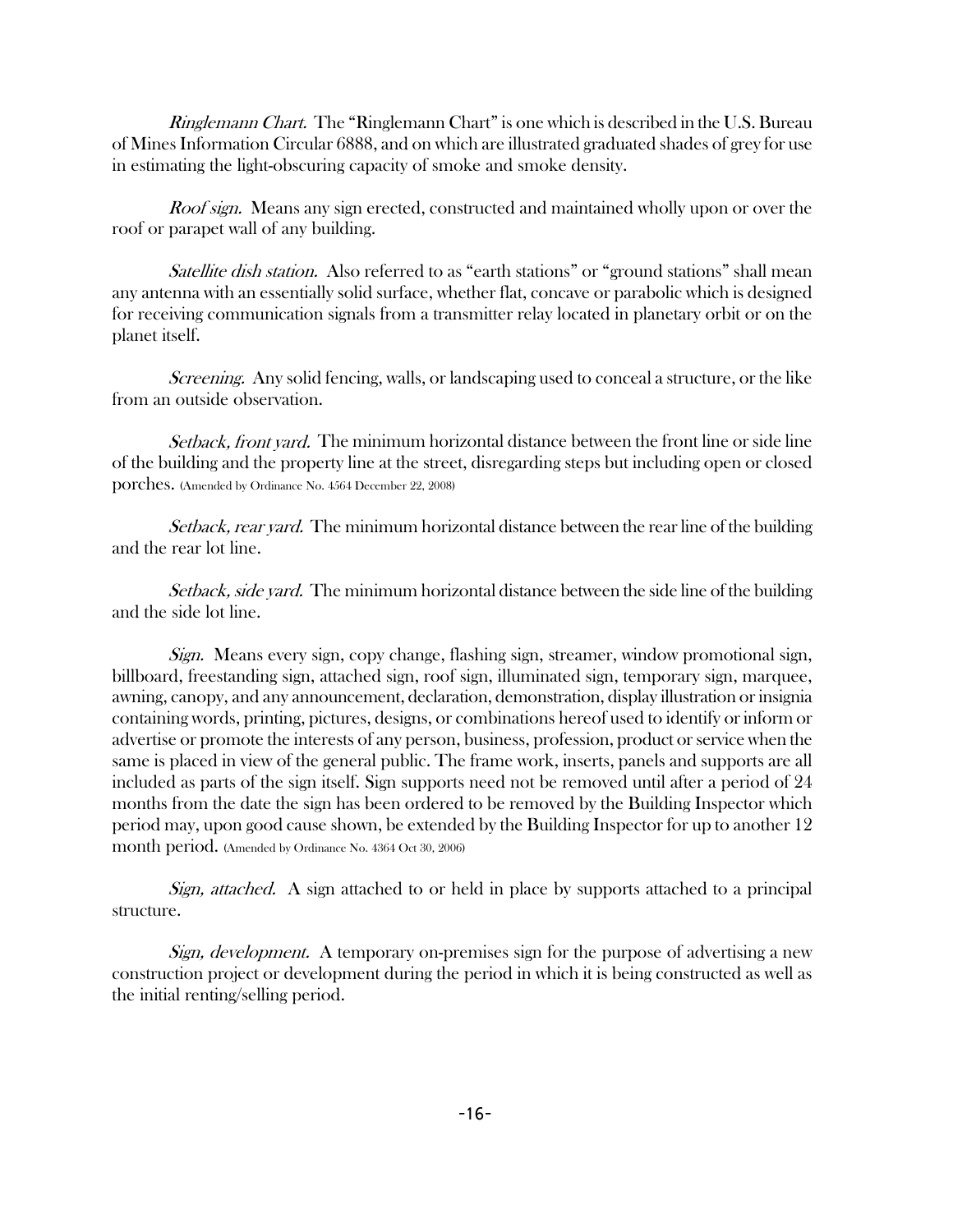*Ringlemann Chart.* The "Ringlemann Chart" is one which is described in the U.S. Bureau of Mines Information Circular 6888, and on which are illustrated graduated shades of grey for use in estimating the light-obscuring capacity of smoke and smoke density.

*Roof sign.* Means any sign erected, constructed and maintained wholly upon or over the roof or parapet wall of any building.

*Satellite dish station.* Also referred to as "earth stations" or "ground stations" shall mean any antenna with an essentially solid surface, whether flat, concave or parabolic which is designed for receiving communication signals from a transmitter relay located in planetary orbit or on the planet itself.

*Screening.* Any solid fencing, walls, or landscaping used to conceal a structure, or the like from an outside observation.

*Setback, front yard.* The minimum horizontal distance between the front line or side line of the building and the property line at the street, disregarding steps but including open or closed porches. (Amended by Ordinance No. 4564 December 22, 2008)

*Setback, rear yard.* The minimum horizontal distance between the rear line of the building and the rear lot line.

*Setback, side yard.* The minimum horizontal distance between the side line of the building and the side lot line.

*Sign.* Means every sign, copy change, flashing sign, streamer, window promotional sign, billboard, freestanding sign, attached sign, roof sign, illuminated sign, temporary sign, marquee, awning, canopy, and any announcement, declaration, demonstration, display illustration or insignia containing words, printing, pictures, designs, or combinations hereof used to identify or inform or advertise or promote the interests of any person, business, profession, product or service when the same is placed in view of the general public. The frame work, inserts, panels and supports are all included as parts of the sign itself. Sign supports need not be removed until after a period of 24 months from the date the sign has been ordered to be removed by the Building Inspector which period may, upon good cause shown, be extended by the Building Inspector for up to another 12 month period. (Amended by Ordinance No. 4364 Oct 30, 2006)

*Sign, attached.* A sign attached to or held in place by supports attached to a principal structure.

*Sign, development.* A temporary on-premises sign for the purpose of advertising a new construction project or development during the period in which it is being constructed as well as the initial renting/selling period.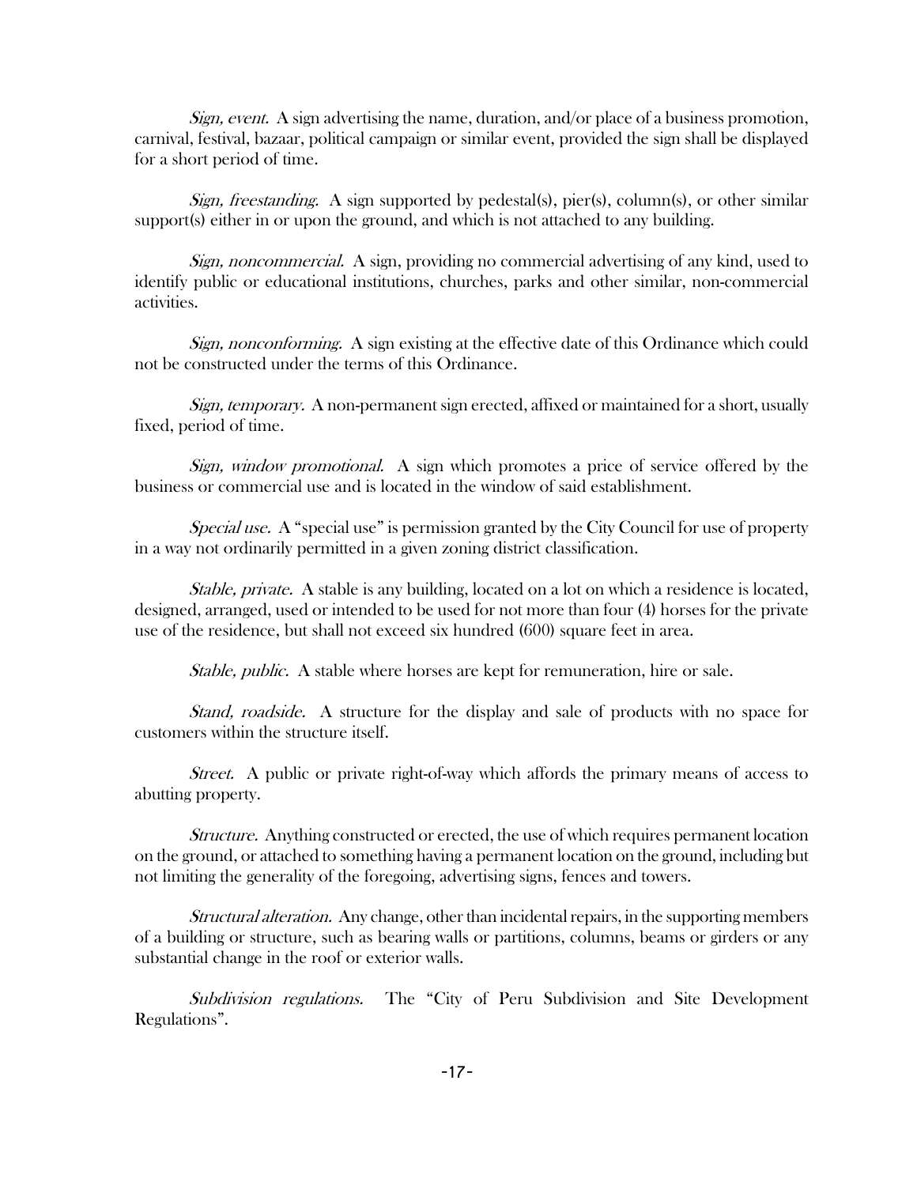*Sign, event.* A sign advertising the name, duration, and/or place of a business promotion, carnival, festival, bazaar, political campaign or similar event, provided the sign shall be displayed for a short period of time.

*Sign, freestanding.* A sign supported by pedestal(s), pier(s), column(s), or other similar support(s) either in or upon the ground, and which is not attached to any building.

*Sign, noncommercial.* A sign, providing no commercial advertising of any kind, used to identify public or educational institutions, churches, parks and other similar, non-commercial activities.

*Sign, nonconforming.* A sign existing at the effective date of this Ordinance which could not be constructed under the terms of this Ordinance.

*Sign, temporary.* A non-permanent sign erected, affixed or maintained for a short, usually fixed, period of time.

*Sign, window promotional.* A sign which promotes a price of service offered by the business or commercial use and is located in the window of said establishment.

*Special use.* A "special use" is permission granted by the City Council for use of property in a way not ordinarily permitted in a given zoning district classification.

*Stable, private.* A stable is any building, located on a lot on which a residence is located, designed, arranged, used or intended to be used for not more than four (4) horses for the private use of the residence, but shall not exceed six hundred (600) square feet in area.

*Stable, public.* A stable where horses are kept for remuneration, hire or sale.

*Stand, roadside.* A structure for the display and sale of products with no space for customers within the structure itself.

*Street.* A public or private right-of-way which affords the primary means of access to abutting property.

*Structure.* Anything constructed or erected, the use of which requires permanent location on the ground, or attached to something having a permanent location on the ground, including but not limiting the generality of the foregoing, advertising signs, fences and towers.

*Structural alteration.* Any change, other than incidental repairs, in the supporting members of a building or structure, such as bearing walls or partitions, columns, beams or girders or any substantial change in the roof or exterior walls.

*Subdivision regulations.* The "City of Peru Subdivision and Site Development Regulations".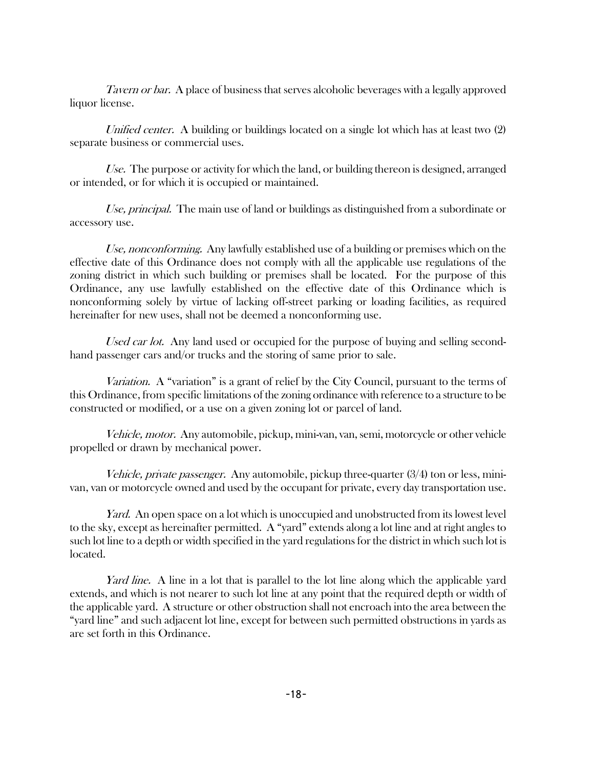*Tavern or bar.* A place of business that serves alcoholic beverages with a legally approved liquor license.

*Unified center.* A building or buildings located on a single lot which has at least two (2) separate business or commercial uses.

*Use.* The purpose or activity for which the land, or building thereon is designed, arranged or intended, or for which it is occupied or maintained.

*Use, principal.* The main use of land or buildings as distinguished from a subordinate or accessory use.

*Use, nonconforming.* Any lawfully established use of a building or premises which on the effective date of this Ordinance does not comply with all the applicable use regulations of the zoning district in which such building or premises shall be located. For the purpose of this Ordinance, any use lawfully established on the effective date of this Ordinance which is nonconforming solely by virtue of lacking off-street parking or loading facilities, as required hereinafter for new uses, shall not be deemed a nonconforming use.

*Used car lot.* Any land used or occupied for the purpose of buying and selling second-hand passenger cars and/or trucks and the storing of same prior to sale.

*Variation.* A "variation" is a grant of relief by the City Council, pursuant to the terms of this Ordinance, from specific limitations of the zoning ordinance with reference to a structure to be constructed or modified, or a use on a given zoning lot or parcel of land.

*Vehicle, motor.* Any automobile, pickup, mini-van, van, semi, motorcycle or other vehicle propelled or drawn by mechanical power.

*Vehicle, private passenger.* Any automobile, pickup three-quarter (3/4) ton or less, mini-van, van or motorcycle owned and used by the occupant for private, every day transportation use.

*Yard.* An open space on a lot which is unoccupied and unobstructed from its lowest level to the sky, except as hereinafter permitted. A "yard" extends along a lot line and at right angles to such lot line to a depth or width specified in the yard regulations for the district in which such lot is located.

*Yard line.* A line in a lot that is parallel to the lot line along which the applicable yard extends, and which is not nearer to such lot line at any point that the required depth or width of the applicable yard. A structure or other obstruction shall not encroach into the area between the "yard line" and such adjacent lot line, except for between such permitted obstructions in yards as are set forth in this Ordinance.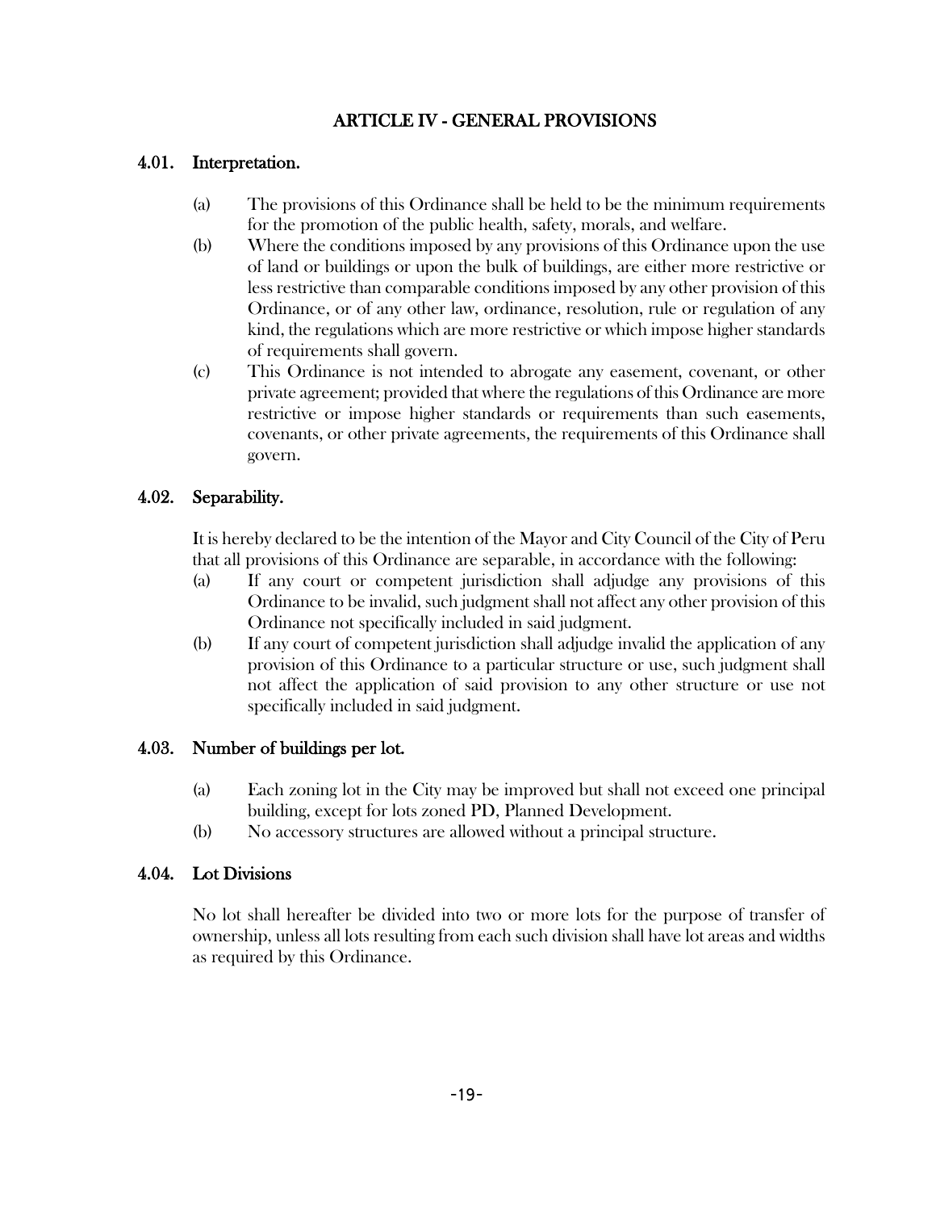# ARTICLE IV - GENERAL PROVISIONS

## 4.01. Interpretation.

(a) The provisions of this Ordinance shall be held to be the minimum requirements for the promotion of the public health, safety, morals, and welfare.

(b) Where the conditions imposed by any provisions of this Ordinance upon the use of land or buildings or upon the bulk of buildings, are either more restrictive or less restrictive than comparable conditions imposed by any other provision of this Ordinance, or of any other law, ordinance, resolution, rule or regulation of any kind, the regulations which are more restrictive or which impose higher standards of requirements shall govern.

(c) This Ordinance is not intended to abrogate any easement, covenant, or other private agreement; provided that where the regulations of this Ordinance are more restrictive or impose higher standards or requirements than such easements, covenants, or other private agreements, the requirements of this Ordinance shall govern.

## 4.02. Separability.

It is hereby declared to be the intention of the Mayor and City Council of the City of Peru that all provisions of this Ordinance are separable, in accordance with the following:

(a) If any court or competent jurisdiction shall adjudge any provisions of this Ordinance to be invalid, such judgment shall not affect any other provision of this Ordinance not specifically included in said judgment.

(b) If any court of competent jurisdiction shall adjudge invalid the application of any provision of this Ordinance to a particular structure or use, such judgment shall not affect the application of said provision to any other structure or use not specifically included in said judgment.

## 4.03. Number of buildings per lot.

(a) Each zoning lot in the City may be improved but shall not exceed one principal building, except for lots zoned PD, Planned Development.

(b) No accessory structures are allowed without a principal structure.

## 4.04. Lot Divisions

No lot shall hereafter be divided into two or more lots for the purpose of transfer of ownership, unless all lots resulting from each such division shall have lot areas and widths as required by this Ordinance.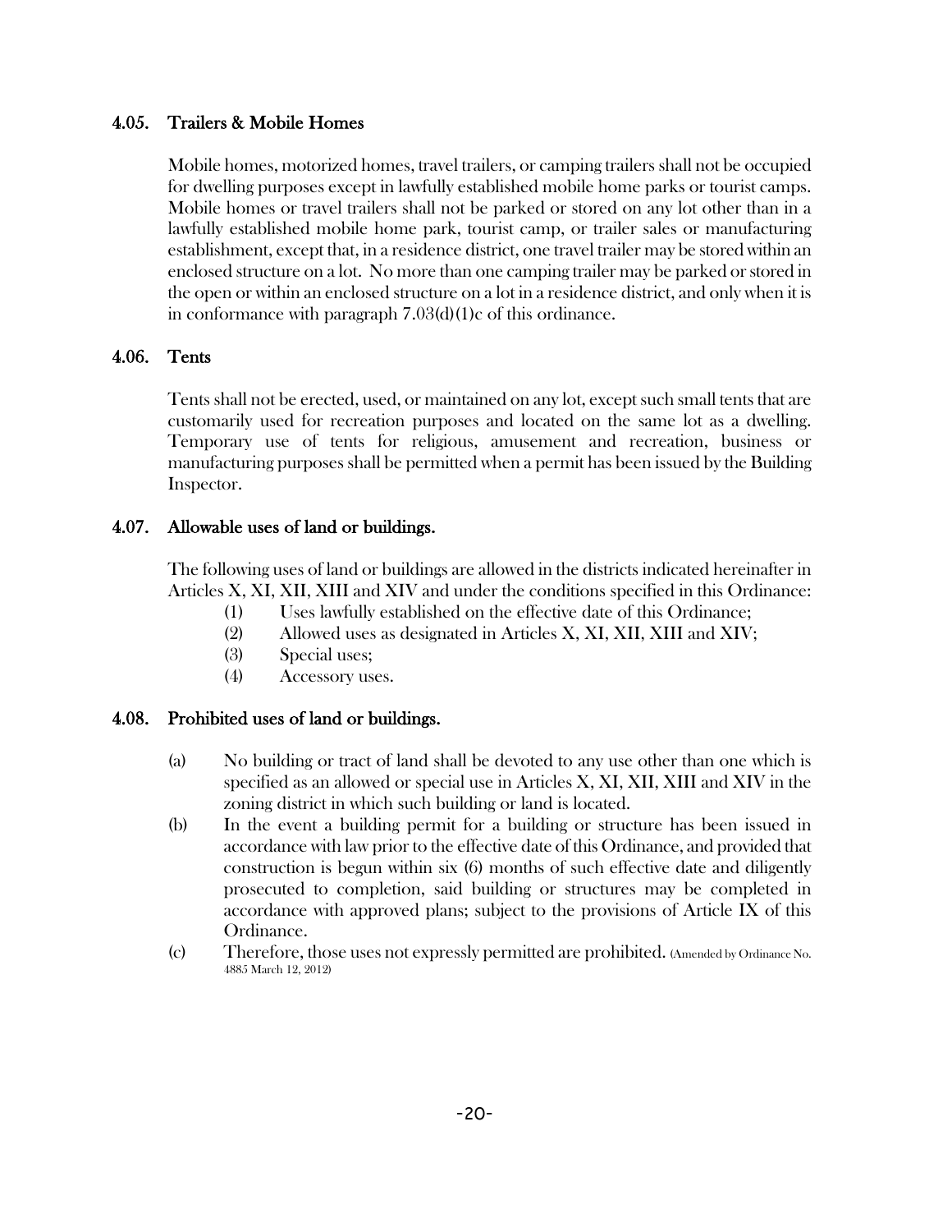### 4.05. Trailers & Mobile Homes

Mobile homes, motorized homes, travel trailers, or camping trailers shall not be occupied for dwelling purposes except in lawfully established mobile home parks or tourist camps. Mobile homes or travel trailers shall not be parked or stored on any lot other than in a lawfully established mobile home park, tourist camp, or trailer sales or manufacturing establishment, except that, in a residence district, one travel trailer may be stored within an enclosed structure on a lot. No more than one camping trailer may be parked or stored in the open or within an enclosed structure on a lot in a residence district, and only when it is in conformance with paragraph 7.03(d)(1)c of this ordinance.

### 4.06. Tents

Tents shall not be erected, used, or maintained on any lot, except such small tents that are customarily used for recreation purposes and located on the same lot as a dwelling. Temporary use of tents for religious, amusement and recreation, business or manufacturing purposes shall be permitted when a permit has been issued by the Building Inspector.

### 4.07. Allowable uses of land or buildings.

The following uses of land or buildings are allowed in the districts indicated hereinafter in Articles X, XI, XII, XIII and XIV and under the conditions specified in this Ordinance:

(1) Uses lawfully established on the effective date of this Ordinance;
(2) Allowed uses as designated in Articles X, XI, XII, XIII and XIV;
(3) Special uses;
(4) Accessory uses.

### 4.08. Prohibited uses of land or buildings.

(a) No building or tract of land shall be devoted to any use other than one which is specified as an allowed or special use in Articles X, XI, XII, XIII and XIV in the zoning district in which such building or land is located.

(b) In the event a building permit for a building or structure has been issued in accordance with law prior to the effective date of this Ordinance, and provided that construction is begun within six (6) months of such effective date and diligently prosecuted to completion, said building or structures may be completed in accordance with approved plans; subject to the provisions of Article IX of this Ordinance.

(c) Therefore, those uses not expressly permitted are prohibited. (Amended by Ordinance No. 4885 March 12, 2012)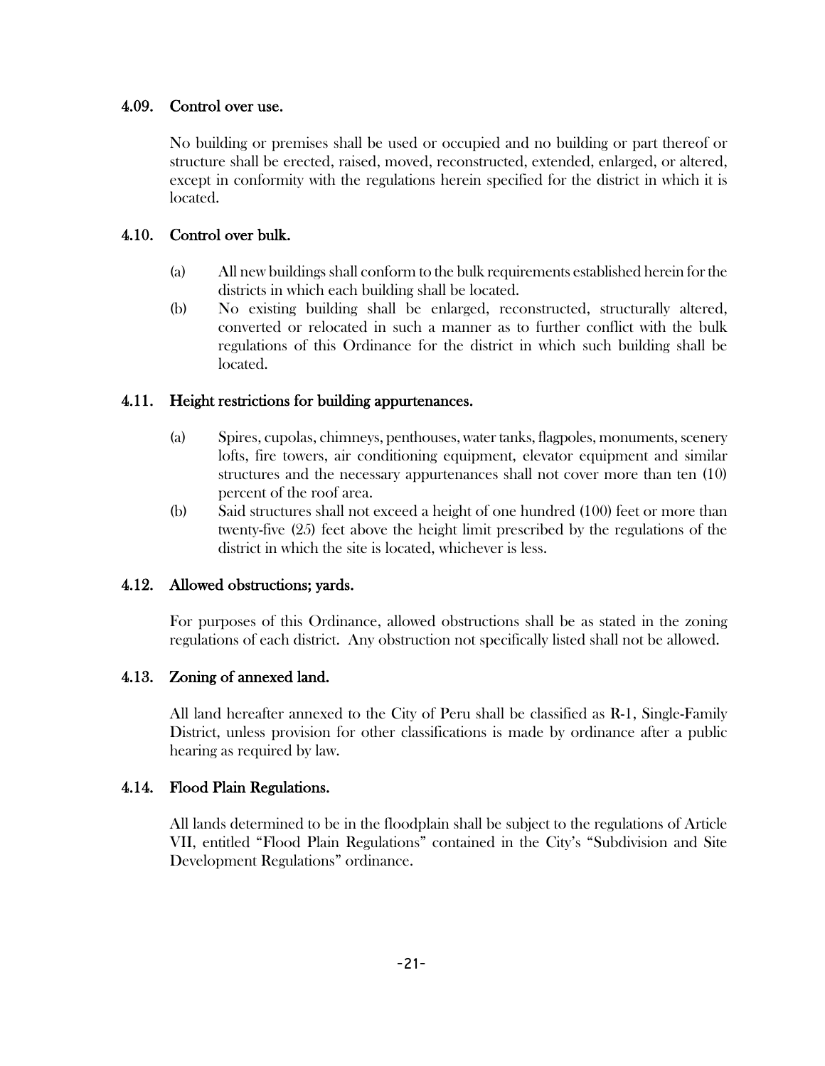### 4.09. Control over use.

No building or premises shall be used or occupied and no building or part thereof or structure shall be erected, raised, moved, reconstructed, extended, enlarged, or altered, except in conformity with the regulations herein specified for the district in which it is located.

### 4.10. Control over bulk.

(a) All new buildings shall conform to the bulk requirements established herein for the districts in which each building shall be located.

(b) No existing building shall be enlarged, reconstructed, structurally altered, converted or relocated in such a manner as to further conflict with the bulk regulations of this Ordinance for the district in which such building shall be located.

### 4.11. Height restrictions for building appurtenances.

(a) Spires, cupolas, chimneys, penthouses, water tanks, flagpoles, monuments, scenery lofts, fire towers, air conditioning equipment, elevator equipment and similar structures and the necessary appurtenances shall not cover more than ten (10) percent of the roof area.

(b) Said structures shall not exceed a height of one hundred (100) feet or more than twenty-five (25) feet above the height limit prescribed by the regulations of the district in which the site is located, whichever is less.

### 4.12. Allowed obstructions; yards.

For purposes of this Ordinance, allowed obstructions shall be as stated in the zoning regulations of each district. Any obstruction not specifically listed shall not be allowed.

### 4.13. Zoning of annexed land.

All land hereafter annexed to the City of Peru shall be classified as R-1, Single-Family District, unless provision for other classifications is made by ordinance after a public hearing as required by law.

### 4.14. Flood Plain Regulations.

All lands determined to be in the floodplain shall be subject to the regulations of Article VII, entitled "Flood Plain Regulations" contained in the City's "Subdivision and Site Development Regulations" ordinance.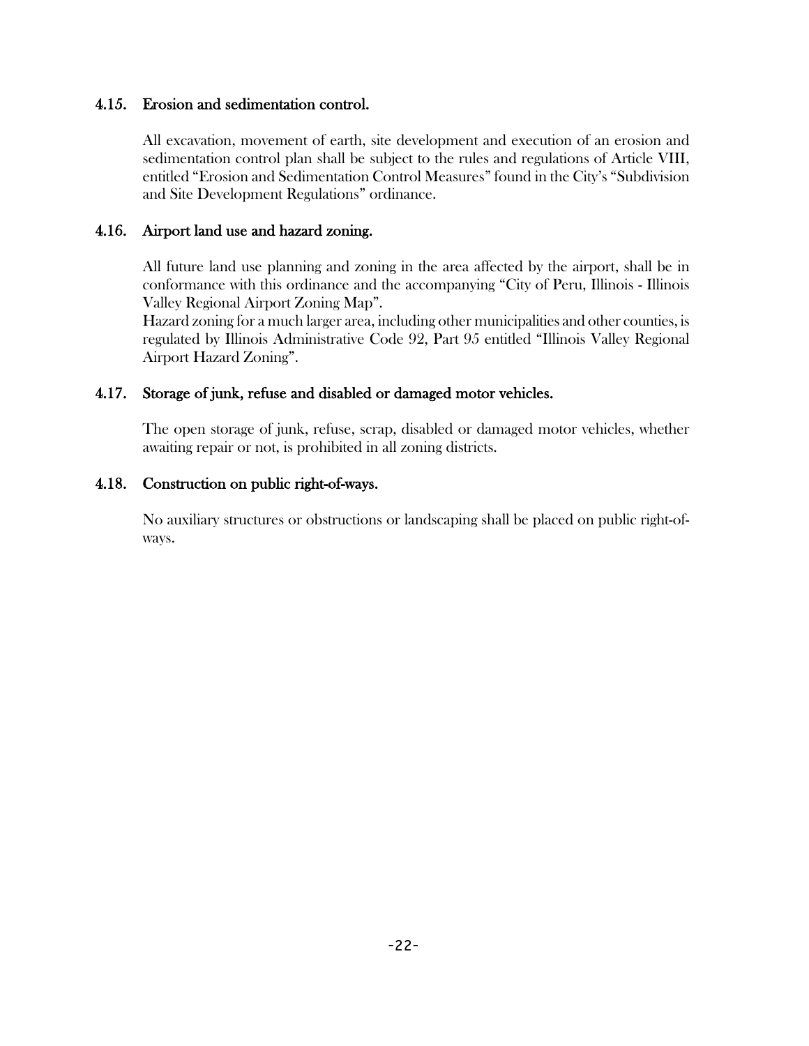### 4.15. Erosion and sedimentation control.

All excavation, movement of earth, site development and execution of an erosion and sedimentation control plan shall be subject to the rules and regulations of Article VIII, entitled "Erosion and Sedimentation Control Measures" found in the City's "Subdivision and Site Development Regulations" ordinance.

### 4.16. Airport land use and hazard zoning.

All future land use planning and zoning in the area affected by the airport, shall be in conformance with this ordinance and the accompanying "City of Peru, Illinois - Illinois Valley Regional Airport Zoning Map".

Hazard zoning for a much larger area, including other municipalities and other counties, is regulated by Illinois Administrative Code 92, Part 95 entitled "Illinois Valley Regional Airport Hazard Zoning".

### 4.17. Storage of junk, refuse and disabled or damaged motor vehicles.

The open storage of junk, refuse, scrap, disabled or damaged motor vehicles, whether awaiting repair or not, is prohibited in all zoning districts.

### 4.18. Construction on public right-of-ways.

No auxiliary structures or obstructions or landscaping shall be placed on public right-of-ways.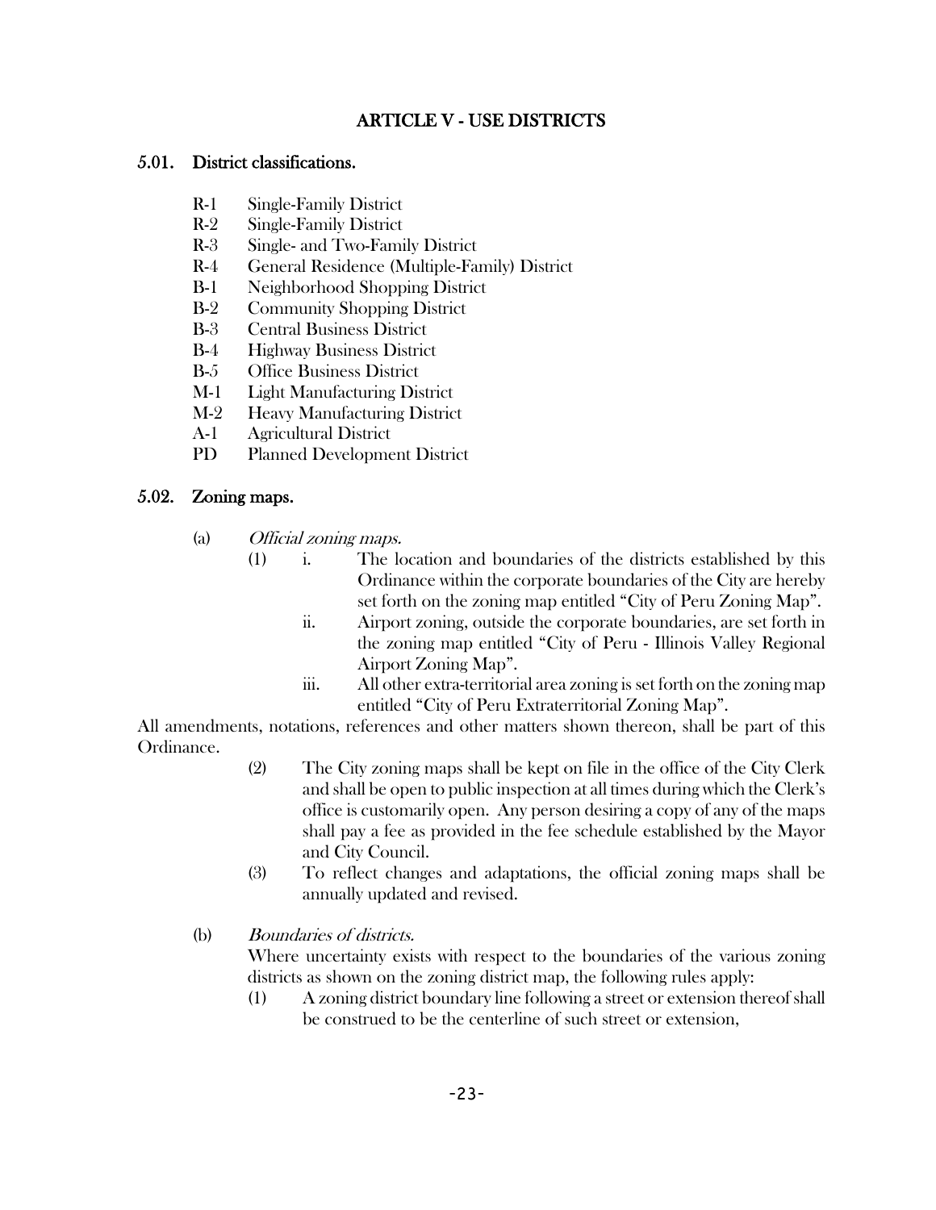# ARTICLE V - USE DISTRICTS

## 5.01. District classifications.

| | |
|---|---|
| R-1 | Single-Family District |
| R-2 | Single-Family District |
| R-3 | Single- and Two-Family District |
| R-4 | General Residence (Multiple-Family) District |
| B-1 | Neighborhood Shopping District |
| B-2 | Community Shopping District |
| B-3 | Central Business District |
| B-4 | Highway Business District |
| B-5 | Office Business District |
| M-1 | Light Manufacturing District |
| M-2 | Heavy Manufacturing District |
| A-1 | Agricultural District |
| PD | Planned Development District |

## 5.02. Zoning maps.

(a) *Official zoning maps.*

(1) i. The location and boundaries of the districts established by this Ordinance within the corporate boundaries of the City are hereby set forth on the zoning map entitled "City of Peru Zoning Map".

ii. Airport zoning, outside the corporate boundaries, are set forth in the zoning map entitled "City of Peru - Illinois Valley Regional Airport Zoning Map".

iii. All other extra-territorial area zoning is set forth on the zoning map entitled "City of Peru Extraterritorial Zoning Map".

All amendments, notations, references and other matters shown thereon, shall be part of this Ordinance.

(2) The City zoning maps shall be kept on file in the office of the City Clerk and shall be open to public inspection at all times during which the Clerk's office is customarily open. Any person desiring a copy of any of the maps shall pay a fee as provided in the fee schedule established by the Mayor and City Council.

(3) To reflect changes and adaptations, the official zoning maps shall be annually updated and revised.

(b) *Boundaries of districts.*

Where uncertainty exists with respect to the boundaries of the various zoning districts as shown on the zoning district map, the following rules apply:

(1) A zoning district boundary line following a street or extension thereof shall be construed to be the centerline of such street or extension,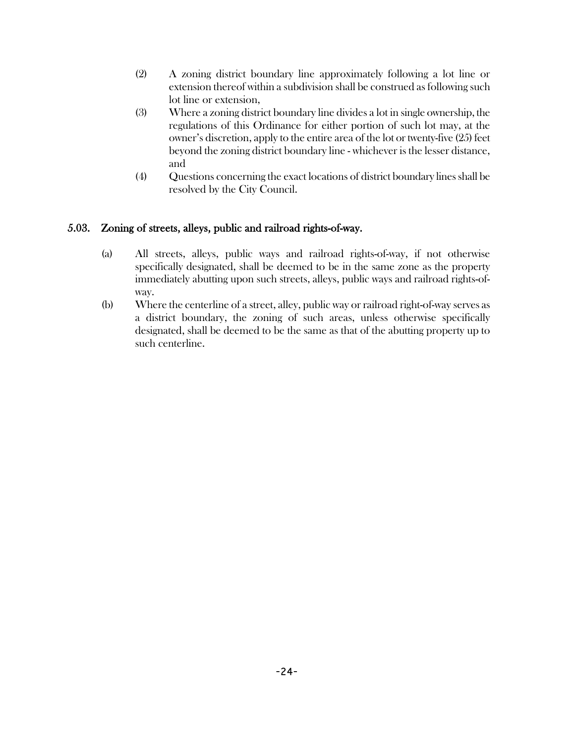(2) A zoning district boundary line approximately following a lot line or extension thereof within a subdivision shall be construed as following such lot line or extension,

(3) Where a zoning district boundary line divides a lot in single ownership, the regulations of this Ordinance for either portion of such lot may, at the owner's discretion, apply to the entire area of the lot or twenty-five (25) feet beyond the zoning district boundary line - whichever is the lesser distance, and

(4) Questions concerning the exact locations of district boundary lines shall be resolved by the City Council.

## 5.03. Zoning of streets, alleys, public and railroad rights-of-way.

(a) All streets, alleys, public ways and railroad rights-of-way, if not otherwise specifically designated, shall be deemed to be in the same zone as the property immediately abutting upon such streets, alleys, public ways and railroad rights-of-way.

(b) Where the centerline of a street, alley, public way or railroad right-of-way serves as a district boundary, the zoning of such areas, unless otherwise specifically designated, shall be deemed to be the same as that of the abutting property up to such centerline.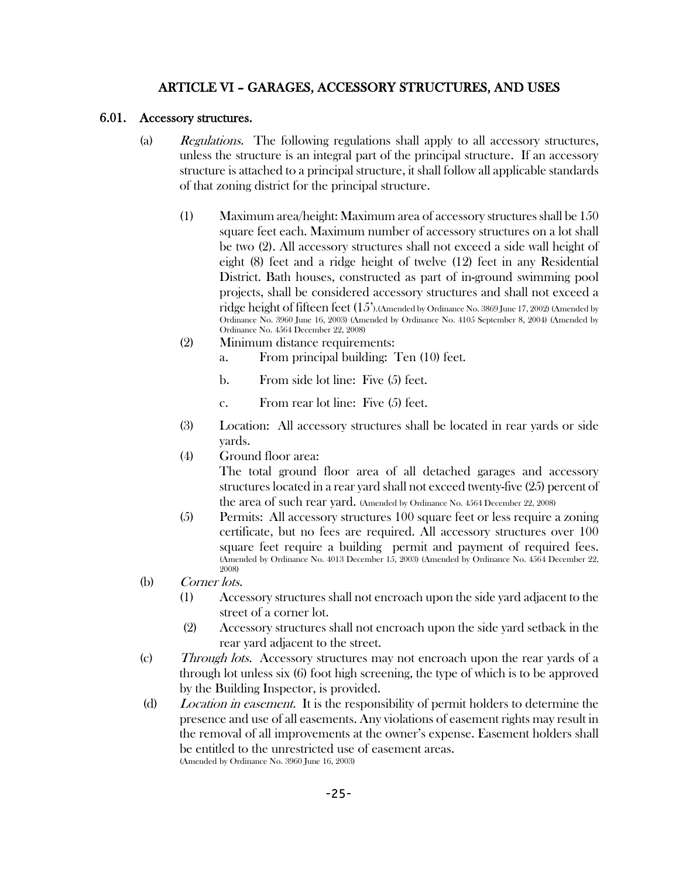## ARTICLE VI – GARAGES, ACCESSORY STRUCTURES, AND USES

### 6.01. Accessory structures.

(a) *Regulations.* The following regulations shall apply to all accessory structures, unless the structure is an integral part of the principal structure. If an accessory structure is attached to a principal structure, it shall follow all applicable standards of that zoning district for the principal structure.

(1) Maximum area/height: Maximum area of accessory structures shall be 150 square feet each. Maximum number of accessory structures on a lot shall be two (2). All accessory structures shall not exceed a side wall height of eight (8) feet and a ridge height of twelve (12) feet in any Residential District. Bath houses, constructed as part of in-ground swimming pool projects, shall be considered accessory structures and shall not exceed a ridge height of fifteen feet (15').(Amended by Ordinance No. 3869 June 17, 2002) (Amended by Ordinance No. 3960 June 16, 2003) (Amended by Ordinance No. 4105 September 8, 2004) (Amended by Ordinance No. 4564 December 22, 2008)

(2) Minimum distance requirements:

a. From principal building: Ten (10) feet.

b. From side lot line: Five (5) feet.

c. From rear lot line: Five (5) feet.

(3) Location: All accessory structures shall be located in rear yards or side yards.

(4) Ground floor area:
The total ground floor area of all detached garages and accessory structures located in a rear yard shall not exceed twenty-five (25) percent of the area of such rear yard. (Amended by Ordinance No. 4564 December 22, 2008)

(5) Permits: All accessory structures 100 square feet or less require a zoning certificate, but no fees are required. All accessory structures over 100 square feet require a building permit and payment of required fees. (Amended by Ordinance No. 4013 December 15, 2003) (Amended by Ordinance No. 4564 December 22, 2008)

(b) *Corner lots.*

(1) Accessory structures shall not encroach upon the side yard adjacent to the street of a corner lot.

(2) Accessory structures shall not encroach upon the side yard setback in the rear yard adjacent to the street.

(c) *Through lots.* Accessory structures may not encroach upon the rear yards of a through lot unless six (6) foot high screening, the type of which is to be approved by the Building Inspector, is provided.

(d) *Location in easement.* It is the responsibility of permit holders to determine the presence and use of all easements. Any violations of easement rights may result in the removal of all improvements at the owner's expense. Easement holders shall be entitled to the unrestricted use of easement areas.
(Amended by Ordinance No. 3960 June 16, 2003)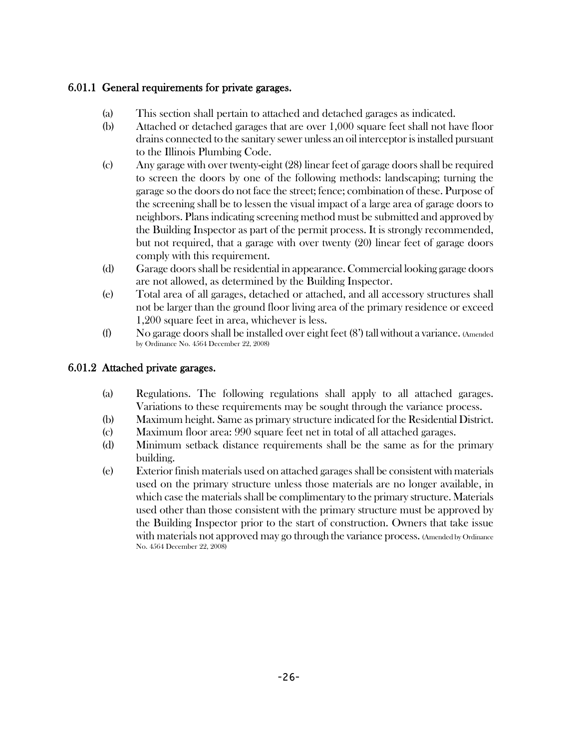### 6.01.1 General requirements for private garages.

(a) This section shall pertain to attached and detached garages as indicated.

(b) Attached or detached garages that are over 1,000 square feet shall not have floor drains connected to the sanitary sewer unless an oil interceptor is installed pursuant to the Illinois Plumbing Code.

(c) Any garage with over twenty-eight (28) linear feet of garage doors shall be required to screen the doors by one of the following methods: landscaping; turning the garage so the doors do not face the street; fence; combination of these. Purpose of the screening shall be to lessen the visual impact of a large area of garage doors to neighbors. Plans indicating screening method must be submitted and approved by the Building Inspector as part of the permit process. It is strongly recommended, but not required, that a garage with over twenty (20) linear feet of garage doors comply with this requirement.

(d) Garage doors shall be residential in appearance. Commercial looking garage doors are not allowed, as determined by the Building Inspector.

(e) Total area of all garages, detached or attached, and all accessory structures shall not be larger than the ground floor living area of the primary residence or exceed 1,200 square feet in area, whichever is less.

(f) No garage doors shall be installed over eight feet (8') tall without a variance. (Amended by Ordinance No. 4564 December 22, 2008)

### 6.01.2 Attached private garages.

(a) Regulations. The following regulations shall apply to all attached garages. Variations to these requirements may be sought through the variance process.

(b) Maximum height. Same as primary structure indicated for the Residential District.

(c) Maximum floor area: 990 square feet net in total of all attached garages.

(d) Minimum setback distance requirements shall be the same as for the primary building.

(e) Exterior finish materials used on attached garages shall be consistent with materials used on the primary structure unless those materials are no longer available, in which case the materials shall be complimentary to the primary structure. Materials used other than those consistent with the primary structure must be approved by the Building Inspector prior to the start of construction. Owners that take issue with materials not approved may go through the variance process. (Amended by Ordinance No. 4564 December 22, 2008)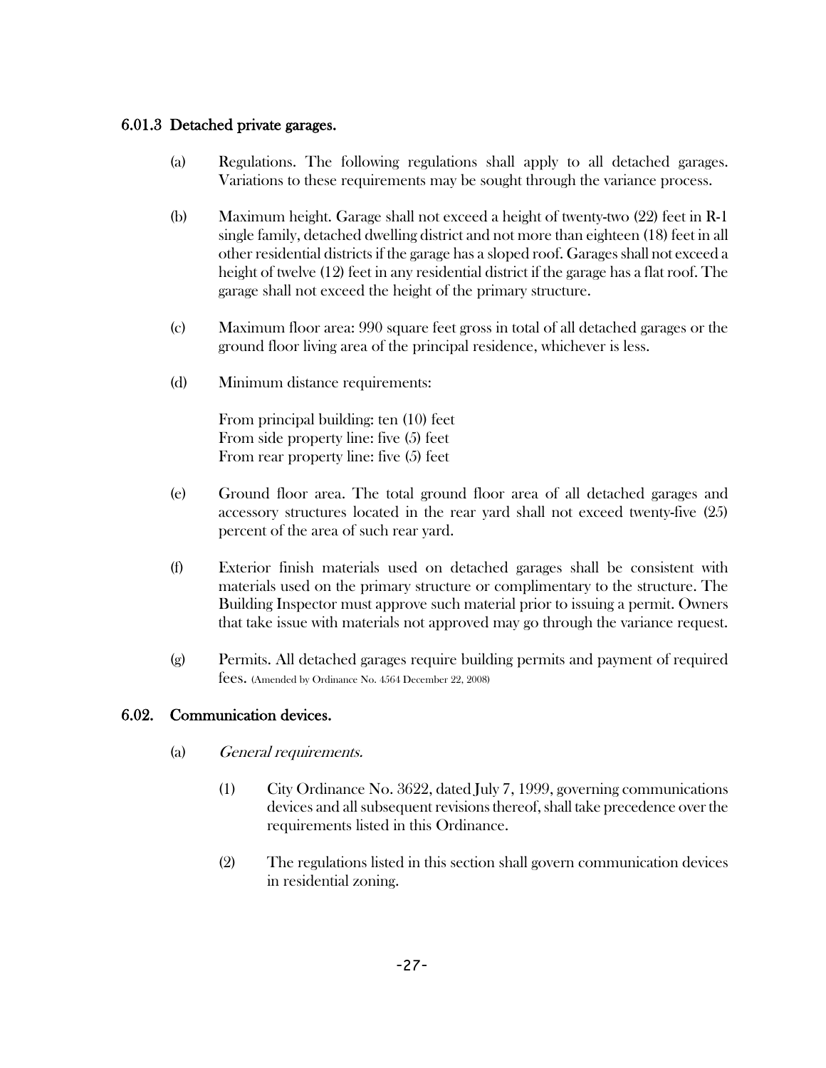### 6.01.3 Detached private garages.

(a) Regulations. The following regulations shall apply to all detached garages. Variations to these requirements may be sought through the variance process.

(b) Maximum height. Garage shall not exceed a height of twenty-two (22) feet in R-1 single family, detached dwelling district and not more than eighteen (18) feet in all other residential districts if the garage has a sloped roof. Garages shall not exceed a height of twelve (12) feet in any residential district if the garage has a flat roof. The garage shall not exceed the height of the primary structure.

(c) Maximum floor area: 990 square feet gross in total of all detached garages or the ground floor living area of the principal residence, whichever is less.

(d) Minimum distance requirements:

From principal building: ten (10) feet
From side property line: five (5) feet
From rear property line: five (5) feet

(e) Ground floor area. The total ground floor area of all detached garages and accessory structures located in the rear yard shall not exceed twenty-five (25) percent of the area of such rear yard.

(f) Exterior finish materials used on detached garages shall be consistent with materials used on the primary structure or complimentary to the structure. The Building Inspector must approve such material prior to issuing a permit. Owners that take issue with materials not approved may go through the variance request.

(g) Permits. All detached garages require building permits and payment of required fees. (Amended by Ordinance No. 4564 December 22, 2008)

### 6.02. Communication devices.

(a) *General requirements.*

(1) City Ordinance No. 3622, dated July 7, 1999, governing communications devices and all subsequent revisions thereof, shall take precedence over the requirements listed in this Ordinance.

(2) The regulations listed in this section shall govern communication devices in residential zoning.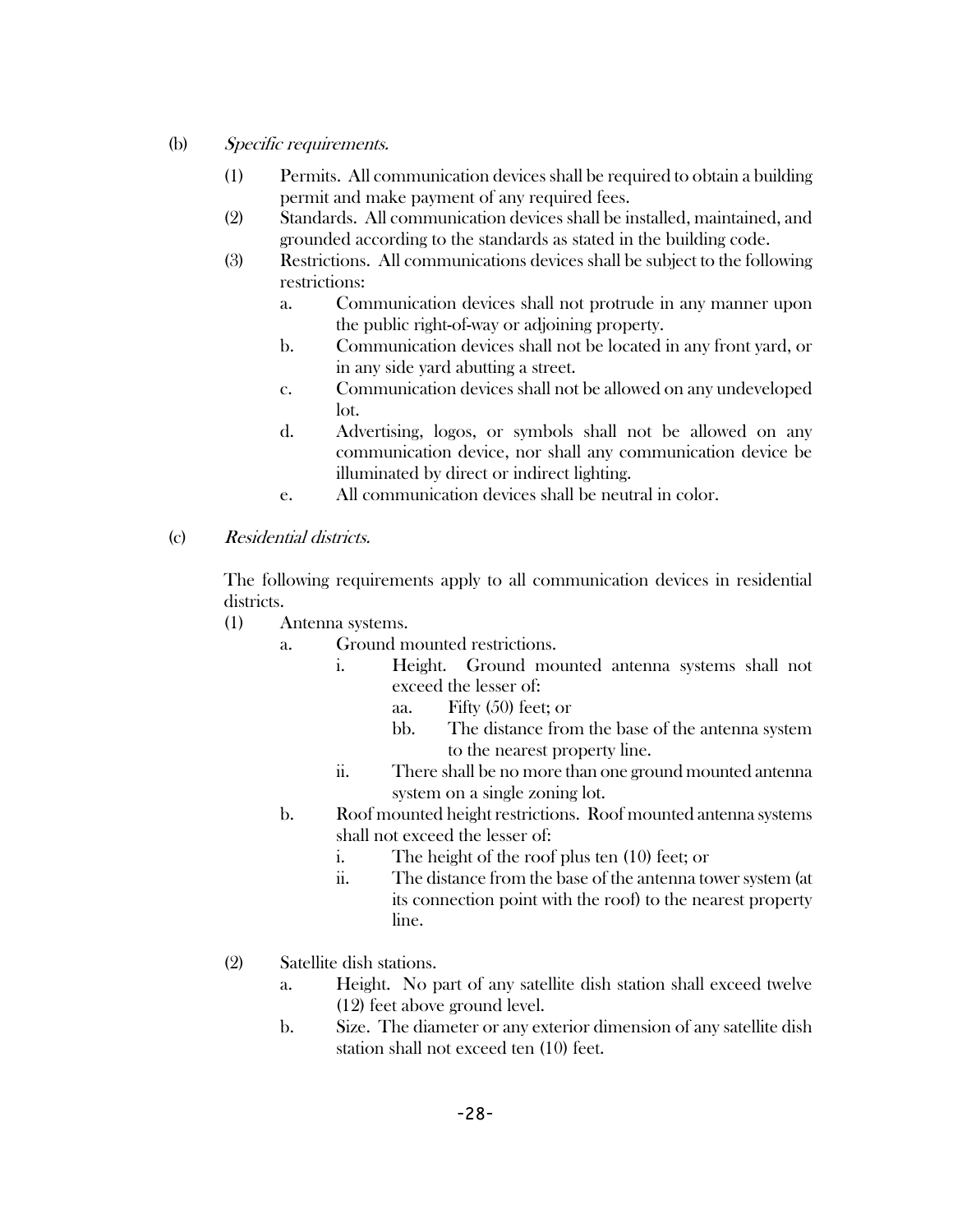(b) *Specific requirements.*

(1) Permits. All communication devices shall be required to obtain a building permit and make payment of any required fees.

(2) Standards. All communication devices shall be installed, maintained, and grounded according to the standards as stated in the building code.

(3) Restrictions. All communications devices shall be subject to the following restrictions:

a. Communication devices shall not protrude in any manner upon the public right-of-way or adjoining property.

b. Communication devices shall not be located in any front yard, or in any side yard abutting a street.

c. Communication devices shall not be allowed on any undeveloped lot.

d. Advertising, logos, or symbols shall not be allowed on any communication device, nor shall any communication device be illuminated by direct or indirect lighting.

e. All communication devices shall be neutral in color.

(c) *Residential districts.*

The following requirements apply to all communication devices in residential districts.

(1) Antenna systems.

a. Ground mounted restrictions.

i. Height. Ground mounted antenna systems shall not exceed the lesser of:

aa. Fifty (50) feet; or

bb. The distance from the base of the antenna system to the nearest property line.

ii. There shall be no more than one ground mounted antenna system on a single zoning lot.

b. Roof mounted height restrictions. Roof mounted antenna systems shall not exceed the lesser of:

i. The height of the roof plus ten (10) feet; or

ii. The distance from the base of the antenna tower system (at its connection point with the roof) to the nearest property line.

(2) Satellite dish stations.

a. Height. No part of any satellite dish station shall exceed twelve (12) feet above ground level.

b. Size. The diameter or any exterior dimension of any satellite dish station shall not exceed ten (10) feet.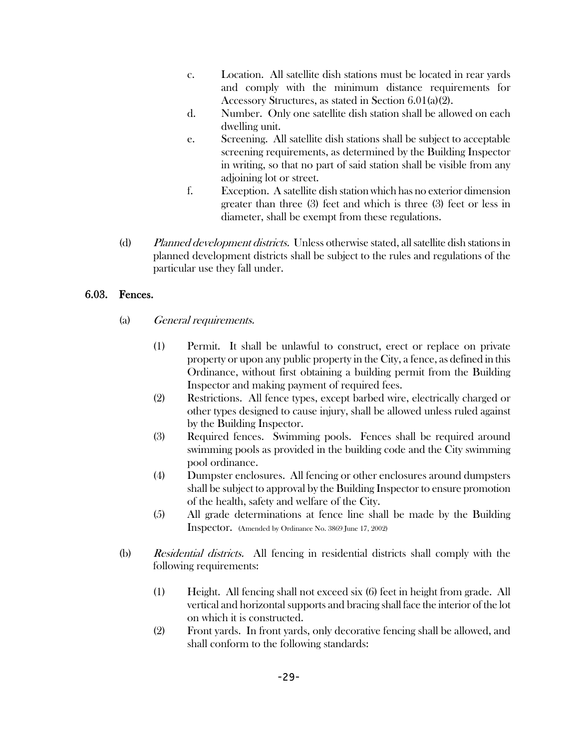c. Location. All satellite dish stations must be located in rear yards and comply with the minimum distance requirements for Accessory Structures, as stated in Section 6.01(a)(2).

d. Number. Only one satellite dish station shall be allowed on each dwelling unit.

e. Screening. All satellite dish stations shall be subject to acceptable screening requirements, as determined by the Building Inspector in writing, so that no part of said station shall be visible from any adjoining lot or street.

f. Exception. A satellite dish station which has no exterior dimension greater than three (3) feet and which is three (3) feet or less in diameter, shall be exempt from these regulations.

(d) *Planned development districts.* Unless otherwise stated, all satellite dish stations in planned development districts shall be subject to the rules and regulations of the particular use they fall under.

## 6.03. Fences.

(a) *General requirements.*

(1) Permit. It shall be unlawful to construct, erect or replace on private property or upon any public property in the City, a fence, as defined in this Ordinance, without first obtaining a building permit from the Building Inspector and making payment of required fees.

(2) Restrictions. All fence types, except barbed wire, electrically charged or other types designed to cause injury, shall be allowed unless ruled against by the Building Inspector.

(3) Required fences. Swimming pools. Fences shall be required around swimming pools as provided in the building code and the City swimming pool ordinance.

(4) Dumpster enclosures. All fencing or other enclosures around dumpsters shall be subject to approval by the Building Inspector to ensure promotion of the health, safety and welfare of the City.

(5) All grade determinations at fence line shall be made by the Building Inspector. (Amended by Ordinance No. 3869 June 17, 2002)

(b) *Residential districts.* All fencing in residential districts shall comply with the following requirements:

(1) Height. All fencing shall not exceed six (6) feet in height from grade. All vertical and horizontal supports and bracing shall face the interior of the lot on which it is constructed.

(2) Front yards. In front yards, only decorative fencing shall be allowed, and shall conform to the following standards: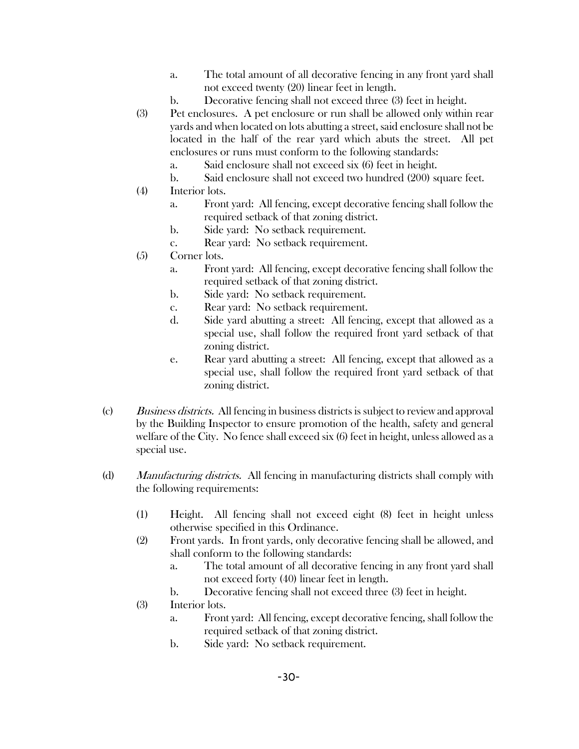a. The total amount of all decorative fencing in any front yard shall not exceed twenty (20) linear feet in length.
b. Decorative fencing shall not exceed three (3) feet in height.

(3) Pet enclosures. A pet enclosure or run shall be allowed only within rear yards and when located on lots abutting a street, said enclosure shall not be located in the half of the rear yard which abuts the street. All pet enclosures or runs must conform to the following standards:
   a. Said enclosure shall not exceed six (6) feet in height.
   b. Said enclosure shall not exceed two hundred (200) square feet.

(4) Interior lots.
   a. Front yard: All fencing, except decorative fencing shall follow the required setback of that zoning district.
   b. Side yard: No setback requirement.
   c. Rear yard: No setback requirement.

(5) Corner lots.
   a. Front yard: All fencing, except decorative fencing shall follow the required setback of that zoning district.
   b. Side yard: No setback requirement.
   c. Rear yard: No setback requirement.
   d. Side yard abutting a street: All fencing, except that allowed as a special use, shall follow the required front yard setback of that zoning district.
   e. Rear yard abutting a street: All fencing, except that allowed as a special use, shall follow the required front yard setback of that zoning district.

(c) *Business districts.* All fencing in business districts is subject to review and approval by the Building Inspector to ensure promotion of the health, safety and general welfare of the City. No fence shall exceed six (6) feet in height, unless allowed as a special use.

(d) *Manufacturing districts.* All fencing in manufacturing districts shall comply with the following requirements:

(1) Height. All fencing shall not exceed eight (8) feet in height unless otherwise specified in this Ordinance.

(2) Front yards. In front yards, only decorative fencing shall be allowed, and shall conform to the following standards:
   a. The total amount of all decorative fencing in any front yard shall not exceed forty (40) linear feet in length.
   b. Decorative fencing shall not exceed three (3) feet in height.

(3) Interior lots.
   a. Front yard: All fencing, except decorative fencing, shall follow the required setback of that zoning district.
   b. Side yard: No setback requirement.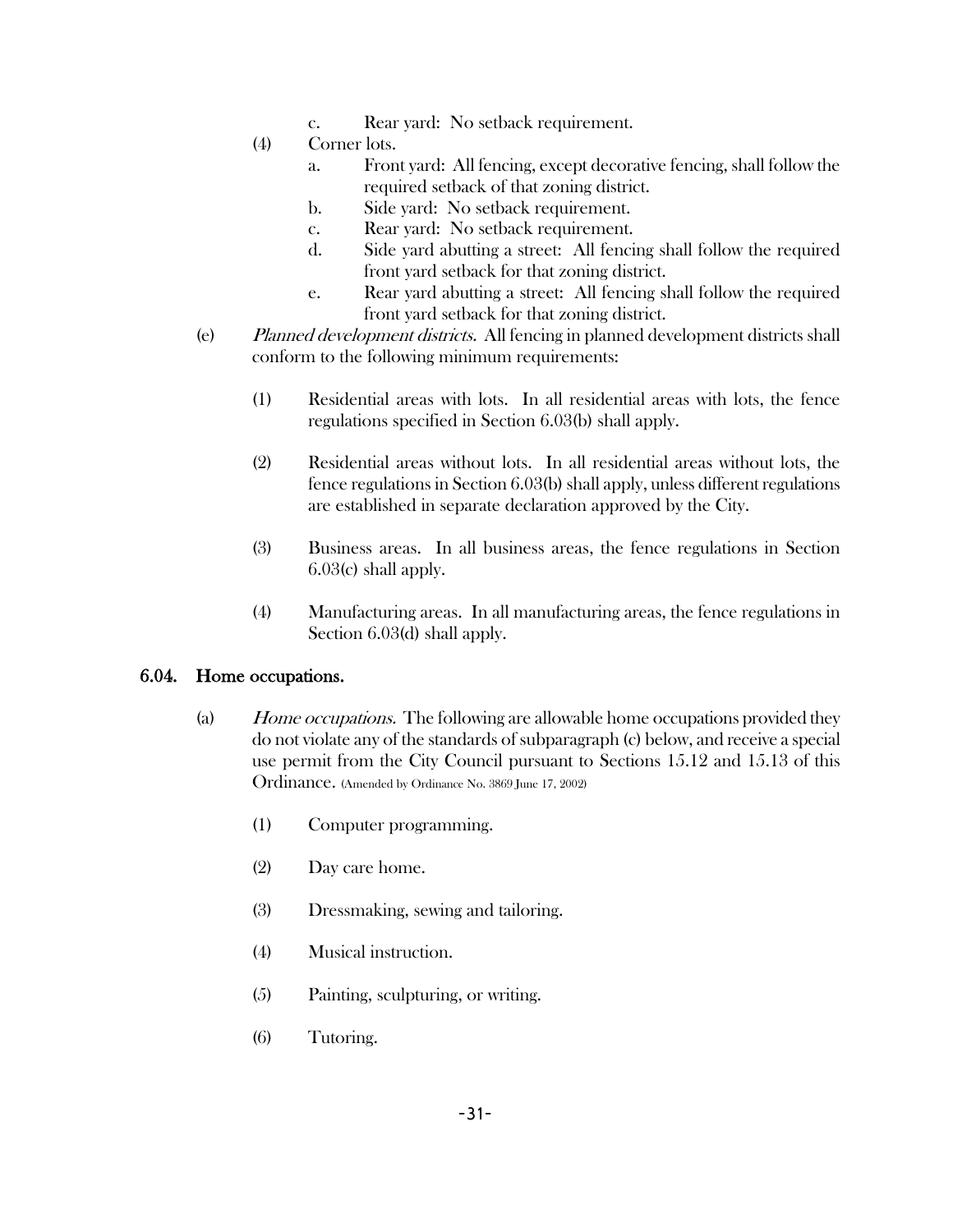c. Rear yard: No setback requirement.

(4) Corner lots.

a. Front yard: All fencing, except decorative fencing, shall follow the required setback of that zoning district.

b. Side yard: No setback requirement.

c. Rear yard: No setback requirement.

d. Side yard abutting a street: All fencing shall follow the required front yard setback for that zoning district.

e. Rear yard abutting a street: All fencing shall follow the required front yard setback for that zoning district.

(e) *Planned development districts.* All fencing in planned development districts shall conform to the following minimum requirements:

(1) Residential areas with lots. In all residential areas with lots, the fence regulations specified in Section 6.03(b) shall apply.

(2) Residential areas without lots. In all residential areas without lots, the fence regulations in Section 6.03(b) shall apply, unless different regulations are established in separate declaration approved by the City.

(3) Business areas. In all business areas, the fence regulations in Section 6.03(c) shall apply.

(4) Manufacturing areas. In all manufacturing areas, the fence regulations in Section 6.03(d) shall apply.

## 6.04. Home occupations.

(a) *Home occupations.* The following are allowable home occupations provided they do not violate any of the standards of subparagraph (c) below, and receive a special use permit from the City Council pursuant to Sections 15.12 and 15.13 of this Ordinance. (Amended by Ordinance No. 3869 June 17, 2002)

(1) Computer programming.

(2) Day care home.

(3) Dressmaking, sewing and tailoring.

(4) Musical instruction.

(5) Painting, sculpturing, or writing.

(6) Tutoring.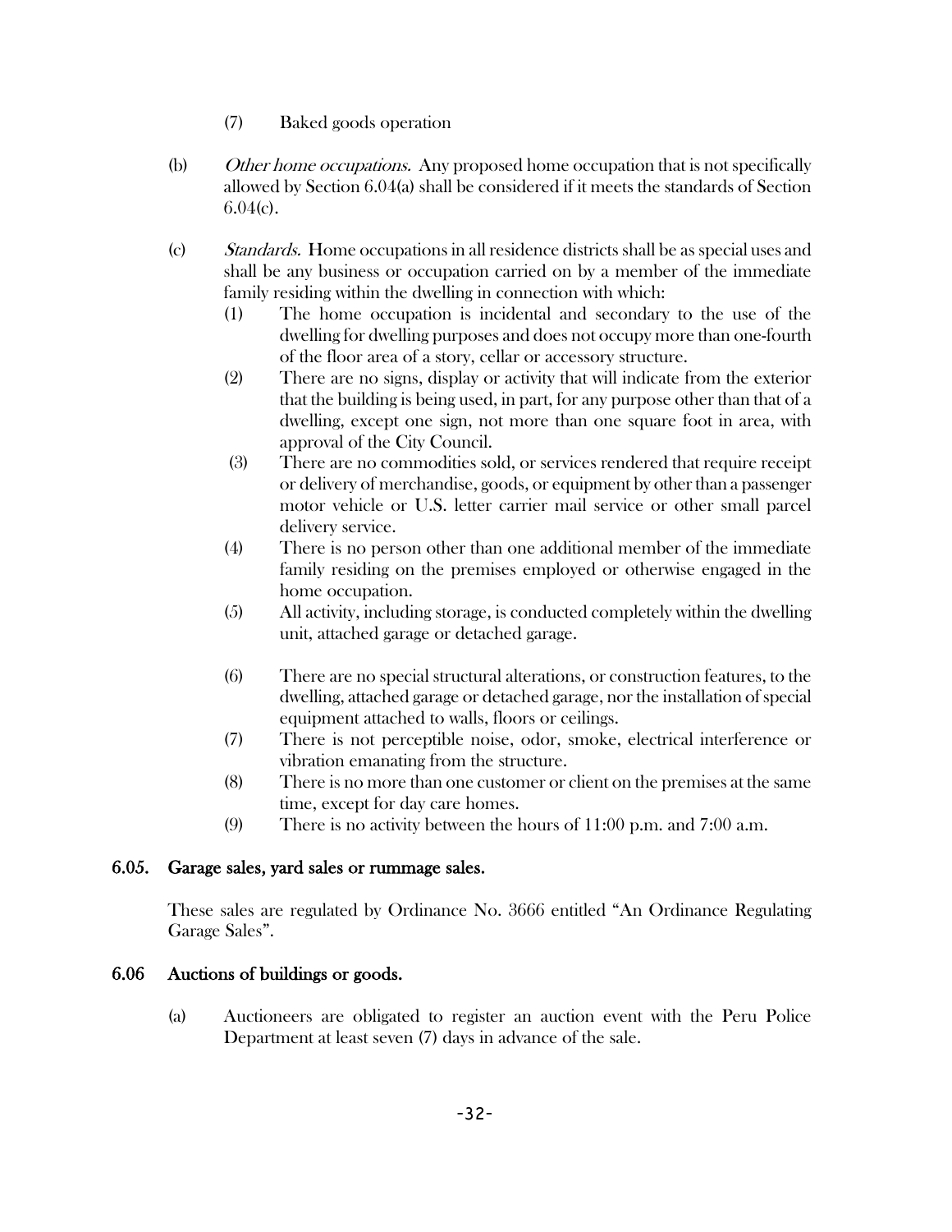(7) Baked goods operation

(b) *Other home occupations.* Any proposed home occupation that is not specifically allowed by Section 6.04(a) shall be considered if it meets the standards of Section 6.04(c).

(c) *Standards.* Home occupations in all residence districts shall be as special uses and shall be any business or occupation carried on by a member of the immediate family residing within the dwelling in connection with which:

(1) The home occupation is incidental and secondary to the use of the dwelling for dwelling purposes and does not occupy more than one-fourth of the floor area of a story, cellar or accessory structure.

(2) There are no signs, display or activity that will indicate from the exterior that the building is being used, in part, for any purpose other than that of a dwelling, except one sign, not more than one square foot in area, with approval of the City Council.

(3) There are no commodities sold, or services rendered that require receipt or delivery of merchandise, goods, or equipment by other than a passenger motor vehicle or U.S. letter carrier mail service or other small parcel delivery service.

(4) There is no person other than one additional member of the immediate family residing on the premises employed or otherwise engaged in the home occupation.

(5) All activity, including storage, is conducted completely within the dwelling unit, attached garage or detached garage.

(6) There are no special structural alterations, or construction features, to the dwelling, attached garage or detached garage, nor the installation of special equipment attached to walls, floors or ceilings.

(7) There is not perceptible noise, odor, smoke, electrical interference or vibration emanating from the structure.

(8) There is no more than one customer or client on the premises at the same time, except for day care homes.

(9) There is no activity between the hours of 11:00 p.m. and 7:00 a.m.

### 6.05. Garage sales, yard sales or rummage sales.

These sales are regulated by Ordinance No. 3666 entitled "An Ordinance Regulating Garage Sales".

### 6.06 Auctions of buildings or goods.

(a) Auctioneers are obligated to register an auction event with the Peru Police Department at least seven (7) days in advance of the sale.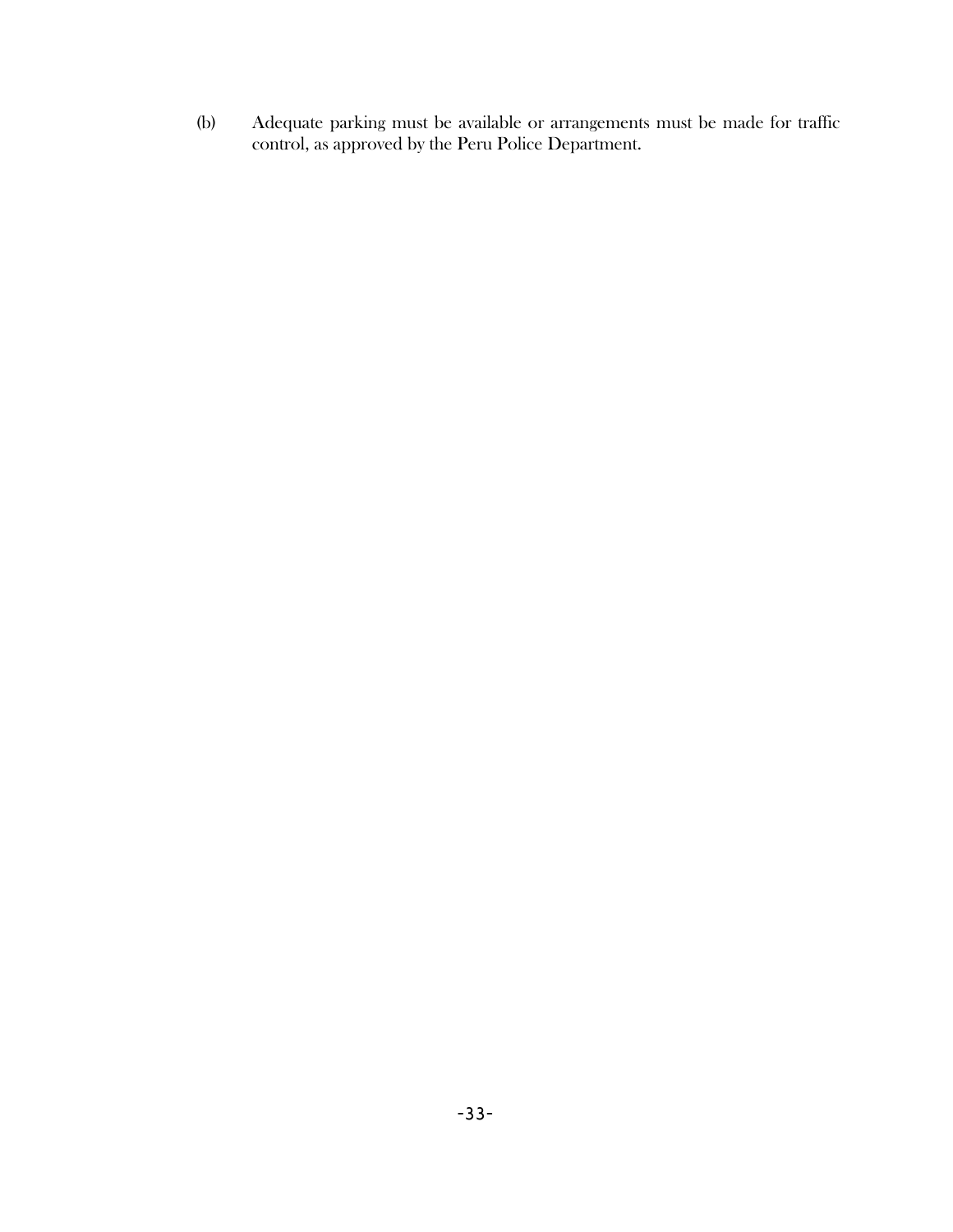(b) Adequate parking must be available or arrangements must be made for traffic control, as approved by the Peru Police Department.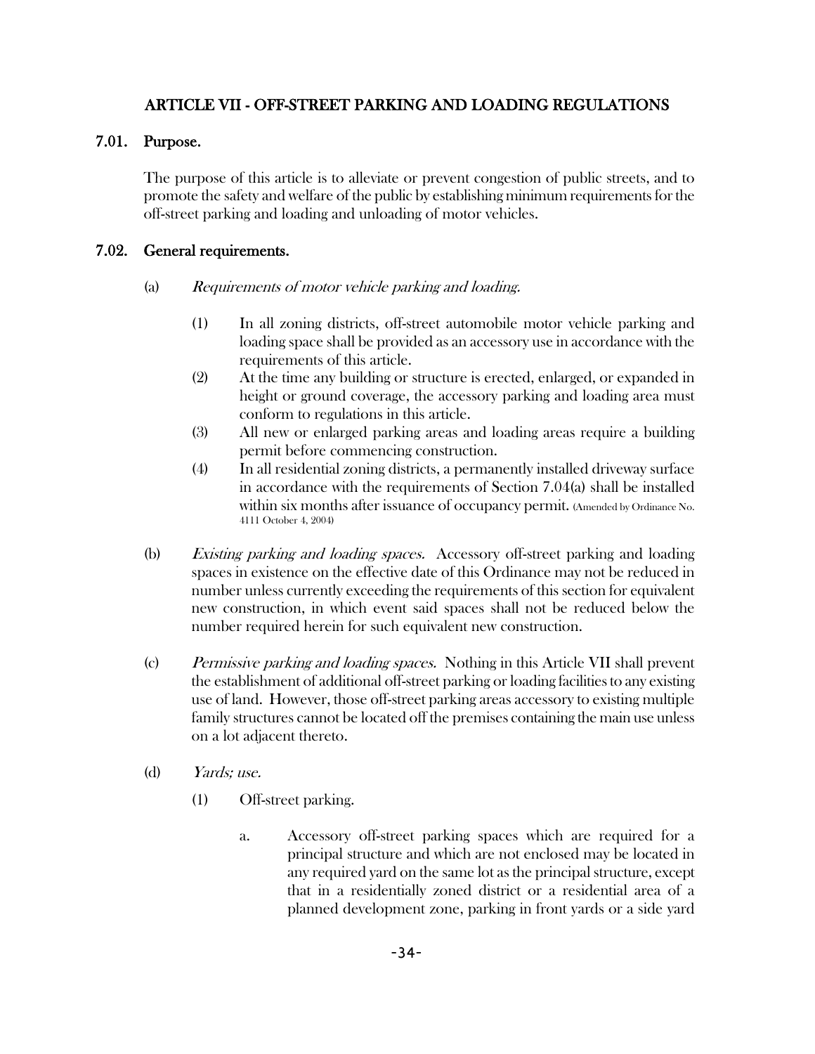## ARTICLE VII - OFF-STREET PARKING AND LOADING REGULATIONS

### 7.01. Purpose.

The purpose of this article is to alleviate or prevent congestion of public streets, and to promote the safety and welfare of the public by establishing minimum requirements for the off-street parking and loading and unloading of motor vehicles.

### 7.02. General requirements.

(a) *Requirements of motor vehicle parking and loading.*

(1) In all zoning districts, off-street automobile motor vehicle parking and loading space shall be provided as an accessory use in accordance with the requirements of this article.

(2) At the time any building or structure is erected, enlarged, or expanded in height or ground coverage, the accessory parking and loading area must conform to regulations in this article.

(3) All new or enlarged parking areas and loading areas require a building permit before commencing construction.

(4) In all residential zoning districts, a permanently installed driveway surface in accordance with the requirements of Section 7.04(a) shall be installed within six months after issuance of occupancy permit. (Amended by Ordinance No. 4111 October 4, 2004)

(b) *Existing parking and loading spaces.* Accessory off-street parking and loading spaces in existence on the effective date of this Ordinance may not be reduced in number unless currently exceeding the requirements of this section for equivalent new construction, in which event said spaces shall not be reduced below the number required herein for such equivalent new construction.

(c) *Permissive parking and loading spaces.* Nothing in this Article VII shall prevent the establishment of additional off-street parking or loading facilities to any existing use of land. However, those off-street parking areas accessory to existing multiple family structures cannot be located off the premises containing the main use unless on a lot adjacent thereto.

(d) *Yards; use.*

(1) Off-street parking.

a. Accessory off-street parking spaces which are required for a principal structure and which are not enclosed may be located in any required yard on the same lot as the principal structure, except that in a residentially zoned district or a residential area of a planned development zone, parking in front yards or a side yard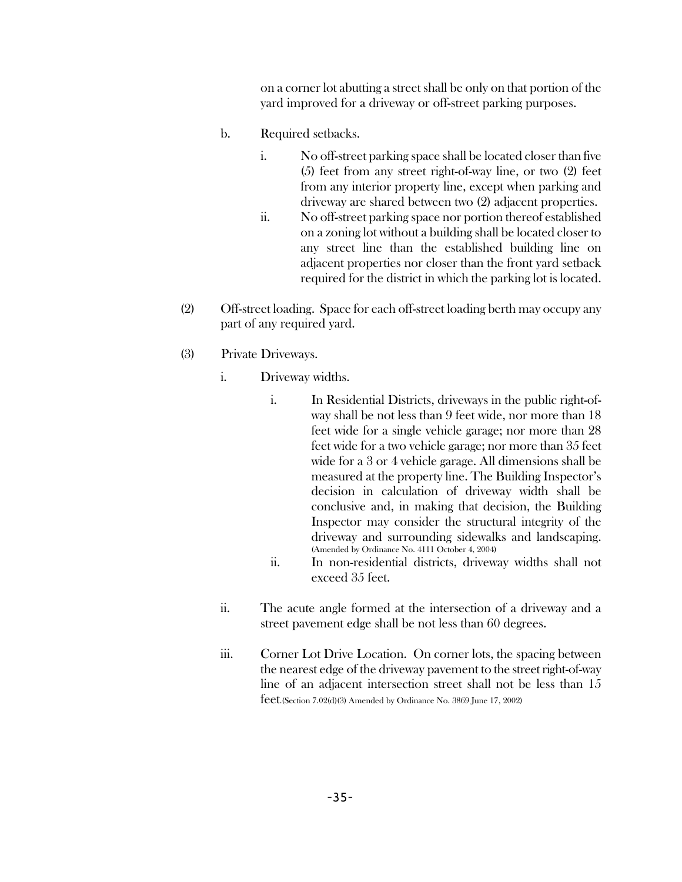on a corner lot abutting a street shall be only on that portion of the yard improved for a driveway or off-street parking purposes.

b. Required setbacks.

   i. No off-street parking space shall be located closer than five (5) feet from any street right-of-way line, or two (2) feet from any interior property line, except when parking and driveway are shared between two (2) adjacent properties.

   ii. No off-street parking space nor portion thereof established on a zoning lot without a building shall be located closer to any street line than the established building line on adjacent properties nor closer than the front yard setback required for the district in which the parking lot is located.

(2) Off-street loading. Space for each off-street loading berth may occupy any part of any required yard.

(3) Private Driveways.

   i. Driveway widths.

      i. In Residential Districts, driveways in the public right-of-way shall be not less than 9 feet wide, nor more than 18 feet wide for a single vehicle garage; nor more than 28 feet wide for a two vehicle garage; nor more than 35 feet wide for a 3 or 4 vehicle garage. All dimensions shall be measured at the property line. The Building Inspector's decision in calculation of driveway width shall be conclusive and, in making that decision, the Building Inspector may consider the structural integrity of the driveway and surrounding sidewalks and landscaping. (Amended by Ordinance No. 4111 October 4, 2004)

      ii. In non-residential districts, driveway widths shall not exceed 35 feet.

   ii. The acute angle formed at the intersection of a driveway and a street pavement edge shall be not less than 60 degrees.

   iii. Corner Lot Drive Location. On corner lots, the spacing between the nearest edge of the driveway pavement to the street right-of-way line of an adjacent intersection street shall not be less than 15 feet.(Section 7.02(d)(3) Amended by Ordinance No. 3869 June 17, 2002)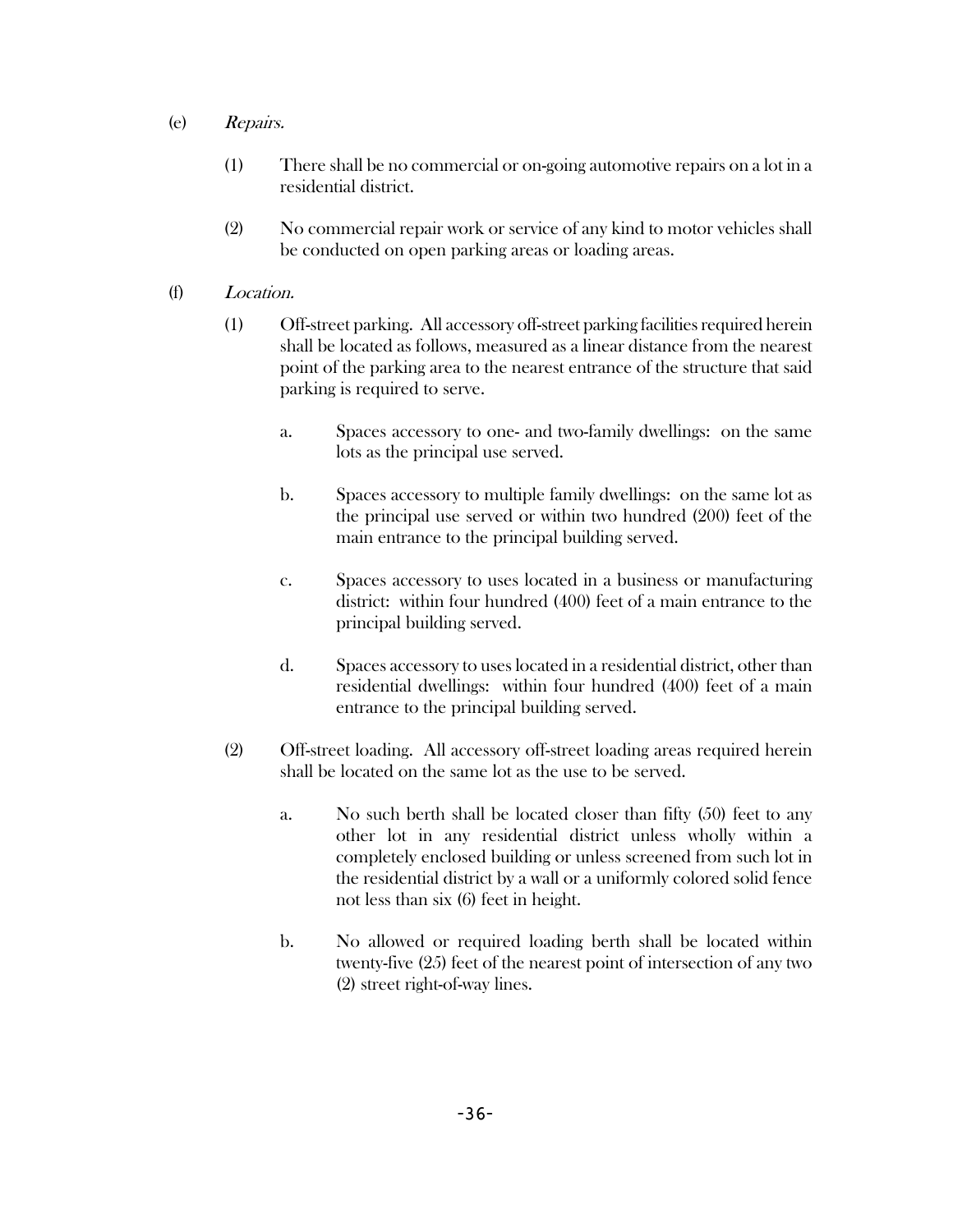(e) *Repairs.*

(1) There shall be no commercial or on-going automotive repairs on a lot in a residential district.

(2) No commercial repair work or service of any kind to motor vehicles shall be conducted on open parking areas or loading areas.

(f) *Location.*

(1) Off-street parking. All accessory off-street parking facilities required herein shall be located as follows, measured as a linear distance from the nearest point of the parking area to the nearest entrance of the structure that said parking is required to serve.

a. Spaces accessory to one- and two-family dwellings: on the same lots as the principal use served.

b. Spaces accessory to multiple family dwellings: on the same lot as the principal use served or within two hundred (200) feet of the main entrance to the principal building served.

c. Spaces accessory to uses located in a business or manufacturing district: within four hundred (400) feet of a main entrance to the principal building served.

d. Spaces accessory to uses located in a residential district, other than residential dwellings: within four hundred (400) feet of a main entrance to the principal building served.

(2) Off-street loading. All accessory off-street loading areas required herein shall be located on the same lot as the use to be served.

a. No such berth shall be located closer than fifty (50) feet to any other lot in any residential district unless wholly within a completely enclosed building or unless screened from such lot in the residential district by a wall or a uniformly colored solid fence not less than six (6) feet in height.

b. No allowed or required loading berth shall be located within twenty-five (25) feet of the nearest point of intersection of any two (2) street right-of-way lines.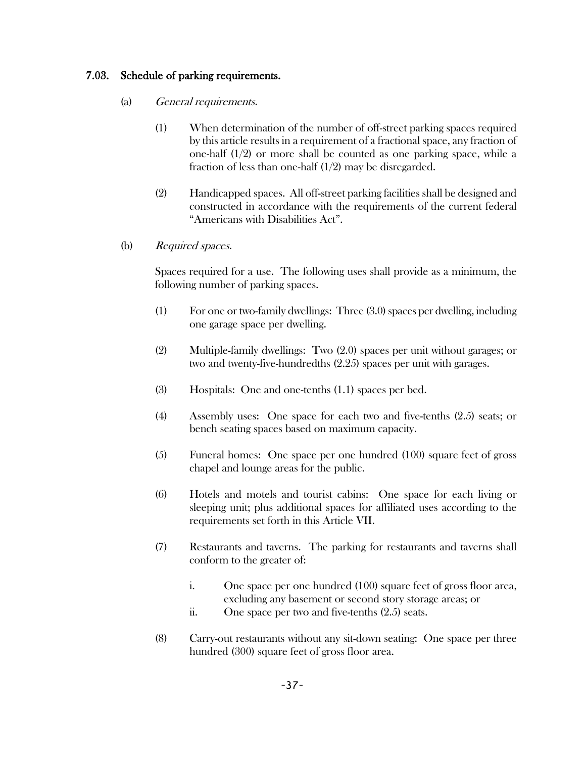## 7.03. Schedule of parking requirements.

(a) *General requirements.*

(1) When determination of the number of off-street parking spaces required by this article results in a requirement of a fractional space, any fraction of one-half (1/2) or more shall be counted as one parking space, while a fraction of less than one-half (1/2) may be disregarded.

(2) Handicapped spaces. All off-street parking facilities shall be designed and constructed in accordance with the requirements of the current federal "Americans with Disabilities Act".

(b) *Required spaces.*

Spaces required for a use. The following uses shall provide as a minimum, the following number of parking spaces.

(1) For one or two-family dwellings: Three (3.0) spaces per dwelling, including one garage space per dwelling.

(2) Multiple-family dwellings: Two (2.0) spaces per unit without garages; or two and twenty-five-hundredths (2.25) spaces per unit with garages.

(3) Hospitals: One and one-tenths (1.1) spaces per bed.

(4) Assembly uses: One space for each two and five-tenths (2.5) seats; or bench seating spaces based on maximum capacity.

(5) Funeral homes: One space per one hundred (100) square feet of gross chapel and lounge areas for the public.

(6) Hotels and motels and tourist cabins: One space for each living or sleeping unit; plus additional spaces for affiliated uses according to the requirements set forth in this Article VII.

(7) Restaurants and taverns. The parking for restaurants and taverns shall conform to the greater of:

i. One space per one hundred (100) square feet of gross floor area, excluding any basement or second story storage areas; or

ii. One space per two and five-tenths (2.5) seats.

(8) Carry-out restaurants without any sit-down seating: One space per three hundred (300) square feet of gross floor area.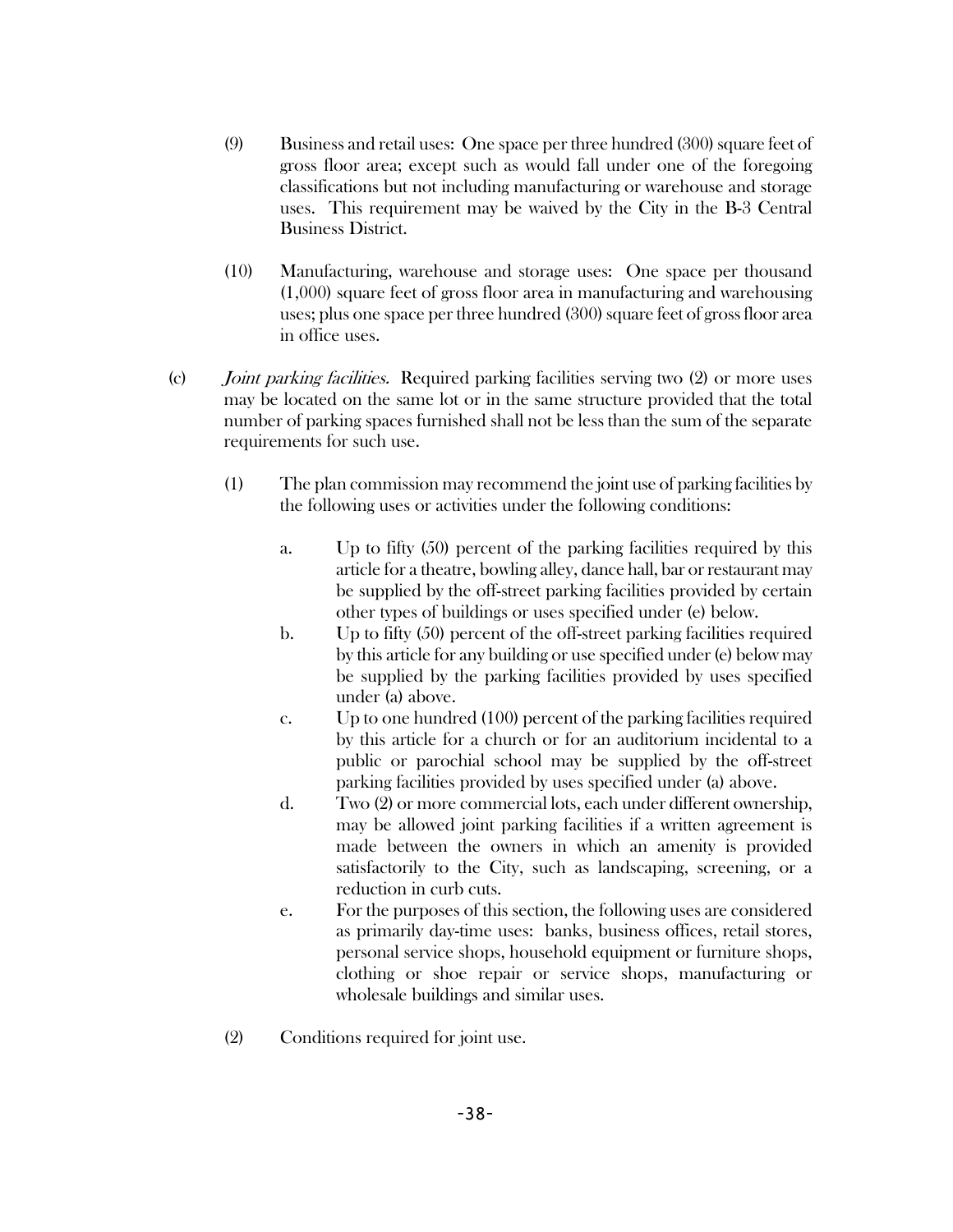(9) Business and retail uses: One space per three hundred (300) square feet of gross floor area; except such as would fall under one of the foregoing classifications but not including manufacturing or warehouse and storage uses. This requirement may be waived by the City in the B-3 Central Business District.

(10) Manufacturing, warehouse and storage uses: One space per thousand (1,000) square feet of gross floor area in manufacturing and warehousing uses; plus one space per three hundred (300) square feet of gross floor area in office uses.

(c) *Joint parking facilities.* Required parking facilities serving two (2) or more uses may be located on the same lot or in the same structure provided that the total number of parking spaces furnished shall not be less than the sum of the separate requirements for such use.

(1) The plan commission may recommend the joint use of parking facilities by the following uses or activities under the following conditions:

a. Up to fifty (50) percent of the parking facilities required by this article for a theatre, bowling alley, dance hall, bar or restaurant may be supplied by the off-street parking facilities provided by certain other types of buildings or uses specified under (e) below.

b. Up to fifty (50) percent of the off-street parking facilities required by this article for any building or use specified under (e) below may be supplied by the parking facilities provided by uses specified under (a) above.

c. Up to one hundred (100) percent of the parking facilities required by this article for a church or for an auditorium incidental to a public or parochial school may be supplied by the off-street parking facilities provided by uses specified under (a) above.

d. Two (2) or more commercial lots, each under different ownership, may be allowed joint parking facilities if a written agreement is made between the owners in which an amenity is provided satisfactorily to the City, such as landscaping, screening, or a reduction in curb cuts.

e. For the purposes of this section, the following uses are considered as primarily day-time uses: banks, business offices, retail stores, personal service shops, household equipment or furniture shops, clothing or shoe repair or service shops, manufacturing or wholesale buildings and similar uses.

(2) Conditions required for joint use.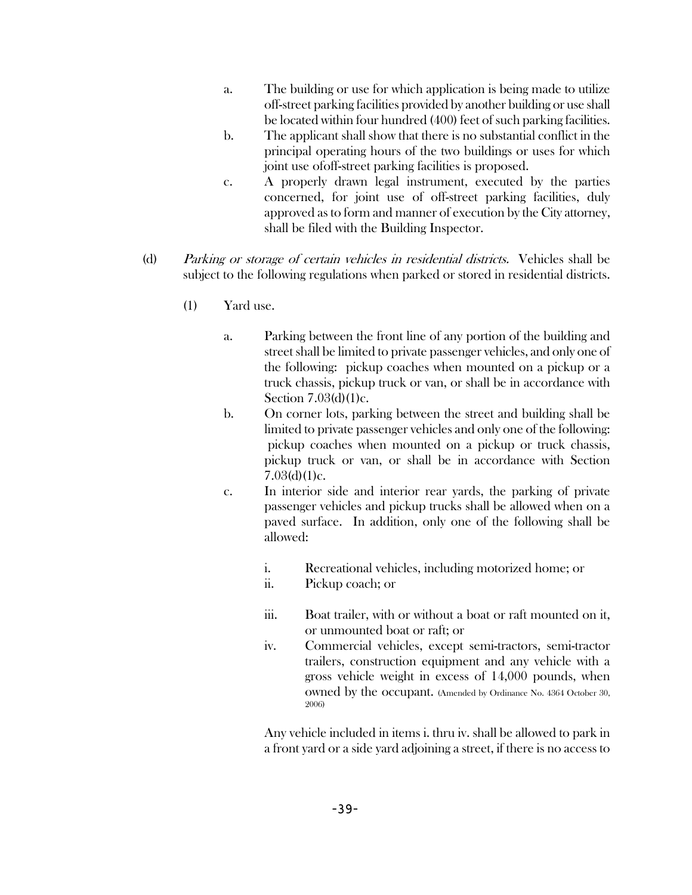a. The building or use for which application is being made to utilize off-street parking facilities provided by another building or use shall be located within four hundred (400) feet of such parking facilities.

b. The applicant shall show that there is no substantial conflict in the principal operating hours of the two buildings or uses for which joint use ofoff-street parking facilities is proposed.

c. A properly drawn legal instrument, executed by the parties concerned, for joint use of off-street parking facilities, duly approved as to form and manner of execution by the City attorney, shall be filed with the Building Inspector.

(d) *Parking or storage of certain vehicles in residential districts.* Vehicles shall be subject to the following regulations when parked or stored in residential districts.

(1) Yard use.

a. Parking between the front line of any portion of the building and street shall be limited to private passenger vehicles, and only one of the following: pickup coaches when mounted on a pickup or a truck chassis, pickup truck or van, or shall be in accordance with Section 7.03(d)(1)c.

b. On corner lots, parking between the street and building shall be limited to private passenger vehicles and only one of the following: pickup coaches when mounted on a pickup or truck chassis, pickup truck or van, or shall be in accordance with Section 7.03(d)(1)c.

c. In interior side and interior rear yards, the parking of private passenger vehicles and pickup trucks shall be allowed when on a paved surface. In addition, only one of the following shall be allowed:

i. Recreational vehicles, including motorized home; or

ii. Pickup coach; or

iii. Boat trailer, with or without a boat or raft mounted on it, or unmounted boat or raft; or

iv. Commercial vehicles, except semi-tractors, semi-tractor trailers, construction equipment and any vehicle with a gross vehicle weight in excess of 14,000 pounds, when owned by the occupant. (Amended by Ordinance No. 4364 October 30, 2006)

Any vehicle included in items i. thru iv. shall be allowed to park in a front yard or a side yard adjoining a street, if there is no access to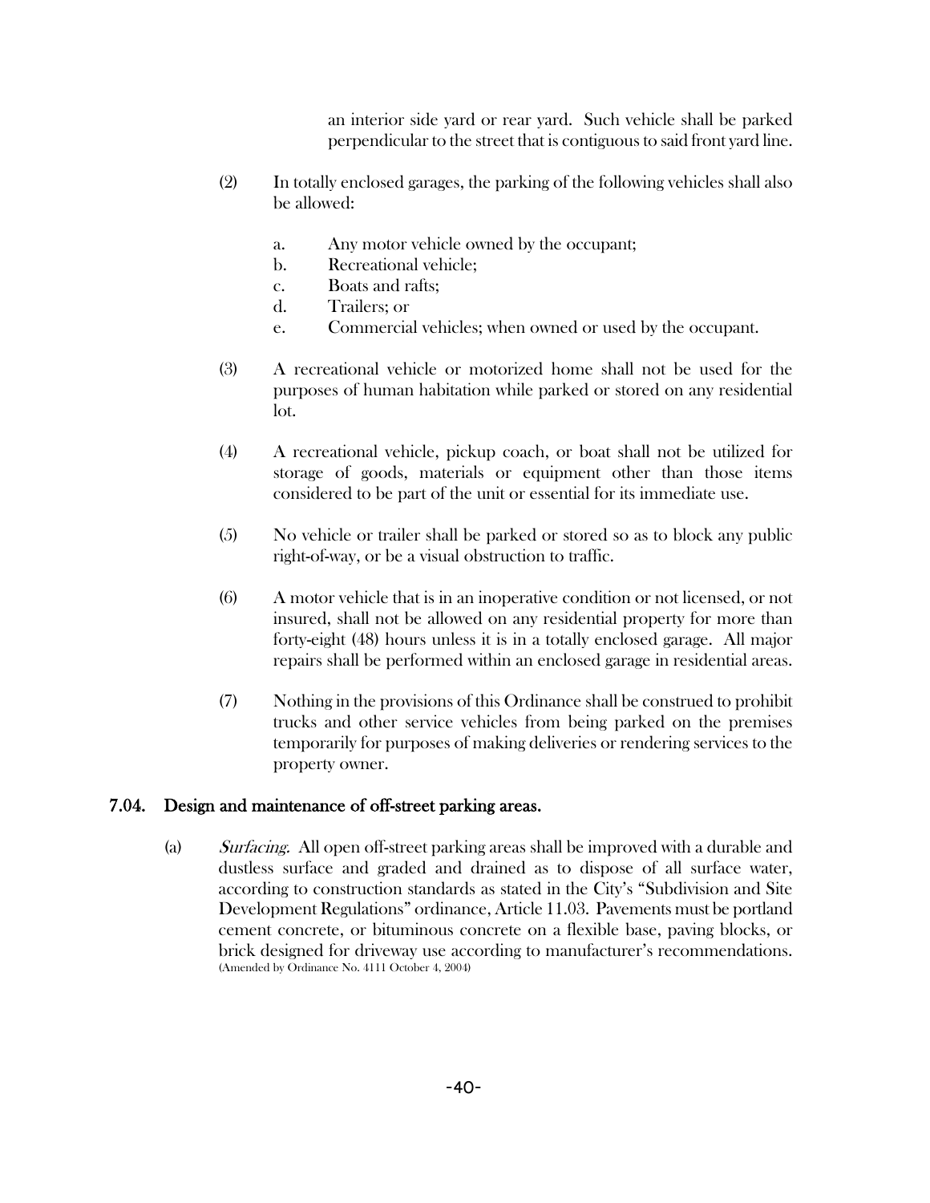an interior side yard or rear yard. Such vehicle shall be parked perpendicular to the street that is contiguous to said front yard line.

(2) In totally enclosed garages, the parking of the following vehicles shall also be allowed:

a. Any motor vehicle owned by the occupant;
b. Recreational vehicle;
c. Boats and rafts;
d. Trailers; or
e. Commercial vehicles; when owned or used by the occupant.

(3) A recreational vehicle or motorized home shall not be used for the purposes of human habitation while parked or stored on any residential lot.

(4) A recreational vehicle, pickup coach, or boat shall not be utilized for storage of goods, materials or equipment other than those items considered to be part of the unit or essential for its immediate use.

(5) No vehicle or trailer shall be parked or stored so as to block any public right-of-way, or be a visual obstruction to traffic.

(6) A motor vehicle that is in an inoperative condition or not licensed, or not insured, shall not be allowed on any residential property for more than forty-eight (48) hours unless it is in a totally enclosed garage. All major repairs shall be performed within an enclosed garage in residential areas.

(7) Nothing in the provisions of this Ordinance shall be construed to prohibit trucks and other service vehicles from being parked on the premises temporarily for purposes of making deliveries or rendering services to the property owner.

## 7.04. Design and maintenance of off-street parking areas.

(a) *Surfacing.* All open off-street parking areas shall be improved with a durable and dustless surface and graded and drained as to dispose of all surface water, according to construction standards as stated in the City's "Subdivision and Site Development Regulations" ordinance, Article 11.03. Pavements must be portland cement concrete, or bituminous concrete on a flexible base, paving blocks, or brick designed for driveway use according to manufacturer's recommendations. (Amended by Ordinance No. 4111 October 4, 2004)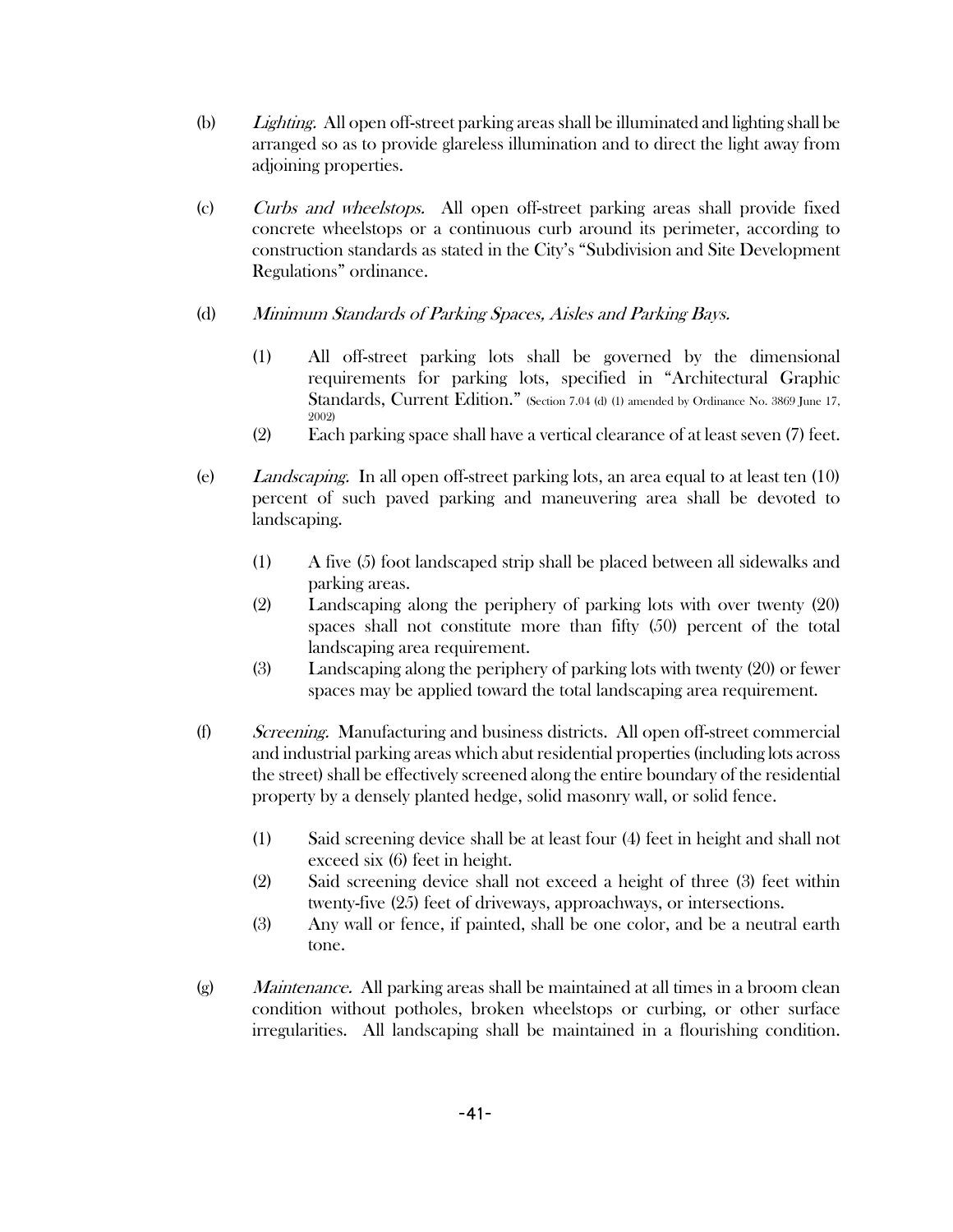(b) *Lighting.* All open off-street parking areas shall be illuminated and lighting shall be arranged so as to provide glareless illumination and to direct the light away from adjoining properties.

(c) *Curbs and wheelstops.* All open off-street parking areas shall provide fixed concrete wheelstops or a continuous curb around its perimeter, according to construction standards as stated in the City's "Subdivision and Site Development Regulations" ordinance.

(d) *Minimum Standards of Parking Spaces, Aisles and Parking Bays.*

(1) All off-street parking lots shall be governed by the dimensional requirements for parking lots, specified in "Architectural Graphic Standards, Current Edition." (Section 7.04 (d) (1) amended by Ordinance No. 3869 June 17, 2002)

(2) Each parking space shall have a vertical clearance of at least seven (7) feet.

(e) *Landscaping.* In all open off-street parking lots, an area equal to at least ten (10) percent of such paved parking and maneuvering area shall be devoted to landscaping.

(1) A five (5) foot landscaped strip shall be placed between all sidewalks and parking areas.

(2) Landscaping along the periphery of parking lots with over twenty (20) spaces shall not constitute more than fifty (50) percent of the total landscaping area requirement.

(3) Landscaping along the periphery of parking lots with twenty (20) or fewer spaces may be applied toward the total landscaping area requirement.

(f) *Screening.* Manufacturing and business districts. All open off-street commercial and industrial parking areas which abut residential properties (including lots across the street) shall be effectively screened along the entire boundary of the residential property by a densely planted hedge, solid masonry wall, or solid fence.

(1) Said screening device shall be at least four (4) feet in height and shall not exceed six (6) feet in height.

(2) Said screening device shall not exceed a height of three (3) feet within twenty-five (25) feet of driveways, approachways, or intersections.

(3) Any wall or fence, if painted, shall be one color, and be a neutral earth tone.

(g) *Maintenance.* All parking areas shall be maintained at all times in a broom clean condition without potholes, broken wheelstops or curbing, or other surface irregularities. All landscaping shall be maintained in a flourishing condition.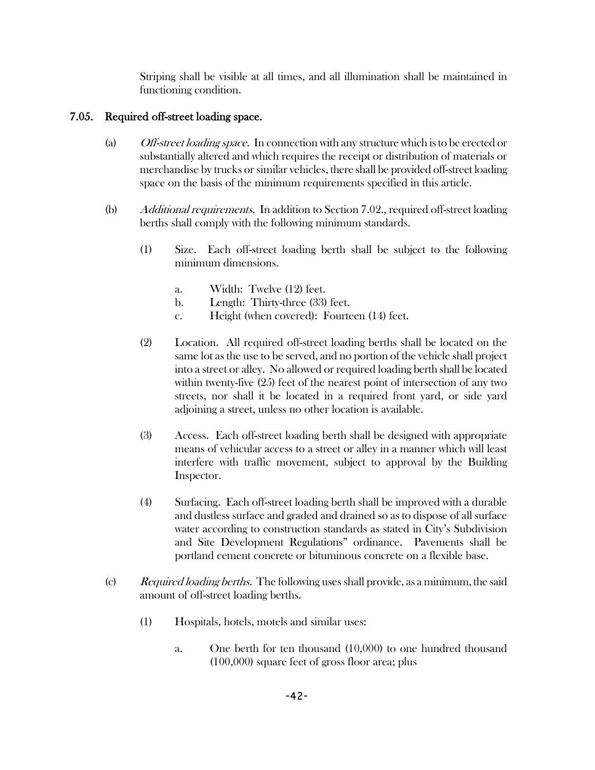Striping shall be visible at all times, and all illumination shall be maintained in functioning condition.

## 7.05. Required off-street loading space.

(a) *Off-street loading space.* In connection with any structure which is to be erected or substantially altered and which requires the receipt or distribution of materials or merchandise by trucks or similar vehicles, there shall be provided off-street loading space on the basis of the minimum requirements specified in this article.

(b) *Additional requirements.* In addition to Section 7.02., required off-street loading berths shall comply with the following minimum standards.

(1) Size. Each off-street loading berth shall be subject to the following minimum dimensions.

a. Width: Twelve (12) feet.
b. Length: Thirty-three (33) feet.
c. Height (when covered): Fourteen (14) feet.

(2) Location. All required off-street loading berths shall be located on the same lot as the use to be served, and no portion of the vehicle shall project into a street or alley. No allowed or required loading berth shall be located within twenty-five (25) feet of the nearest point of intersection of any two streets, nor shall it be located in a required front yard, or side yard adjoining a street, unless no other location is available.

(3) Access. Each off-street loading berth shall be designed with appropriate means of vehicular access to a street or alley in a manner which will least interfere with traffic movement, subject to approval by the Building Inspector.

(4) Surfacing. Each off-street loading berth shall be improved with a durable and dustless surface and graded and drained so as to dispose of all surface water according to construction standards as stated in City's Subdivision and Site Development Regulations" ordinance. Pavements shall be portland cement concrete or bituminous concrete on a flexible base.

(c) *Required loading berths.* The following uses shall provide, as a minimum, the said amount of off-street loading berths.

(1) Hospitals, hotels, motels and similar uses:

a. One berth for ten thousand (10,000) to one hundred thousand (100,000) square feet of gross floor area; plus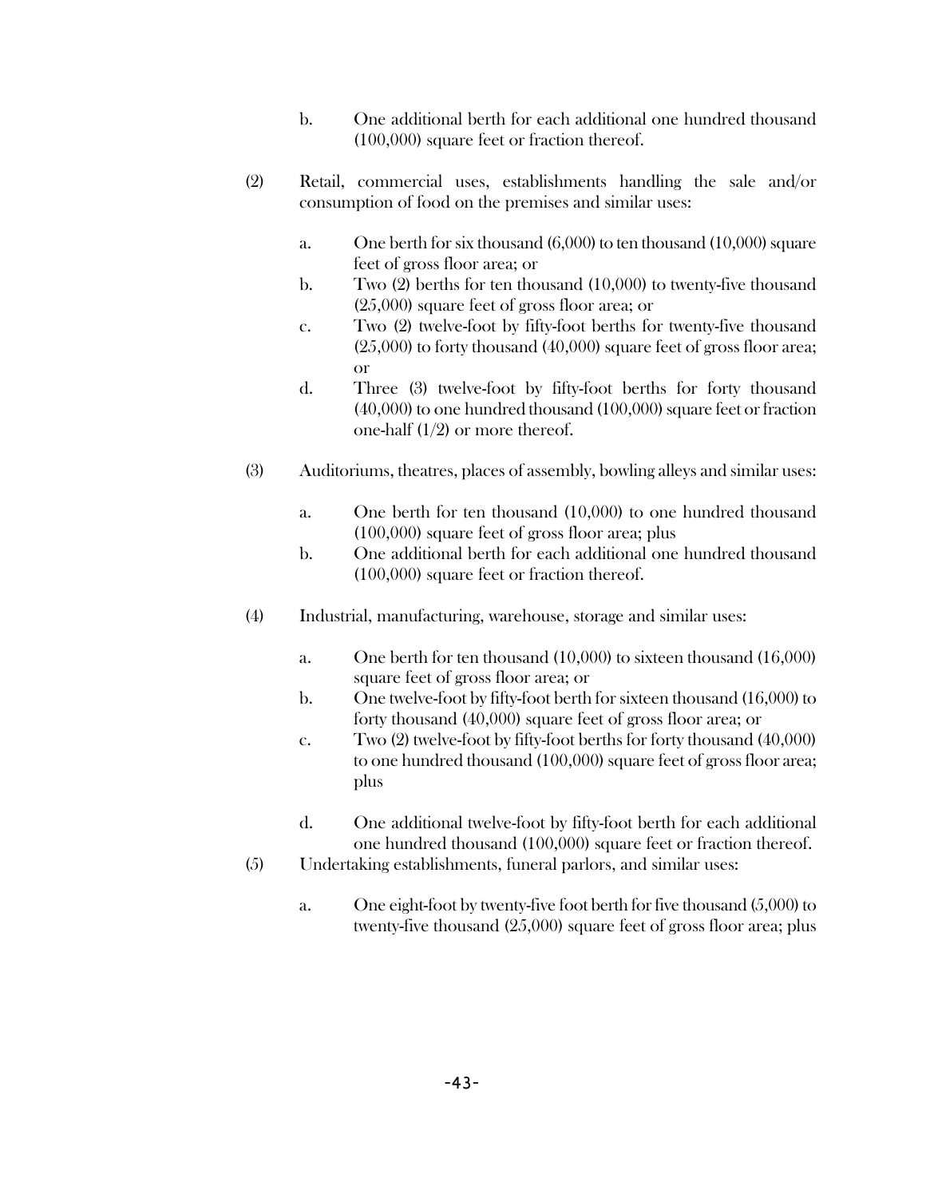b. One additional berth for each additional one hundred thousand (100,000) square feet or fraction thereof.

(2) Retail, commercial uses, establishments handling the sale and/or consumption of food on the premises and similar uses:

a. One berth for six thousand (6,000) to ten thousand (10,000) square feet of gross floor area; or
b. Two (2) berths for ten thousand (10,000) to twenty-five thousand (25,000) square feet of gross floor area; or
c. Two (2) twelve-foot by fifty-foot berths for twenty-five thousand (25,000) to forty thousand (40,000) square feet of gross floor area; or
d. Three (3) twelve-foot by fifty-foot berths for forty thousand (40,000) to one hundred thousand (100,000) square feet or fraction one-half (1/2) or more thereof.

(3) Auditoriums, theatres, places of assembly, bowling alleys and similar uses:

a. One berth for ten thousand (10,000) to one hundred thousand (100,000) square feet of gross floor area; plus
b. One additional berth for each additional one hundred thousand (100,000) square feet or fraction thereof.

(4) Industrial, manufacturing, warehouse, storage and similar uses:

a. One berth for ten thousand (10,000) to sixteen thousand (16,000) square feet of gross floor area; or
b. One twelve-foot by fifty-foot berth for sixteen thousand (16,000) to forty thousand (40,000) square feet of gross floor area; or
c. Two (2) twelve-foot by fifty-foot berths for forty thousand (40,000) to one hundred thousand (100,000) square feet of gross floor area; plus
d. One additional twelve-foot by fifty-foot berth for each additional one hundred thousand (100,000) square feet or fraction thereof.

(5) Undertaking establishments, funeral parlors, and similar uses:

a. One eight-foot by twenty-five foot berth for five thousand (5,000) to twenty-five thousand (25,000) square feet of gross floor area; plus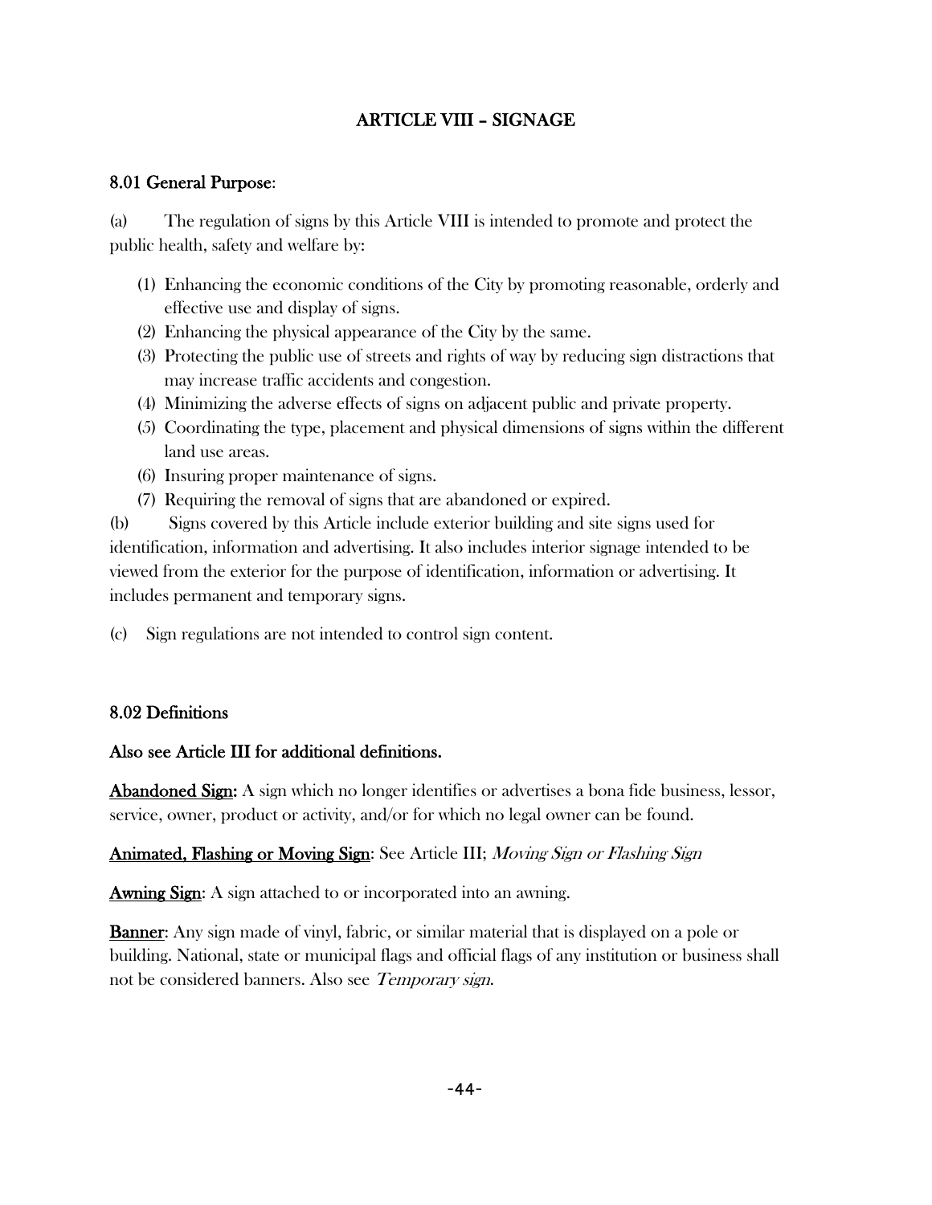# ARTICLE VIII – SIGNAGE

## 8.01 General Purpose:

(a) The regulation of signs by this Article VIII is intended to promote and protect the public health, safety and welfare by:

(1) Enhancing the economic conditions of the City by promoting reasonable, orderly and effective use and display of signs.
(2) Enhancing the physical appearance of the City by the same.
(3) Protecting the public use of streets and rights of way by reducing sign distractions that may increase traffic accidents and congestion.
(4) Minimizing the adverse effects of signs on adjacent public and private property.
(5) Coordinating the type, placement and physical dimensions of signs within the different land use areas.
(6) Insuring proper maintenance of signs.
(7) Requiring the removal of signs that are abandoned or expired.

(b) Signs covered by this Article include exterior building and site signs used for identification, information and advertising. It also includes interior signage intended to be viewed from the exterior for the purpose of identification, information or advertising. It includes permanent and temporary signs.

(c) Sign regulations are not intended to control sign content.

## 8.02 Definitions

**Also see Article III for additional definitions.**

**Abandoned Sign:** A sign which no longer identifies or advertises a bona fide business, lessor, service, owner, product or activity, and/or for which no legal owner can be found.

**Animated, Flashing or Moving Sign**: See Article III; *Moving Sign or Flashing Sign*

**Awning Sign**: A sign attached to or incorporated into an awning.

**Banner**: Any sign made of vinyl, fabric, or similar material that is displayed on a pole or building. National, state or municipal flags and official flags of any institution or business shall not be considered banners. Also see *Temporary sign.*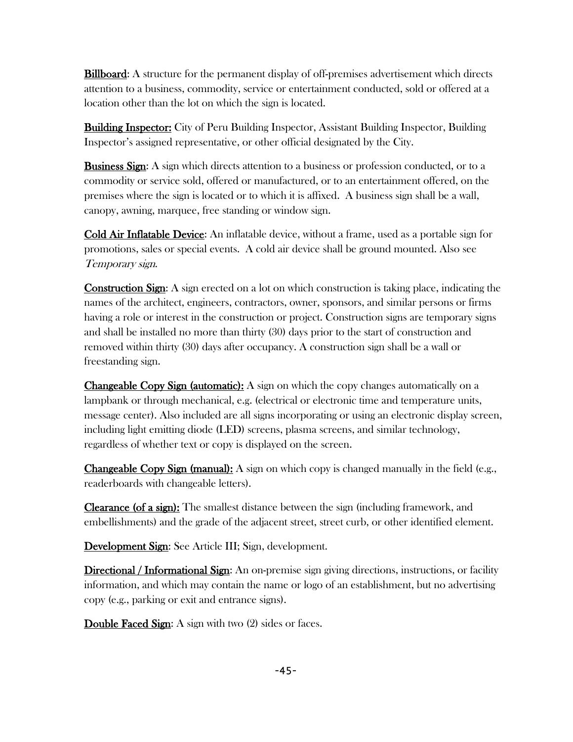**Billboard**: A structure for the permanent display of off-premises advertisement which directs attention to a business, commodity, service or entertainment conducted, sold or offered at a location other than the lot on which the sign is located.

**Building Inspector:** City of Peru Building Inspector, Assistant Building Inspector, Building Inspector's assigned representative, or other official designated by the City.

**Business Sign**: A sign which directs attention to a business or profession conducted, or to a commodity or service sold, offered or manufactured, or to an entertainment offered, on the premises where the sign is located or to which it is affixed. A business sign shall be a wall, canopy, awning, marquee, free standing or window sign.

**Cold Air Inflatable Device**: An inflatable device, without a frame, used as a portable sign for promotions, sales or special events. A cold air device shall be ground mounted. Also see *Temporary sign*.

**Construction Sign**: A sign erected on a lot on which construction is taking place, indicating the names of the architect, engineers, contractors, owner, sponsors, and similar persons or firms having a role or interest in the construction or project. Construction signs are temporary signs and shall be installed no more than thirty (30) days prior to the start of construction and removed within thirty (30) days after occupancy. A construction sign shall be a wall or freestanding sign.

**Changeable Copy Sign (automatic):** A sign on which the copy changes automatically on a lampbank or through mechanical, e.g. (electrical or electronic time and temperature units, message center). Also included are all signs incorporating or using an electronic display screen, including light emitting diode (LED) screens, plasma screens, and similar technology, regardless of whether text or copy is displayed on the screen.

**Changeable Copy Sign (manual):** A sign on which copy is changed manually in the field (e.g., readerboards with changeable letters).

**Clearance (of a sign):** The smallest distance between the sign (including framework, and embellishments) and the grade of the adjacent street, street curb, or other identified element.

**Development Sign**: See Article III; Sign, development.

**Directional / Informational Sign**: An on-premise sign giving directions, instructions, or facility information, and which may contain the name or logo of an establishment, but no advertising copy (e.g., parking or exit and entrance signs).

**Double Faced Sign**: A sign with two (2) sides or faces.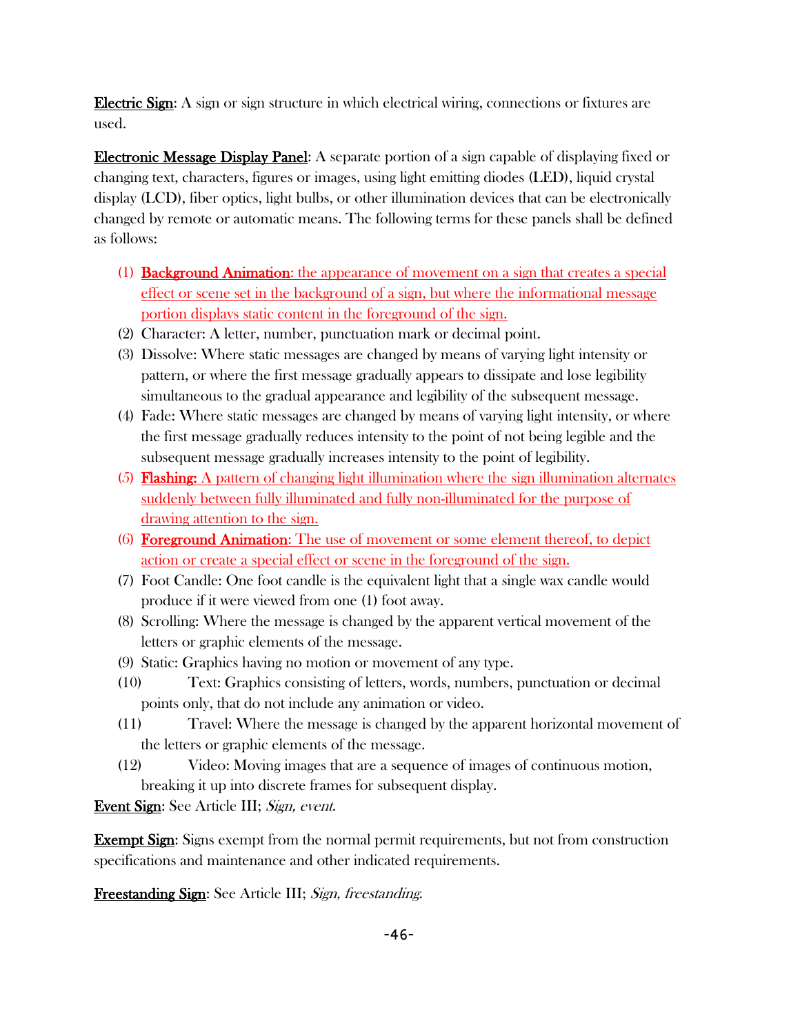**Electric Sign**: A sign or sign structure in which electrical wiring, connections or fixtures are used.

**Electronic Message Display Panel**: A separate portion of a sign capable of displaying fixed or changing text, characters, figures or images, using light emitting diodes (LED), liquid crystal display (LCD), fiber optics, light bulbs, or other illumination devices that can be electronically changed by remote or automatic means. The following terms for these panels shall be defined as follows:

(1) **Background Animation**: the appearance of movement on a sign that creates a special effect or scene set in the background of a sign, but where the informational message portion displays static content in the foreground of the sign.
(2) Character: A letter, number, punctuation mark or decimal point.
(3) Dissolve: Where static messages are changed by means of varying light intensity or pattern, or where the first message gradually appears to dissipate and lose legibility simultaneous to the gradual appearance and legibility of the subsequent message.
(4) Fade: Where static messages are changed by means of varying light intensity, or where the first message gradually reduces intensity to the point of not being legible and the subsequent message gradually increases intensity to the point of legibility.
(5) **Flashing:** A pattern of changing light illumination where the sign illumination alternates suddenly between fully illuminated and fully non-illuminated for the purpose of drawing attention to the sign.
(6) **Foreground Animation**: The use of movement or some element thereof, to depict action or create a special effect or scene in the foreground of the sign.
(7) Foot Candle: One foot candle is the equivalent light that a single wax candle would produce if it were viewed from one (1) foot away.
(8) Scrolling: Where the message is changed by the apparent vertical movement of the letters or graphic elements of the message.
(9) Static: Graphics having no motion or movement of any type.
(10) Text: Graphics consisting of letters, words, numbers, punctuation or decimal points only, that do not include any animation or video.
(11) Travel: Where the message is changed by the apparent horizontal movement of the letters or graphic elements of the message.
(12) Video: Moving images that are a sequence of images of continuous motion, breaking it up into discrete frames for subsequent display.

**Event Sign**: See Article III; *Sign, event.*

**Exempt Sign**: Signs exempt from the normal permit requirements, but not from construction specifications and maintenance and other indicated requirements.

**Freestanding Sign**: See Article III; *Sign, freestanding.*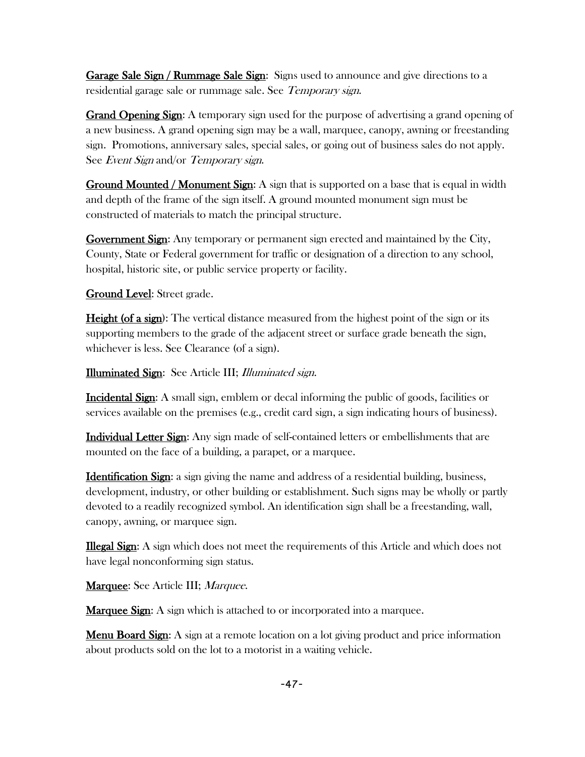**Garage Sale Sign / Rummage Sale Sign**: Signs used to announce and give directions to a residential garage sale or rummage sale. See *Temporary sign*.

**Grand Opening Sign**: A temporary sign used for the purpose of advertising a grand opening of a new business. A grand opening sign may be a wall, marquee, canopy, awning or freestanding sign. Promotions, anniversary sales, special sales, or going out of business sales do not apply. See *Event Sign* and/or *Temporary sign*.

**Ground Mounted / Monument Sign**: A sign that is supported on a base that is equal in width and depth of the frame of the sign itself. A ground mounted monument sign must be constructed of materials to match the principal structure.

**Government Sign**: Any temporary or permanent sign erected and maintained by the City, County, State or Federal government for traffic or designation of a direction to any school, hospital, historic site, or public service property or facility.

**Ground Level**: Street grade.

**Height (of a sign)**: The vertical distance measured from the highest point of the sign or its supporting members to the grade of the adjacent street or surface grade beneath the sign, whichever is less. See Clearance (of a sign).

**Illuminated Sign**: See Article III; *Illuminated sign*.

**Incidental Sign**: A small sign, emblem or decal informing the public of goods, facilities or services available on the premises (e.g., credit card sign, a sign indicating hours of business).

**Individual Letter Sign**: Any sign made of self-contained letters or embellishments that are mounted on the face of a building, a parapet, or a marquee.

**Identification Sign**: a sign giving the name and address of a residential building, business, development, industry, or other building or establishment. Such signs may be wholly or partly devoted to a readily recognized symbol. An identification sign shall be a freestanding, wall, canopy, awning, or marquee sign.

**Illegal Sign**: A sign which does not meet the requirements of this Article and which does not have legal nonconforming sign status.

**Marquee**: See Article III; *Marquee*.

**Marquee Sign**: A sign which is attached to or incorporated into a marquee.

**Menu Board Sign**: A sign at a remote location on a lot giving product and price information about products sold on the lot to a motorist in a waiting vehicle.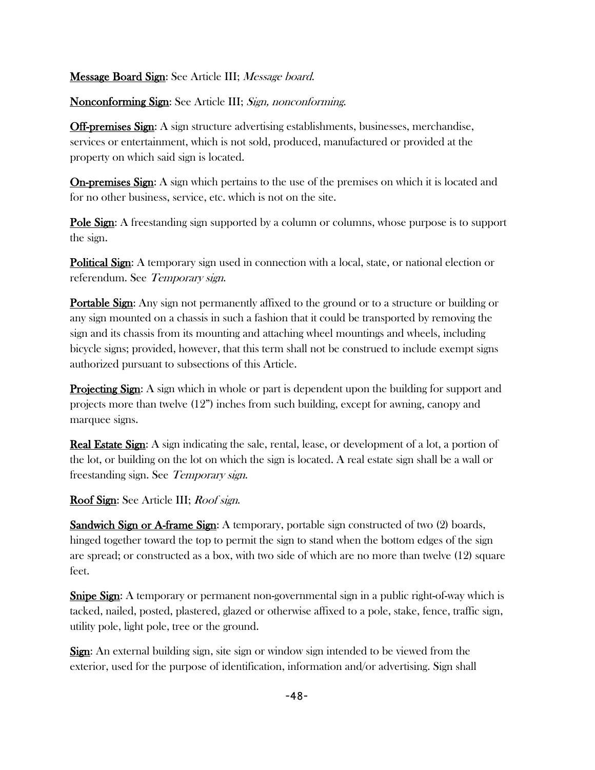**Message Board Sign**: See Article III; *Message board.*

**Nonconforming Sign**: See Article III; *Sign, nonconforming.*

**Off-premises Sign**: A sign structure advertising establishments, businesses, merchandise, services or entertainment, which is not sold, produced, manufactured or provided at the property on which said sign is located.

**On-premises Sign**: A sign which pertains to the use of the premises on which it is located and for no other business, service, etc. which is not on the site.

**Pole Sign**: A freestanding sign supported by a column or columns, whose purpose is to support the sign.

**Political Sign**: A temporary sign used in connection with a local, state, or national election or referendum. See *Temporary sign.*

**Portable Sign**: Any sign not permanently affixed to the ground or to a structure or building or any sign mounted on a chassis in such a fashion that it could be transported by removing the sign and its chassis from its mounting and attaching wheel mountings and wheels, including bicycle signs; provided, however, that this term shall not be construed to include exempt signs authorized pursuant to subsections of this Article.

**Projecting Sign**: A sign which in whole or part is dependent upon the building for support and projects more than twelve (12") inches from such building, except for awning, canopy and marquee signs.

**Real Estate Sign**: A sign indicating the sale, rental, lease, or development of a lot, a portion of the lot, or building on the lot on which the sign is located. A real estate sign shall be a wall or freestanding sign. See *Temporary sign.*

**Roof Sign**: See Article III; *Roof sign.*

**Sandwich Sign or A-frame Sign**: A temporary, portable sign constructed of two (2) boards, hinged together toward the top to permit the sign to stand when the bottom edges of the sign are spread; or constructed as a box, with two side of which are no more than twelve (12) square feet.

**Snipe Sign**: A temporary or permanent non-governmental sign in a public right-of-way which is tacked, nailed, posted, plastered, glazed or otherwise affixed to a pole, stake, fence, traffic sign, utility pole, light pole, tree or the ground.

**Sign**: An external building sign, site sign or window sign intended to be viewed from the exterior, used for the purpose of identification, information and/or advertising. Sign shall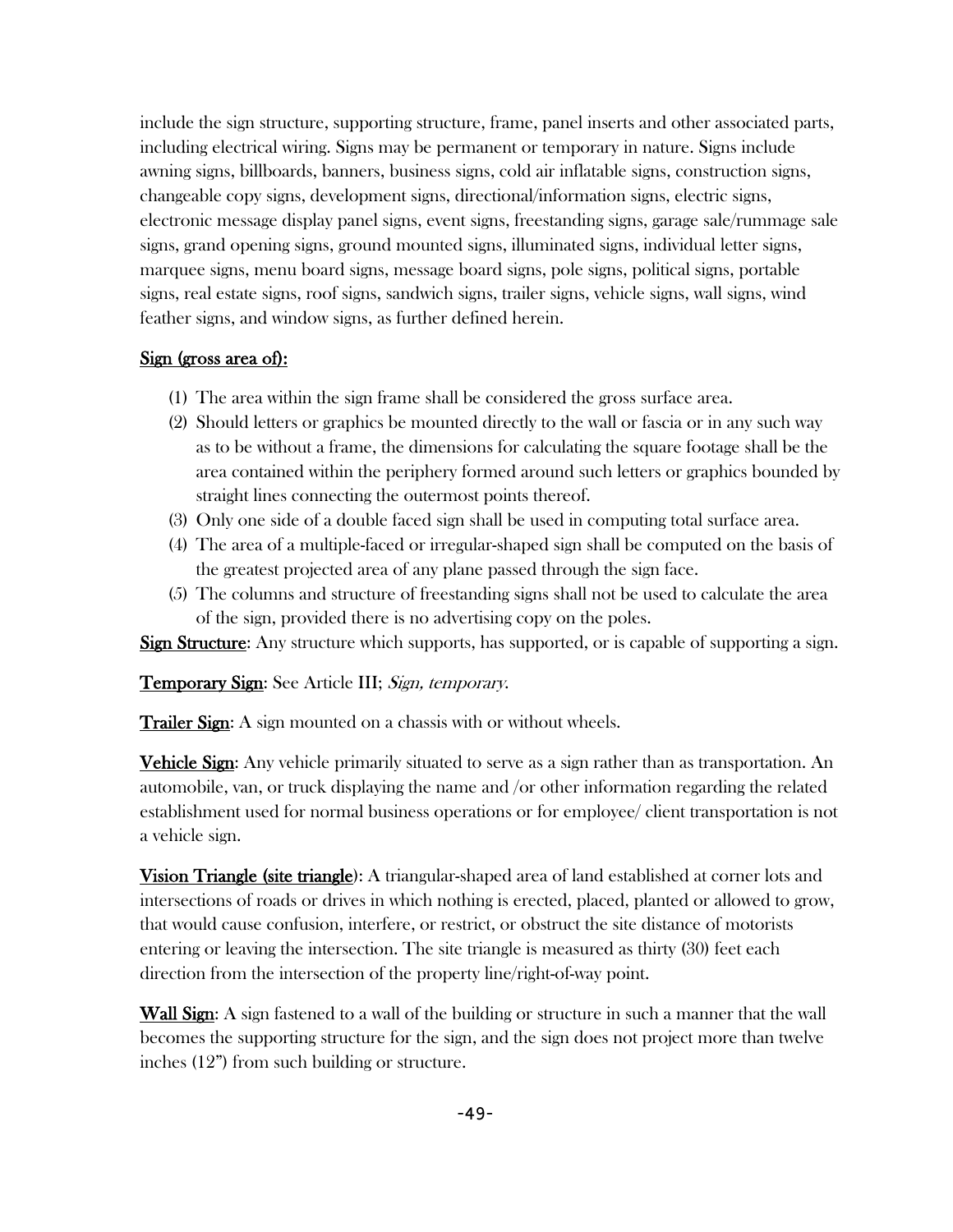include the sign structure, supporting structure, frame, panel inserts and other associated parts, including electrical wiring. Signs may be permanent or temporary in nature. Signs include awning signs, billboards, banners, business signs, cold air inflatable signs, construction signs, changeable copy signs, development signs, directional/information signs, electric signs, electronic message display panel signs, event signs, freestanding signs, garage sale/rummage sale signs, grand opening signs, ground mounted signs, illuminated signs, individual letter signs, marquee signs, menu board signs, message board signs, pole signs, political signs, portable signs, real estate signs, roof signs, sandwich signs, trailer signs, vehicle signs, wall signs, wind feather signs, and window signs, as further defined herein.

**Sign (gross area of):**

(1) The area within the sign frame shall be considered the gross surface area.
(2) Should letters or graphics be mounted directly to the wall or fascia or in any such way as to be without a frame, the dimensions for calculating the square footage shall be the area contained within the periphery formed around such letters or graphics bounded by straight lines connecting the outermost points thereof.
(3) Only one side of a double faced sign shall be used in computing total surface area.
(4) The area of a multiple-faced or irregular-shaped sign shall be computed on the basis of the greatest projected area of any plane passed through the sign face.
(5) The columns and structure of freestanding signs shall not be used to calculate the area of the sign, provided there is no advertising copy on the poles.

**Sign Structure**: Any structure which supports, has supported, or is capable of supporting a sign.

**Temporary Sign**: See Article III; *Sign, temporary*.

**Trailer Sign**: A sign mounted on a chassis with or without wheels.

**Vehicle Sign**: Any vehicle primarily situated to serve as a sign rather than as transportation. An automobile, van, or truck displaying the name and /or other information regarding the related establishment used for normal business operations or for employee/ client transportation is not a vehicle sign.

**Vision Triangle (site triangle)**: A triangular-shaped area of land established at corner lots and intersections of roads or drives in which nothing is erected, placed, planted or allowed to grow, that would cause confusion, interfere, or restrict, or obstruct the site distance of motorists entering or leaving the intersection. The site triangle is measured as thirty (30) feet each direction from the intersection of the property line/right-of-way point.

**Wall Sign**: A sign fastened to a wall of the building or structure in such a manner that the wall becomes the supporting structure for the sign, and the sign does not project more than twelve inches (12") from such building or structure.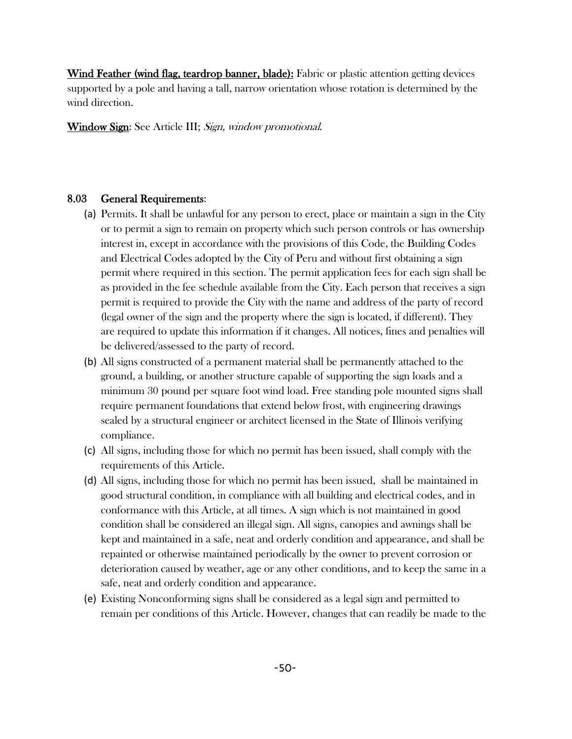<u>**Wind Feather (wind flag, teardrop banner, blade):**</u> Fabric or plastic attention getting devices supported by a pole and having a tall, narrow orientation whose rotation is determined by the wind direction.

<u>**Window Sign**</u>: See Article III; *Sign, window promotional*.

### 8.03 General Requirements:

(a) Permits. It shall be unlawful for any person to erect, place or maintain a sign in the City or to permit a sign to remain on property which such person controls or has ownership interest in, except in accordance with the provisions of this Code, the Building Codes and Electrical Codes adopted by the City of Peru and without first obtaining a sign permit where required in this section. The permit application fees for each sign shall be as provided in the fee schedule available from the City. Each person that receives a sign permit is required to provide the City with the name and address of the party of record (legal owner of the sign and the property where the sign is located, if different). They are required to update this information if it changes. All notices, fines and penalties will be delivered/assessed to the party of record.

(b) All signs constructed of a permanent material shall be permanently attached to the ground, a building, or another structure capable of supporting the sign loads and a minimum 30 pound per square foot wind load. Free standing pole mounted signs shall require permanent foundations that extend below frost, with engineering drawings sealed by a structural engineer or architect licensed in the State of Illinois verifying compliance.

(c) All signs, including those for which no permit has been issued, shall comply with the requirements of this Article.

(d) All signs, including those for which no permit has been issued, shall be maintained in good structural condition, in compliance with all building and electrical codes, and in conformance with this Article, at all times. A sign which is not maintained in good condition shall be considered an illegal sign. All signs, canopies and awnings shall be kept and maintained in a safe, neat and orderly condition and appearance, and shall be repainted or otherwise maintained periodically by the owner to prevent corrosion or deterioration caused by weather, age or any other conditions, and to keep the same in a safe, neat and orderly condition and appearance.

(e) Existing Nonconforming signs shall be considered as a legal sign and permitted to remain per conditions of this Article. However, changes that can readily be made to the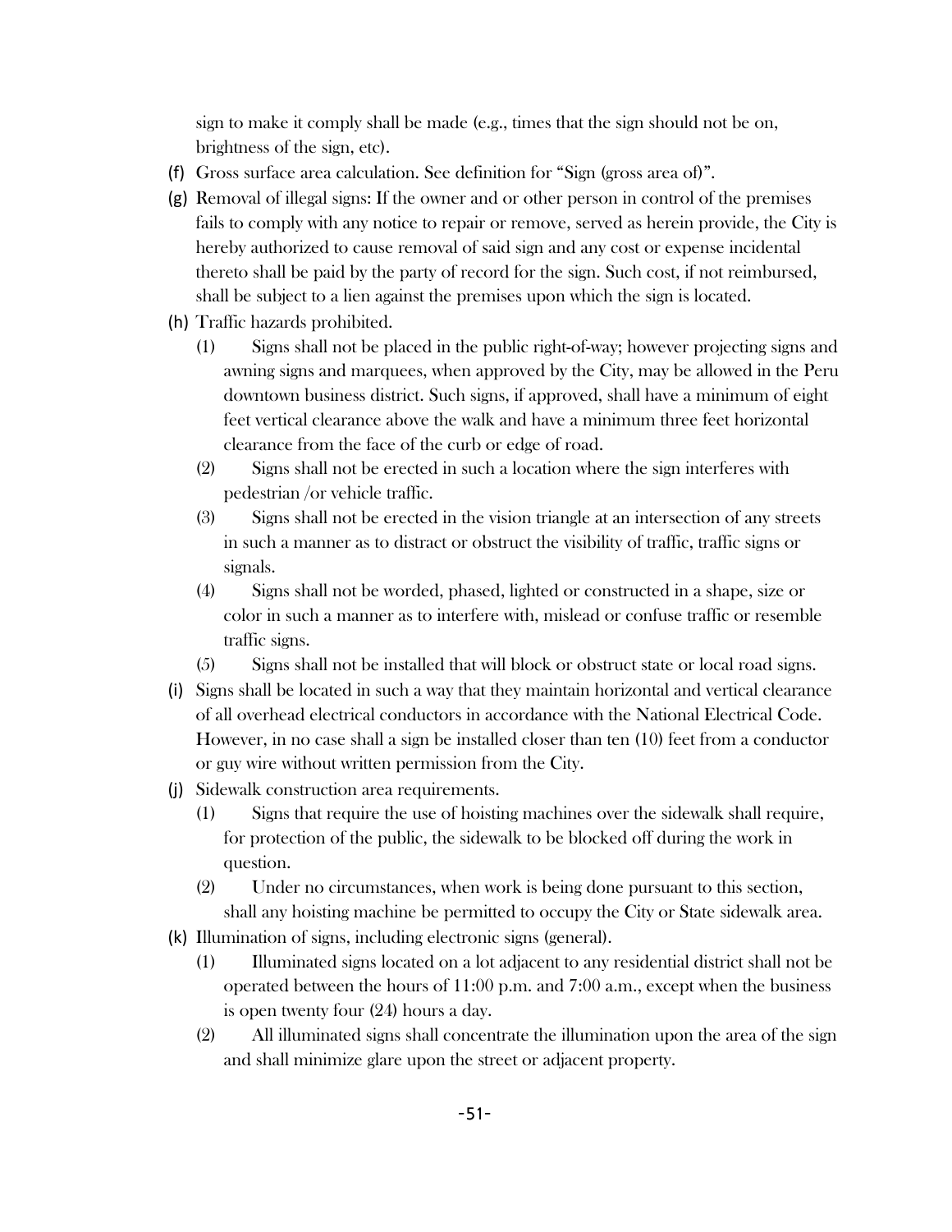sign to make it comply shall be made (e.g., times that the sign should not be on, brightness of the sign, etc).

(f) Gross surface area calculation. See definition for "Sign (gross area of)".

(g) Removal of illegal signs: If the owner and or other person in control of the premises fails to comply with any notice to repair or remove, served as herein provide, the City is hereby authorized to cause removal of said sign and any cost or expense incidental thereto shall be paid by the party of record for the sign. Such cost, if not reimbursed, shall be subject to a lien against the premises upon which the sign is located.

(h) Traffic hazards prohibited.

  (1) Signs shall not be placed in the public right-of-way; however projecting signs and awning signs and marquees, when approved by the City, may be allowed in the Peru downtown business district. Such signs, if approved, shall have a minimum of eight feet vertical clearance above the walk and have a minimum three feet horizontal clearance from the face of the curb or edge of road.

  (2) Signs shall not be erected in such a location where the sign interferes with pedestrian /or vehicle traffic.

  (3) Signs shall not be erected in the vision triangle at an intersection of any streets in such a manner as to distract or obstruct the visibility of traffic, traffic signs or signals.

  (4) Signs shall not be worded, phased, lighted or constructed in a shape, size or color in such a manner as to interfere with, mislead or confuse traffic or resemble traffic signs.

  (5) Signs shall not be installed that will block or obstruct state or local road signs.

(i) Signs shall be located in such a way that they maintain horizontal and vertical clearance of all overhead electrical conductors in accordance with the National Electrical Code. However, in no case shall a sign be installed closer than ten (10) feet from a conductor or guy wire without written permission from the City.

(j) Sidewalk construction area requirements.

  (1) Signs that require the use of hoisting machines over the sidewalk shall require, for protection of the public, the sidewalk to be blocked off during the work in question.

  (2) Under no circumstances, when work is being done pursuant to this section, shall any hoisting machine be permitted to occupy the City or State sidewalk area.

(k) Illumination of signs, including electronic signs (general).

  (1) Illuminated signs located on a lot adjacent to any residential district shall not be operated between the hours of 11:00 p.m. and 7:00 a.m., except when the business is open twenty four (24) hours a day.

  (2) All illuminated signs shall concentrate the illumination upon the area of the sign and shall minimize glare upon the street or adjacent property.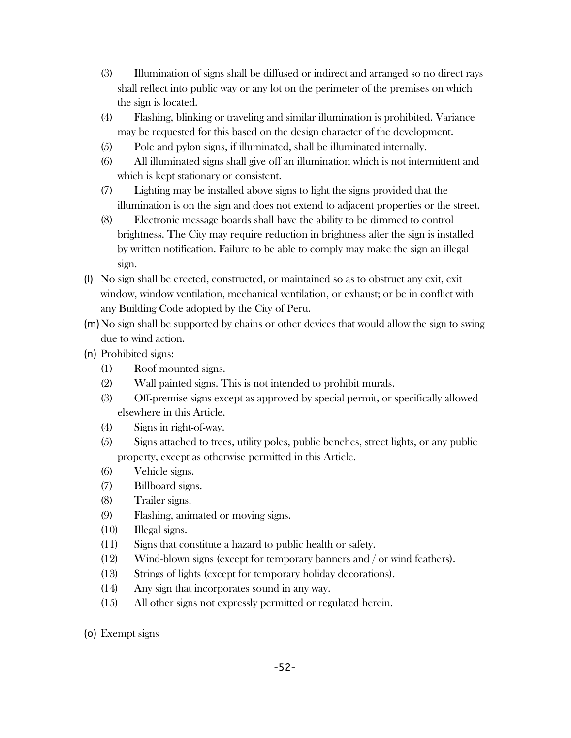(3) Illumination of signs shall be diffused or indirect and arranged so no direct rays shall reflect into public way or any lot on the perimeter of the premises on which the sign is located.

(4) Flashing, blinking or traveling and similar illumination is prohibited. Variance may be requested for this based on the design character of the development.

(5) Pole and pylon signs, if illuminated, shall be illuminated internally.

(6) All illuminated signs shall give off an illumination which is not intermittent and which is kept stationary or consistent.

(7) Lighting may be installed above signs to light the signs provided that the illumination is on the sign and does not extend to adjacent properties or the street.

(8) Electronic message boards shall have the ability to be dimmed to control brightness. The City may require reduction in brightness after the sign is installed by written notification. Failure to be able to comply may make the sign an illegal sign.

(l) No sign shall be erected, constructed, or maintained so as to obstruct any exit, exit window, window ventilation, mechanical ventilation, or exhaust; or be in conflict with any Building Code adopted by the City of Peru.

(m) No sign shall be supported by chains or other devices that would allow the sign to swing due to wind action.

(n) Prohibited signs:

(1) Roof mounted signs.

(2) Wall painted signs. This is not intended to prohibit murals.

(3) Off-premise signs except as approved by special permit, or specifically allowed elsewhere in this Article.

(4) Signs in right-of-way.

(5) Signs attached to trees, utility poles, public benches, street lights, or any public property, except as otherwise permitted in this Article.

(6) Vehicle signs.

(7) Billboard signs.

(8) Trailer signs.

(9) Flashing, animated or moving signs.

(10) Illegal signs.

(11) Signs that constitute a hazard to public health or safety.

(12) Wind-blown signs (except for temporary banners and / or wind feathers).

(13) Strings of lights (except for temporary holiday decorations).

(14) Any sign that incorporates sound in any way.

(15) All other signs not expressly permitted or regulated herein.

(o) Exempt signs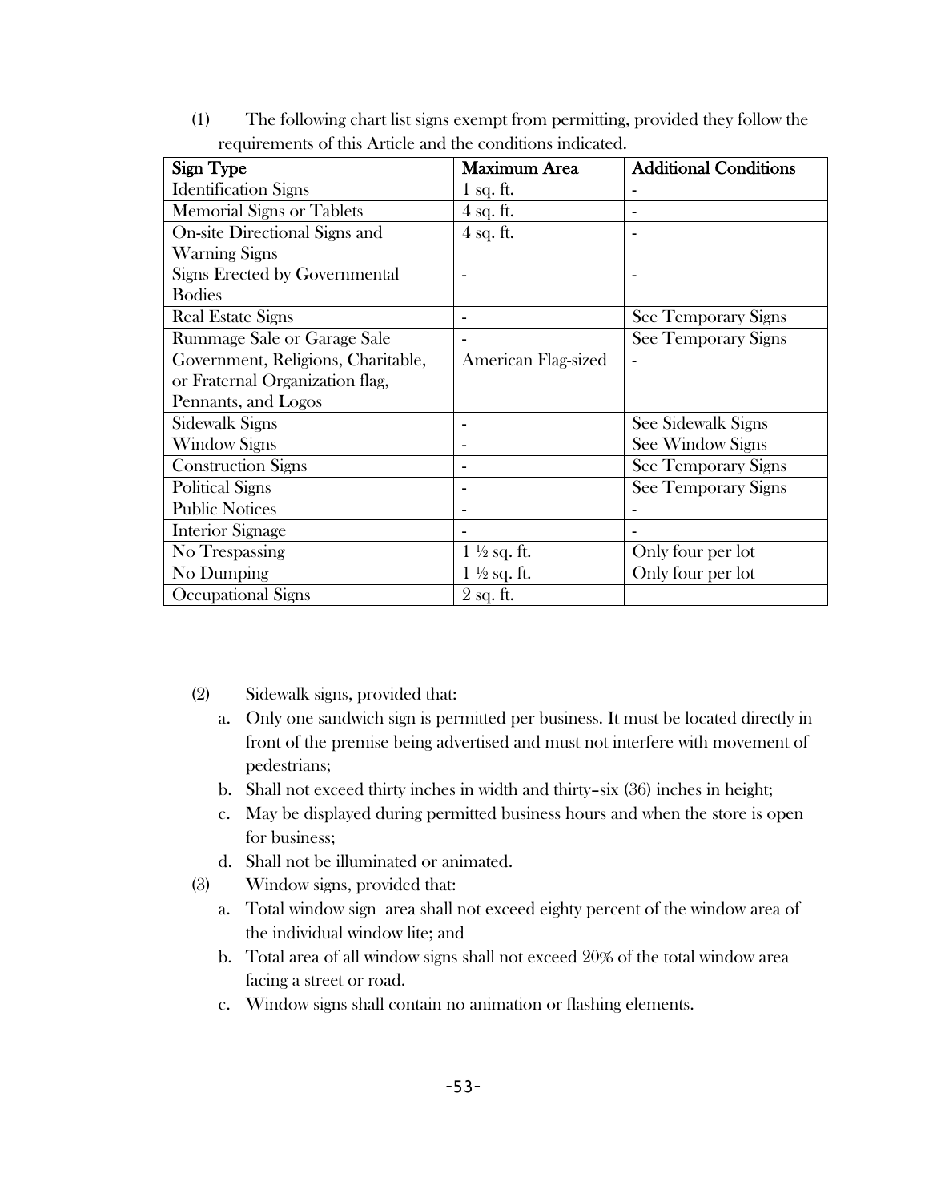(1) The following chart list signs exempt from permitting, provided they follow the requirements of this Article and the conditions indicated.

| Sign Type | Maximum Area | Additional Conditions |
|---|---|---|
| Identification Signs | 1 sq. ft. | - |
| Memorial Signs or Tablets | 4 sq. ft. | - |
| On-site Directional Signs and Warning Signs | 4 sq. ft. | - |
| Signs Erected by Governmental Bodies | - | - |
| Real Estate Signs | - | See Temporary Signs |
| Rummage Sale or Garage Sale | - | See Temporary Signs |
| Government, Religions, Charitable, or Fraternal Organization flag, Pennants, and Logos | American Flag-sized | - |
| Sidewalk Signs | - | See Sidewalk Signs |
| Window Signs | - | See Window Signs |
| Construction Signs | - | See Temporary Signs |
| Political Signs | - | See Temporary Signs |
| Public Notices | - | - |
| Interior Signage | - | - |
| No Trespassing | 1 ½ sq. ft. | Only four per lot |
| No Dumping | 1 ½ sq. ft. | Only four per lot |
| Occupational Signs | 2 sq. ft. | |

(2) Sidewalk signs, provided that:

a. Only one sandwich sign is permitted per business. It must be located directly in front of the premise being advertised and must not interfere with movement of pedestrians;

b. Shall not exceed thirty inches in width and thirty–six (36) inches in height;

c. May be displayed during permitted business hours and when the store is open for business;

d. Shall not be illuminated or animated.

(3) Window signs, provided that:

a. Total window sign area shall not exceed eighty percent of the window area of the individual window lite; and

b. Total area of all window signs shall not exceed 20% of the total window area facing a street or road.

c. Window signs shall contain no animation or flashing elements.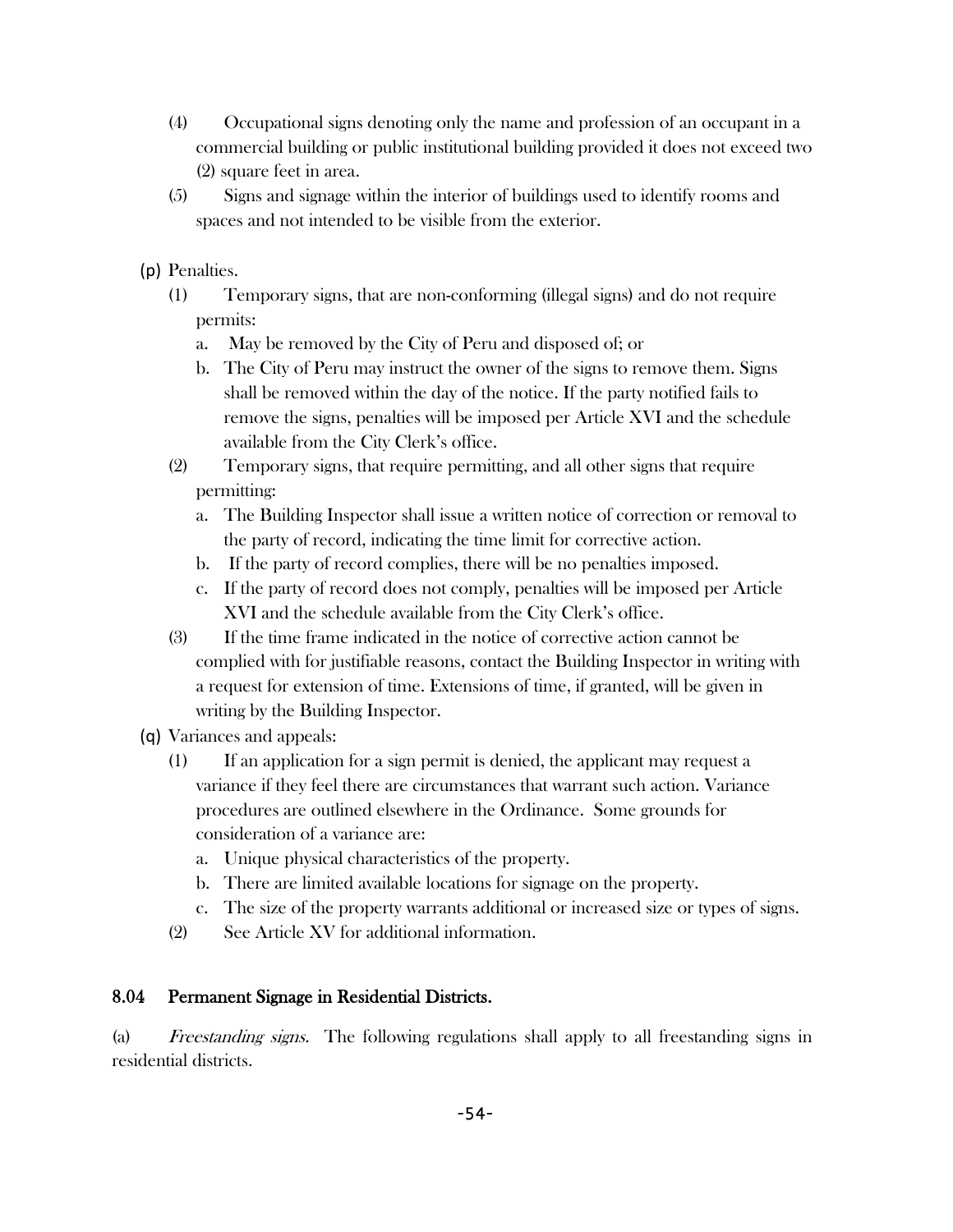(4) Occupational signs denoting only the name and profession of an occupant in a commercial building or public institutional building provided it does not exceed two (2) square feet in area.

(5) Signs and signage within the interior of buildings used to identify rooms and spaces and not intended to be visible from the exterior.

(p) Penalties.

(1) Temporary signs, that are non-conforming (illegal signs) and do not require permits:

a. May be removed by the City of Peru and disposed of; or

b. The City of Peru may instruct the owner of the signs to remove them. Signs shall be removed within the day of the notice. If the party notified fails to remove the signs, penalties will be imposed per Article XVI and the schedule available from the City Clerk's office.

(2) Temporary signs, that require permitting, and all other signs that require permitting:

a. The Building Inspector shall issue a written notice of correction or removal to the party of record, indicating the time limit for corrective action.

b. If the party of record complies, there will be no penalties imposed.

c. If the party of record does not comply, penalties will be imposed per Article XVI and the schedule available from the City Clerk's office.

(3) If the time frame indicated in the notice of corrective action cannot be complied with for justifiable reasons, contact the Building Inspector in writing with a request for extension of time. Extensions of time, if granted, will be given in writing by the Building Inspector.

(q) Variances and appeals:

(1) If an application for a sign permit is denied, the applicant may request a variance if they feel there are circumstances that warrant such action. Variance procedures are outlined elsewhere in the Ordinance. Some grounds for consideration of a variance are:

a. Unique physical characteristics of the property.

b. There are limited available locations for signage on the property.

c. The size of the property warrants additional or increased size or types of signs.

(2) See Article XV for additional information.

## 8.04 Permanent Signage in Residential Districts.

(a) *Freestanding signs.* The following regulations shall apply to all freestanding signs in residential districts.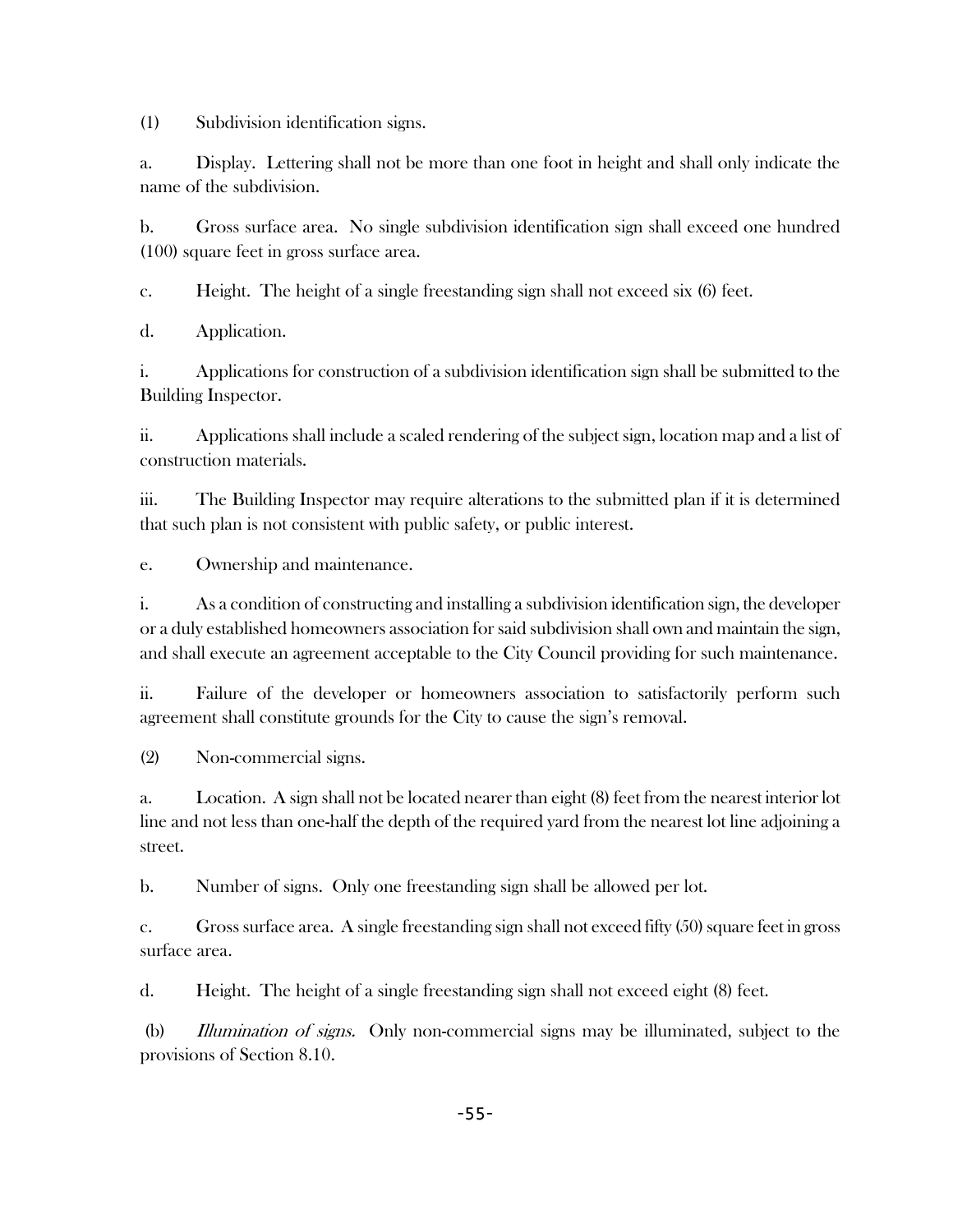(1) Subdivision identification signs.

a. Display. Lettering shall not be more than one foot in height and shall only indicate the name of the subdivision.

b. Gross surface area. No single subdivision identification sign shall exceed one hundred (100) square feet in gross surface area.

c. Height. The height of a single freestanding sign shall not exceed six (6) feet.

d. Application.

i. Applications for construction of a subdivision identification sign shall be submitted to the Building Inspector.

ii. Applications shall include a scaled rendering of the subject sign, location map and a list of construction materials.

iii. The Building Inspector may require alterations to the submitted plan if it is determined that such plan is not consistent with public safety, or public interest.

e. Ownership and maintenance.

i. As a condition of constructing and installing a subdivision identification sign, the developer or a duly established homeowners association for said subdivision shall own and maintain the sign, and shall execute an agreement acceptable to the City Council providing for such maintenance.

ii. Failure of the developer or homeowners association to satisfactorily perform such agreement shall constitute grounds for the City to cause the sign's removal.

(2) Non-commercial signs.

a. Location. A sign shall not be located nearer than eight (8) feet from the nearest interior lot line and not less than one-half the depth of the required yard from the nearest lot line adjoining a street.

b. Number of signs. Only one freestanding sign shall be allowed per lot.

c. Gross surface area. A single freestanding sign shall not exceed fifty (50) square feet in gross surface area.

d. Height. The height of a single freestanding sign shall not exceed eight (8) feet.

(b) *Illumination of signs.* Only non-commercial signs may be illuminated, subject to the provisions of Section 8.10.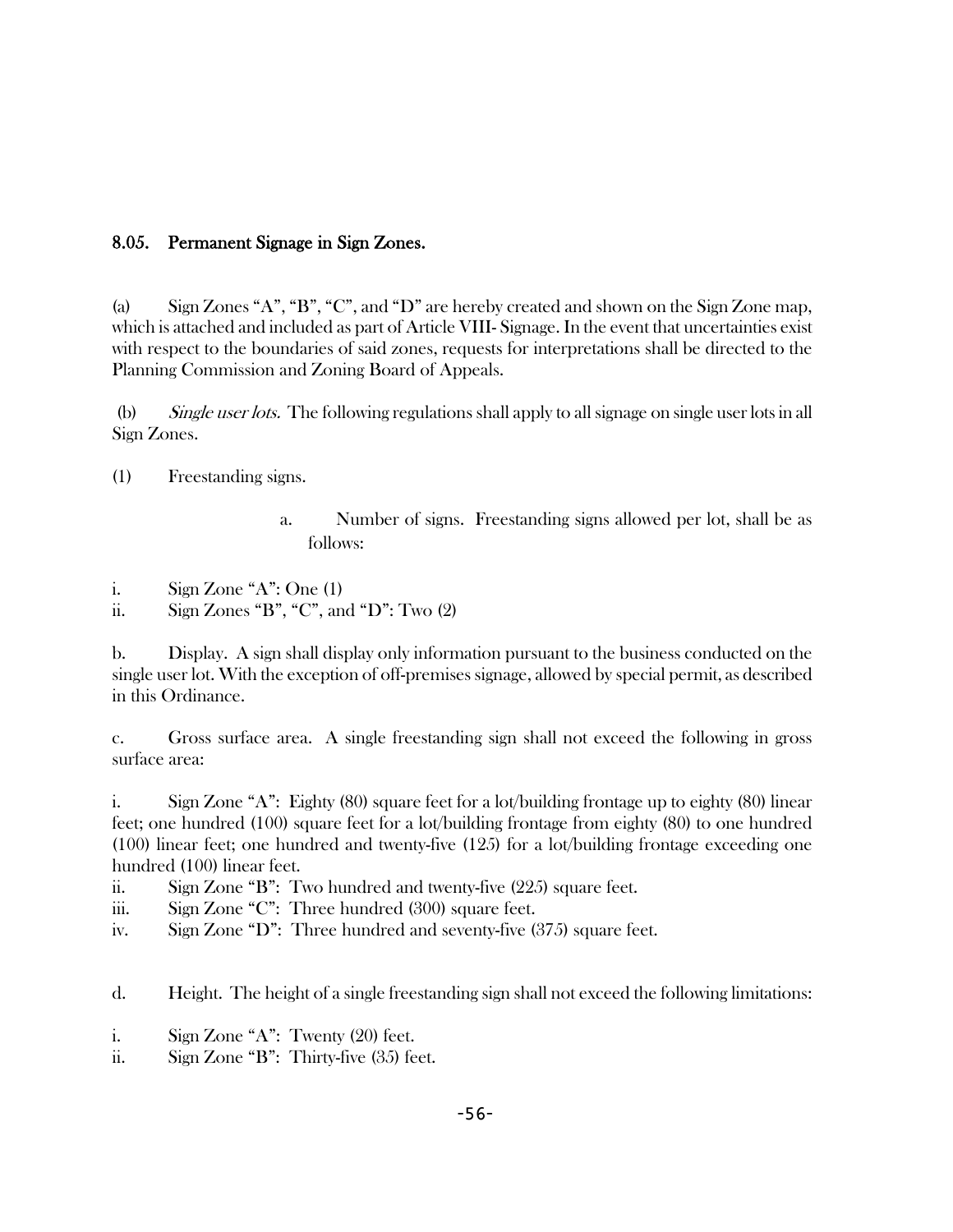## 8.05. Permanent Signage in Sign Zones.

(a) Sign Zones "A", "B", "C", and "D" are hereby created and shown on the Sign Zone map, which is attached and included as part of Article VIII- Signage. In the event that uncertainties exist with respect to the boundaries of said zones, requests for interpretations shall be directed to the Planning Commission and Zoning Board of Appeals.

(b) *Single user lots.* The following regulations shall apply to all signage on single user lots in all Sign Zones.

(1) Freestanding signs.

a. Number of signs. Freestanding signs allowed per lot, shall be as follows:

i. Sign Zone "A": One (1)
ii. Sign Zones "B", "C", and "D": Two (2)

b. Display. A sign shall display only information pursuant to the business conducted on the single user lot. With the exception of off-premises signage, allowed by special permit, as described in this Ordinance.

c. Gross surface area. A single freestanding sign shall not exceed the following in gross surface area:

i. Sign Zone "A": Eighty (80) square feet for a lot/building frontage up to eighty (80) linear feet; one hundred (100) square feet for a lot/building frontage from eighty (80) to one hundred (100) linear feet; one hundred and twenty-five (125) for a lot/building frontage exceeding one hundred (100) linear feet.
ii. Sign Zone "B": Two hundred and twenty-five (225) square feet.
iii. Sign Zone "C": Three hundred (300) square feet.
iv. Sign Zone "D": Three hundred and seventy-five (375) square feet.

d. Height. The height of a single freestanding sign shall not exceed the following limitations:

i. Sign Zone "A": Twenty (20) feet.
ii. Sign Zone "B": Thirty-five (35) feet.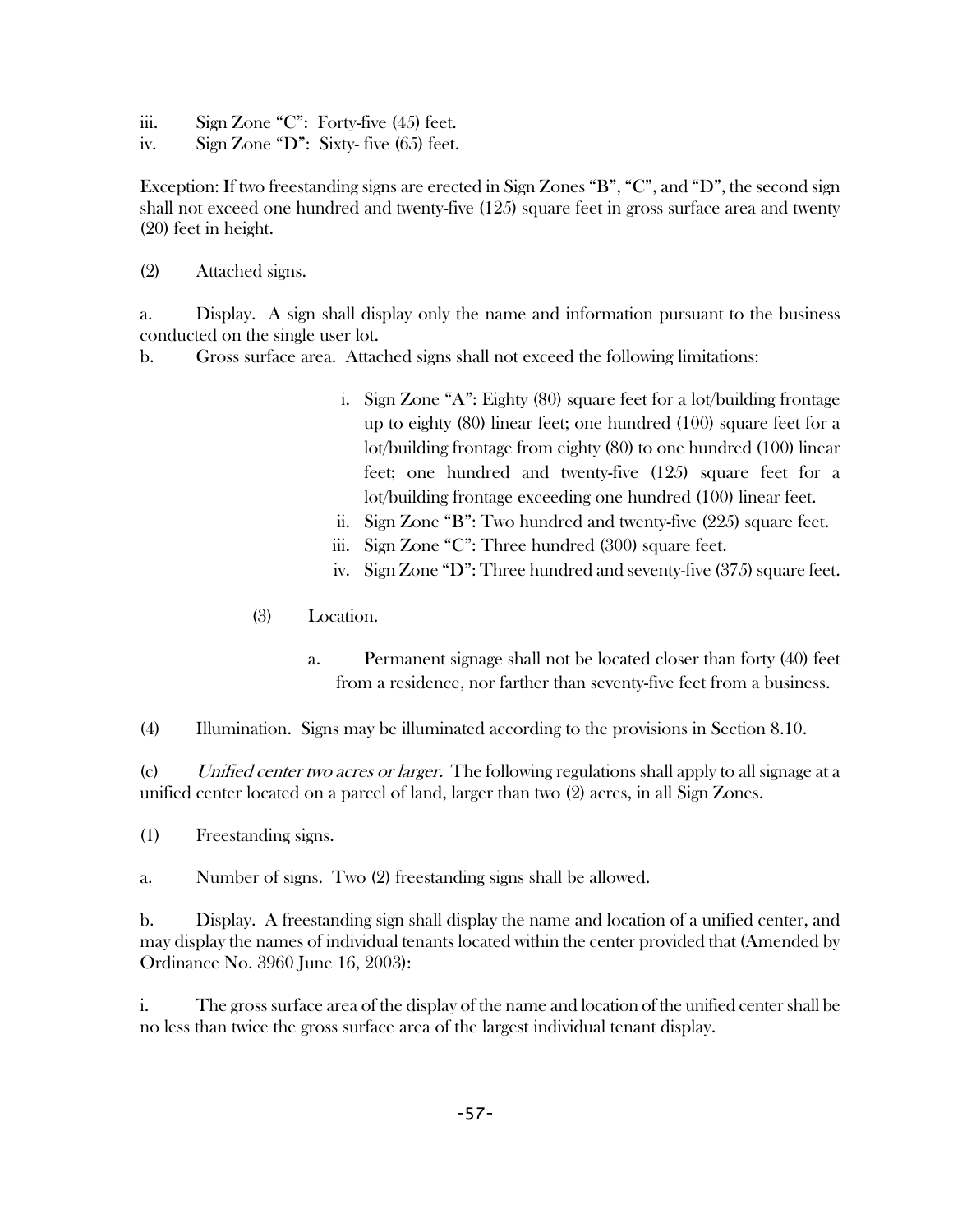iii. Sign Zone "C": Forty-five (45) feet.
iv. Sign Zone "D": Sixty- five (65) feet.

Exception: If two freestanding signs are erected in Sign Zones "B", "C", and "D", the second sign shall not exceed one hundred and twenty-five (125) square feet in gross surface area and twenty (20) feet in height.

(2) Attached signs.

a. Display. A sign shall display only the name and information pursuant to the business conducted on the single user lot.

b. Gross surface area. Attached signs shall not exceed the following limitations:

i. Sign Zone "A": Eighty (80) square feet for a lot/building frontage up to eighty (80) linear feet; one hundred (100) square feet for a lot/building frontage from eighty (80) to one hundred (100) linear feet; one hundred and twenty-five (125) square feet for a lot/building frontage exceeding one hundred (100) linear feet.
ii. Sign Zone "B": Two hundred and twenty-five (225) square feet.
iii. Sign Zone "C": Three hundred (300) square feet.
iv. Sign Zone "D": Three hundred and seventy-five (375) square feet.

(3) Location.

a. Permanent signage shall not be located closer than forty (40) feet from a residence, nor farther than seventy-five feet from a business.

(4) Illumination. Signs may be illuminated according to the provisions in Section 8.10.

(c) *Unified center two acres or larger.* The following regulations shall apply to all signage at a unified center located on a parcel of land, larger than two (2) acres, in all Sign Zones.

(1) Freestanding signs.

a. Number of signs. Two (2) freestanding signs shall be allowed.

b. Display. A freestanding sign shall display the name and location of a unified center, and may display the names of individual tenants located within the center provided that (Amended by Ordinance No. 3960 June 16, 2003):

i. The gross surface area of the display of the name and location of the unified center shall be no less than twice the gross surface area of the largest individual tenant display.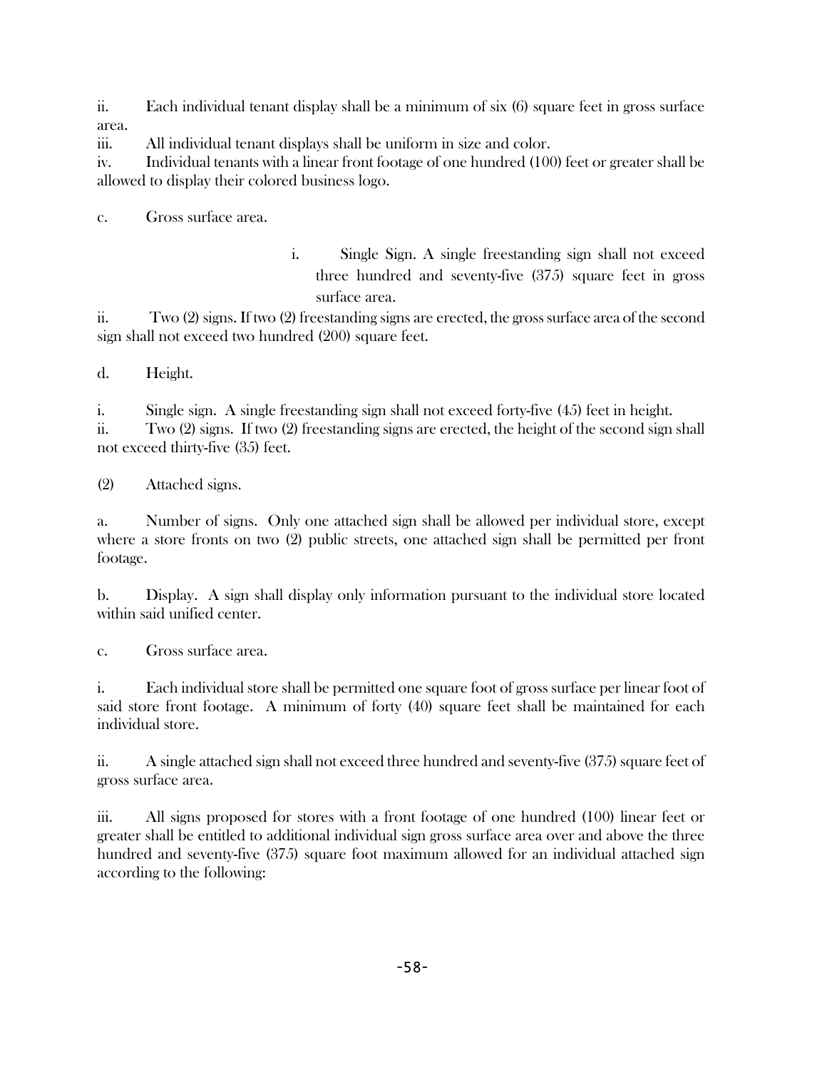ii. Each individual tenant display shall be a minimum of six (6) square feet in gross surface area.

iii. All individual tenant displays shall be uniform in size and color.

iv. Individual tenants with a linear front footage of one hundred (100) feet or greater shall be allowed to display their colored business logo.

c. Gross surface area.

i. Single Sign. A single freestanding sign shall not exceed three hundred and seventy-five (375) square feet in gross surface area.

ii. Two (2) signs. If two (2) freestanding signs are erected, the gross surface area of the second sign shall not exceed two hundred (200) square feet.

d. Height.

i. Single sign. A single freestanding sign shall not exceed forty-five (45) feet in height.

ii. Two (2) signs. If two (2) freestanding signs are erected, the height of the second sign shall not exceed thirty-five (35) feet.

(2) Attached signs.

a. Number of signs. Only one attached sign shall be allowed per individual store, except where a store fronts on two (2) public streets, one attached sign shall be permitted per front footage.

b. Display. A sign shall display only information pursuant to the individual store located within said unified center.

c. Gross surface area.

i. Each individual store shall be permitted one square foot of gross surface per linear foot of said store front footage. A minimum of forty (40) square feet shall be maintained for each individual store.

ii. A single attached sign shall not exceed three hundred and seventy-five (375) square feet of gross surface area.

iii. All signs proposed for stores with a front footage of one hundred (100) linear feet or greater shall be entitled to additional individual sign gross surface area over and above the three hundred and seventy-five (375) square foot maximum allowed for an individual attached sign according to the following: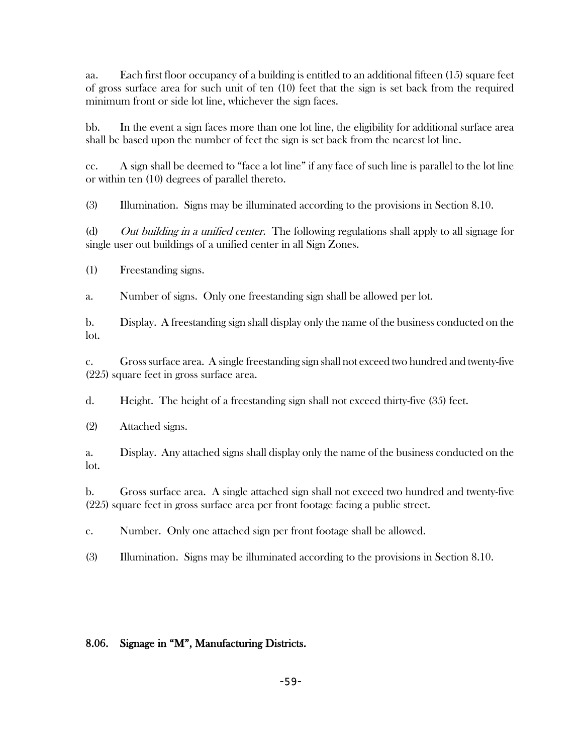aa. Each first floor occupancy of a building is entitled to an additional fifteen (15) square feet of gross surface area for such unit of ten (10) feet that the sign is set back from the required minimum front or side lot line, whichever the sign faces.

bb. In the event a sign faces more than one lot line, the eligibility for additional surface area shall be based upon the number of feet the sign is set back from the nearest lot line.

cc. A sign shall be deemed to "face a lot line" if any face of such line is parallel to the lot line or within ten (10) degrees of parallel thereto.

(3) Illumination. Signs may be illuminated according to the provisions in Section 8.10.

(d) *Out building in a unified center.* The following regulations shall apply to all signage for single user out buildings of a unified center in all Sign Zones.

(1) Freestanding signs.

a. Number of signs. Only one freestanding sign shall be allowed per lot.

b. Display. A freestanding sign shall display only the name of the business conducted on the lot.

c. Gross surface area. A single freestanding sign shall not exceed two hundred and twenty-five (225) square feet in gross surface area.

d. Height. The height of a freestanding sign shall not exceed thirty-five (35) feet.

(2) Attached signs.

a. Display. Any attached signs shall display only the name of the business conducted on the lot.

b. Gross surface area. A single attached sign shall not exceed two hundred and twenty-five (225) square feet in gross surface area per front footage facing a public street.

c. Number. Only one attached sign per front footage shall be allowed.

(3) Illumination. Signs may be illuminated according to the provisions in Section 8.10.

## 8.06. Signage in "M", Manufacturing Districts.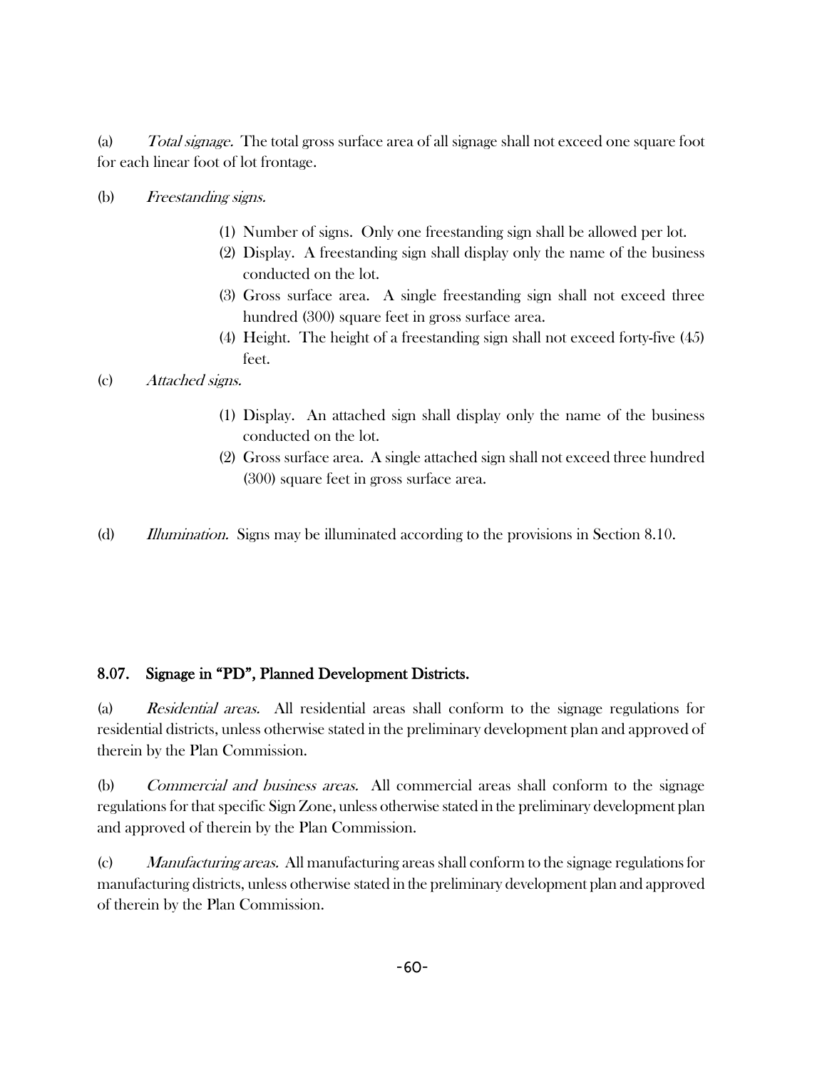(a) *Total signage.* The total gross surface area of all signage shall not exceed one square foot for each linear foot of lot frontage.

(b) *Freestanding signs.*

(1) Number of signs. Only one freestanding sign shall be allowed per lot.
(2) Display. A freestanding sign shall display only the name of the business conducted on the lot.
(3) Gross surface area. A single freestanding sign shall not exceed three hundred (300) square feet in gross surface area.
(4) Height. The height of a freestanding sign shall not exceed forty-five (45) feet.

(c) *Attached signs.*

(1) Display. An attached sign shall display only the name of the business conducted on the lot.
(2) Gross surface area. A single attached sign shall not exceed three hundred (300) square feet in gross surface area.

(d) *Illumination.* Signs may be illuminated according to the provisions in Section 8.10.

## 8.07. Signage in "PD", Planned Development Districts.

(a) *Residential areas.* All residential areas shall conform to the signage regulations for residential districts, unless otherwise stated in the preliminary development plan and approved of therein by the Plan Commission.

(b) *Commercial and business areas.* All commercial areas shall conform to the signage regulations for that specific Sign Zone, unless otherwise stated in the preliminary development plan and approved of therein by the Plan Commission.

(c) *Manufacturing areas.* All manufacturing areas shall conform to the signage regulations for manufacturing districts, unless otherwise stated in the preliminary development plan and approved of therein by the Plan Commission.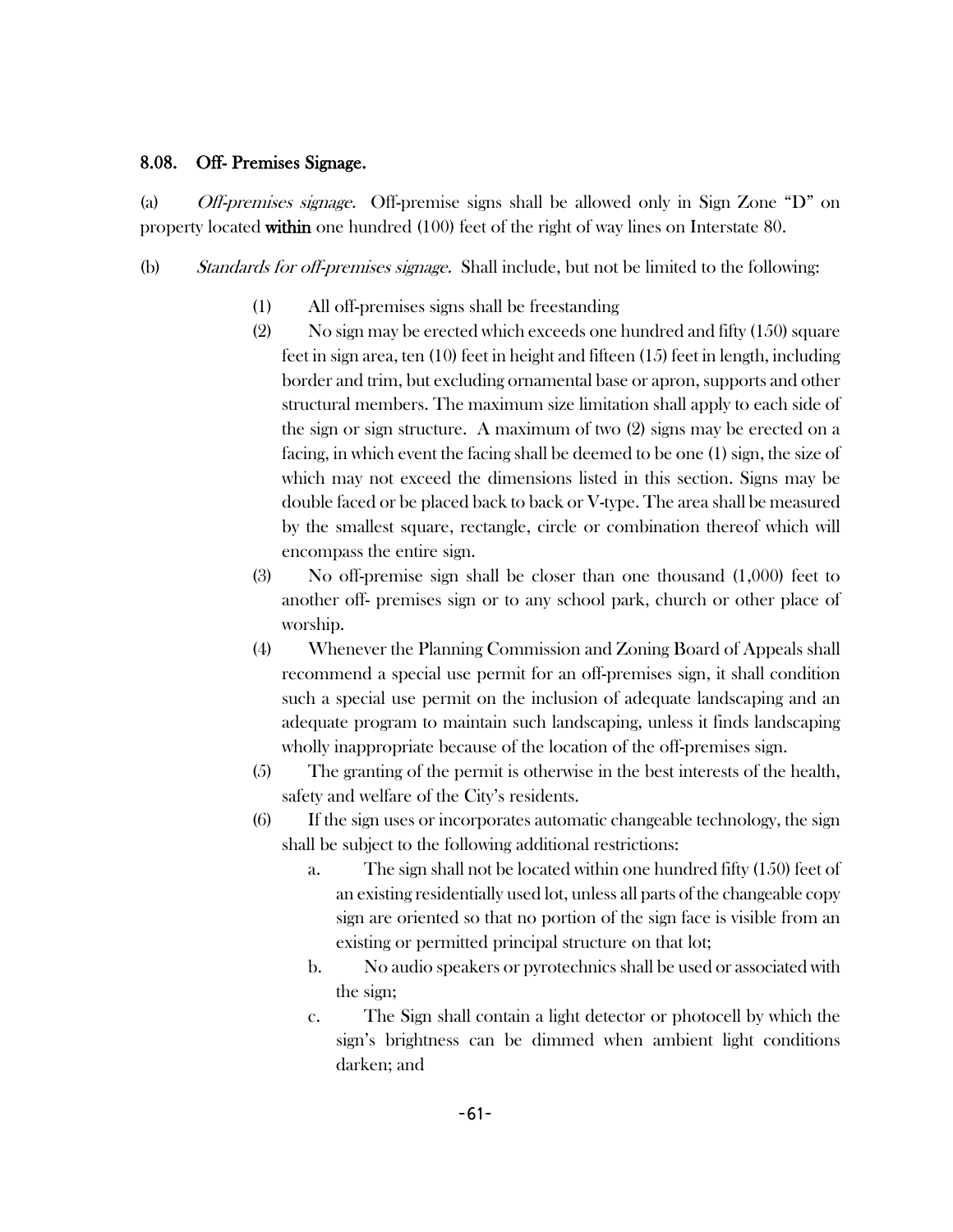### 8.08. Off- Premises Signage.

(a) *Off-premises signage.* Off-premise signs shall be allowed only in Sign Zone "D" on property located **within** one hundred (100) feet of the right of way lines on Interstate 80.

(b) *Standards for off-premises signage.* Shall include, but not be limited to the following:

(1) All off-premises signs shall be freestanding

(2) No sign may be erected which exceeds one hundred and fifty (150) square feet in sign area, ten (10) feet in height and fifteen (15) feet in length, including border and trim, but excluding ornamental base or apron, supports and other structural members. The maximum size limitation shall apply to each side of the sign or sign structure. A maximum of two (2) signs may be erected on a facing, in which event the facing shall be deemed to be one (1) sign, the size of which may not exceed the dimensions listed in this section. Signs may be double faced or be placed back to back or V-type. The area shall be measured by the smallest square, rectangle, circle or combination thereof which will encompass the entire sign.

(3) No off-premise sign shall be closer than one thousand (1,000) feet to another off- premises sign or to any school park, church or other place of worship.

(4) Whenever the Planning Commission and Zoning Board of Appeals shall recommend a special use permit for an off-premises sign, it shall condition such a special use permit on the inclusion of adequate landscaping and an adequate program to maintain such landscaping, unless it finds landscaping wholly inappropriate because of the location of the off-premises sign.

(5) The granting of the permit is otherwise in the best interests of the health, safety and welfare of the City's residents.

(6) If the sign uses or incorporates automatic changeable technology, the sign shall be subject to the following additional restrictions:

a. The sign shall not be located within one hundred fifty (150) feet of an existing residentially used lot, unless all parts of the changeable copy sign are oriented so that no portion of the sign face is visible from an existing or permitted principal structure on that lot;

b. No audio speakers or pyrotechnics shall be used or associated with the sign;

c. The Sign shall contain a light detector or photocell by which the sign's brightness can be dimmed when ambient light conditions darken; and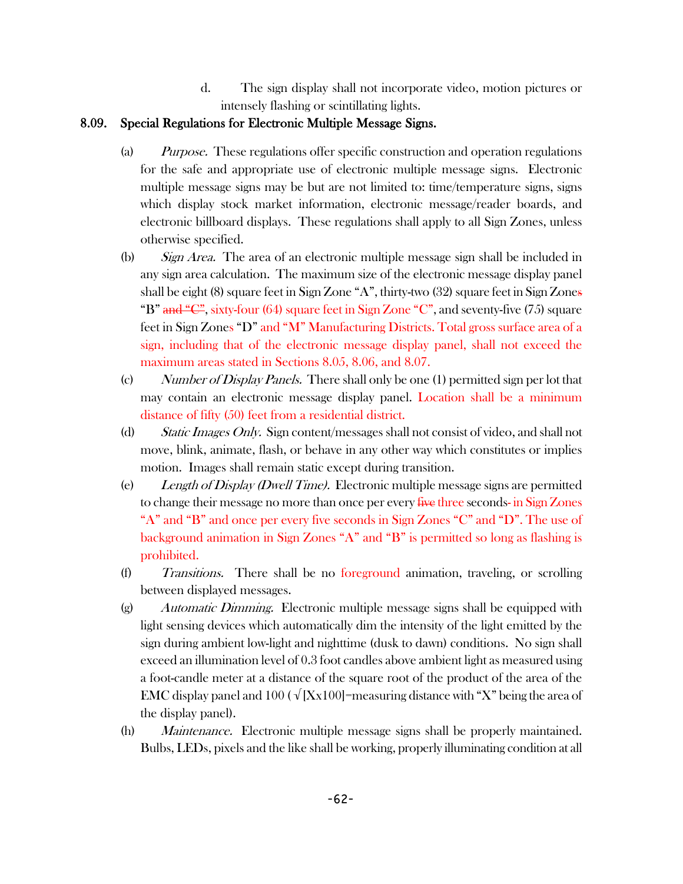d. The sign display shall not incorporate video, motion pictures or intensely flashing or scintillating lights.

## 8.09. Special Regulations for Electronic Multiple Message Signs.

(a) *Purpose.* These regulations offer specific construction and operation regulations for the safe and appropriate use of electronic multiple message signs. Electronic multiple message signs may be but are not limited to: time/temperature signs, signs which display stock market information, electronic message/reader boards, and electronic billboard displays. These regulations shall apply to all Sign Zones, unless otherwise specified.

(b) *Sign Area.* The area of an electronic multiple message sign shall be included in any sign area calculation. The maximum size of the electronic message display panel shall be eight (8) square feet in Sign Zone "A", thirty-two (32) square feet in Sign Zones "B" ~~and "C"~~, sixty-four (64) square feet in Sign Zone "C", and seventy-five (75) square feet in Sign Zones "D" and "M" Manufacturing Districts. Total gross surface area of a sign, including that of the electronic message display panel, shall not exceed the maximum areas stated in Sections 8.05, 8.06, and 8.07.

(c) *Number of Display Panels.* There shall only be one (1) permitted sign per lot that may contain an electronic message display panel. Location shall be a minimum distance of fifty (50) feet from a residential district.

(d) *Static Images Only.* Sign content/messages shall not consist of video, and shall not move, blink, animate, flash, or behave in any other way which constitutes or implies motion. Images shall remain static except during transition.

(e) *Length of Display (Dwell Time).* Electronic multiple message signs are permitted to change their message no more than once per every ~~five~~ three seconds~~.~~ in Sign Zones "A" and "B" and once per every five seconds in Sign Zones "C" and "D". The use of background animation in Sign Zones "A" and "B" is permitted so long as flashing is prohibited.

(f) *Transitions.* There shall be no foreground animation, traveling, or scrolling between displayed messages.

(g) *Automatic Dimming.* Electronic multiple message signs shall be equipped with light sensing devices which automatically dim the intensity of the light emitted by the sign during ambient low-light and nighttime (dusk to dawn) conditions. No sign shall exceed an illumination level of 0.3 foot candles above ambient light as measured using a foot-candle meter at a distance of the square root of the product of the area of the EMC display panel and 100 ( $\sqrt{[X \times 100]}$=measuring distance with "X" being the area of the display panel).

(h) *Maintenance.* Electronic multiple message signs shall be properly maintained. Bulbs, LEDs, pixels and the like shall be working, properly illuminating condition at all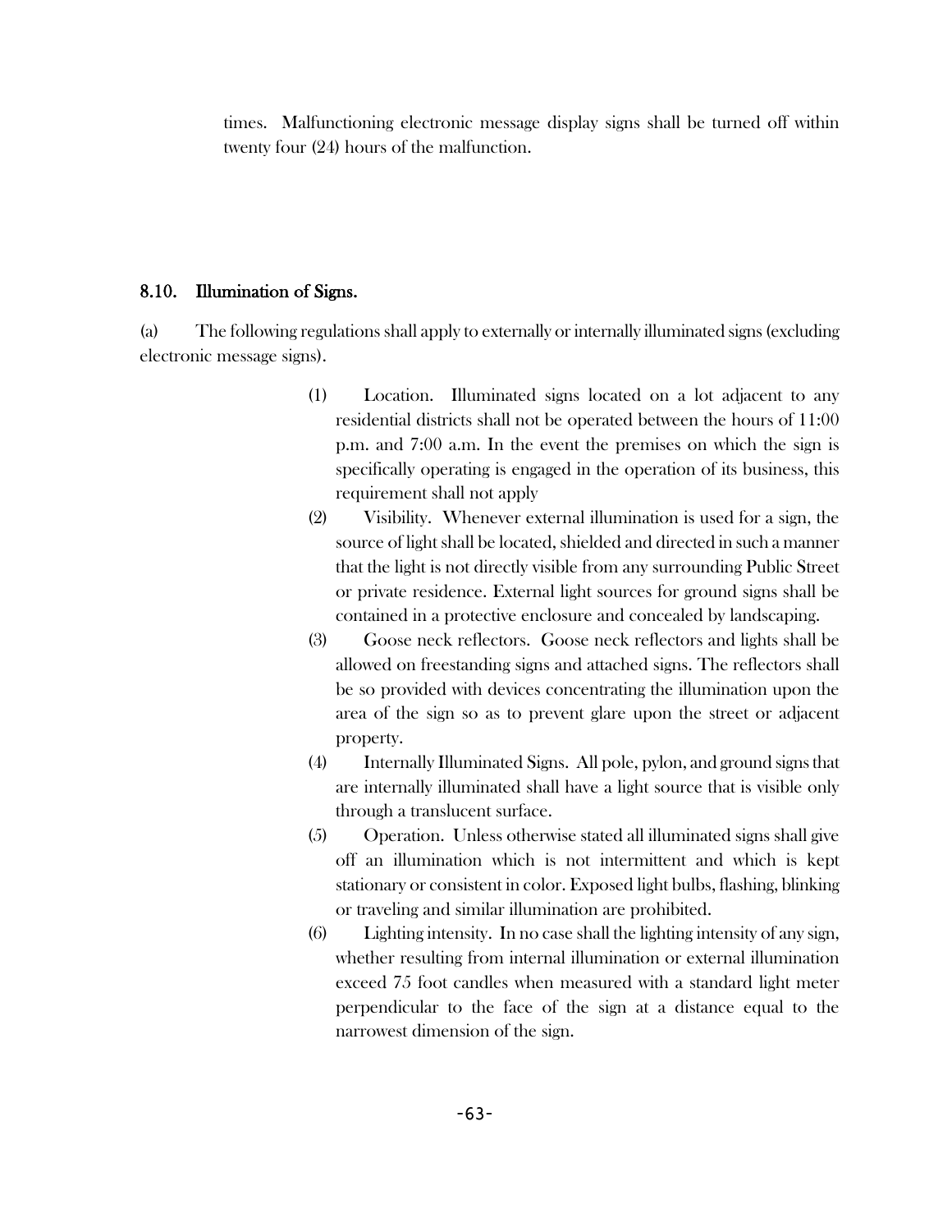times. Malfunctioning electronic message display signs shall be turned off within twenty four (24) hours of the malfunction.

## 8.10. Illumination of Signs.

(a) The following regulations shall apply to externally or internally illuminated signs (excluding electronic message signs).

(1) Location. Illuminated signs located on a lot adjacent to any residential districts shall not be operated between the hours of 11:00 p.m. and 7:00 a.m. In the event the premises on which the sign is specifically operating is engaged in the operation of its business, this requirement shall not apply

(2) Visibility. Whenever external illumination is used for a sign, the source of light shall be located, shielded and directed in such a manner that the light is not directly visible from any surrounding Public Street or private residence. External light sources for ground signs shall be contained in a protective enclosure and concealed by landscaping.

(3) Goose neck reflectors. Goose neck reflectors and lights shall be allowed on freestanding signs and attached signs. The reflectors shall be so provided with devices concentrating the illumination upon the area of the sign so as to prevent glare upon the street or adjacent property.

(4) Internally Illuminated Signs. All pole, pylon, and ground signs that are internally illuminated shall have a light source that is visible only through a translucent surface.

(5) Operation. Unless otherwise stated all illuminated signs shall give off an illumination which is not intermittent and which is kept stationary or consistent in color. Exposed light bulbs, flashing, blinking or traveling and similar illumination are prohibited.

(6) Lighting intensity. In no case shall the lighting intensity of any sign, whether resulting from internal illumination or external illumination exceed 75 foot candles when measured with a standard light meter perpendicular to the face of the sign at a distance equal to the narrowest dimension of the sign.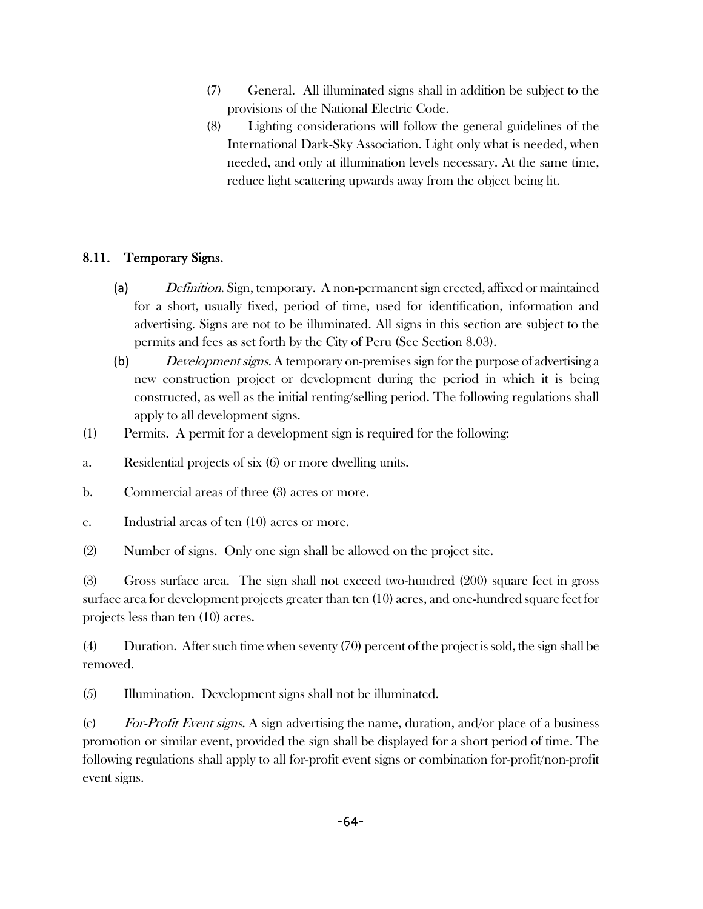(7) General. All illuminated signs shall in addition be subject to the provisions of the National Electric Code.

(8) Lighting considerations will follow the general guidelines of the International Dark-Sky Association. Light only what is needed, when needed, and only at illumination levels necessary. At the same time, reduce light scattering upwards away from the object being lit.

## 8.11. Temporary Signs.

(a) *Definition.* Sign, temporary. A non-permanent sign erected, affixed or maintained for a short, usually fixed, period of time, used for identification, information and advertising. Signs are not to be illuminated. All signs in this section are subject to the permits and fees as set forth by the City of Peru (See Section 8.03).

(b) *Development signs.* A temporary on-premises sign for the purpose of advertising a new construction project or development during the period in which it is being constructed, as well as the initial renting/selling period. The following regulations shall apply to all development signs.

(1) Permits. A permit for a development sign is required for the following:

a. Residential projects of six (6) or more dwelling units.

b. Commercial areas of three (3) acres or more.

c. Industrial areas of ten (10) acres or more.

(2) Number of signs. Only one sign shall be allowed on the project site.

(3) Gross surface area. The sign shall not exceed two-hundred (200) square feet in gross surface area for development projects greater than ten (10) acres, and one-hundred square feet for projects less than ten (10) acres.

(4) Duration. After such time when seventy (70) percent of the project is sold, the sign shall be removed.

(5) Illumination. Development signs shall not be illuminated.

(c) *For-Profit Event signs.* A sign advertising the name, duration, and/or place of a business promotion or similar event, provided the sign shall be displayed for a short period of time. The following regulations shall apply to all for-profit event signs or combination for-profit/non-profit event signs.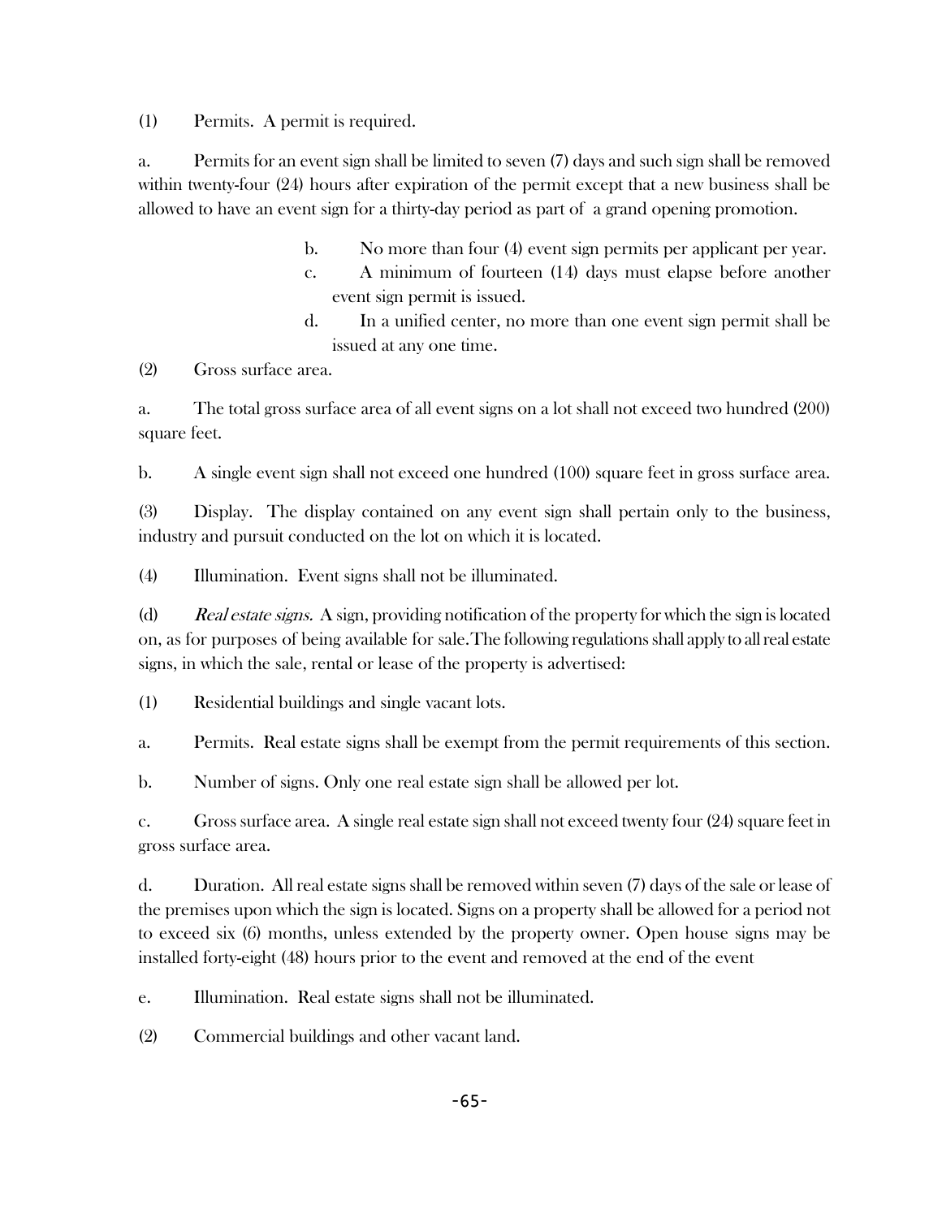(1) Permits. A permit is required.

a. Permits for an event sign shall be limited to seven (7) days and such sign shall be removed within twenty-four (24) hours after expiration of the permit except that a new business shall be allowed to have an event sign for a thirty-day period as part of a grand opening promotion.

b. No more than four (4) event sign permits per applicant per year.

c. A minimum of fourteen (14) days must elapse before another event sign permit is issued.

d. In a unified center, no more than one event sign permit shall be issued at any one time.

(2) Gross surface area.

a. The total gross surface area of all event signs on a lot shall not exceed two hundred (200) square feet.

b. A single event sign shall not exceed one hundred (100) square feet in gross surface area.

(3) Display. The display contained on any event sign shall pertain only to the business, industry and pursuit conducted on the lot on which it is located.

(4) Illumination. Event signs shall not be illuminated.

(d) *Real estate signs.* A sign, providing notification of the property for which the sign is located on, as for purposes of being available for sale.The following regulations shall apply to all real estate signs, in which the sale, rental or lease of the property is advertised:

(1) Residential buildings and single vacant lots.

a. Permits. Real estate signs shall be exempt from the permit requirements of this section.

b. Number of signs. Only one real estate sign shall be allowed per lot.

c. Gross surface area. A single real estate sign shall not exceed twenty four (24) square feet in gross surface area.

d. Duration. All real estate signs shall be removed within seven (7) days of the sale or lease of the premises upon which the sign is located. Signs on a property shall be allowed for a period not to exceed six (6) months, unless extended by the property owner. Open house signs may be installed forty-eight (48) hours prior to the event and removed at the end of the event

e. Illumination. Real estate signs shall not be illuminated.

(2) Commercial buildings and other vacant land.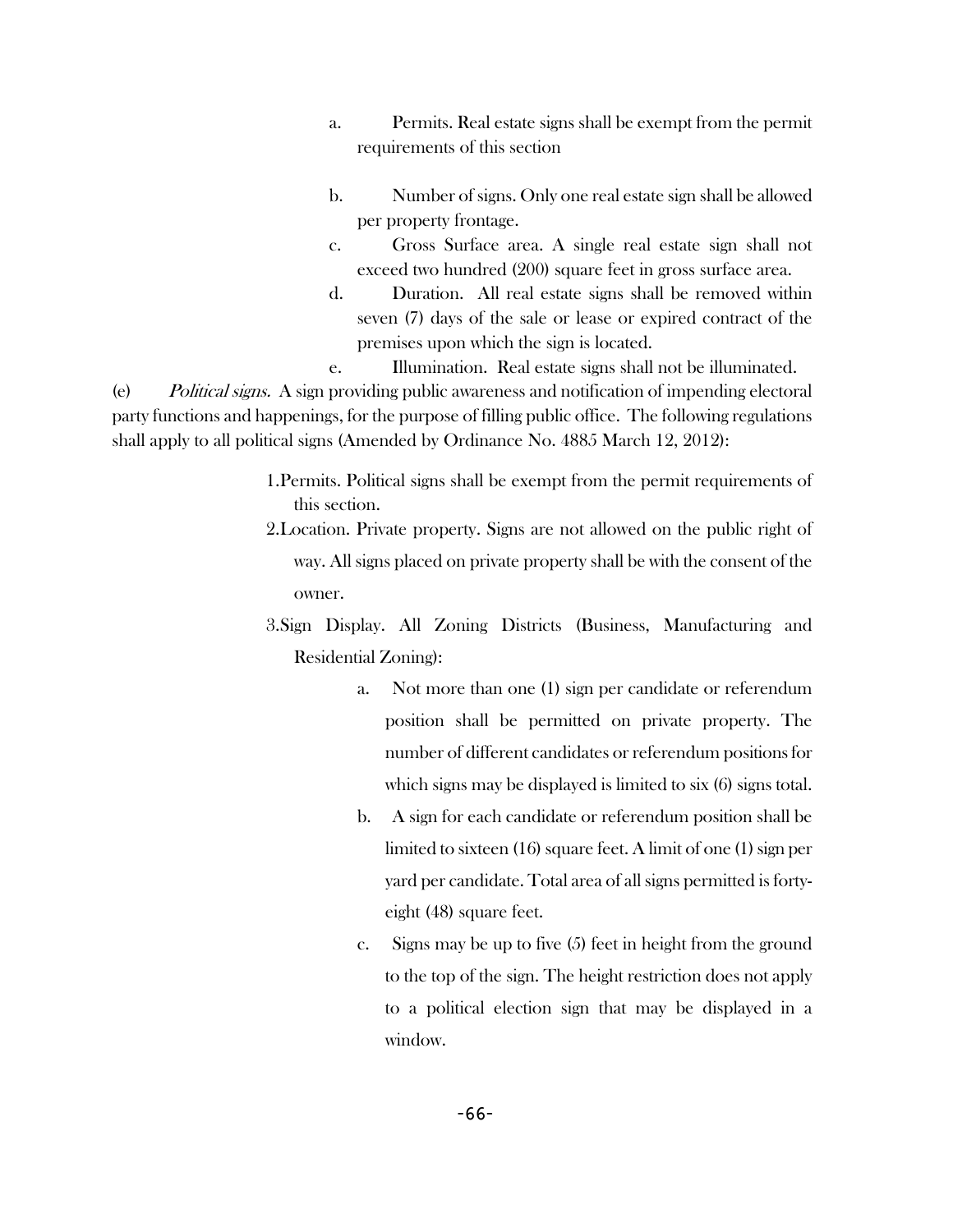a. Permits. Real estate signs shall be exempt from the permit requirements of this section

b. Number of signs. Only one real estate sign shall be allowed per property frontage.

c. Gross Surface area. A single real estate sign shall not exceed two hundred (200) square feet in gross surface area.

d. Duration. All real estate signs shall be removed within seven (7) days of the sale or lease or expired contract of the premises upon which the sign is located.

e. Illumination. Real estate signs shall not be illuminated.

(e) *Political signs.* A sign providing public awareness and notification of impending electoral party functions and happenings, for the purpose of filling public office. The following regulations shall apply to all political signs (Amended by Ordinance No. 4885 March 12, 2012):

1. Permits. Political signs shall be exempt from the permit requirements of this section.
2. Location. Private property. Signs are not allowed on the public right of way. All signs placed on private property shall be with the consent of the owner.
3. Sign Display. All Zoning Districts (Business, Manufacturing and Residential Zoning):

   a. Not more than one (1) sign per candidate or referendum position shall be permitted on private property. The number of different candidates or referendum positions for which signs may be displayed is limited to six (6) signs total.

   b. A sign for each candidate or referendum position shall be limited to sixteen (16) square feet. A limit of one (1) sign per yard per candidate. Total area of all signs permitted is forty-eight (48) square feet.

   c. Signs may be up to five (5) feet in height from the ground to the top of the sign. The height restriction does not apply to a political election sign that may be displayed in a window.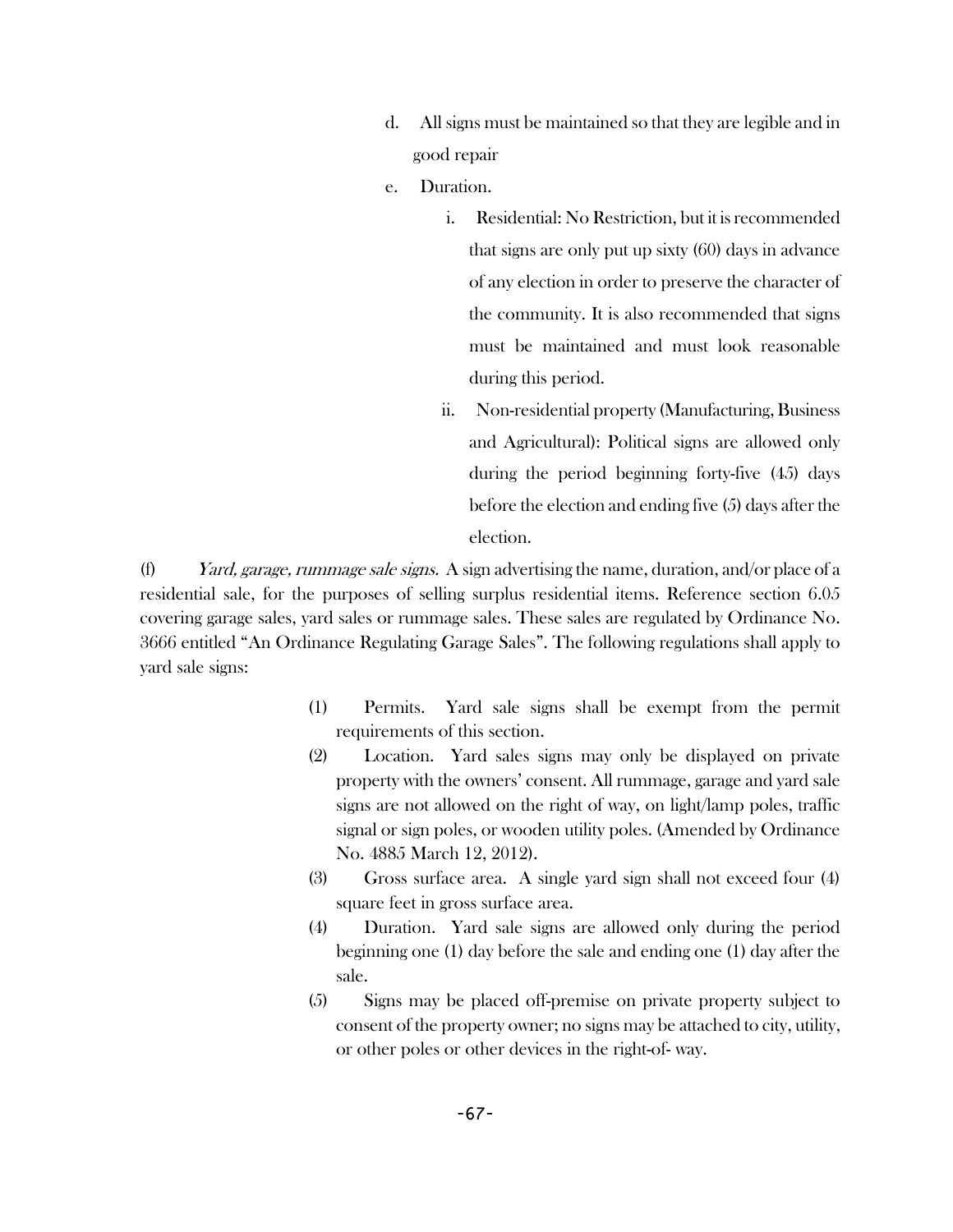d. All signs must be maintained so that they are legible and in good repair

e. Duration.

   i. Residential: No Restriction, but it is recommended that signs are only put up sixty (60) days in advance of any election in order to preserve the character of the community. It is also recommended that signs must be maintained and must look reasonable during this period.

   ii. Non-residential property (Manufacturing, Business and Agricultural): Political signs are allowed only during the period beginning forty-five (45) days before the election and ending five (5) days after the election.

(f) *Yard, garage, rummage sale signs.* A sign advertising the name, duration, and/or place of a residential sale, for the purposes of selling surplus residential items. Reference section 6.05 covering garage sales, yard sales or rummage sales. These sales are regulated by Ordinance No. 3666 entitled "An Ordinance Regulating Garage Sales". The following regulations shall apply to yard sale signs:

(1) Permits. Yard sale signs shall be exempt from the permit requirements of this section.

(2) Location. Yard sales signs may only be displayed on private property with the owners' consent. All rummage, garage and yard sale signs are not allowed on the right of way, on light/lamp poles, traffic signal or sign poles, or wooden utility poles. (Amended by Ordinance No. 4885 March 12, 2012).

(3) Gross surface area. A single yard sign shall not exceed four (4) square feet in gross surface area.

(4) Duration. Yard sale signs are allowed only during the period beginning one (1) day before the sale and ending one (1) day after the sale.

(5) Signs may be placed off-premise on private property subject to consent of the property owner; no signs may be attached to city, utility, or other poles or other devices in the right-of- way.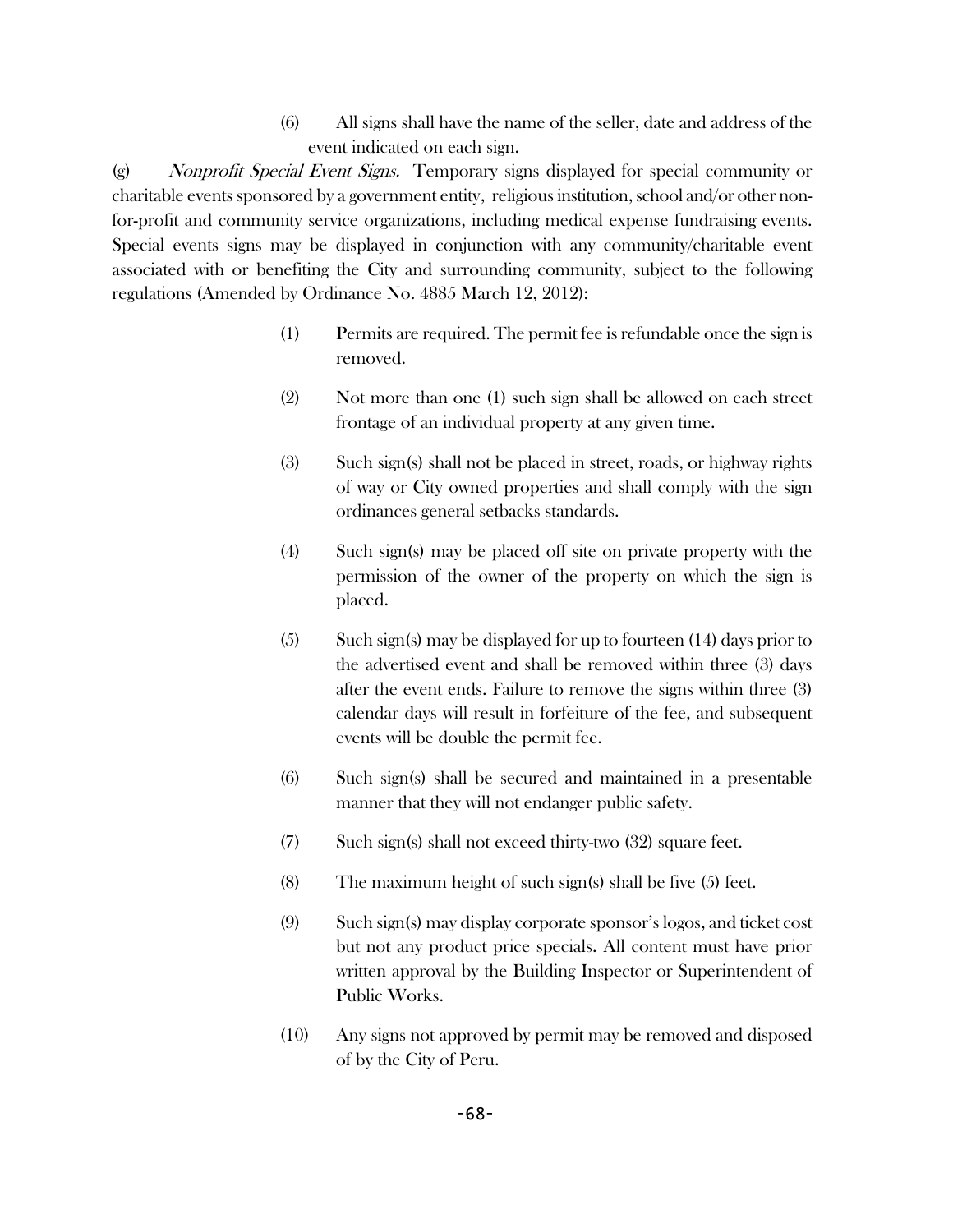(6) All signs shall have the name of the seller, date and address of the event indicated on each sign.

(g) *Nonprofit Special Event Signs.* Temporary signs displayed for special community or charitable events sponsored by a government entity, religious institution, school and/or other non-for-profit and community service organizations, including medical expense fundraising events. Special events signs may be displayed in conjunction with any community/charitable event associated with or benefiting the City and surrounding community, subject to the following regulations (Amended by Ordinance No. 4885 March 12, 2012):

(1) Permits are required. The permit fee is refundable once the sign is removed.

(2) Not more than one (1) such sign shall be allowed on each street frontage of an individual property at any given time.

(3) Such sign(s) shall not be placed in street, roads, or highway rights of way or City owned properties and shall comply with the sign ordinances general setbacks standards.

(4) Such sign(s) may be placed off site on private property with the permission of the owner of the property on which the sign is placed.

(5) Such sign(s) may be displayed for up to fourteen (14) days prior to the advertised event and shall be removed within three (3) days after the event ends. Failure to remove the signs within three (3) calendar days will result in forfeiture of the fee, and subsequent events will be double the permit fee.

(6) Such sign(s) shall be secured and maintained in a presentable manner that they will not endanger public safety.

(7) Such sign(s) shall not exceed thirty-two (32) square feet.

(8) The maximum height of such sign(s) shall be five (5) feet.

(9) Such sign(s) may display corporate sponsor's logos, and ticket cost but not any product price specials. All content must have prior written approval by the Building Inspector or Superintendent of Public Works.

(10) Any signs not approved by permit may be removed and disposed of by the City of Peru.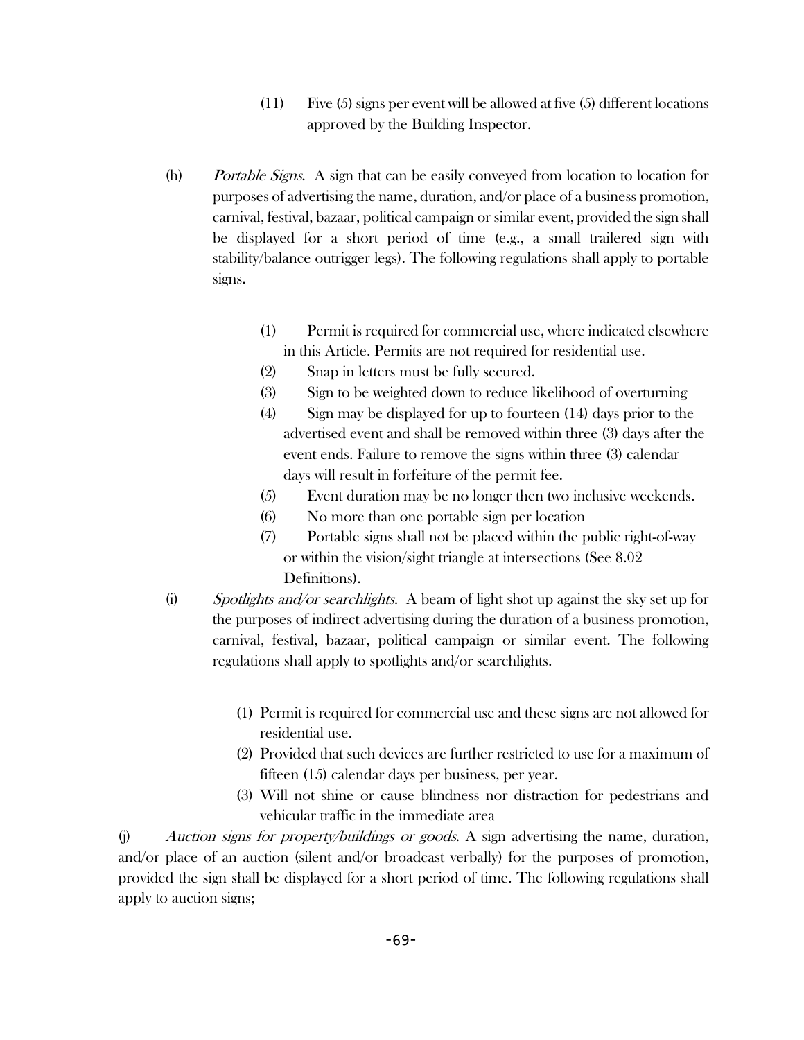(11) Five (5) signs per event will be allowed at five (5) different locations approved by the Building Inspector.

(h) *Portable Signs*. A sign that can be easily conveyed from location to location for purposes of advertising the name, duration, and/or place of a business promotion, carnival, festival, bazaar, political campaign or similar event, provided the sign shall be displayed for a short period of time (e.g., a small trailered sign with stability/balance outrigger legs). The following regulations shall apply to portable signs.

(1) Permit is required for commercial use, where indicated elsewhere in this Article. Permits are not required for residential use.
(2) Snap in letters must be fully secured.
(3) Sign to be weighted down to reduce likelihood of overturning
(4) Sign may be displayed for up to fourteen (14) days prior to the advertised event and shall be removed within three (3) days after the event ends. Failure to remove the signs within three (3) calendar days will result in forfeiture of the permit fee.
(5) Event duration may be no longer then two inclusive weekends.
(6) No more than one portable sign per location
(7) Portable signs shall not be placed within the public right-of-way or within the vision/sight triangle at intersections (See 8.02 Definitions).

(i) *Spotlights and/or searchlights*. A beam of light shot up against the sky set up for the purposes of indirect advertising during the duration of a business promotion, carnival, festival, bazaar, political campaign or similar event. The following regulations shall apply to spotlights and/or searchlights.

(1) Permit is required for commercial use and these signs are not allowed for residential use.
(2) Provided that such devices are further restricted to use for a maximum of fifteen (15) calendar days per business, per year.
(3) Will not shine or cause blindness nor distraction for pedestrians and vehicular traffic in the immediate area

(j) *Auction signs for property/buildings or goods*. A sign advertising the name, duration, and/or place of an auction (silent and/or broadcast verbally) for the purposes of promotion, provided the sign shall be displayed for a short period of time. The following regulations shall apply to auction signs;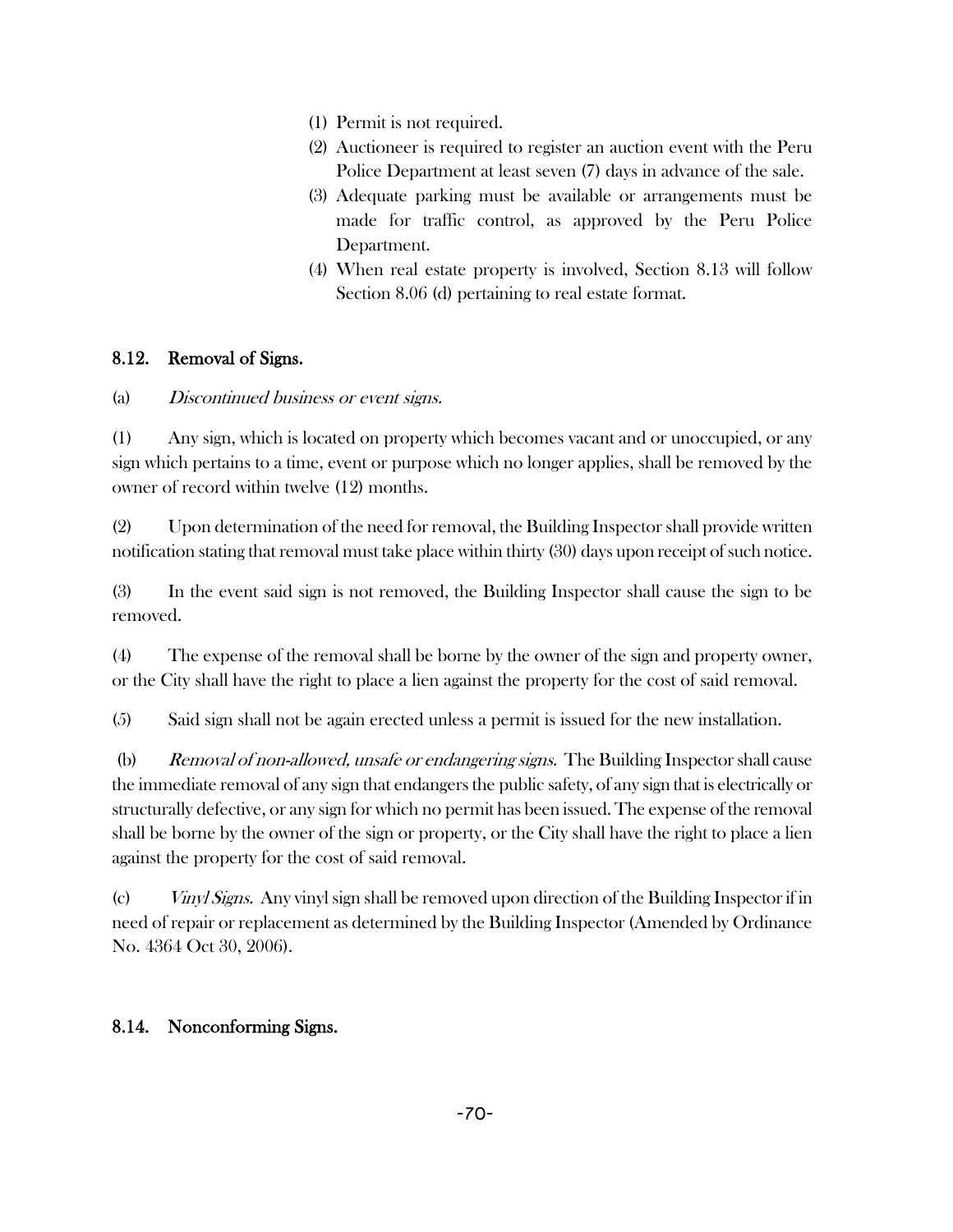(1) Permit is not required.
(2) Auctioneer is required to register an auction event with the Peru Police Department at least seven (7) days in advance of the sale.
(3) Adequate parking must be available or arrangements must be made for traffic control, as approved by the Peru Police Department.
(4) When real estate property is involved, Section 8.13 will follow Section 8.06 (d) pertaining to real estate format.

## 8.12. Removal of Signs.

(a) *Discontinued business or event signs.*

(1) Any sign, which is located on property which becomes vacant and or unoccupied, or any sign which pertains to a time, event or purpose which no longer applies, shall be removed by the owner of record within twelve (12) months.

(2) Upon determination of the need for removal, the Building Inspector shall provide written notification stating that removal must take place within thirty (30) days upon receipt of such notice.

(3) In the event said sign is not removed, the Building Inspector shall cause the sign to be removed.

(4) The expense of the removal shall be borne by the owner of the sign and property owner, or the City shall have the right to place a lien against the property for the cost of said removal.

(5) Said sign shall not be again erected unless a permit is issued for the new installation.

(b) *Removal of non-allowed, unsafe or endangering signs.* The Building Inspector shall cause the immediate removal of any sign that endangers the public safety, of any sign that is electrically or structurally defective, or any sign for which no permit has been issued. The expense of the removal shall be borne by the owner of the sign or property, or the City shall have the right to place a lien against the property for the cost of said removal.

(c) *Vinyl Signs.* Any vinyl sign shall be removed upon direction of the Building Inspector if in need of repair or replacement as determined by the Building Inspector (Amended by Ordinance No. 4364 Oct 30, 2006).

## 8.14. Nonconforming Signs.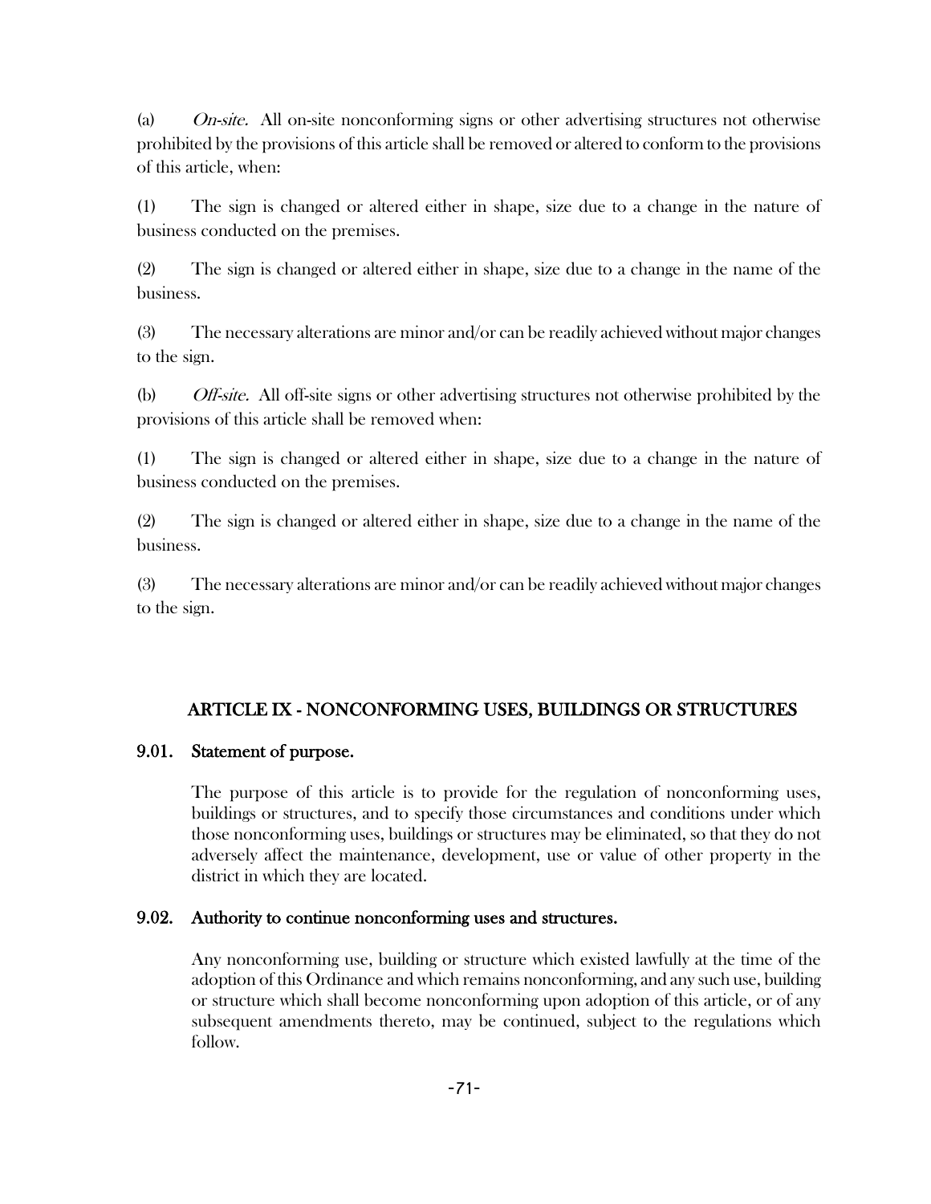(a) *On-site.* All on-site nonconforming signs or other advertising structures not otherwise prohibited by the provisions of this article shall be removed or altered to conform to the provisions of this article, when:

(1) The sign is changed or altered either in shape, size due to a change in the nature of business conducted on the premises.

(2) The sign is changed or altered either in shape, size due to a change in the name of the business.

(3) The necessary alterations are minor and/or can be readily achieved without major changes to the sign.

(b) *Off-site.* All off-site signs or other advertising structures not otherwise prohibited by the provisions of this article shall be removed when:

(1) The sign is changed or altered either in shape, size due to a change in the nature of business conducted on the premises.

(2) The sign is changed or altered either in shape, size due to a change in the name of the business.

(3) The necessary alterations are minor and/or can be readily achieved without major changes to the sign.

## ARTICLE IX - NONCONFORMING USES, BUILDINGS OR STRUCTURES

### 9.01. Statement of purpose.

The purpose of this article is to provide for the regulation of nonconforming uses, buildings or structures, and to specify those circumstances and conditions under which those nonconforming uses, buildings or structures may be eliminated, so that they do not adversely affect the maintenance, development, use or value of other property in the district in which they are located.

### 9.02. Authority to continue nonconforming uses and structures.

Any nonconforming use, building or structure which existed lawfully at the time of the adoption of this Ordinance and which remains nonconforming, and any such use, building or structure which shall become nonconforming upon adoption of this article, or of any subsequent amendments thereto, may be continued, subject to the regulations which follow.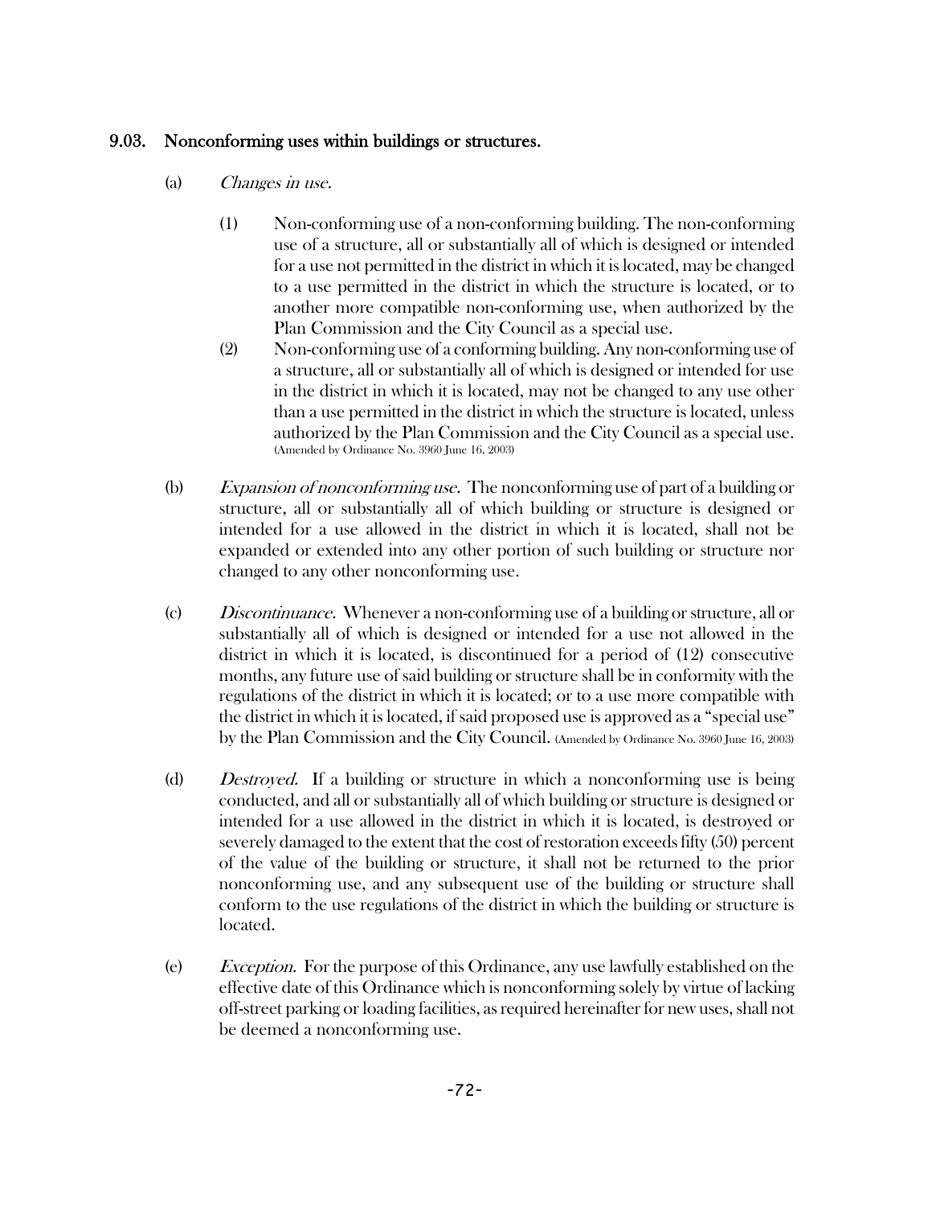## 9.03. Nonconforming uses within buildings or structures.

(a) *Changes in use.*

(1) Non-conforming use of a non-conforming building. The non-conforming use of a structure, all or substantially all of which is designed or intended for a use not permitted in the district in which it is located, may be changed to a use permitted in the district in which the structure is located, or to another more compatible non-conforming use, when authorized by the Plan Commission and the City Council as a special use.

(2) Non-conforming use of a conforming building. Any non-conforming use of a structure, all or substantially all of which is designed or intended for use in the district in which it is located, may not be changed to any use other than a use permitted in the district in which the structure is located, unless authorized by the Plan Commission and the City Council as a special use. (Amended by Ordinance No. 3960 June 16, 2003)

(b) *Expansion of nonconforming use.* The nonconforming use of part of a building or structure, all or substantially all of which building or structure is designed or intended for a use allowed in the district in which it is located, shall not be expanded or extended into any other portion of such building or structure nor changed to any other nonconforming use.

(c) *Discontinuance.* Whenever a non-conforming use of a building or structure, all or substantially all of which is designed or intended for a use not allowed in the district in which it is located, is discontinued for a period of (12) consecutive months, any future use of said building or structure shall be in conformity with the regulations of the district in which it is located; or to a use more compatible with the district in which it is located, if said proposed use is approved as a "special use" by the Plan Commission and the City Council. (Amended by Ordinance No. 3960 June 16, 2003)

(d) *Destroyed.* If a building or structure in which a nonconforming use is being conducted, and all or substantially all of which building or structure is designed or intended for a use allowed in the district in which it is located, is destroyed or severely damaged to the extent that the cost of restoration exceeds fifty (50) percent of the value of the building or structure, it shall not be returned to the prior nonconforming use, and any subsequent use of the building or structure shall conform to the use regulations of the district in which the building or structure is located.

(e) *Exception.* For the purpose of this Ordinance, any use lawfully established on the effective date of this Ordinance which is nonconforming solely by virtue of lacking off-street parking or loading facilities, as required hereinafter for new uses, shall not be deemed a nonconforming use.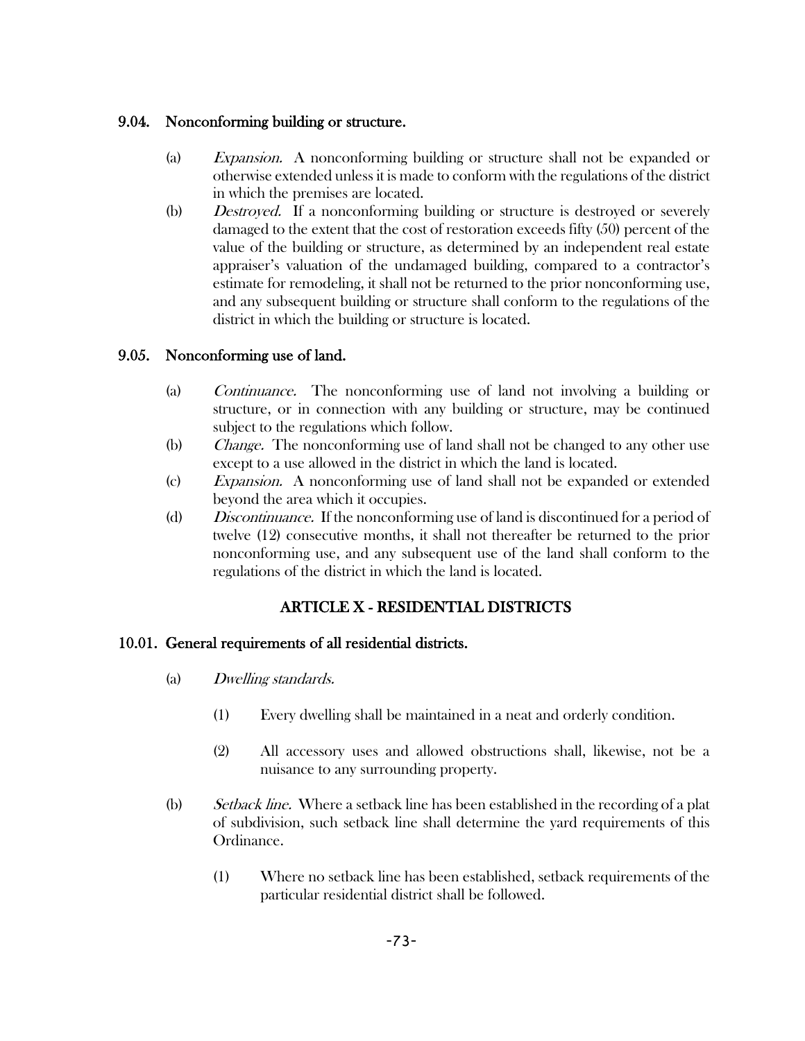### 9.04. Nonconforming building or structure.

(a) *Expansion.* A nonconforming building or structure shall not be expanded or otherwise extended unless it is made to conform with the regulations of the district in which the premises are located.

(b) *Destroyed.* If a nonconforming building or structure is destroyed or severely damaged to the extent that the cost of restoration exceeds fifty (50) percent of the value of the building or structure, as determined by an independent real estate appraiser's valuation of the undamaged building, compared to a contractor's estimate for remodeling, it shall not be returned to the prior nonconforming use, and any subsequent building or structure shall conform to the regulations of the district in which the building or structure is located.

### 9.05. Nonconforming use of land.

(a) *Continuance.* The nonconforming use of land not involving a building or structure, or in connection with any building or structure, may be continued subject to the regulations which follow.

(b) *Change.* The nonconforming use of land shall not be changed to any other use except to a use allowed in the district in which the land is located.

(c) *Expansion.* A nonconforming use of land shall not be expanded or extended beyond the area which it occupies.

(d) *Discontinuance.* If the nonconforming use of land is discontinued for a period of twelve (12) consecutive months, it shall not thereafter be returned to the prior nonconforming use, and any subsequent use of the land shall conform to the regulations of the district in which the land is located.

## ARTICLE X - RESIDENTIAL DISTRICTS

### 10.01. General requirements of all residential districts.

(a) *Dwelling standards.*

(1) Every dwelling shall be maintained in a neat and orderly condition.

(2) All accessory uses and allowed obstructions shall, likewise, not be a nuisance to any surrounding property.

(b) *Setback line.* Where a setback line has been established in the recording of a plat of subdivision, such setback line shall determine the yard requirements of this Ordinance.

(1) Where no setback line has been established, setback requirements of the particular residential district shall be followed.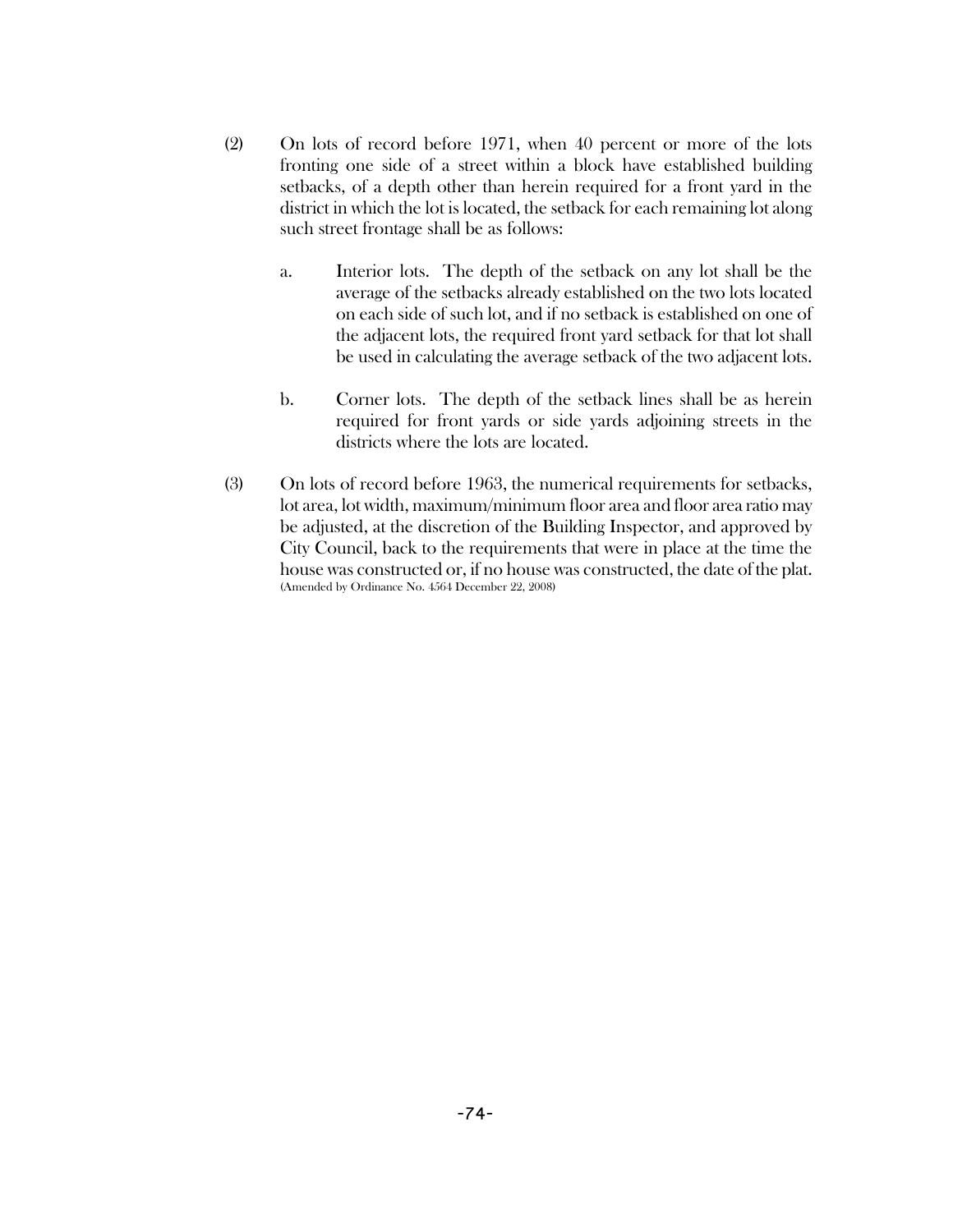(2) On lots of record before 1971, when 40 percent or more of the lots fronting one side of a street within a block have established building setbacks, of a depth other than herein required for a front yard in the district in which the lot is located, the setback for each remaining lot along such street frontage shall be as follows:

   a. Interior lots. The depth of the setback on any lot shall be the average of the setbacks already established on the two lots located on each side of such lot, and if no setback is established on one of the adjacent lots, the required front yard setback for that lot shall be used in calculating the average setback of the two adjacent lots.

   b. Corner lots. The depth of the setback lines shall be as herein required for front yards or side yards adjoining streets in the districts where the lots are located.

(3) On lots of record before 1963, the numerical requirements for setbacks, lot area, lot width, maximum/minimum floor area and floor area ratio may be adjusted, at the discretion of the Building Inspector, and approved by City Council, back to the requirements that were in place at the time the house was constructed or, if no house was constructed, the date of the plat. (Amended by Ordinance No. 4564 December 22, 2008)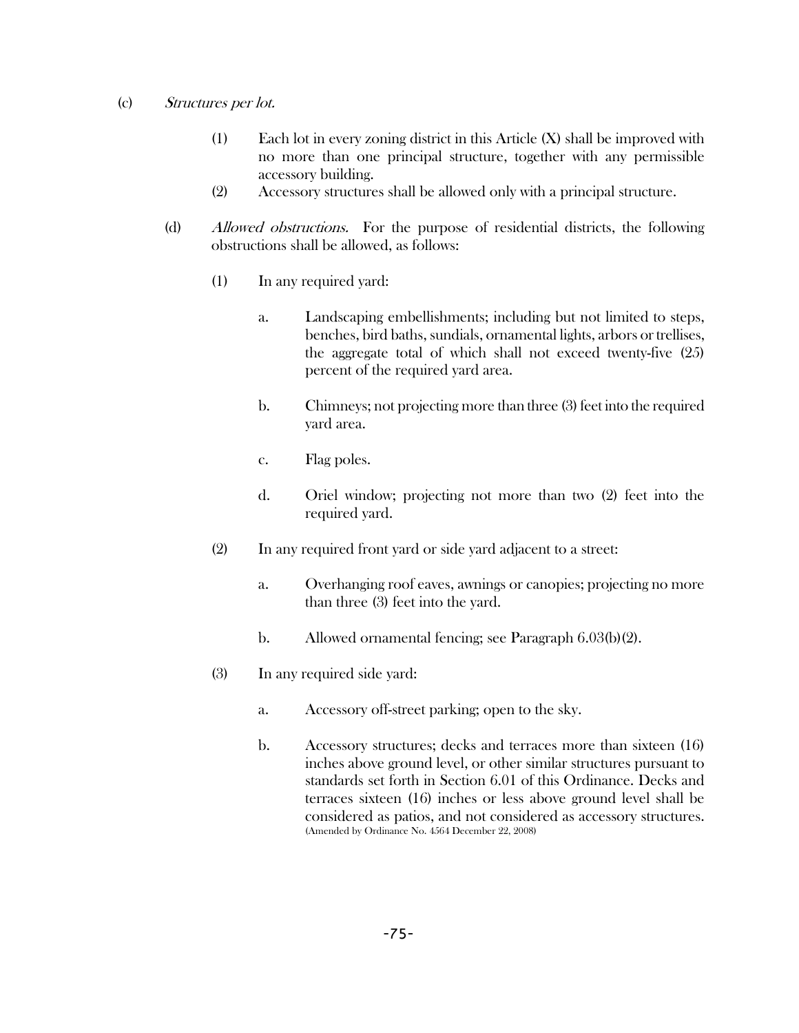(c) *Structures per lot.*

(1) Each lot in every zoning district in this Article (X) shall be improved with no more than one principal structure, together with any permissible accessory building.

(2) Accessory structures shall be allowed only with a principal structure.

(d) *Allowed obstructions.* For the purpose of residential districts, the following obstructions shall be allowed, as follows:

(1) In any required yard:

a. Landscaping embellishments; including but not limited to steps, benches, bird baths, sundials, ornamental lights, arbors or trellises, the aggregate total of which shall not exceed twenty-five (25) percent of the required yard area.

b. Chimneys; not projecting more than three (3) feet into the required yard area.

c. Flag poles.

d. Oriel window; projecting not more than two (2) feet into the required yard.

(2) In any required front yard or side yard adjacent to a street:

a. Overhanging roof eaves, awnings or canopies; projecting no more than three (3) feet into the yard.

b. Allowed ornamental fencing; see Paragraph 6.03(b)(2).

(3) In any required side yard:

a. Accessory off-street parking; open to the sky.

b. Accessory structures; decks and terraces more than sixteen (16) inches above ground level, or other similar structures pursuant to standards set forth in Section 6.01 of this Ordinance. Decks and terraces sixteen (16) inches or less above ground level shall be considered as patios, and not considered as accessory structures. (Amended by Ordinance No. 4564 December 22, 2008)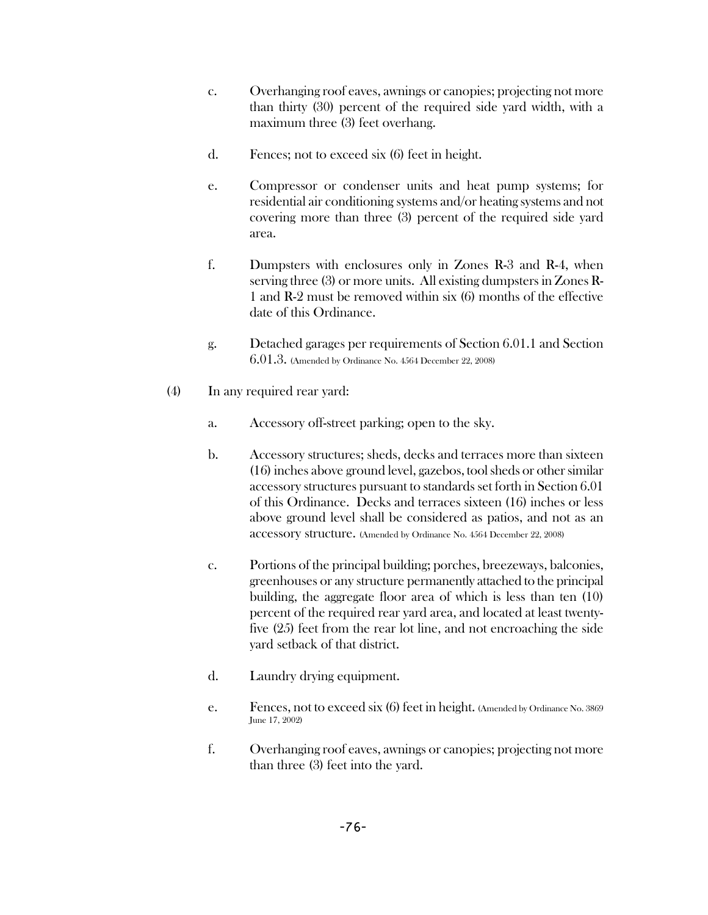c. Overhanging roof eaves, awnings or canopies; projecting not more than thirty (30) percent of the required side yard width, with a maximum three (3) feet overhang.

d. Fences; not to exceed six (6) feet in height.

e. Compressor or condenser units and heat pump systems; for residential air conditioning systems and/or heating systems and not covering more than three (3) percent of the required side yard area.

f. Dumpsters with enclosures only in Zones R-3 and R-4, when serving three (3) or more units. All existing dumpsters in Zones R-1 and R-2 must be removed within six (6) months of the effective date of this Ordinance.

g. Detached garages per requirements of Section 6.01.1 and Section 6.01.3. (Amended by Ordinance No. 4564 December 22, 2008)

(4) In any required rear yard:

a. Accessory off-street parking; open to the sky.

b. Accessory structures; sheds, decks and terraces more than sixteen (16) inches above ground level, gazebos, tool sheds or other similar accessory structures pursuant to standards set forth in Section 6.01 of this Ordinance. Decks and terraces sixteen (16) inches or less above ground level shall be considered as patios, and not as an accessory structure. (Amended by Ordinance No. 4564 December 22, 2008)

c. Portions of the principal building; porches, breezeways, balconies, greenhouses or any structure permanently attached to the principal building, the aggregate floor area of which is less than ten (10) percent of the required rear yard area, and located at least twenty-five (25) feet from the rear lot line, and not encroaching the side yard setback of that district.

d. Laundry drying equipment.

e. Fences, not to exceed six (6) feet in height. (Amended by Ordinance No. 3869 June 17, 2002)

f. Overhanging roof eaves, awnings or canopies; projecting not more than three (3) feet into the yard.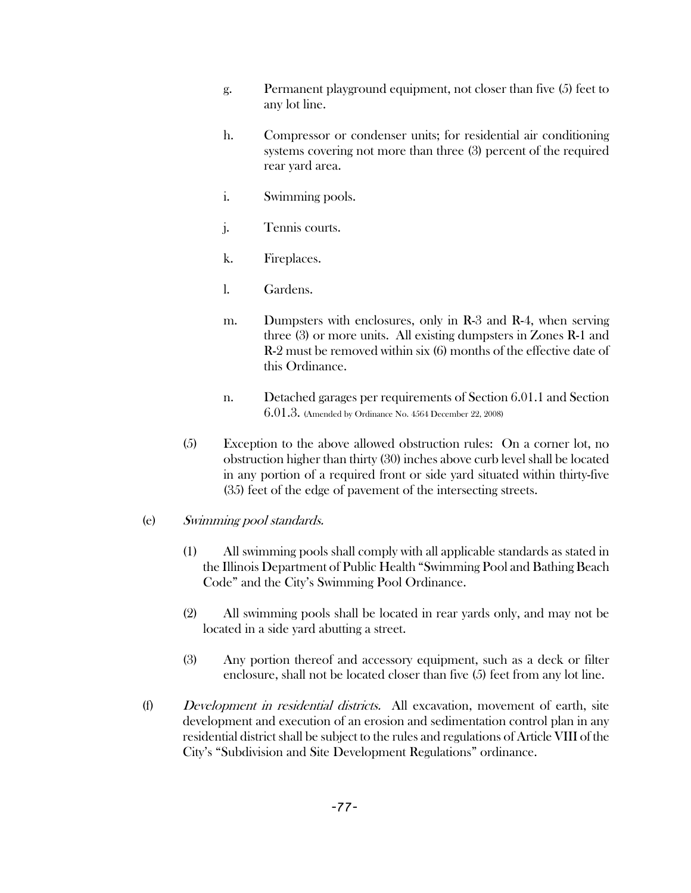g. Permanent playground equipment, not closer than five (5) feet to any lot line.

h. Compressor or condenser units; for residential air conditioning systems covering not more than three (3) percent of the required rear yard area.

i. Swimming pools.

j. Tennis courts.

k. Fireplaces.

l. Gardens.

m. Dumpsters with enclosures, only in R-3 and R-4, when serving three (3) or more units. All existing dumpsters in Zones R-1 and R-2 must be removed within six (6) months of the effective date of this Ordinance.

n. Detached garages per requirements of Section 6.01.1 and Section 6.01.3. (Amended by Ordinance No. 4564 December 22, 2008)

(5) Exception to the above allowed obstruction rules: On a corner lot, no obstruction higher than thirty (30) inches above curb level shall be located in any portion of a required front or side yard situated within thirty-five (35) feet of the edge of pavement of the intersecting streets.

(e) *Swimming pool standards.*

(1) All swimming pools shall comply with all applicable standards as stated in the Illinois Department of Public Health "Swimming Pool and Bathing Beach Code" and the City's Swimming Pool Ordinance.

(2) All swimming pools shall be located in rear yards only, and may not be located in a side yard abutting a street.

(3) Any portion thereof and accessory equipment, such as a deck or filter enclosure, shall not be located closer than five (5) feet from any lot line.

(f) *Development in residential districts.* All excavation, movement of earth, site development and execution of an erosion and sedimentation control plan in any residential district shall be subject to the rules and regulations of Article VIII of the City's "Subdivision and Site Development Regulations" ordinance.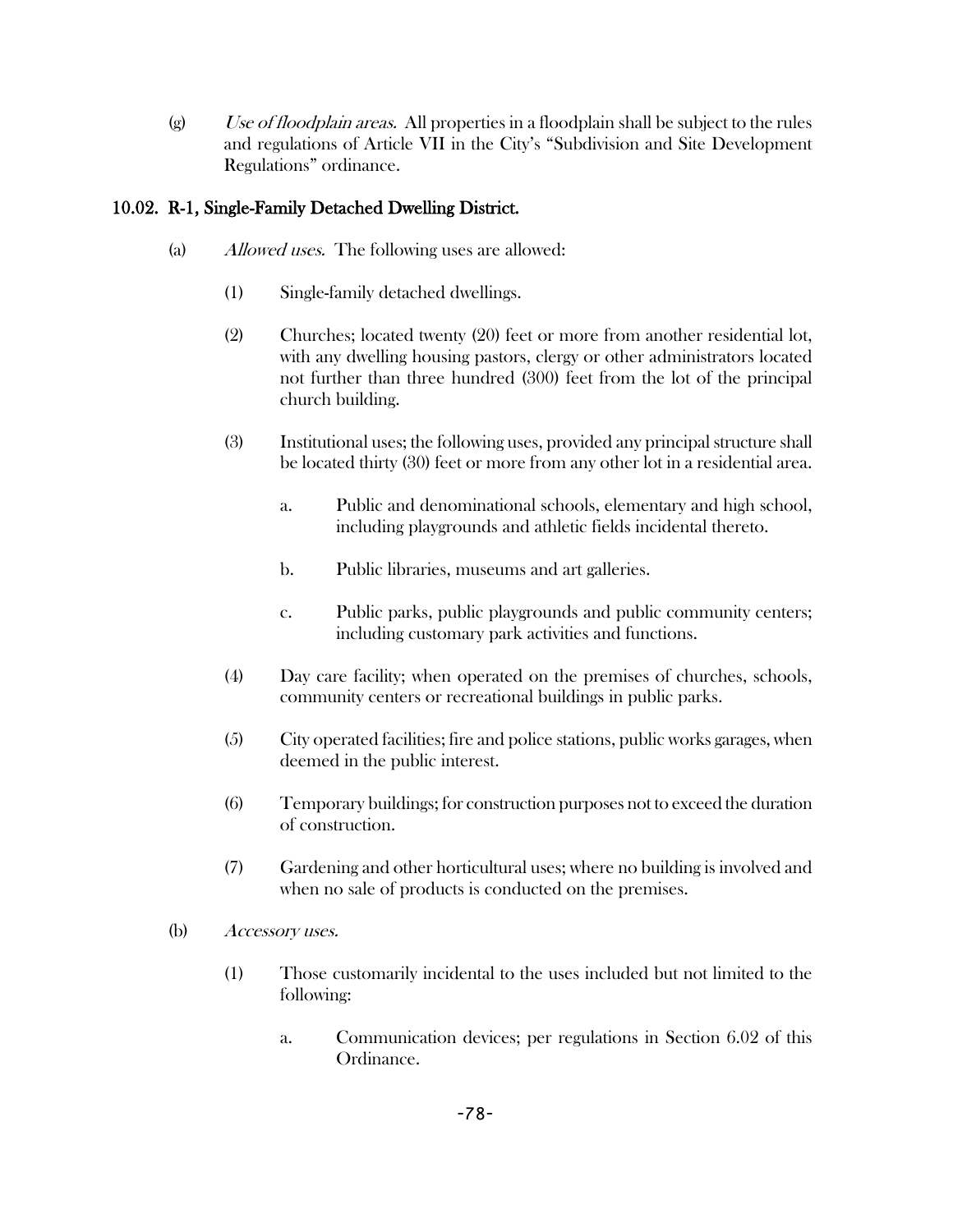(g) *Use of floodplain areas.* All properties in a floodplain shall be subject to the rules and regulations of Article VII in the City's "Subdivision and Site Development Regulations" ordinance.

## 10.02. R-1, Single-Family Detached Dwelling District.

(a) *Allowed uses.* The following uses are allowed:

(1) Single-family detached dwellings.

(2) Churches; located twenty (20) feet or more from another residential lot, with any dwelling housing pastors, clergy or other administrators located not further than three hundred (300) feet from the lot of the principal church building.

(3) Institutional uses; the following uses, provided any principal structure shall be located thirty (30) feet or more from any other lot in a residential area.

a. Public and denominational schools, elementary and high school, including playgrounds and athletic fields incidental thereto.

b. Public libraries, museums and art galleries.

c. Public parks, public playgrounds and public community centers; including customary park activities and functions.

(4) Day care facility; when operated on the premises of churches, schools, community centers or recreational buildings in public parks.

(5) City operated facilities; fire and police stations, public works garages, when deemed in the public interest.

(6) Temporary buildings; for construction purposes not to exceed the duration of construction.

(7) Gardening and other horticultural uses; where no building is involved and when no sale of products is conducted on the premises.

(b) *Accessory uses.*

(1) Those customarily incidental to the uses included but not limited to the following:

a. Communication devices; per regulations in Section 6.02 of this Ordinance.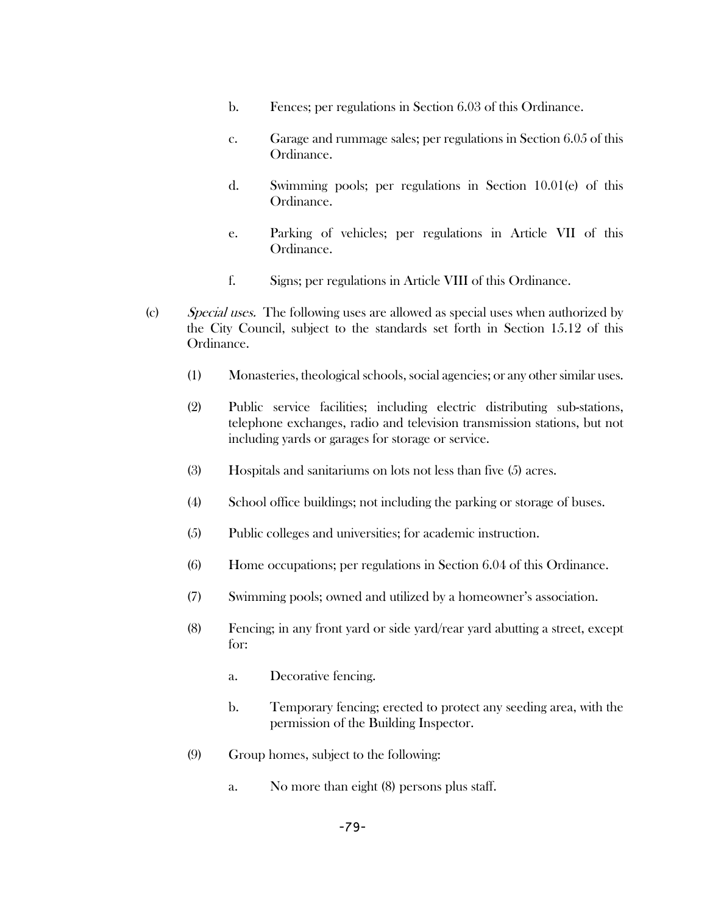b. Fences; per regulations in Section 6.03 of this Ordinance.

c. Garage and rummage sales; per regulations in Section 6.05 of this Ordinance.

d. Swimming pools; per regulations in Section 10.01(e) of this Ordinance.

e. Parking of vehicles; per regulations in Article VII of this Ordinance.

f. Signs; per regulations in Article VIII of this Ordinance.

(c) *Special uses.* The following uses are allowed as special uses when authorized by the City Council, subject to the standards set forth in Section 15.12 of this Ordinance.

(1) Monasteries, theological schools, social agencies; or any other similar uses.

(2) Public service facilities; including electric distributing sub-stations, telephone exchanges, radio and television transmission stations, but not including yards or garages for storage or service.

(3) Hospitals and sanitariums on lots not less than five (5) acres.

(4) School office buildings; not including the parking or storage of buses.

(5) Public colleges and universities; for academic instruction.

(6) Home occupations; per regulations in Section 6.04 of this Ordinance.

(7) Swimming pools; owned and utilized by a homeowner's association.

(8) Fencing; in any front yard or side yard/rear yard abutting a street, except for:

a. Decorative fencing.

b. Temporary fencing; erected to protect any seeding area, with the permission of the Building Inspector.

(9) Group homes, subject to the following:

a. No more than eight (8) persons plus staff.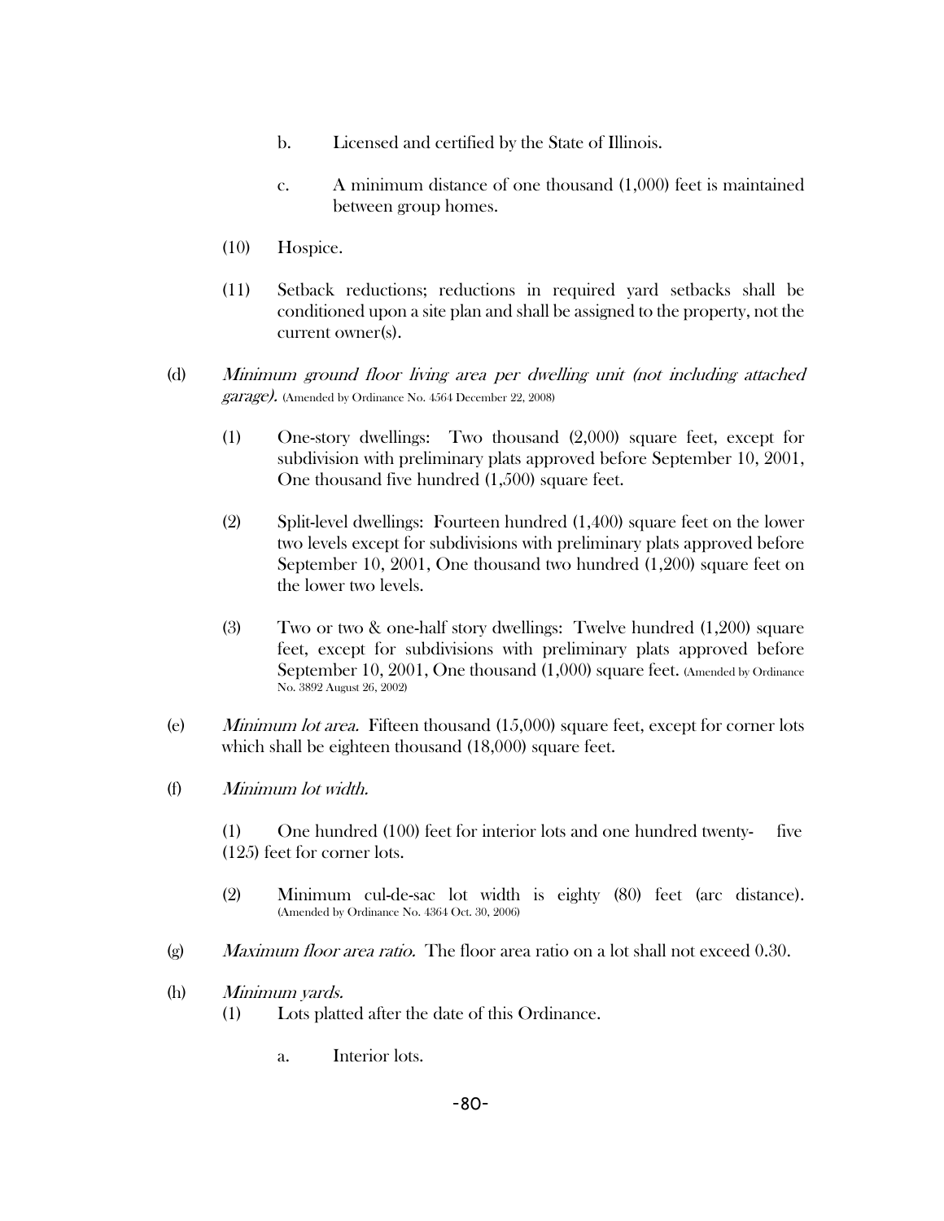b. Licensed and certified by the State of Illinois.

c. A minimum distance of one thousand (1,000) feet is maintained between group homes.

(10) Hospice.

(11) Setback reductions; reductions in required yard setbacks shall be conditioned upon a site plan and shall be assigned to the property, not the current owner(s).

(d) *Minimum ground floor living area per dwelling unit (not including attached garage).* (Amended by Ordinance No. 4564 December 22, 2008)

(1) One-story dwellings: Two thousand (2,000) square feet, except for subdivision with preliminary plats approved before September 10, 2001, One thousand five hundred (1,500) square feet.

(2) Split-level dwellings: Fourteen hundred (1,400) square feet on the lower two levels except for subdivisions with preliminary plats approved before September 10, 2001, One thousand two hundred (1,200) square feet on the lower two levels.

(3) Two or two & one-half story dwellings: Twelve hundred (1,200) square feet, except for subdivisions with preliminary plats approved before September 10, 2001, One thousand (1,000) square feet. (Amended by Ordinance No. 3892 August 26, 2002)

(e) *Minimum lot area.* Fifteen thousand (15,000) square feet, except for corner lots which shall be eighteen thousand (18,000) square feet.

(f) *Minimum lot width.*

(1) One hundred (100) feet for interior lots and one hundred twenty- five (125) feet for corner lots.

(2) Minimum cul-de-sac lot width is eighty (80) feet (arc distance). (Amended by Ordinance No. 4364 Oct. 30, 2006)

(g) *Maximum floor area ratio.* The floor area ratio on a lot shall not exceed 0.30.

(h) *Minimum yards.*

(1) Lots platted after the date of this Ordinance.

a. Interior lots.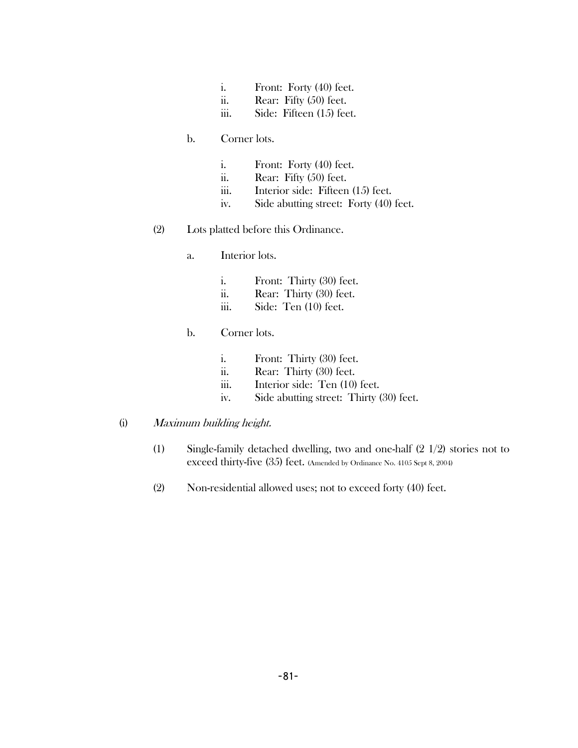i. Front: Forty (40) feet.
ii. Rear: Fifty (50) feet.
iii. Side: Fifteen (15) feet.

b. Corner lots.

i. Front: Forty (40) feet.
ii. Rear: Fifty (50) feet.
iii. Interior side: Fifteen (15) feet.
iv. Side abutting street: Forty (40) feet.

(2) Lots platted before this Ordinance.

a. Interior lots.

i. Front: Thirty (30) feet.
ii. Rear: Thirty (30) feet.
iii. Side: Ten (10) feet.

b. Corner lots.

i. Front: Thirty (30) feet.
ii. Rear: Thirty (30) feet.
iii. Interior side: Ten (10) feet.
iv. Side abutting street: Thirty (30) feet.

(i) *Maximum building height.*

(1) Single-family detached dwelling, two and one-half (2 1/2) stories not to exceed thirty-five (35) feet. (Amended by Ordinance No. 4105 Sept 8, 2004)

(2) Non-residential allowed uses; not to exceed forty (40) feet.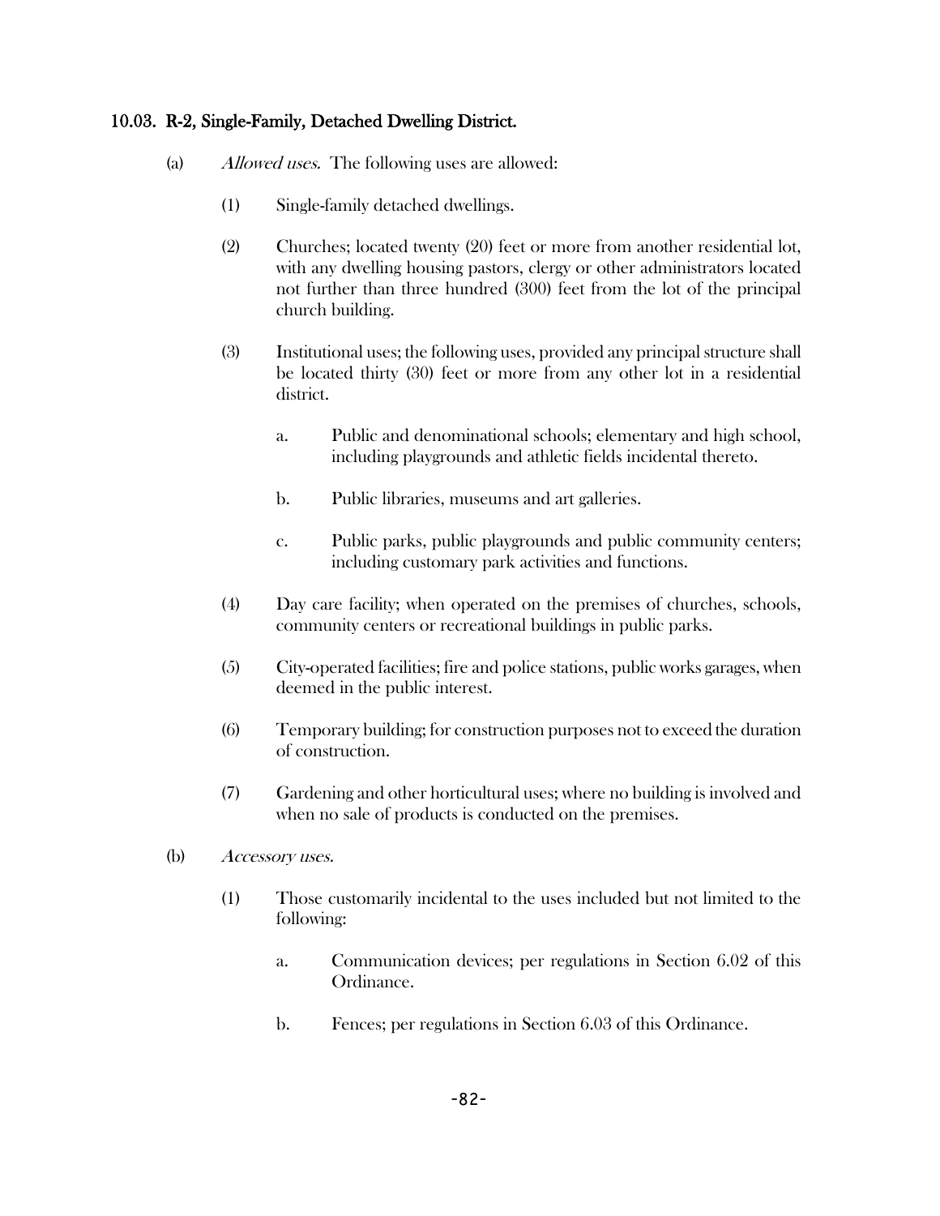### 10.03. R-2, Single-Family, Detached Dwelling District.

(a) *Allowed uses.* The following uses are allowed:

(1) Single-family detached dwellings.

(2) Churches; located twenty (20) feet or more from another residential lot, with any dwelling housing pastors, clergy or other administrators located not further than three hundred (300) feet from the lot of the principal church building.

(3) Institutional uses; the following uses, provided any principal structure shall be located thirty (30) feet or more from any other lot in a residential district.

a. Public and denominational schools; elementary and high school, including playgrounds and athletic fields incidental thereto.

b. Public libraries, museums and art galleries.

c. Public parks, public playgrounds and public community centers; including customary park activities and functions.

(4) Day care facility; when operated on the premises of churches, schools, community centers or recreational buildings in public parks.

(5) City-operated facilities; fire and police stations, public works garages, when deemed in the public interest.

(6) Temporary building; for construction purposes not to exceed the duration of construction.

(7) Gardening and other horticultural uses; where no building is involved and when no sale of products is conducted on the premises.

(b) *Accessory uses.*

(1) Those customarily incidental to the uses included but not limited to the following:

a. Communication devices; per regulations in Section 6.02 of this Ordinance.

b. Fences; per regulations in Section 6.03 of this Ordinance.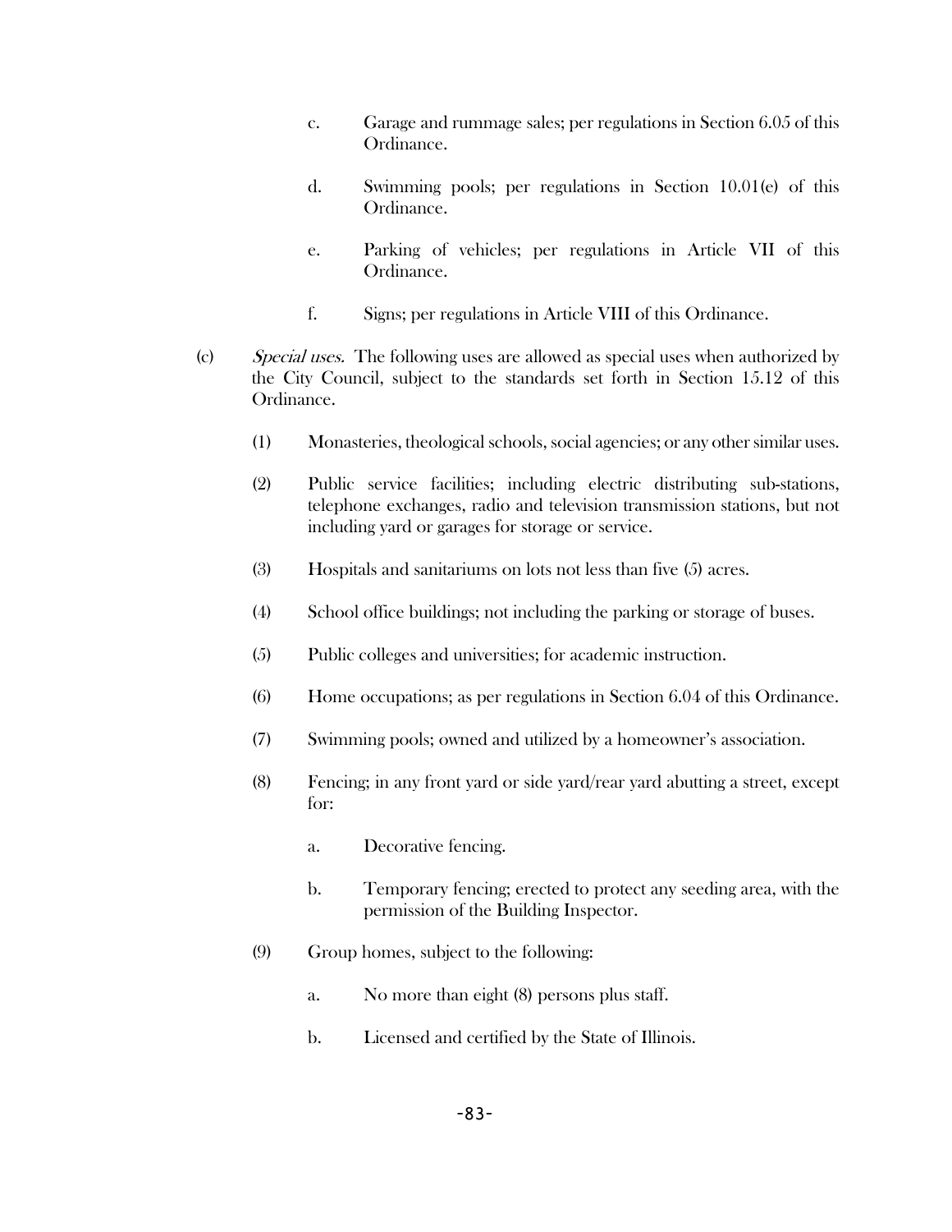c. Garage and rummage sales; per regulations in Section 6.05 of this Ordinance.

d. Swimming pools; per regulations in Section 10.01(e) of this Ordinance.

e. Parking of vehicles; per regulations in Article VII of this Ordinance.

f. Signs; per regulations in Article VIII of this Ordinance.

(c) *Special uses.* The following uses are allowed as special uses when authorized by the City Council, subject to the standards set forth in Section 15.12 of this Ordinance.

(1) Monasteries, theological schools, social agencies; or any other similar uses.

(2) Public service facilities; including electric distributing sub-stations, telephone exchanges, radio and television transmission stations, but not including yard or garages for storage or service.

(3) Hospitals and sanitariums on lots not less than five (5) acres.

(4) School office buildings; not including the parking or storage of buses.

(5) Public colleges and universities; for academic instruction.

(6) Home occupations; as per regulations in Section 6.04 of this Ordinance.

(7) Swimming pools; owned and utilized by a homeowner's association.

(8) Fencing; in any front yard or side yard/rear yard abutting a street, except for:

a. Decorative fencing.

b. Temporary fencing; erected to protect any seeding area, with the permission of the Building Inspector.

(9) Group homes, subject to the following:

a. No more than eight (8) persons plus staff.

b. Licensed and certified by the State of Illinois.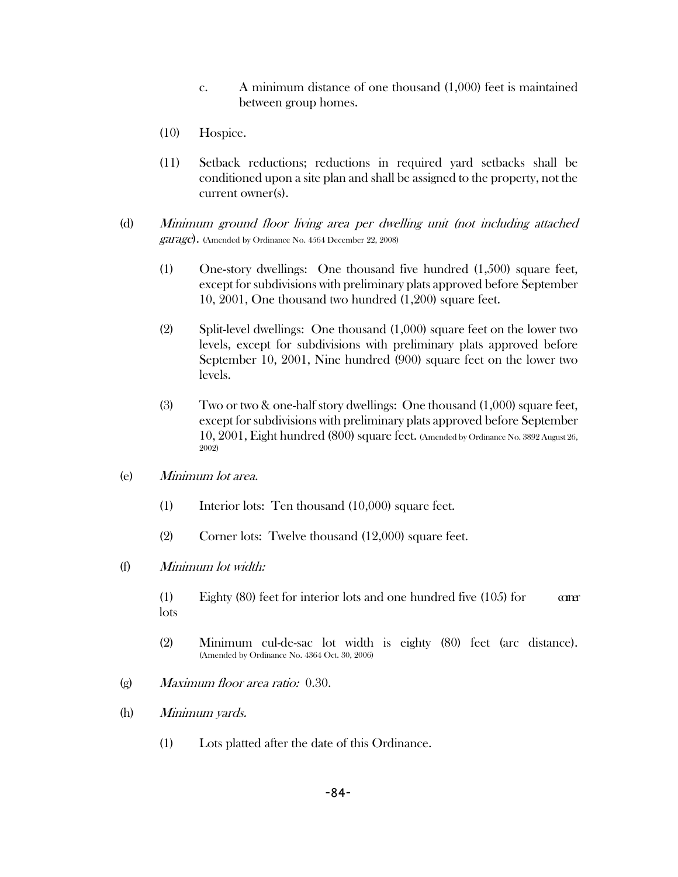c. A minimum distance of one thousand (1,000) feet is maintained between group homes.

(10) Hospice.

(11) Setback reductions; reductions in required yard setbacks shall be conditioned upon a site plan and shall be assigned to the property, not the current owner(s).

(d) *Minimum ground floor living area per dwelling unit (not including attached garage).* (Amended by Ordinance No. 4564 December 22, 2008)

(1) One-story dwellings: One thousand five hundred (1,500) square feet, except for subdivisions with preliminary plats approved before September 10, 2001, One thousand two hundred (1,200) square feet.

(2) Split-level dwellings: One thousand (1,000) square feet on the lower two levels, except for subdivisions with preliminary plats approved before September 10, 2001, Nine hundred (900) square feet on the lower two levels.

(3) Two or two & one-half story dwellings: One thousand (1,000) square feet, except for subdivisions with preliminary plats approved before September 10, 2001, Eight hundred (800) square feet. (Amended by Ordinance No. 3892 August 26, 2002)

(e) *Minimum lot area.*

(1) Interior lots: Ten thousand (10,000) square feet.

(2) Corner lots: Twelve thousand (12,000) square feet.

(f) *Minimum lot width:*

(1) Eighty (80) feet for interior lots and one hundred five (105) for corner lots

(2) Minimum cul-de-sac lot width is eighty (80) feet (arc distance). (Amended by Ordinance No. 4364 Oct. 30, 2006)

(g) *Maximum floor area ratio:* 0.30.

(h) *Minimum yards.*

(1) Lots platted after the date of this Ordinance.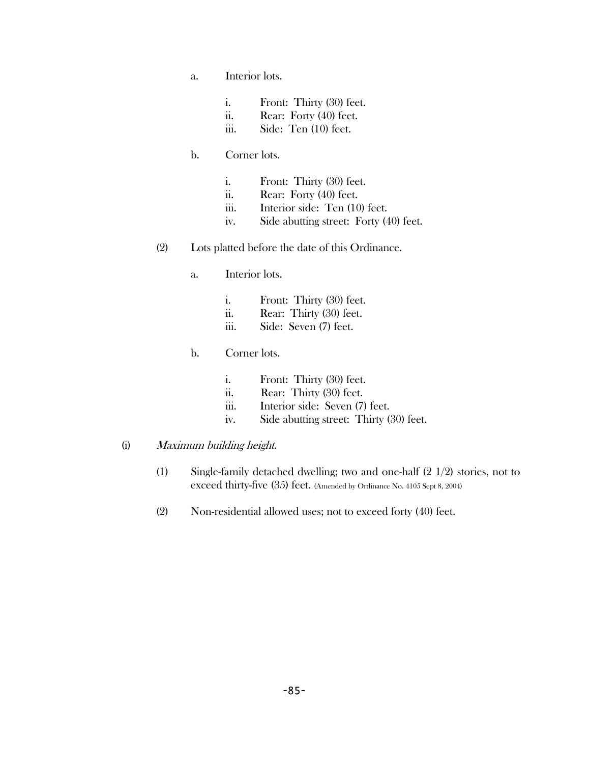a. Interior lots.

   i. Front: Thirty (30) feet.
   ii. Rear: Forty (40) feet.
   iii. Side: Ten (10) feet.

b. Corner lots.

   i. Front: Thirty (30) feet.
   ii. Rear: Forty (40) feet.
   iii. Interior side: Ten (10) feet.
   iv. Side abutting street: Forty (40) feet.

(2) Lots platted before the date of this Ordinance.

a. Interior lots.

   i. Front: Thirty (30) feet.
   ii. Rear: Thirty (30) feet.
   iii. Side: Seven (7) feet.

b. Corner lots.

   i. Front: Thirty (30) feet.
   ii. Rear: Thirty (30) feet.
   iii. Interior side: Seven (7) feet.
   iv. Side abutting street: Thirty (30) feet.

(i) *Maximum building height.*

(1) Single-family detached dwelling; two and one-half (2 1/2) stories, not to exceed thirty-five (35) feet. (Amended by Ordinance No. 4105 Sept 8, 2004)

(2) Non-residential allowed uses; not to exceed forty (40) feet.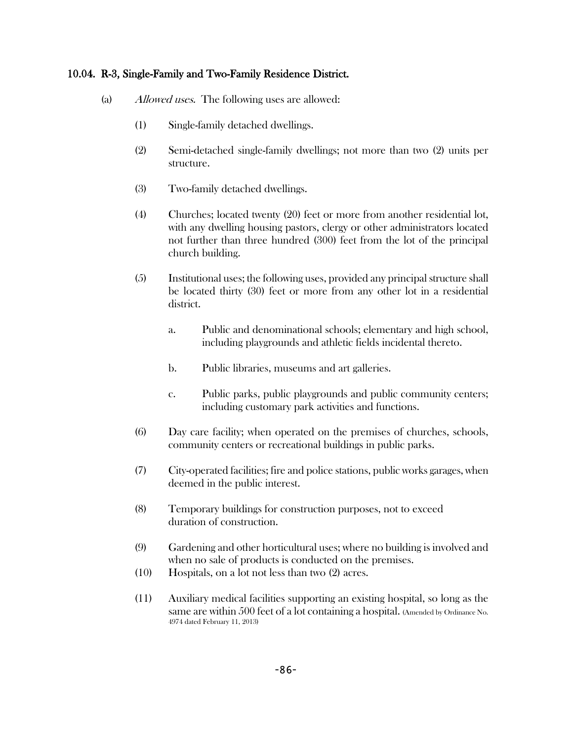### 10.04. R-3, Single-Family and Two-Family Residence District.

(a) *Allowed uses.* The following uses are allowed:

(1) Single-family detached dwellings.

(2) Semi-detached single-family dwellings; not more than two (2) units per structure.

(3) Two-family detached dwellings.

(4) Churches; located twenty (20) feet or more from another residential lot, with any dwelling housing pastors, clergy or other administrators located not further than three hundred (300) feet from the lot of the principal church building.

(5) Institutional uses; the following uses, provided any principal structure shall be located thirty (30) feet or more from any other lot in a residential district.

a. Public and denominational schools; elementary and high school, including playgrounds and athletic fields incidental thereto.

b. Public libraries, museums and art galleries.

c. Public parks, public playgrounds and public community centers; including customary park activities and functions.

(6) Day care facility; when operated on the premises of churches, schools, community centers or recreational buildings in public parks.

(7) City-operated facilities; fire and police stations, public works garages, when deemed in the public interest.

(8) Temporary buildings for construction purposes, not to exceed duration of construction.

(9) Gardening and other horticultural uses; where no building is involved and when no sale of products is conducted on the premises.

(10) Hospitals, on a lot not less than two (2) acres.

(11) Auxiliary medical facilities supporting an existing hospital, so long as the same are within 500 feet of a lot containing a hospital. (Amended by Ordinance No. 4974 dated February 11, 2013)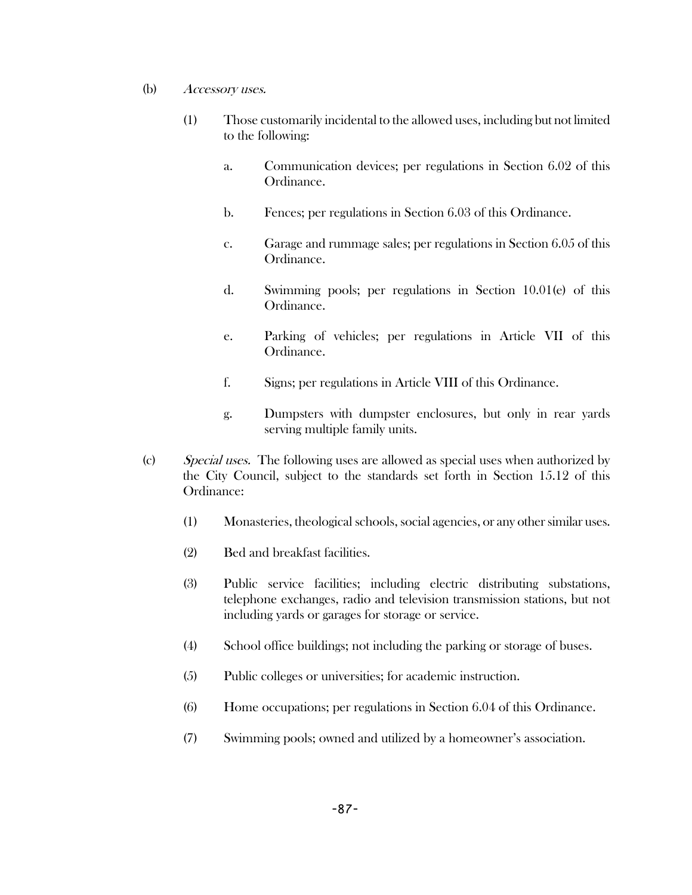(b) *Accessory uses.*

(1) Those customarily incidental to the allowed uses, including but not limited to the following:

a. Communication devices; per regulations in Section 6.02 of this Ordinance.

b. Fences; per regulations in Section 6.03 of this Ordinance.

c. Garage and rummage sales; per regulations in Section 6.05 of this Ordinance.

d. Swimming pools; per regulations in Section 10.01(e) of this Ordinance.

e. Parking of vehicles; per regulations in Article VII of this Ordinance.

f. Signs; per regulations in Article VIII of this Ordinance.

g. Dumpsters with dumpster enclosures, but only in rear yards serving multiple family units.

(c) *Special uses.* The following uses are allowed as special uses when authorized by the City Council, subject to the standards set forth in Section 15.12 of this Ordinance:

(1) Monasteries, theological schools, social agencies, or any other similar uses.

(2) Bed and breakfast facilities.

(3) Public service facilities; including electric distributing substations, telephone exchanges, radio and television transmission stations, but not including yards or garages for storage or service.

(4) School office buildings; not including the parking or storage of buses.

(5) Public colleges or universities; for academic instruction.

(6) Home occupations; per regulations in Section 6.04 of this Ordinance.

(7) Swimming pools; owned and utilized by a homeowner's association.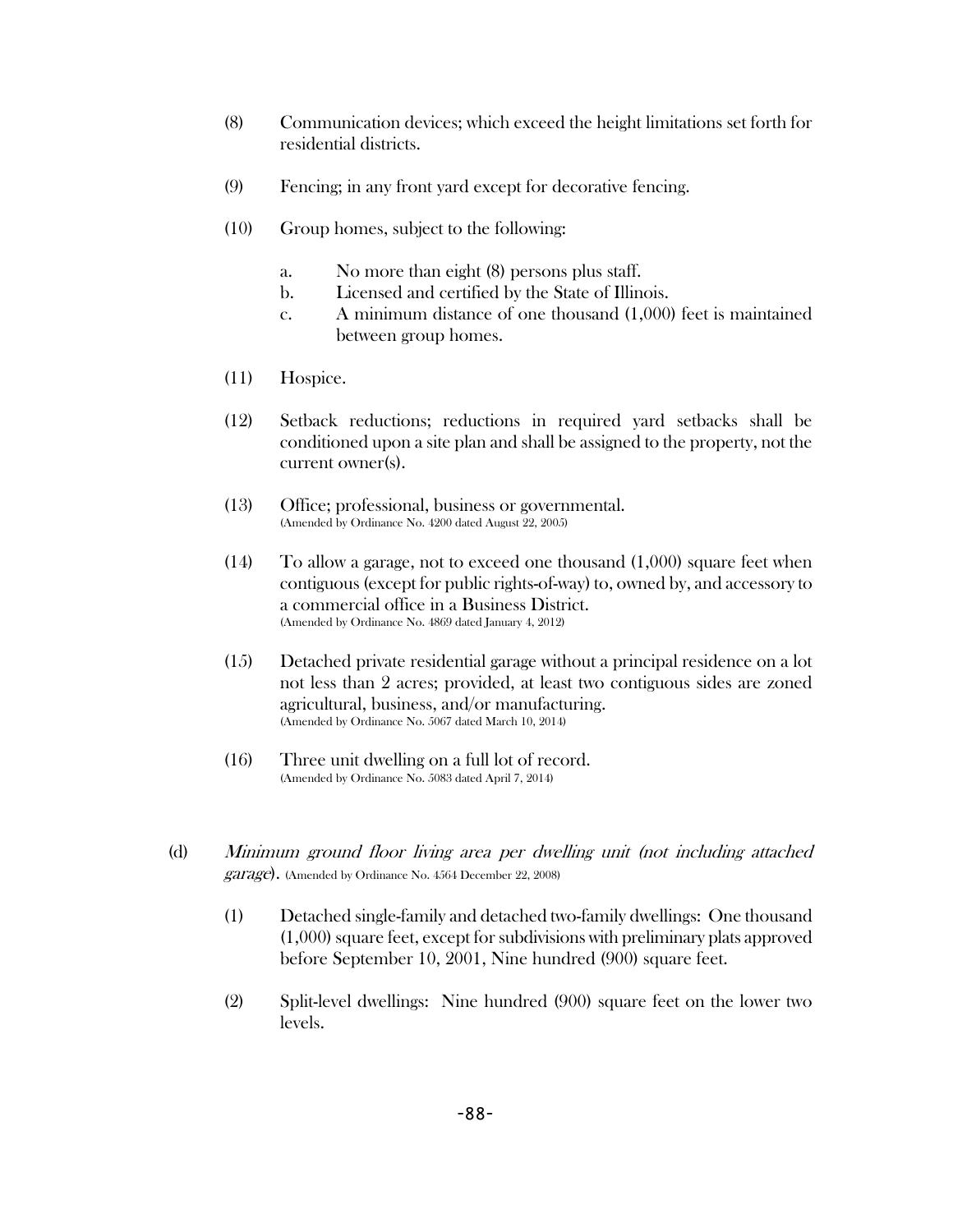(8) Communication devices; which exceed the height limitations set forth for residential districts.

(9) Fencing; in any front yard except for decorative fencing.

(10) Group homes, subject to the following:

  a. No more than eight (8) persons plus staff.
  b. Licensed and certified by the State of Illinois.
  c. A minimum distance of one thousand (1,000) feet is maintained between group homes.

(11) Hospice.

(12) Setback reductions; reductions in required yard setbacks shall be conditioned upon a site plan and shall be assigned to the property, not the current owner(s).

(13) Office; professional, business or governmental.
(Amended by Ordinance No. 4200 dated August 22, 2005)

(14) To allow a garage, not to exceed one thousand (1,000) square feet when contiguous (except for public rights-of-way) to, owned by, and accessory to a commercial office in a Business District.
(Amended by Ordinance No. 4869 dated January 4, 2012)

(15) Detached private residential garage without a principal residence on a lot not less than 2 acres; provided, at least two contiguous sides are zoned agricultural, business, and/or manufacturing.
(Amended by Ordinance No. 5067 dated March 10, 2014)

(16) Three unit dwelling on a full lot of record.
(Amended by Ordinance No. 5083 dated April 7, 2014)

(d) *Minimum ground floor living area per dwelling unit (not including attached garage).* (Amended by Ordinance No. 4564 December 22, 2008)

(1) Detached single-family and detached two-family dwellings: One thousand (1,000) square feet, except for subdivisions with preliminary plats approved before September 10, 2001, Nine hundred (900) square feet.

(2) Split-level dwellings: Nine hundred (900) square feet on the lower two levels.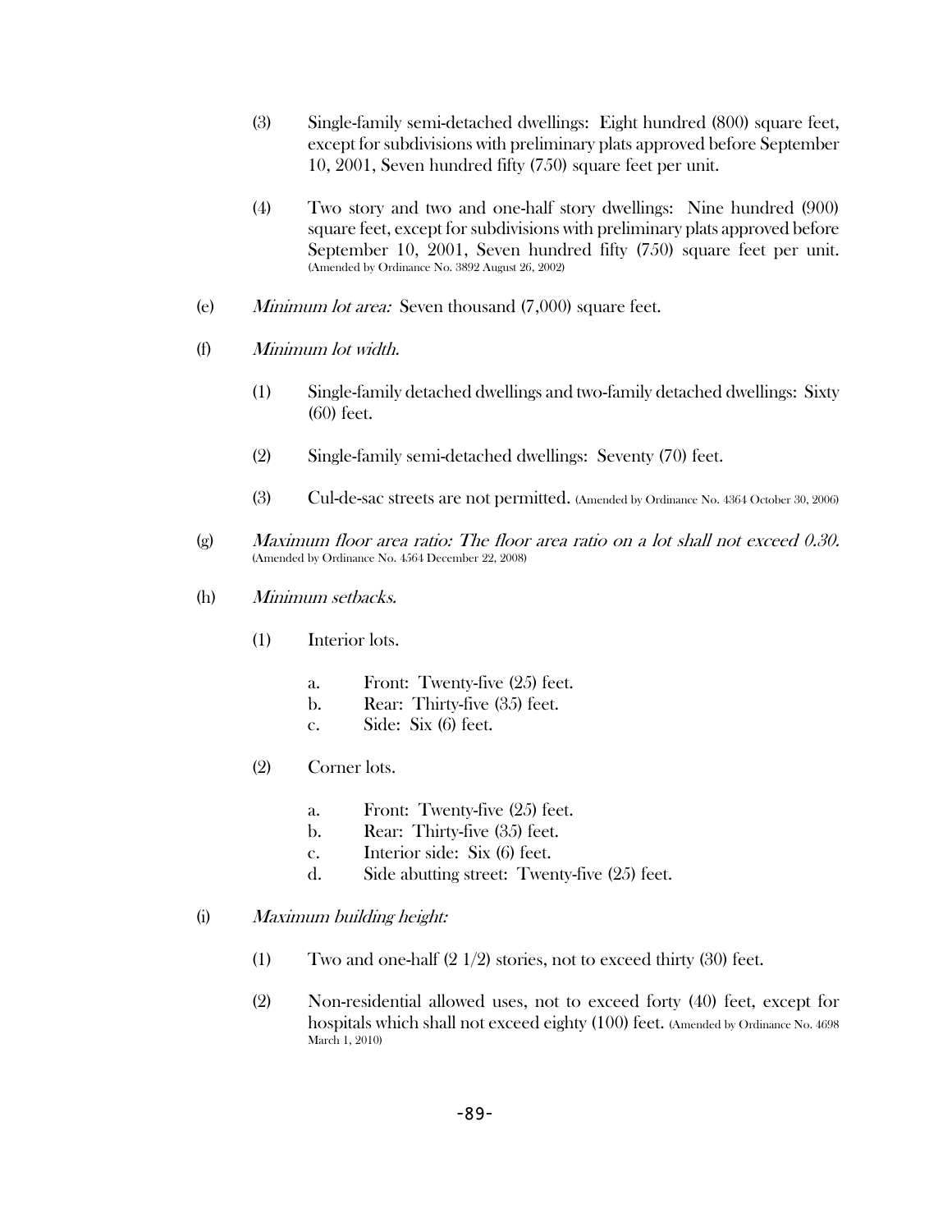(3) Single-family semi-detached dwellings: Eight hundred (800) square feet, except for subdivisions with preliminary plats approved before September 10, 2001, Seven hundred fifty (750) square feet per unit.

(4) Two story and two and one-half story dwellings: Nine hundred (900) square feet, except for subdivisions with preliminary plats approved before September 10, 2001, Seven hundred fifty (750) square feet per unit. (Amended by Ordinance No. 3892 August 26, 2002)

(e) *Minimum lot area:* Seven thousand (7,000) square feet.

(f) *Minimum lot width.*

(1) Single-family detached dwellings and two-family detached dwellings: Sixty (60) feet.

(2) Single-family semi-detached dwellings: Seventy (70) feet.

(3) Cul-de-sac streets are not permitted. (Amended by Ordinance No. 4364 October 30, 2006)

(g) *Maximum floor area ratio: The floor area ratio on a lot shall not exceed 0.30.* (Amended by Ordinance No. 4564 December 22, 2008)

(h) *Minimum setbacks.*

(1) Interior lots.

a. Front: Twenty-five (25) feet.
b. Rear: Thirty-five (35) feet.
c. Side: Six (6) feet.

(2) Corner lots.

a. Front: Twenty-five (25) feet.
b. Rear: Thirty-five (35) feet.
c. Interior side: Six (6) feet.
d. Side abutting street: Twenty-five (25) feet.

(i) *Maximum building height:*

(1) Two and one-half (2 1/2) stories, not to exceed thirty (30) feet.

(2) Non-residential allowed uses, not to exceed forty (40) feet, except for hospitals which shall not exceed eighty (100) feet. (Amended by Ordinance No. 4698 March 1, 2010)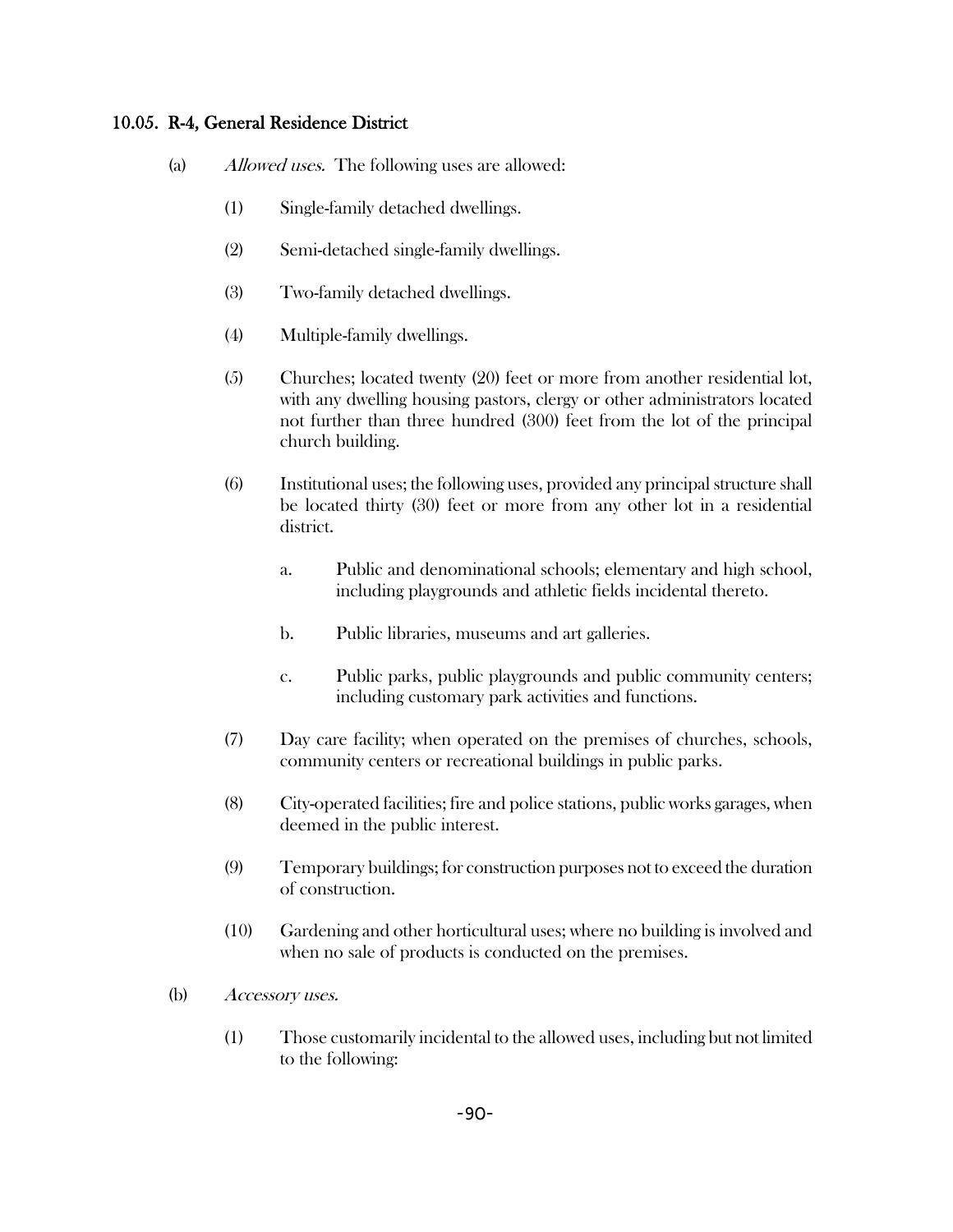### 10.05. R-4, General Residence District

(a) *Allowed uses.* The following uses are allowed:

(1) Single-family detached dwellings.

(2) Semi-detached single-family dwellings.

(3) Two-family detached dwellings.

(4) Multiple-family dwellings.

(5) Churches; located twenty (20) feet or more from another residential lot, with any dwelling housing pastors, clergy or other administrators located not further than three hundred (300) feet from the lot of the principal church building.

(6) Institutional uses; the following uses, provided any principal structure shall be located thirty (30) feet or more from any other lot in a residential district.

a. Public and denominational schools; elementary and high school, including playgrounds and athletic fields incidental thereto.

b. Public libraries, museums and art galleries.

c. Public parks, public playgrounds and public community centers; including customary park activities and functions.

(7) Day care facility; when operated on the premises of churches, schools, community centers or recreational buildings in public parks.

(8) City-operated facilities; fire and police stations, public works garages, when deemed in the public interest.

(9) Temporary buildings; for construction purposes not to exceed the duration of construction.

(10) Gardening and other horticultural uses; where no building is involved and when no sale of products is conducted on the premises.

(b) *Accessory uses.*

(1) Those customarily incidental to the allowed uses, including but not limited to the following: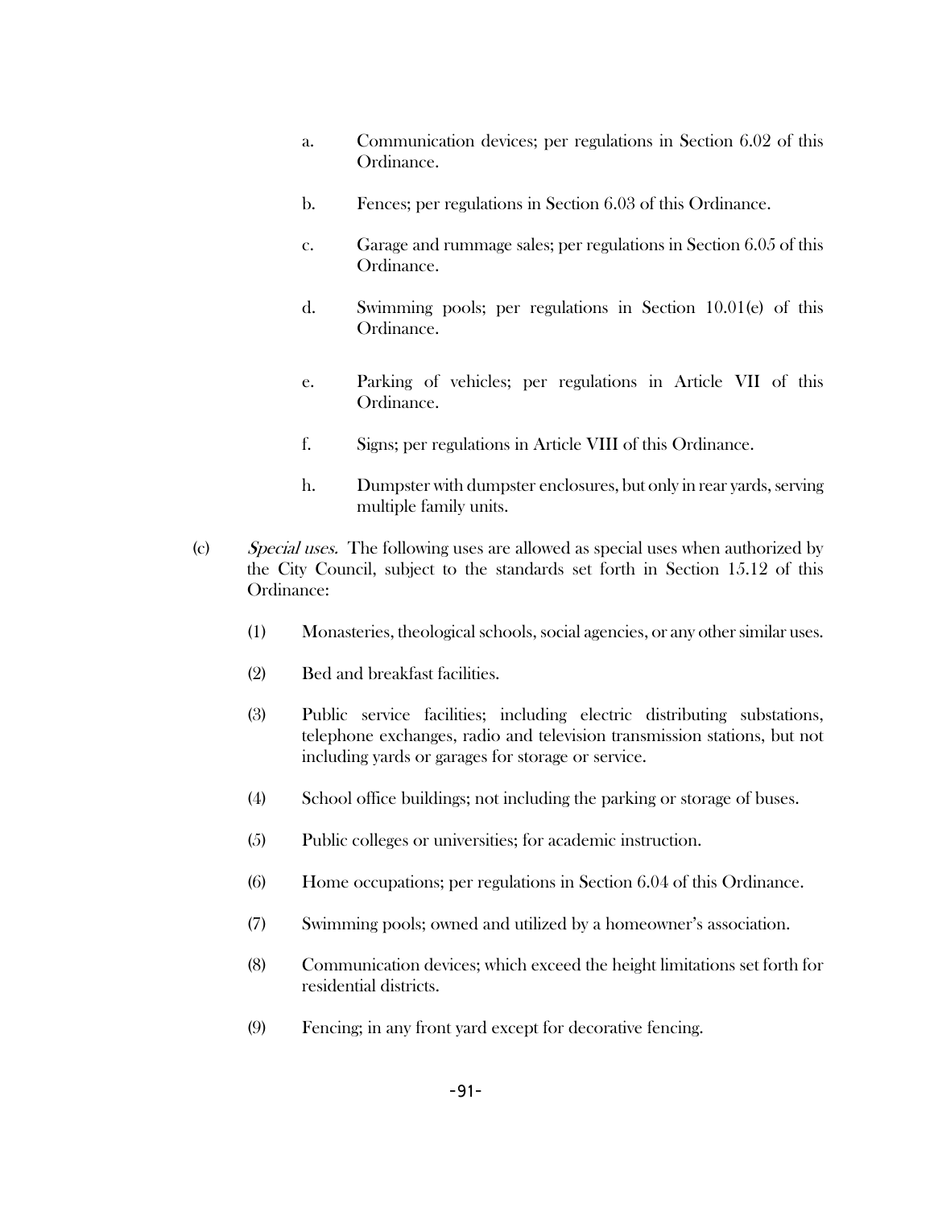a. Communication devices; per regulations in Section 6.02 of this Ordinance.

b. Fences; per regulations in Section 6.03 of this Ordinance.

c. Garage and rummage sales; per regulations in Section 6.05 of this Ordinance.

d. Swimming pools; per regulations in Section 10.01(e) of this Ordinance.

e. Parking of vehicles; per regulations in Article VII of this Ordinance.

f. Signs; per regulations in Article VIII of this Ordinance.

h. Dumpster with dumpster enclosures, but only in rear yards, serving multiple family units.

(c) *Special uses.* The following uses are allowed as special uses when authorized by the City Council, subject to the standards set forth in Section 15.12 of this Ordinance:

(1) Monasteries, theological schools, social agencies, or any other similar uses.

(2) Bed and breakfast facilities.

(3) Public service facilities; including electric distributing substations, telephone exchanges, radio and television transmission stations, but not including yards or garages for storage or service.

(4) School office buildings; not including the parking or storage of buses.

(5) Public colleges or universities; for academic instruction.

(6) Home occupations; per regulations in Section 6.04 of this Ordinance.

(7) Swimming pools; owned and utilized by a homeowner's association.

(8) Communication devices; which exceed the height limitations set forth for residential districts.

(9) Fencing; in any front yard except for decorative fencing.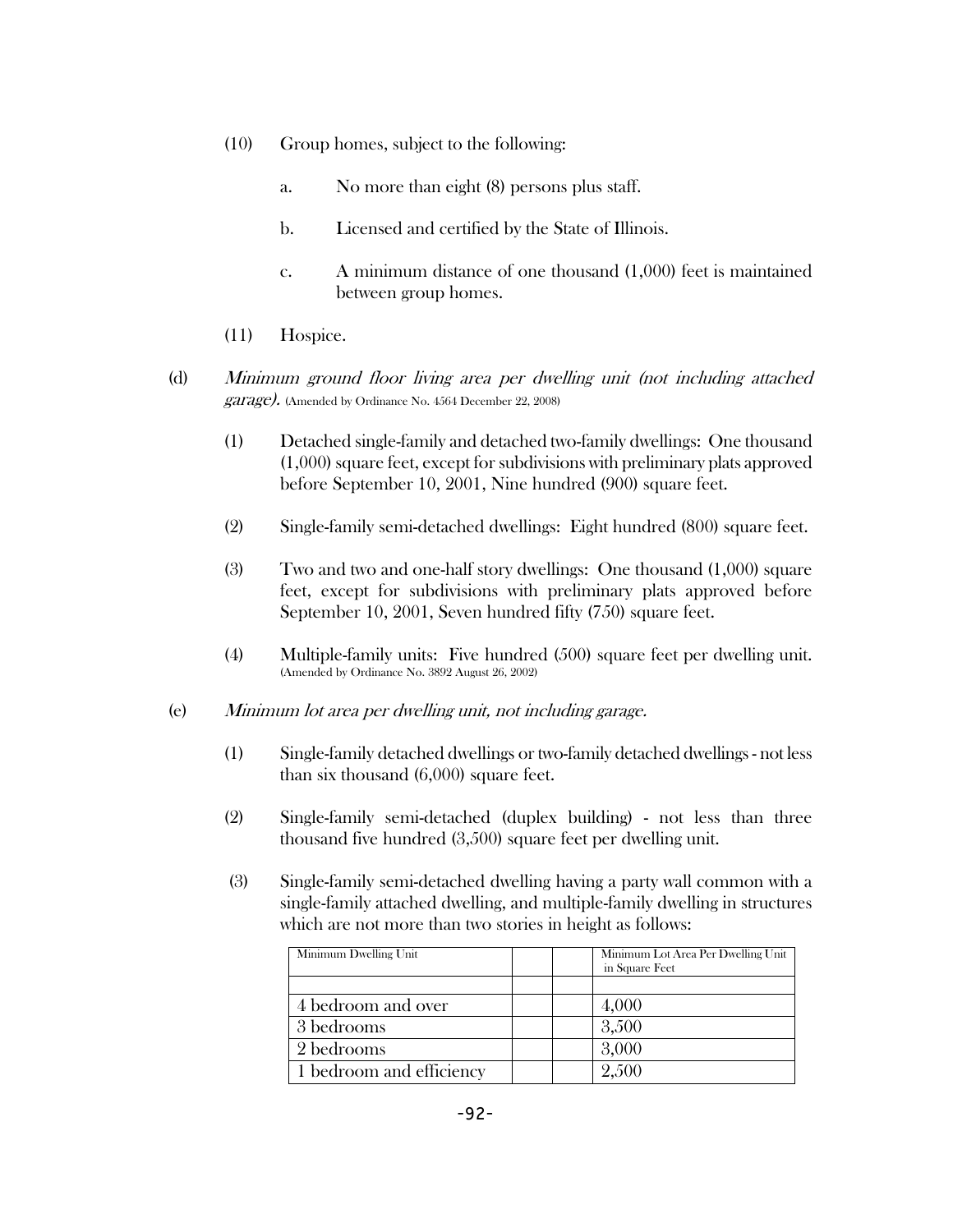(10) Group homes, subject to the following:

a. No more than eight (8) persons plus staff.

b. Licensed and certified by the State of Illinois.

c. A minimum distance of one thousand (1,000) feet is maintained between group homes.

(11) Hospice.

(d) *Minimum ground floor living area per dwelling unit (not including attached garage).* (Amended by Ordinance No. 4564 December 22, 2008)

(1) Detached single-family and detached two-family dwellings: One thousand (1,000) square feet, except for subdivisions with preliminary plats approved before September 10, 2001, Nine hundred (900) square feet.

(2) Single-family semi-detached dwellings: Eight hundred (800) square feet.

(3) Two and two and one-half story dwellings: One thousand (1,000) square feet, except for subdivisions with preliminary plats approved before September 10, 2001, Seven hundred fifty (750) square feet.

(4) Multiple-family units: Five hundred (500) square feet per dwelling unit. (Amended by Ordinance No. 3892 August 26, 2002)

(e) *Minimum lot area per dwelling unit, not including garage.*

(1) Single-family detached dwellings or two-family detached dwellings - not less than six thousand (6,000) square feet.

(2) Single-family semi-detached (duplex building) - not less than three thousand five hundred (3,500) square feet per dwelling unit.

(3) Single-family semi-detached dwelling having a party wall common with a single-family attached dwelling, and multiple-family dwelling in structures which are not more than two stories in height as follows:

| Minimum Dwelling Unit | | | Minimum Lot Area Per Dwelling Unit in Square Feet |
|---|---|---|---|
| | | | |
| 4 bedroom and over | | | 4,000 |
| 3 bedrooms | | | 3,500 |
| 2 bedrooms | | | 3,000 |
| 1 bedroom and efficiency | | | 2,500 |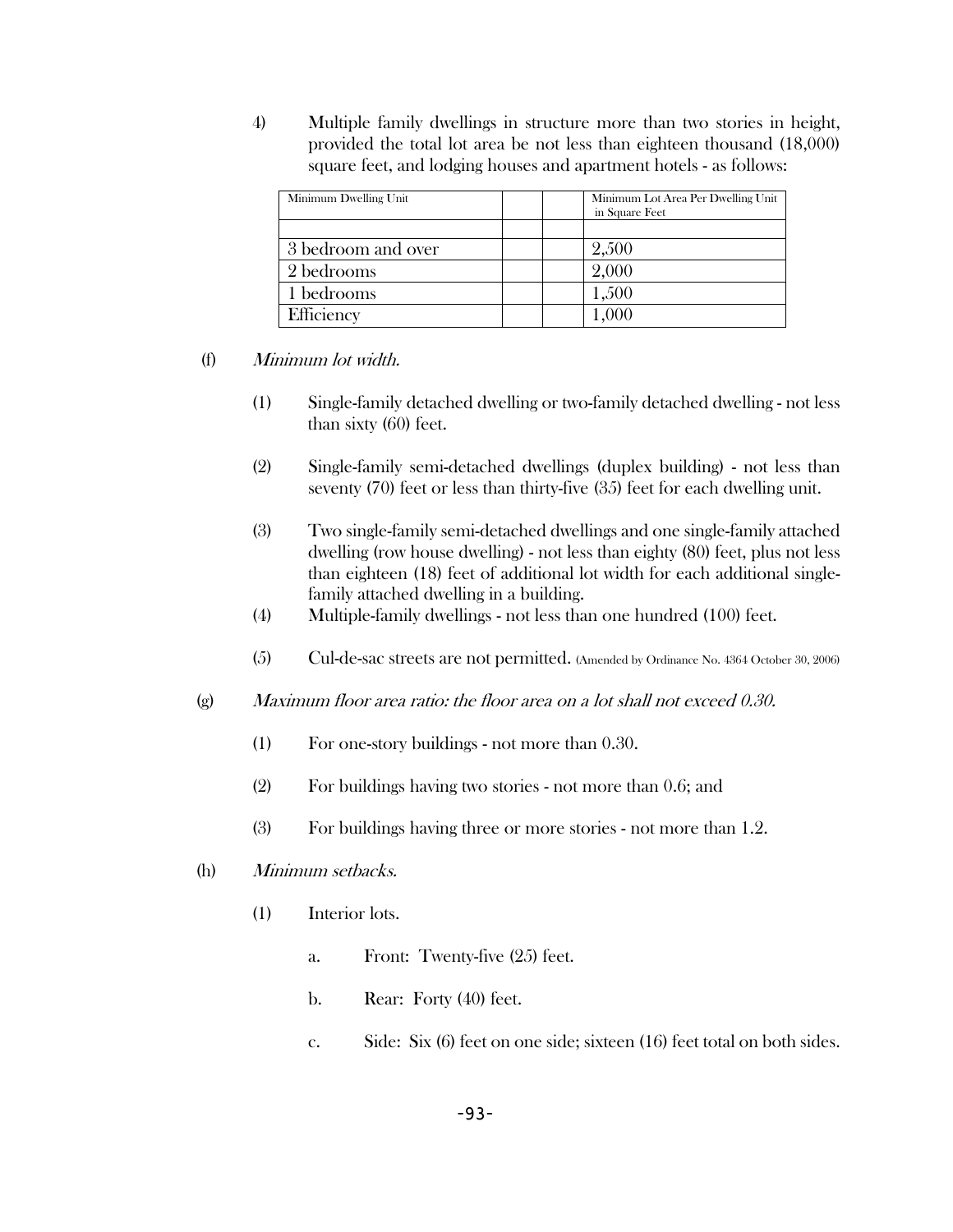4) Multiple family dwellings in structure more than two stories in height, provided the total lot area be not less than eighteen thousand (18,000) square feet, and lodging houses and apartment hotels - as follows:

| Minimum Dwelling Unit | | | Minimum Lot Area Per Dwelling Unit in Square Feet |
|---|---|---|---|
| | | | |
| 3 bedroom and over | | | 2,500 |
| 2 bedrooms | | | 2,000 |
| 1 bedrooms | | | 1,500 |
| Efficiency | | | 1,000 |

(f) *Minimum lot width.*

(1) Single-family detached dwelling or two-family detached dwelling - not less than sixty (60) feet.

(2) Single-family semi-detached dwellings (duplex building) - not less than seventy (70) feet or less than thirty-five (35) feet for each dwelling unit.

(3) Two single-family semi-detached dwellings and one single-family attached dwelling (row house dwelling) - not less than eighty (80) feet, plus not less than eighteen (18) feet of additional lot width for each additional single-family attached dwelling in a building.

(4) Multiple-family dwellings - not less than one hundred (100) feet.

(5) Cul-de-sac streets are not permitted. (Amended by Ordinance No. 4364 October 30, 2006)

(g) *Maximum floor area ratio: the floor area on a lot shall not exceed 0.30.*

(1) For one-story buildings - not more than 0.30.

(2) For buildings having two stories - not more than 0.6; and

(3) For buildings having three or more stories - not more than 1.2.

(h) *Minimum setbacks.*

(1) Interior lots.

a. Front: Twenty-five (25) feet.

b. Rear: Forty (40) feet.

c. Side: Six (6) feet on one side; sixteen (16) feet total on both sides.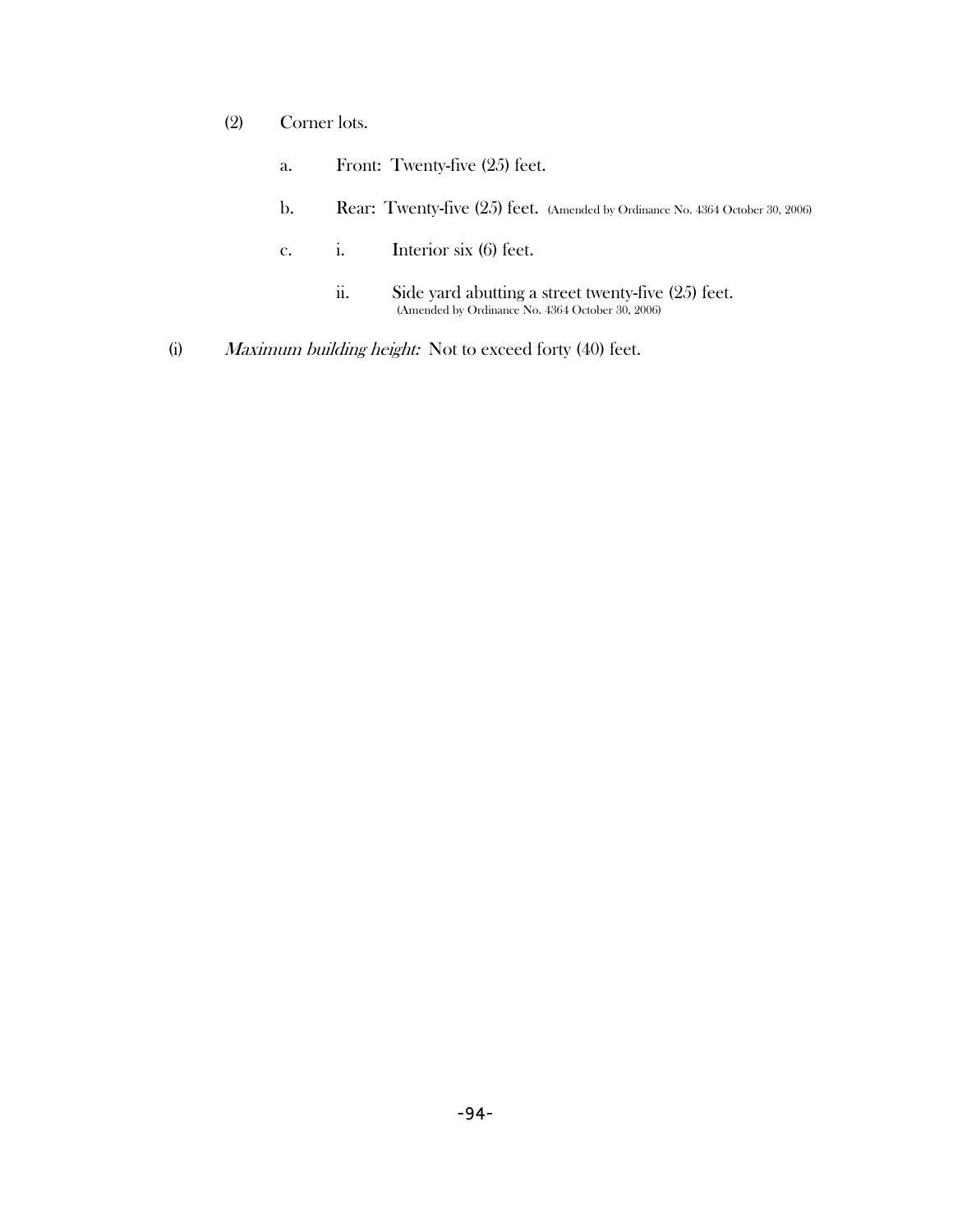(2) Corner lots.

a. Front: Twenty-five (25) feet.

b. Rear: Twenty-five (25) feet. (Amended by Ordinance No. 4364 October 30, 2006)

c. i. Interior six (6) feet.

ii. Side yard abutting a street twenty-five (25) feet. (Amended by Ordinance No. 4364 October 30, 2006)

(i) *Maximum building height:* Not to exceed forty (40) feet.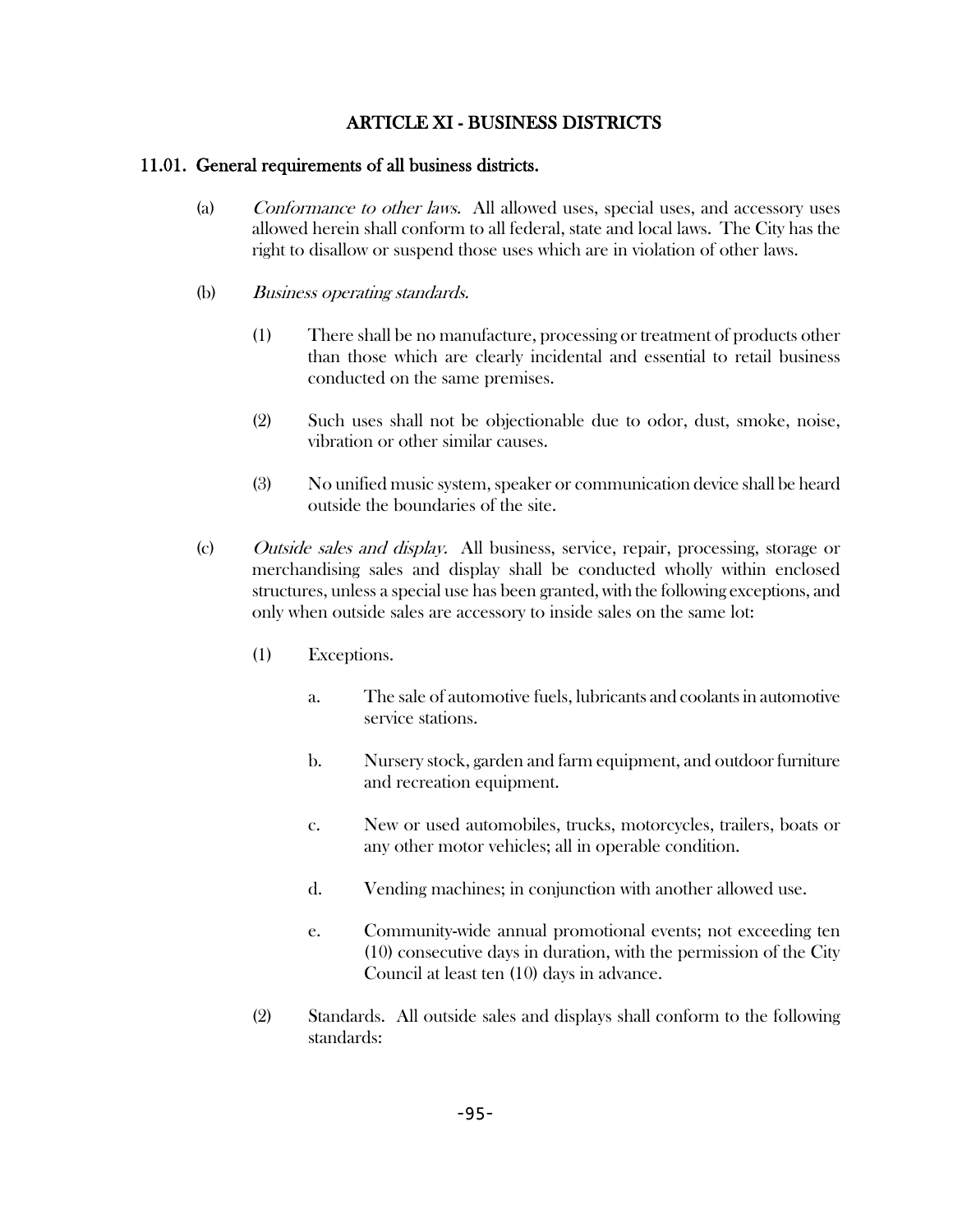# ARTICLE XI - BUSINESS DISTRICTS

## 11.01. General requirements of all business districts.

(a) *Conformance to other laws.* All allowed uses, special uses, and accessory uses allowed herein shall conform to all federal, state and local laws. The City has the right to disallow or suspend those uses which are in violation of other laws.

(b) *Business operating standards.*

(1) There shall be no manufacture, processing or treatment of products other than those which are clearly incidental and essential to retail business conducted on the same premises.

(2) Such uses shall not be objectionable due to odor, dust, smoke, noise, vibration or other similar causes.

(3) No unified music system, speaker or communication device shall be heard outside the boundaries of the site.

(c) *Outside sales and display.* All business, service, repair, processing, storage or merchandising sales and display shall be conducted wholly within enclosed structures, unless a special use has been granted, with the following exceptions, and only when outside sales are accessory to inside sales on the same lot:

(1) Exceptions.

a. The sale of automotive fuels, lubricants and coolants in automotive service stations.

b. Nursery stock, garden and farm equipment, and outdoor furniture and recreation equipment.

c. New or used automobiles, trucks, motorcycles, trailers, boats or any other motor vehicles; all in operable condition.

d. Vending machines; in conjunction with another allowed use.

e. Community-wide annual promotional events; not exceeding ten (10) consecutive days in duration, with the permission of the City Council at least ten (10) days in advance.

(2) Standards. All outside sales and displays shall conform to the following standards: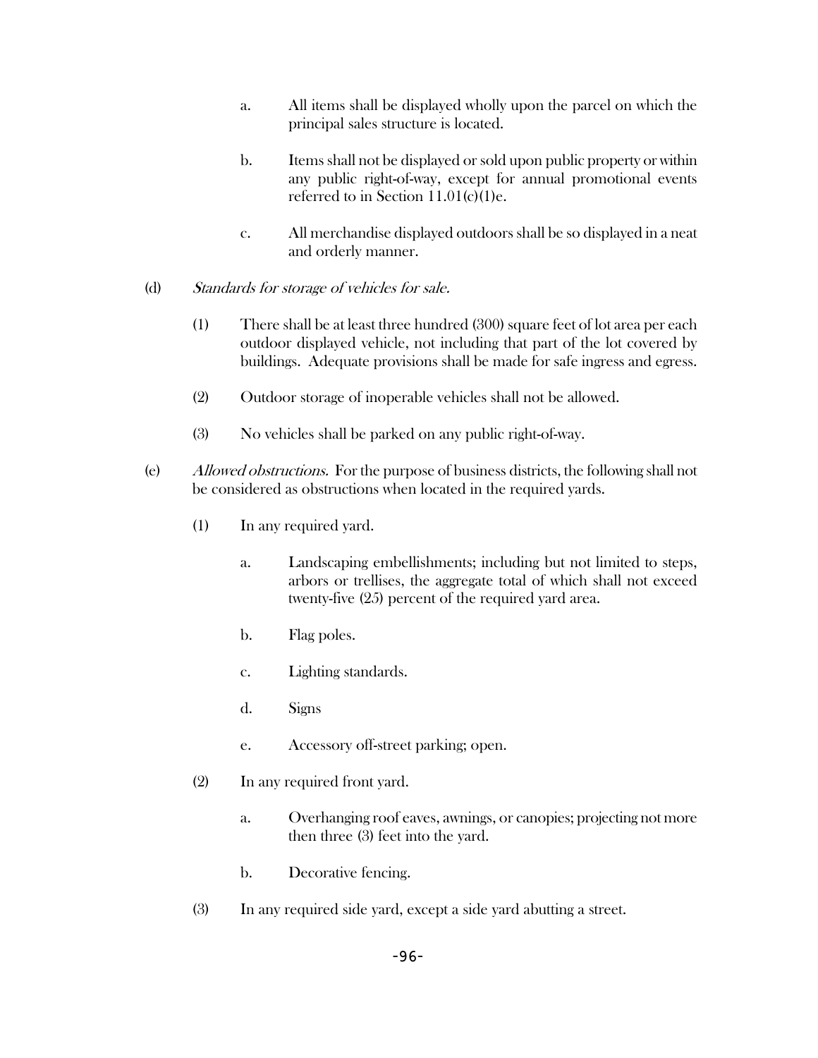a. All items shall be displayed wholly upon the parcel on which the principal sales structure is located.

b. Items shall not be displayed or sold upon public property or within any public right-of-way, except for annual promotional events referred to in Section 11.01(c)(1)e.

c. All merchandise displayed outdoors shall be so displayed in a neat and orderly manner.

(d) *Standards for storage of vehicles for sale.*

(1) There shall be at least three hundred (300) square feet of lot area per each outdoor displayed vehicle, not including that part of the lot covered by buildings. Adequate provisions shall be made for safe ingress and egress.

(2) Outdoor storage of inoperable vehicles shall not be allowed.

(3) No vehicles shall be parked on any public right-of-way.

(e) *Allowed obstructions.* For the purpose of business districts, the following shall not be considered as obstructions when located in the required yards.

(1) In any required yard.

a. Landscaping embellishments; including but not limited to steps, arbors or trellises, the aggregate total of which shall not exceed twenty-five (25) percent of the required yard area.

b. Flag poles.

c. Lighting standards.

d. Signs

e. Accessory off-street parking; open.

(2) In any required front yard.

a. Overhanging roof eaves, awnings, or canopies; projecting not more then three (3) feet into the yard.

b. Decorative fencing.

(3) In any required side yard, except a side yard abutting a street.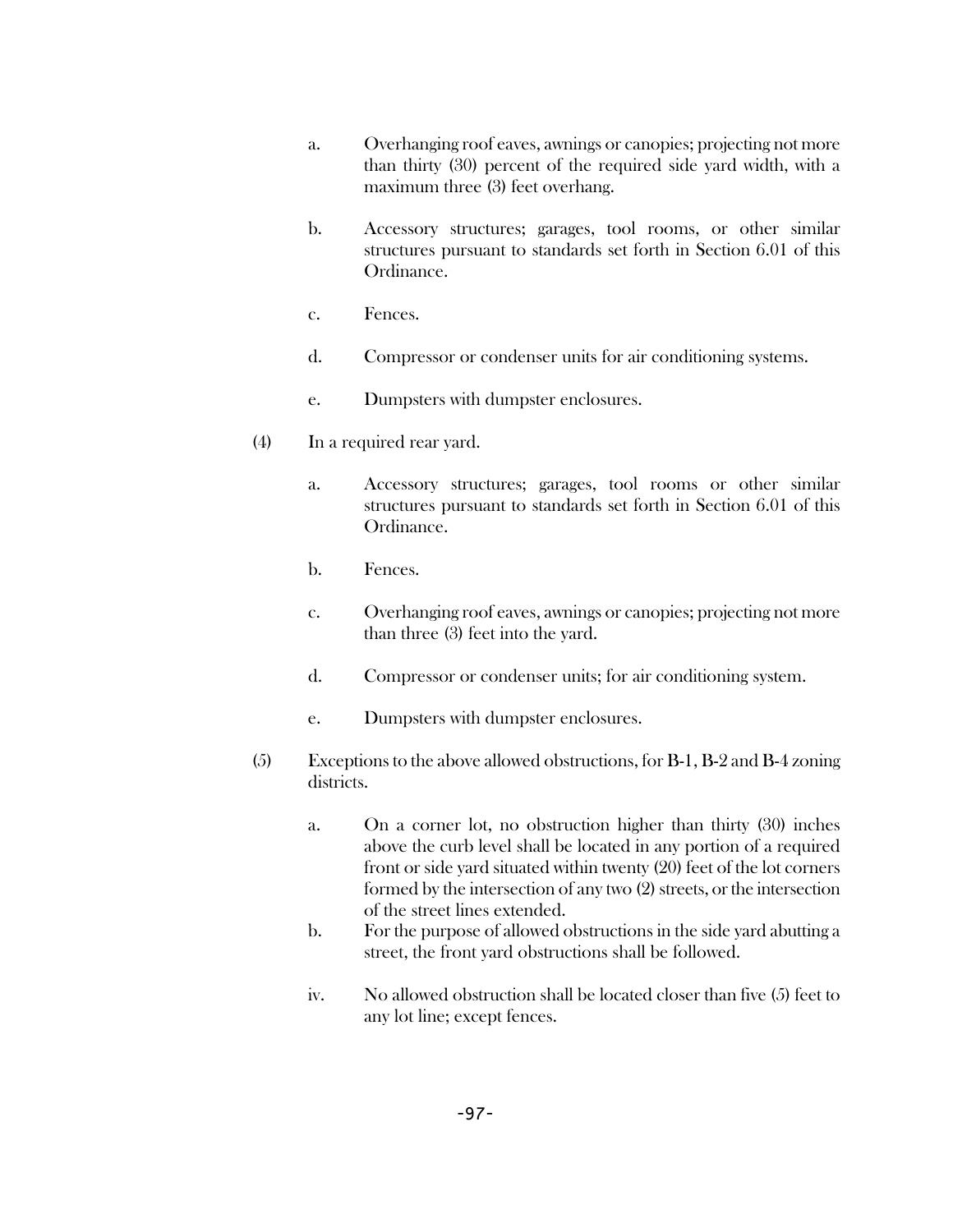a. Overhanging roof eaves, awnings or canopies; projecting not more than thirty (30) percent of the required side yard width, with a maximum three (3) feet overhang.

b. Accessory structures; garages, tool rooms, or other similar structures pursuant to standards set forth in Section 6.01 of this Ordinance.

c. Fences.

d. Compressor or condenser units for air conditioning systems.

e. Dumpsters with dumpster enclosures.

(4) In a required rear yard.

a. Accessory structures; garages, tool rooms or other similar structures pursuant to standards set forth in Section 6.01 of this Ordinance.

b. Fences.

c. Overhanging roof eaves, awnings or canopies; projecting not more than three (3) feet into the yard.

d. Compressor or condenser units; for air conditioning system.

e. Dumpsters with dumpster enclosures.

(5) Exceptions to the above allowed obstructions, for B-1, B-2 and B-4 zoning districts.

a. On a corner lot, no obstruction higher than thirty (30) inches above the curb level shall be located in any portion of a required front or side yard situated within twenty (20) feet of the lot corners formed by the intersection of any two (2) streets, or the intersection of the street lines extended.

b. For the purpose of allowed obstructions in the side yard abutting a street, the front yard obstructions shall be followed.

iv. No allowed obstruction shall be located closer than five (5) feet to any lot line; except fences.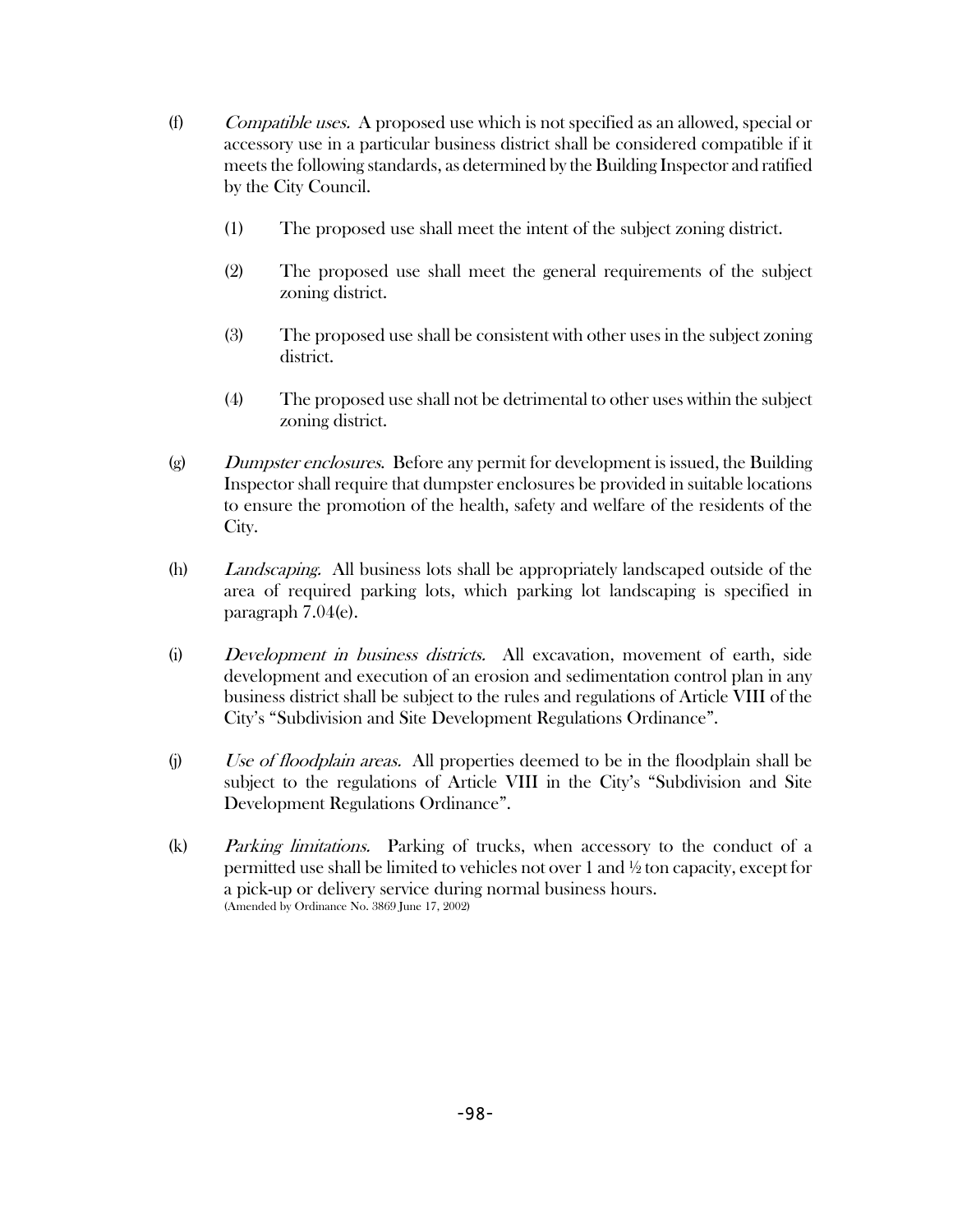(f) *Compatible uses.* A proposed use which is not specified as an allowed, special or accessory use in a particular business district shall be considered compatible if it meets the following standards, as determined by the Building Inspector and ratified by the City Council.

   (1) The proposed use shall meet the intent of the subject zoning district.

   (2) The proposed use shall meet the general requirements of the subject zoning district.

   (3) The proposed use shall be consistent with other uses in the subject zoning district.

   (4) The proposed use shall not be detrimental to other uses within the subject zoning district.

(g) *Dumpster enclosures.* Before any permit for development is issued, the Building Inspector shall require that dumpster enclosures be provided in suitable locations to ensure the promotion of the health, safety and welfare of the residents of the City.

(h) *Landscaping.* All business lots shall be appropriately landscaped outside of the area of required parking lots, which parking lot landscaping is specified in paragraph 7.04(e).

(i) *Development in business districts.* All excavation, movement of earth, side development and execution of an erosion and sedimentation control plan in any business district shall be subject to the rules and regulations of Article VIII of the City's "Subdivision and Site Development Regulations Ordinance".

(j) *Use of floodplain areas.* All properties deemed to be in the floodplain shall be subject to the regulations of Article VIII in the City's "Subdivision and Site Development Regulations Ordinance".

(k) *Parking limitations.* Parking of trucks, when accessory to the conduct of a permitted use shall be limited to vehicles not over 1 and ½ ton capacity, except for a pick-up or delivery service during normal business hours.
(Amended by Ordinance No. 3869 June 17, 2002)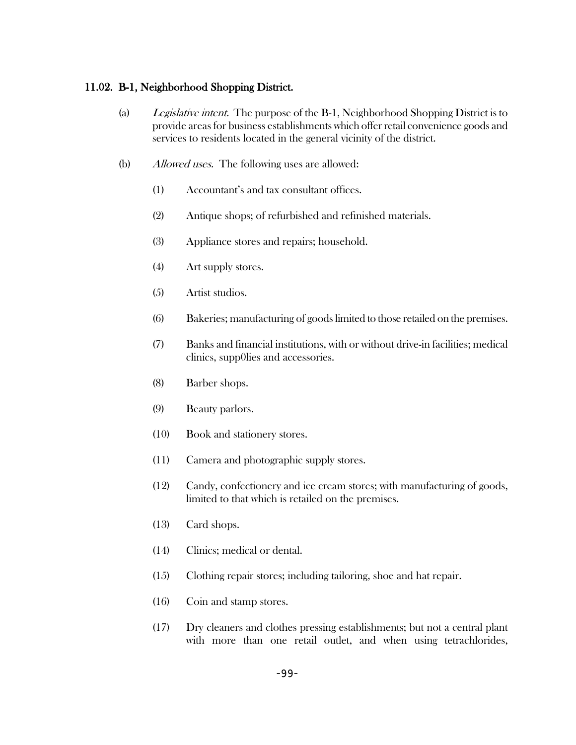### 11.02. B-1, Neighborhood Shopping District.

(a) *Legislative intent.* The purpose of the B-1, Neighborhood Shopping District is to provide areas for business establishments which offer retail convenience goods and services to residents located in the general vicinity of the district.

(b) *Allowed uses.* The following uses are allowed:

(1) Accountant's and tax consultant offices.

(2) Antique shops; of refurbished and refinished materials.

(3) Appliance stores and repairs; household.

(4) Art supply stores.

(5) Artist studios.

(6) Bakeries; manufacturing of goods limited to those retailed on the premises.

(7) Banks and financial institutions, with or without drive-in facilities; medical clinics, supp0lies and accessories.

(8) Barber shops.

(9) Beauty parlors.

(10) Book and stationery stores.

(11) Camera and photographic supply stores.

(12) Candy, confectionery and ice cream stores; with manufacturing of goods, limited to that which is retailed on the premises.

(13) Card shops.

(14) Clinics; medical or dental.

(15) Clothing repair stores; including tailoring, shoe and hat repair.

(16) Coin and stamp stores.

(17) Dry cleaners and clothes pressing establishments; but not a central plant with more than one retail outlet, and when using tetrachlorides,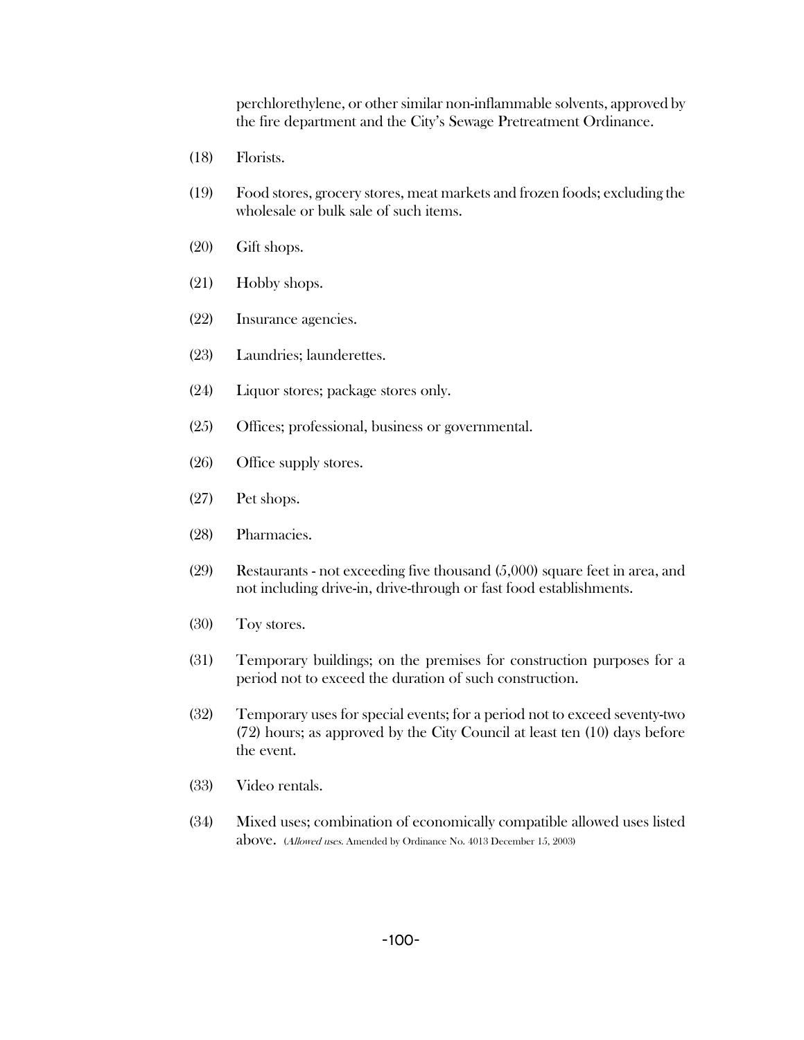perchlorethylene, or other similar non-inflammable solvents, approved by the fire department and the City's Sewage Pretreatment Ordinance.

(18) Florists.

(19) Food stores, grocery stores, meat markets and frozen foods; excluding the wholesale or bulk sale of such items.

(20) Gift shops.

(21) Hobby shops.

(22) Insurance agencies.

(23) Laundries; launderettes.

(24) Liquor stores; package stores only.

(25) Offices; professional, business or governmental.

(26) Office supply stores.

(27) Pet shops.

(28) Pharmacies.

(29) Restaurants - not exceeding five thousand (5,000) square feet in area, and not including drive-in, drive-through or fast food establishments.

(30) Toy stores.

(31) Temporary buildings; on the premises for construction purposes for a period not to exceed the duration of such construction.

(32) Temporary uses for special events; for a period not to exceed seventy-two (72) hours; as approved by the City Council at least ten (10) days before the event.

(33) Video rentals.

(34) Mixed uses; combination of economically compatible allowed uses listed above. (*Allowed uses.* Amended by Ordinance No. 4013 December 15, 2003)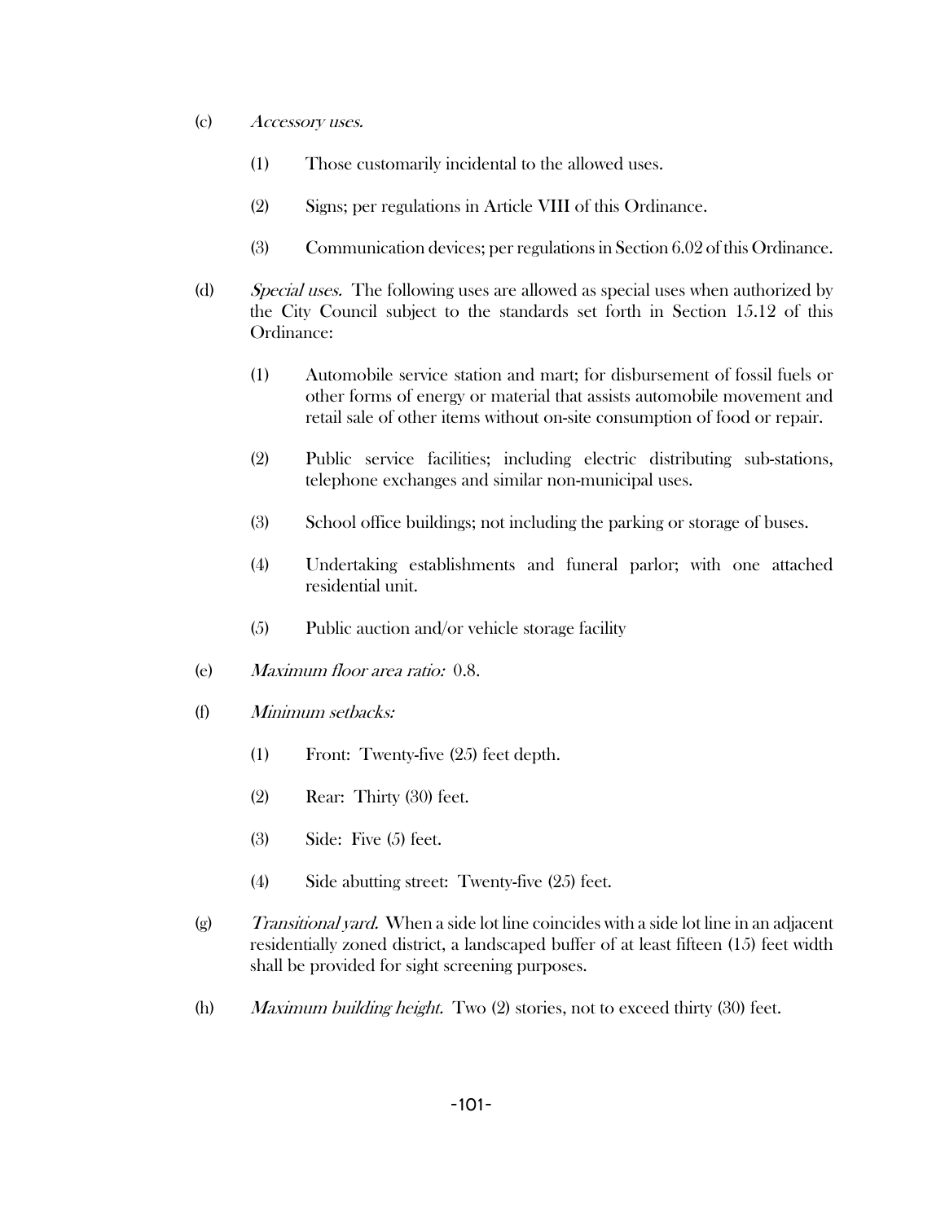(c) *Accessory uses.*

(1) Those customarily incidental to the allowed uses.

(2) Signs; per regulations in Article VIII of this Ordinance.

(3) Communication devices; per regulations in Section 6.02 of this Ordinance.

(d) *Special uses.* The following uses are allowed as special uses when authorized by the City Council subject to the standards set forth in Section 15.12 of this Ordinance:

(1) Automobile service station and mart; for disbursement of fossil fuels or other forms of energy or material that assists automobile movement and retail sale of other items without on-site consumption of food or repair.

(2) Public service facilities; including electric distributing sub-stations, telephone exchanges and similar non-municipal uses.

(3) School office buildings; not including the parking or storage of buses.

(4) Undertaking establishments and funeral parlor; with one attached residential unit.

(5) Public auction and/or vehicle storage facility

(e) *Maximum floor area ratio:* 0.8.

(f) *Minimum setbacks:*

(1) Front: Twenty-five (25) feet depth.

(2) Rear: Thirty (30) feet.

(3) Side: Five (5) feet.

(4) Side abutting street: Twenty-five (25) feet.

(g) *Transitional yard.* When a side lot line coincides with a side lot line in an adjacent residentially zoned district, a landscaped buffer of at least fifteen (15) feet width shall be provided for sight screening purposes.

(h) *Maximum building height.* Two (2) stories, not to exceed thirty (30) feet.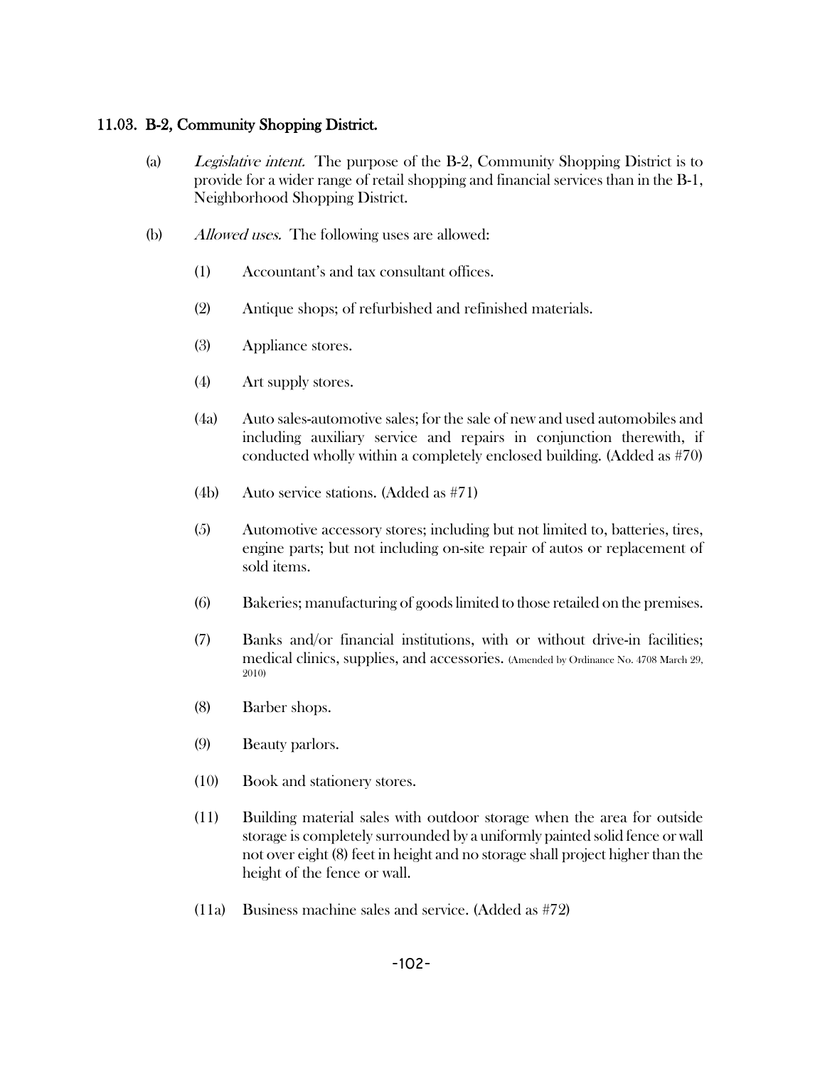### 11.03. B-2, Community Shopping District.

(a) *Legislative intent.* The purpose of the B-2, Community Shopping District is to provide for a wider range of retail shopping and financial services than in the B-1, Neighborhood Shopping District.

(b) *Allowed uses.* The following uses are allowed:

(1) Accountant's and tax consultant offices.

(2) Antique shops; of refurbished and refinished materials.

(3) Appliance stores.

(4) Art supply stores.

(4a) Auto sales-automotive sales; for the sale of new and used automobiles and including auxiliary service and repairs in conjunction therewith, if conducted wholly within a completely enclosed building. (Added as #70)

(4b) Auto service stations. (Added as #71)

(5) Automotive accessory stores; including but not limited to, batteries, tires, engine parts; but not including on-site repair of autos or replacement of sold items.

(6) Bakeries; manufacturing of goods limited to those retailed on the premises.

(7) Banks and/or financial institutions, with or without drive-in facilities; medical clinics, supplies, and accessories. (Amended by Ordinance No. 4708 March 29, 2010)

(8) Barber shops.

(9) Beauty parlors.

(10) Book and stationery stores.

(11) Building material sales with outdoor storage when the area for outside storage is completely surrounded by a uniformly painted solid fence or wall not over eight (8) feet in height and no storage shall project higher than the height of the fence or wall.

(11a) Business machine sales and service. (Added as #72)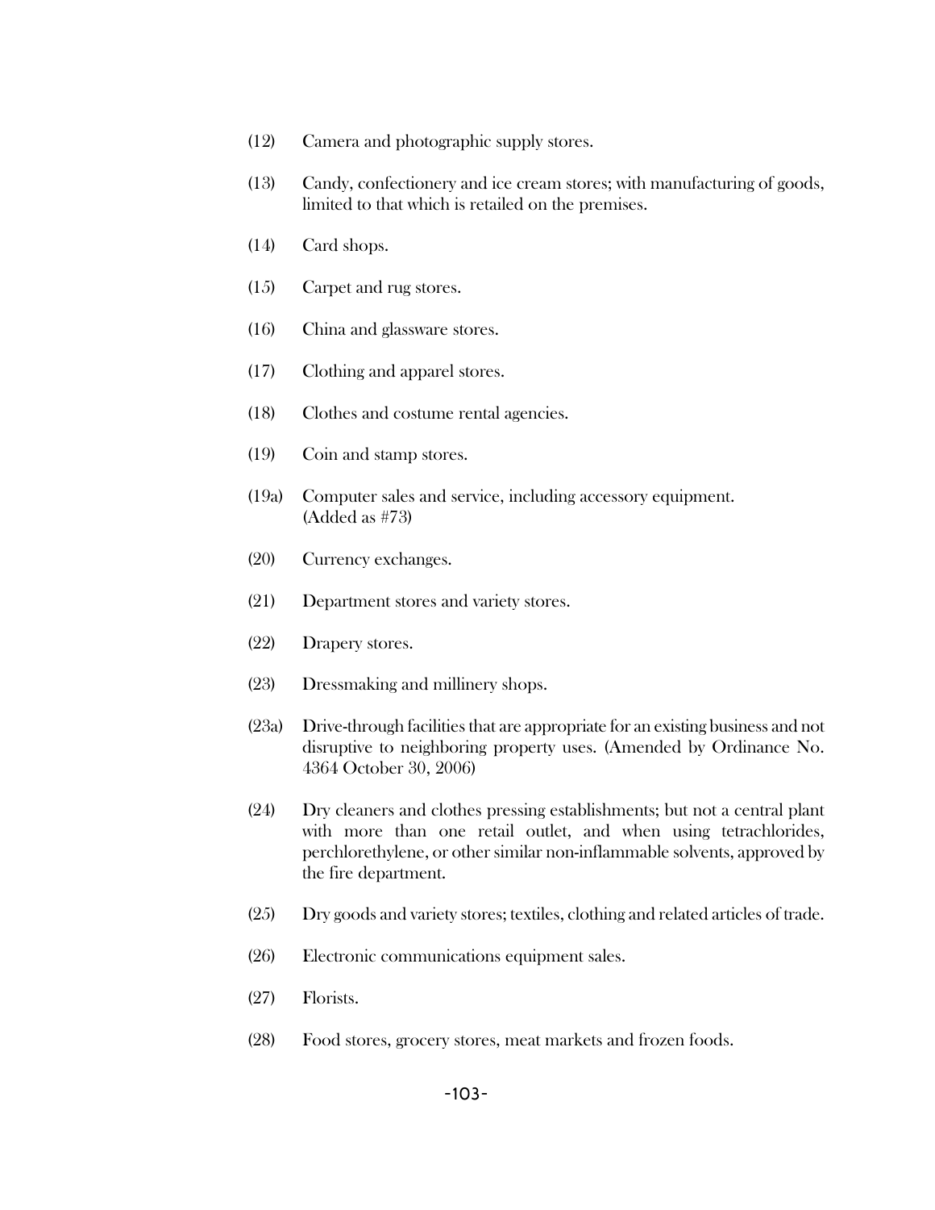(12) Camera and photographic supply stores.

(13) Candy, confectionery and ice cream stores; with manufacturing of goods, limited to that which is retailed on the premises.

(14) Card shops.

(15) Carpet and rug stores.

(16) China and glassware stores.

(17) Clothing and apparel stores.

(18) Clothes and costume rental agencies.

(19) Coin and stamp stores.

(19a) Computer sales and service, including accessory equipment. (Added as #73)

(20) Currency exchanges.

(21) Department stores and variety stores.

(22) Drapery stores.

(23) Dressmaking and millinery shops.

(23a) Drive-through facilities that are appropriate for an existing business and not disruptive to neighboring property uses. (Amended by Ordinance No. 4364 October 30, 2006)

(24) Dry cleaners and clothes pressing establishments; but not a central plant with more than one retail outlet, and when using tetrachlorides, perchlorethylene, or other similar non-inflammable solvents, approved by the fire department.

(25) Dry goods and variety stores; textiles, clothing and related articles of trade.

(26) Electronic communications equipment sales.

(27) Florists.

(28) Food stores, grocery stores, meat markets and frozen foods.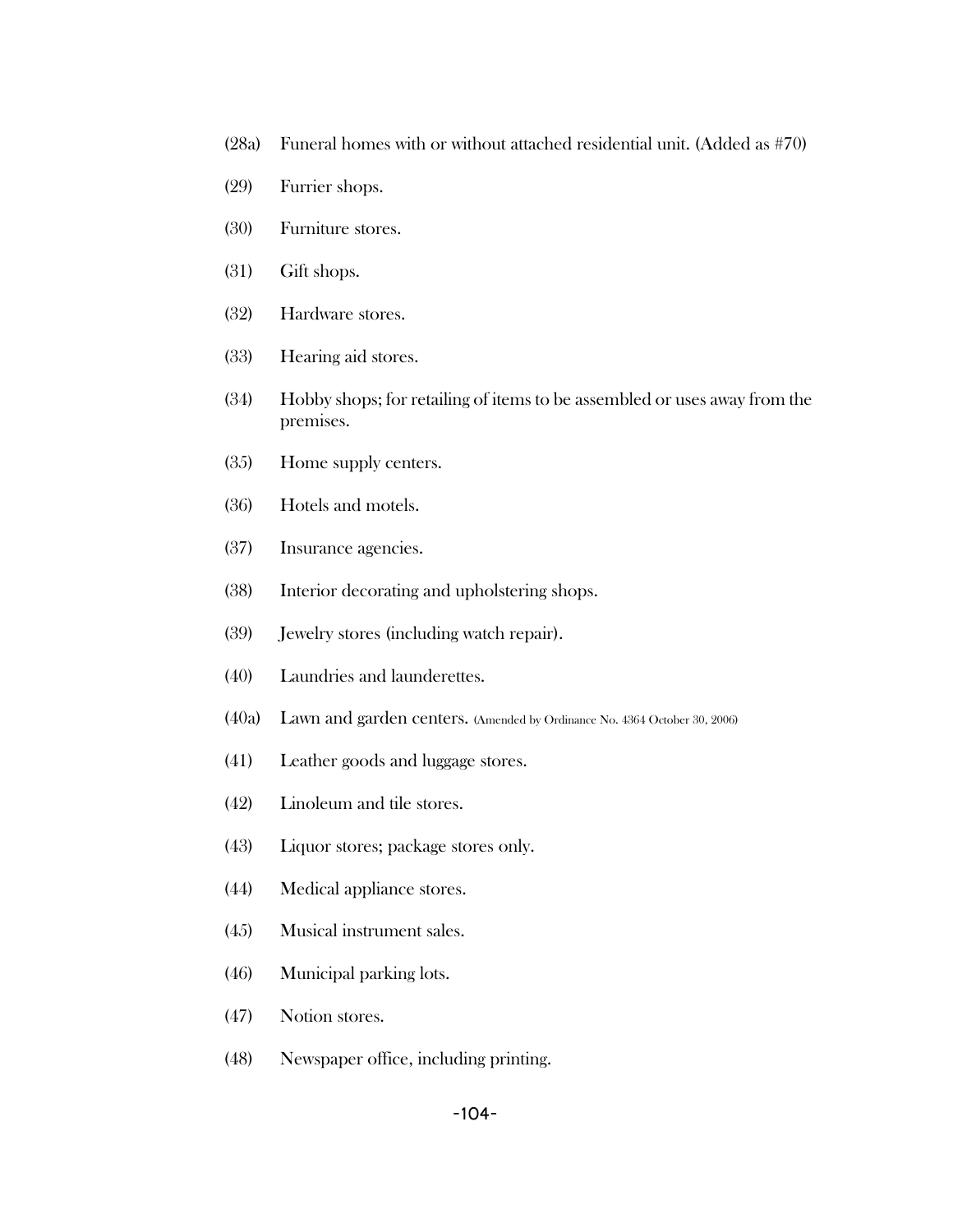(28a) Funeral homes with or without attached residential unit. (Added as #70)

(29) Furrier shops.

(30) Furniture stores.

(31) Gift shops.

(32) Hardware stores.

(33) Hearing aid stores.

(34) Hobby shops; for retailing of items to be assembled or uses away from the premises.

(35) Home supply centers.

(36) Hotels and motels.

(37) Insurance agencies.

(38) Interior decorating and upholstering shops.

(39) Jewelry stores (including watch repair).

(40) Laundries and launderettes.

(40a) Lawn and garden centers. (Amended by Ordinance No. 4364 October 30, 2006)

(41) Leather goods and luggage stores.

(42) Linoleum and tile stores.

(43) Liquor stores; package stores only.

(44) Medical appliance stores.

(45) Musical instrument sales.

(46) Municipal parking lots.

(47) Notion stores.

(48) Newspaper office, including printing.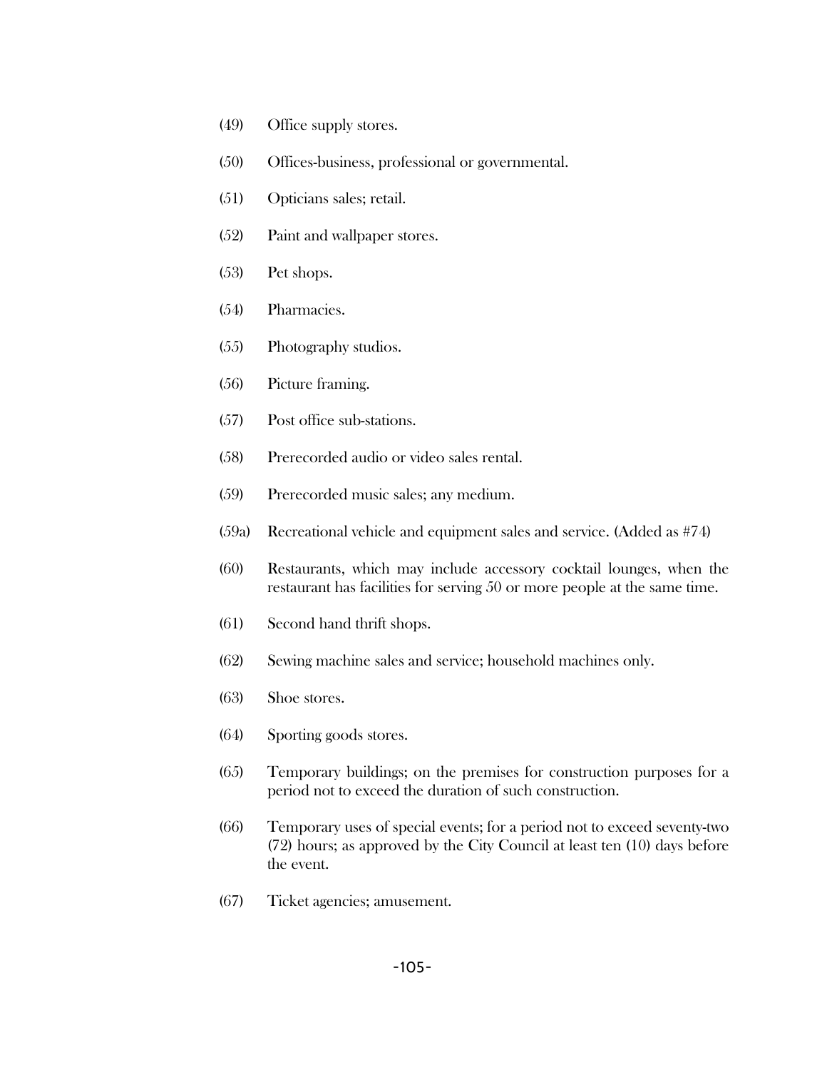(49) Office supply stores.

(50) Offices-business, professional or governmental.

(51) Opticians sales; retail.

(52) Paint and wallpaper stores.

(53) Pet shops.

(54) Pharmacies.

(55) Photography studios.

(56) Picture framing.

(57) Post office sub-stations.

(58) Prerecorded audio or video sales rental.

(59) Prerecorded music sales; any medium.

(59a) Recreational vehicle and equipment sales and service. (Added as #74)

(60) Restaurants, which may include accessory cocktail lounges, when the restaurant has facilities for serving 50 or more people at the same time.

(61) Second hand thrift shops.

(62) Sewing machine sales and service; household machines only.

(63) Shoe stores.

(64) Sporting goods stores.

(65) Temporary buildings; on the premises for construction purposes for a period not to exceed the duration of such construction.

(66) Temporary uses of special events; for a period not to exceed seventy-two (72) hours; as approved by the City Council at least ten (10) days before the event.

(67) Ticket agencies; amusement.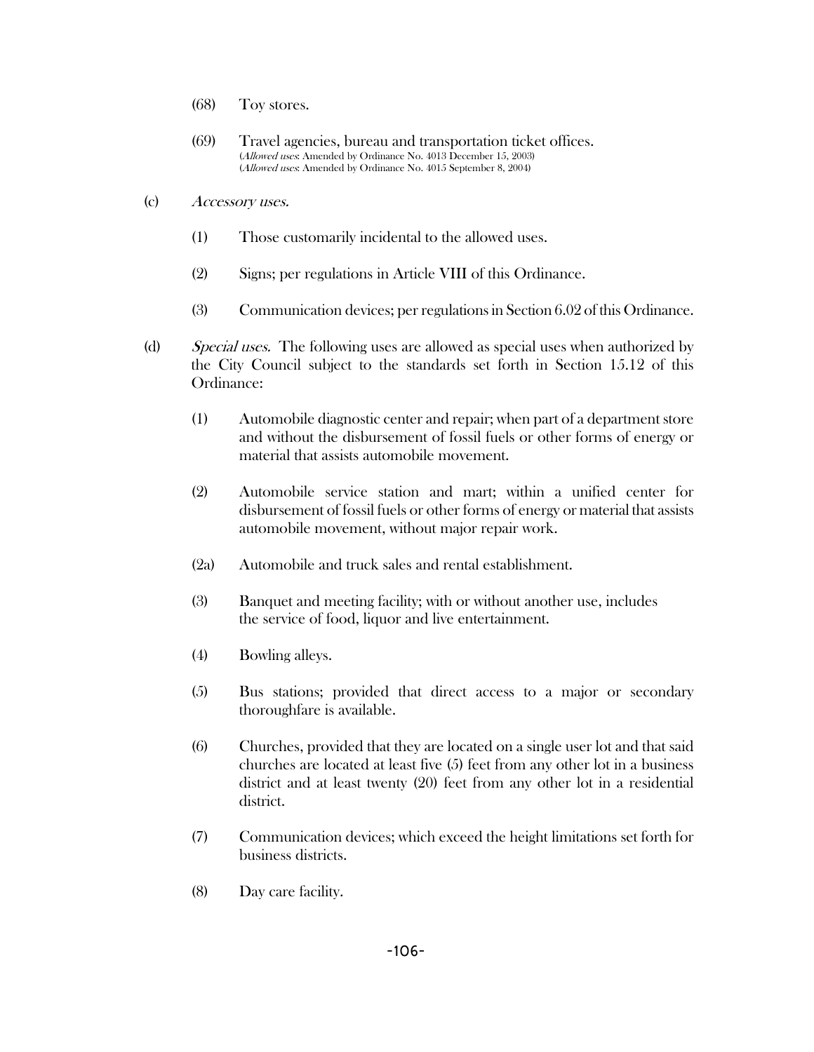(68) Toy stores.

(69) Travel agencies, bureau and transportation ticket offices.
(*Allowed uses*: Amended by Ordinance No. 4013 December 15, 2003)
(*Allowed uses*: Amended by Ordinance No. 4015 September 8, 2004)

(c) *Accessory uses.*

(1) Those customarily incidental to the allowed uses.

(2) Signs; per regulations in Article VIII of this Ordinance.

(3) Communication devices; per regulations in Section 6.02 of this Ordinance.

(d) *Special uses.* The following uses are allowed as special uses when authorized by the City Council subject to the standards set forth in Section 15.12 of this Ordinance:

(1) Automobile diagnostic center and repair; when part of a department store and without the disbursement of fossil fuels or other forms of energy or material that assists automobile movement.

(2) Automobile service station and mart; within a unified center for disbursement of fossil fuels or other forms of energy or material that assists automobile movement, without major repair work.

(2a) Automobile and truck sales and rental establishment.

(3) Banquet and meeting facility; with or without another use, includes the service of food, liquor and live entertainment.

(4) Bowling alleys.

(5) Bus stations; provided that direct access to a major or secondary thoroughfare is available.

(6) Churches, provided that they are located on a single user lot and that said churches are located at least five (5) feet from any other lot in a business district and at least twenty (20) feet from any other lot in a residential district.

(7) Communication devices; which exceed the height limitations set forth for business districts.

(8) Day care facility.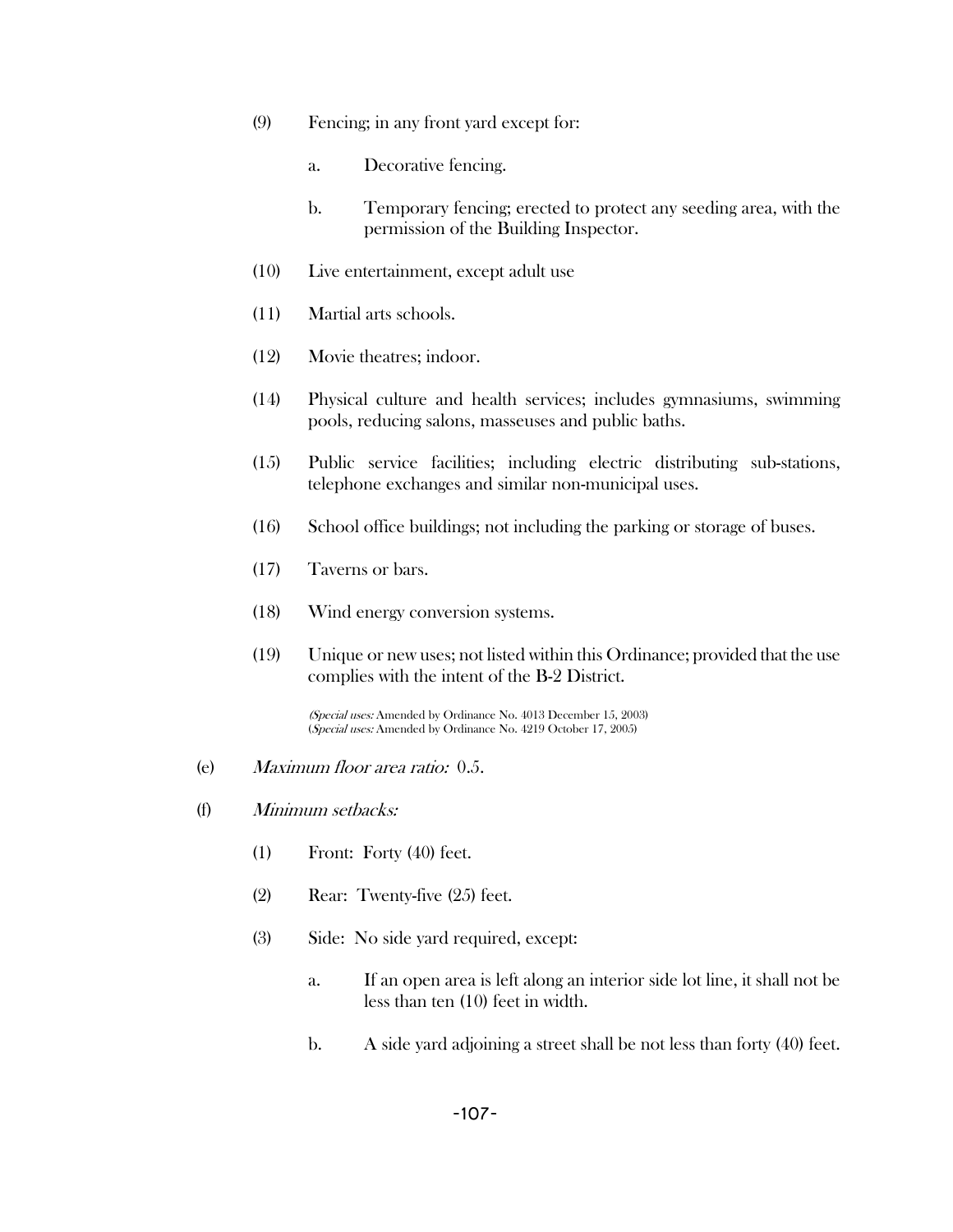(9) Fencing; in any front yard except for:

   a. Decorative fencing.

   b. Temporary fencing; erected to protect any seeding area, with the permission of the Building Inspector.

(10) Live entertainment, except adult use

(11) Martial arts schools.

(12) Movie theatres; indoor.

(14) Physical culture and health services; includes gymnasiums, swimming pools, reducing salons, masseuses and public baths.

(15) Public service facilities; including electric distributing sub-stations, telephone exchanges and similar non-municipal uses.

(16) School office buildings; not including the parking or storage of buses.

(17) Taverns or bars.

(18) Wind energy conversion systems.

(19) Unique or new uses; not listed within this Ordinance; provided that the use complies with the intent of the B-2 District.

(*Special uses:* Amended by Ordinance No. 4013 December 15, 2003)
(*Special uses:* Amended by Ordinance No. 4219 October 17, 2005)

(e) *Maximum floor area ratio:* 0.5.

(f) *Minimum setbacks:*

   (1) Front: Forty (40) feet.

   (2) Rear: Twenty-five (25) feet.

   (3) Side: No side yard required, except:

      a. If an open area is left along an interior side lot line, it shall not be less than ten (10) feet in width.

      b. A side yard adjoining a street shall be not less than forty (40) feet.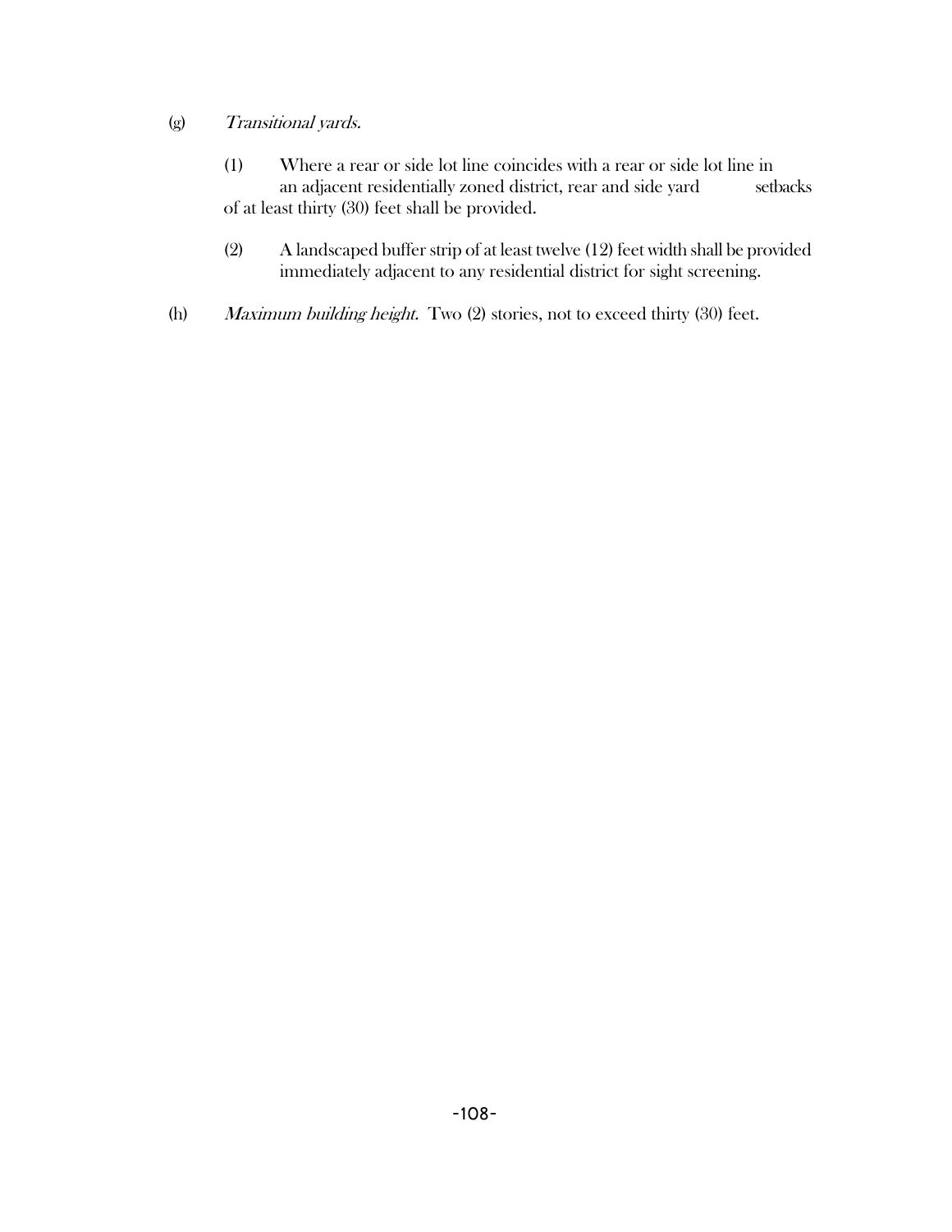(g) *Transitional yards.*

(1) Where a rear or side lot line coincides with a rear or side lot line in an adjacent residentially zoned district, rear and side yard setbacks of at least thirty (30) feet shall be provided.

(2) A landscaped buffer strip of at least twelve (12) feet width shall be provided immediately adjacent to any residential district for sight screening.

(h) *Maximum building height.* Two (2) stories, not to exceed thirty (30) feet.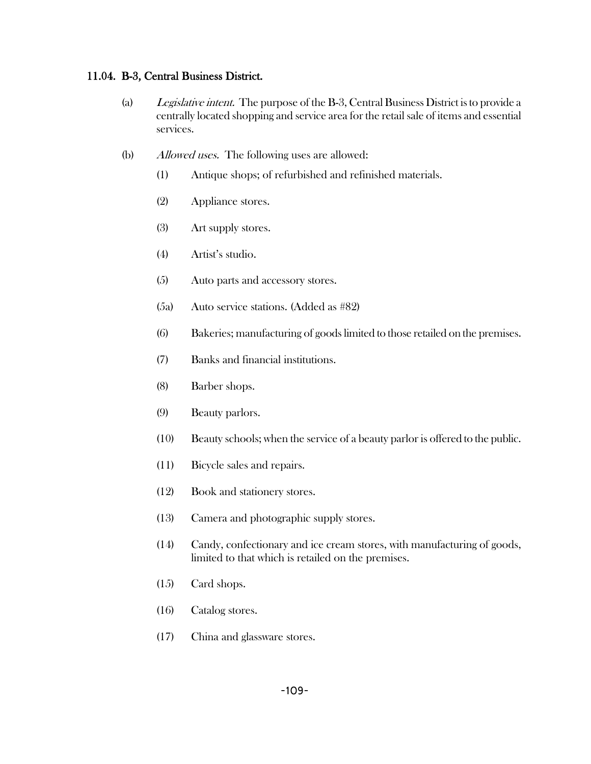## 11.04. B-3, Central Business District.

(a) *Legislative intent.* The purpose of the B-3, Central Business District is to provide a centrally located shopping and service area for the retail sale of items and essential services.

(b) *Allowed uses.* The following uses are allowed:

(1) Antique shops; of refurbished and refinished materials.

(2) Appliance stores.

(3) Art supply stores.

(4) Artist's studio.

(5) Auto parts and accessory stores.

(5a) Auto service stations. (Added as #82)

(6) Bakeries; manufacturing of goods limited to those retailed on the premises.

(7) Banks and financial institutions.

(8) Barber shops.

(9) Beauty parlors.

(10) Beauty schools; when the service of a beauty parlor is offered to the public.

(11) Bicycle sales and repairs.

(12) Book and stationery stores.

(13) Camera and photographic supply stores.

(14) Candy, confectionary and ice cream stores, with manufacturing of goods, limited to that which is retailed on the premises.

(15) Card shops.

(16) Catalog stores.

(17) China and glassware stores.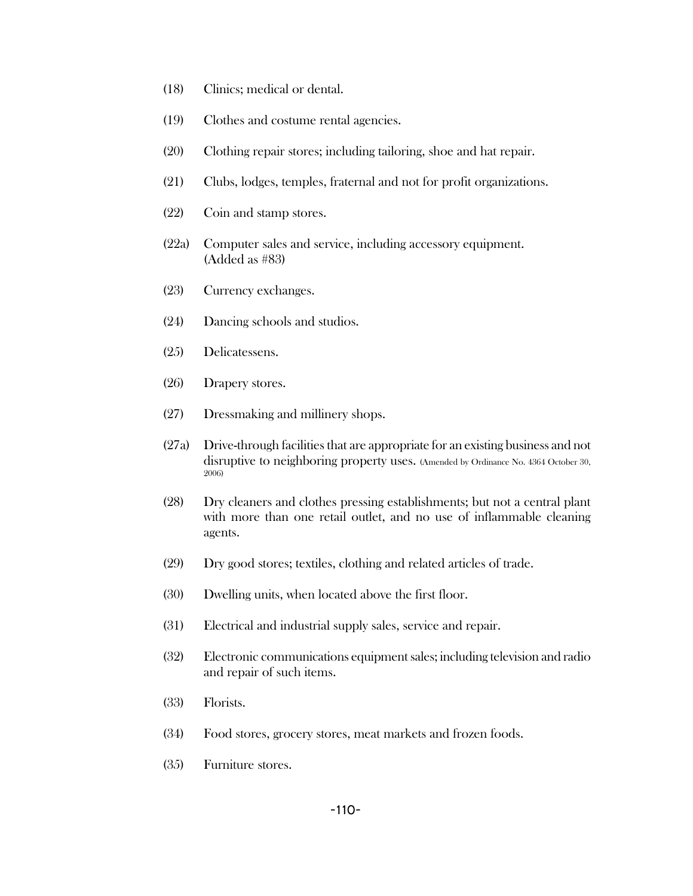(18) Clinics; medical or dental.

(19) Clothes and costume rental agencies.

(20) Clothing repair stores; including tailoring, shoe and hat repair.

(21) Clubs, lodges, temples, fraternal and not for profit organizations.

(22) Coin and stamp stores.

(22a) Computer sales and service, including accessory equipment. (Added as #83)

(23) Currency exchanges.

(24) Dancing schools and studios.

(25) Delicatessens.

(26) Drapery stores.

(27) Dressmaking and millinery shops.

(27a) Drive-through facilities that are appropriate for an existing business and not disruptive to neighboring property uses. (Amended by Ordinance No. 4364 October 30, 2006)

(28) Dry cleaners and clothes pressing establishments; but not a central plant with more than one retail outlet, and no use of inflammable cleaning agents.

(29) Dry good stores; textiles, clothing and related articles of trade.

(30) Dwelling units, when located above the first floor.

(31) Electrical and industrial supply sales, service and repair.

(32) Electronic communications equipment sales; including television and radio and repair of such items.

(33) Florists.

(34) Food stores, grocery stores, meat markets and frozen foods.

(35) Furniture stores.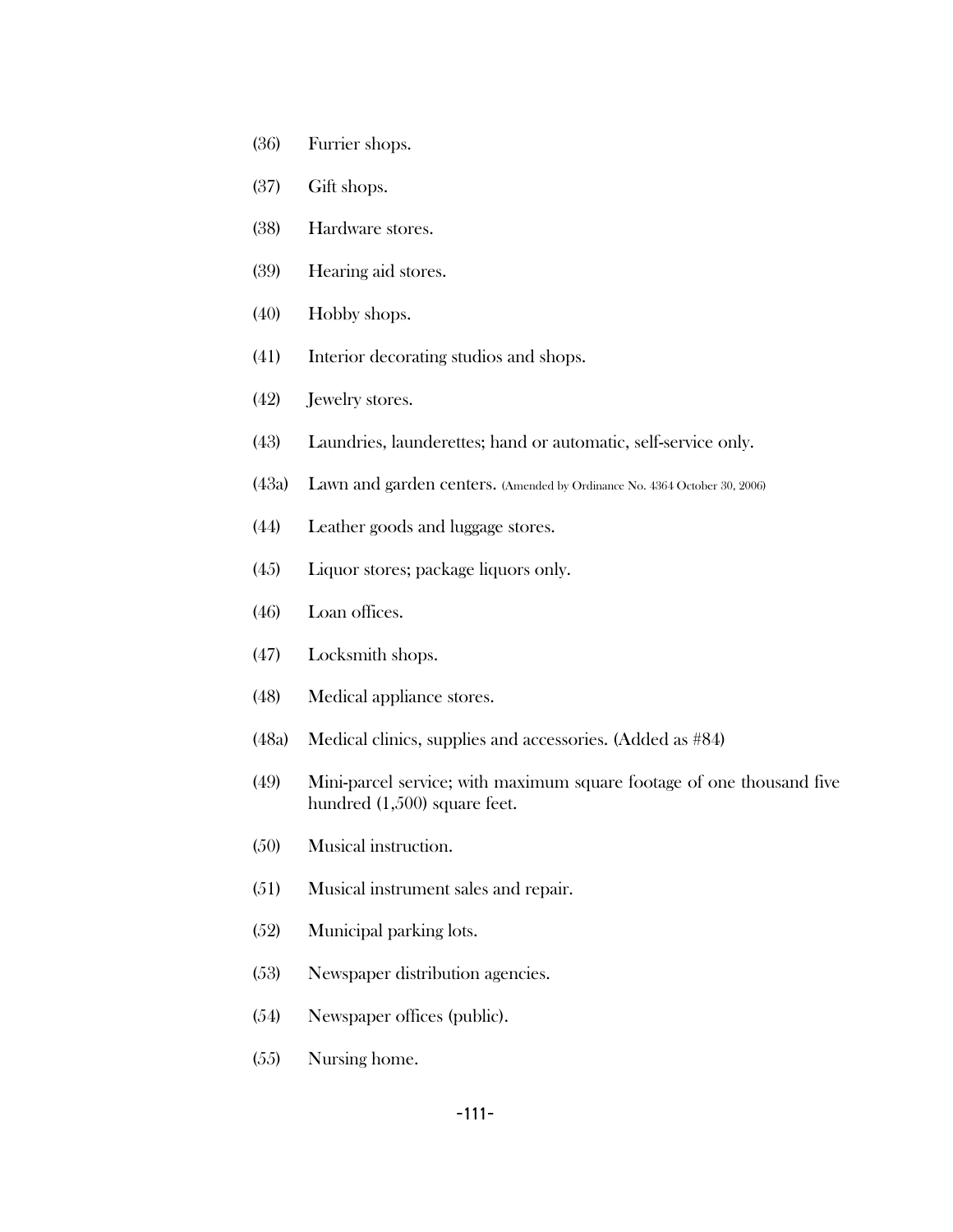(36) Furrier shops.

(37) Gift shops.

(38) Hardware stores.

(39) Hearing aid stores.

(40) Hobby shops.

(41) Interior decorating studios and shops.

(42) Jewelry stores.

(43) Laundries, launderettes; hand or automatic, self-service only.

(43a) Lawn and garden centers. (Amended by Ordinance No. 4364 October 30, 2006)

(44) Leather goods and luggage stores.

(45) Liquor stores; package liquors only.

(46) Loan offices.

(47) Locksmith shops.

(48) Medical appliance stores.

(48a) Medical clinics, supplies and accessories. (Added as #84)

(49) Mini-parcel service; with maximum square footage of one thousand five hundred (1,500) square feet.

(50) Musical instruction.

(51) Musical instrument sales and repair.

(52) Municipal parking lots.

(53) Newspaper distribution agencies.

(54) Newspaper offices (public).

(55) Nursing home.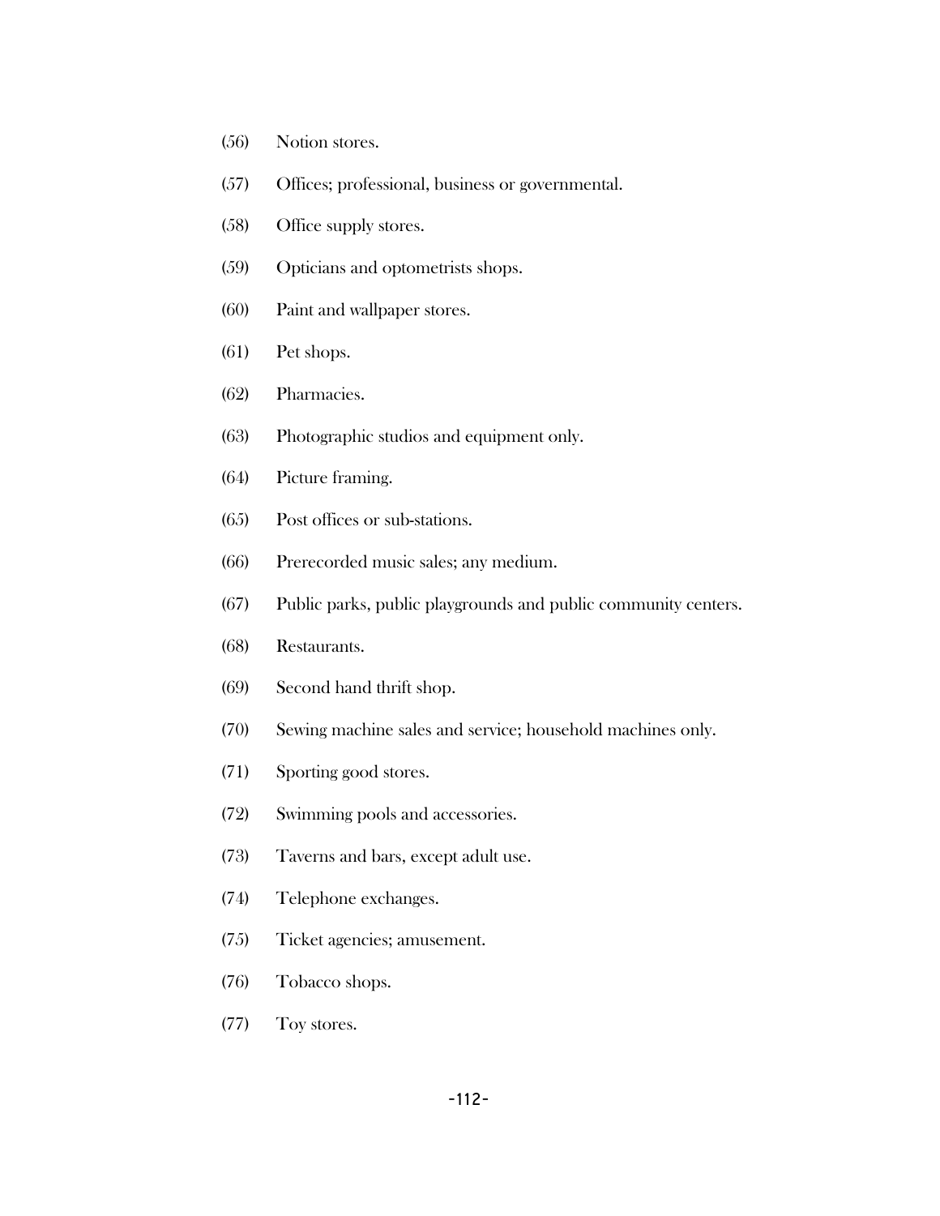(56) Notion stores.

(57) Offices; professional, business or governmental.

(58) Office supply stores.

(59) Opticians and optometrists shops.

(60) Paint and wallpaper stores.

(61) Pet shops.

(62) Pharmacies.

(63) Photographic studios and equipment only.

(64) Picture framing.

(65) Post offices or sub-stations.

(66) Prerecorded music sales; any medium.

(67) Public parks, public playgrounds and public community centers.

(68) Restaurants.

(69) Second hand thrift shop.

(70) Sewing machine sales and service; household machines only.

(71) Sporting good stores.

(72) Swimming pools and accessories.

(73) Taverns and bars, except adult use.

(74) Telephone exchanges.

(75) Ticket agencies; amusement.

(76) Tobacco shops.

(77) Toy stores.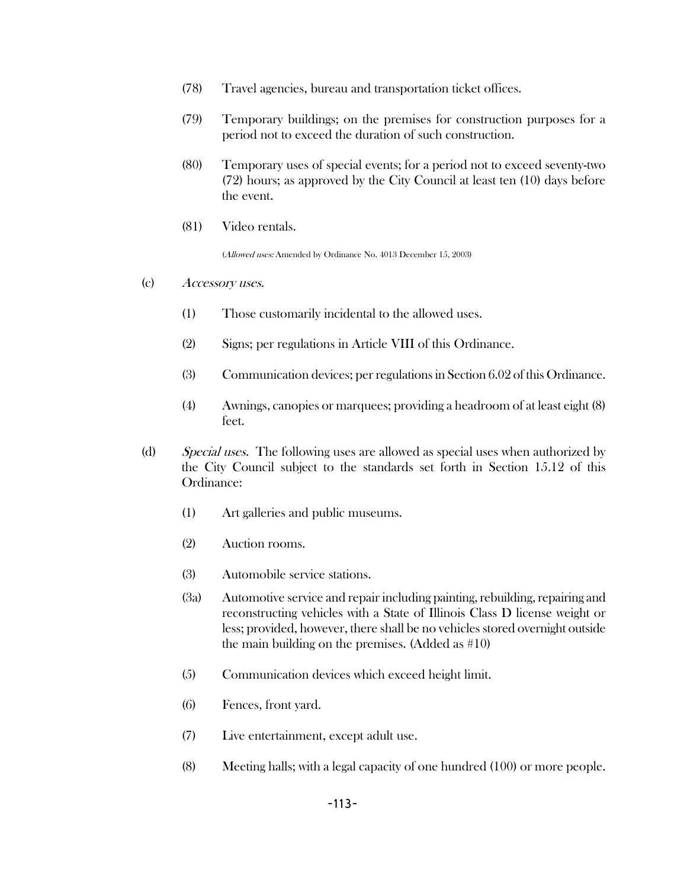(78) Travel agencies, bureau and transportation ticket offices.

(79) Temporary buildings; on the premises for construction purposes for a period not to exceed the duration of such construction.

(80) Temporary uses of special events; for a period not to exceed seventy-two (72) hours; as approved by the City Council at least ten (10) days before the event.

(81) Video rentals.

(*Allowed uses:* Amended by Ordinance No. 4013 December 15, 2003)

(c) *Accessory uses.*

(1) Those customarily incidental to the allowed uses.

(2) Signs; per regulations in Article VIII of this Ordinance.

(3) Communication devices; per regulations in Section 6.02 of this Ordinance.

(4) Awnings, canopies or marquees; providing a headroom of at least eight (8) feet.

(d) *Special uses.* The following uses are allowed as special uses when authorized by the City Council subject to the standards set forth in Section 15.12 of this Ordinance:

(1) Art galleries and public museums.

(2) Auction rooms.

(3) Automobile service stations.

(3a) Automotive service and repair including painting, rebuilding, repairing and reconstructing vehicles with a State of Illinois Class D license weight or less; provided, however, there shall be no vehicles stored overnight outside the main building on the premises. (Added as #10)

(5) Communication devices which exceed height limit.

(6) Fences, front yard.

(7) Live entertainment, except adult use.

(8) Meeting halls; with a legal capacity of one hundred (100) or more people.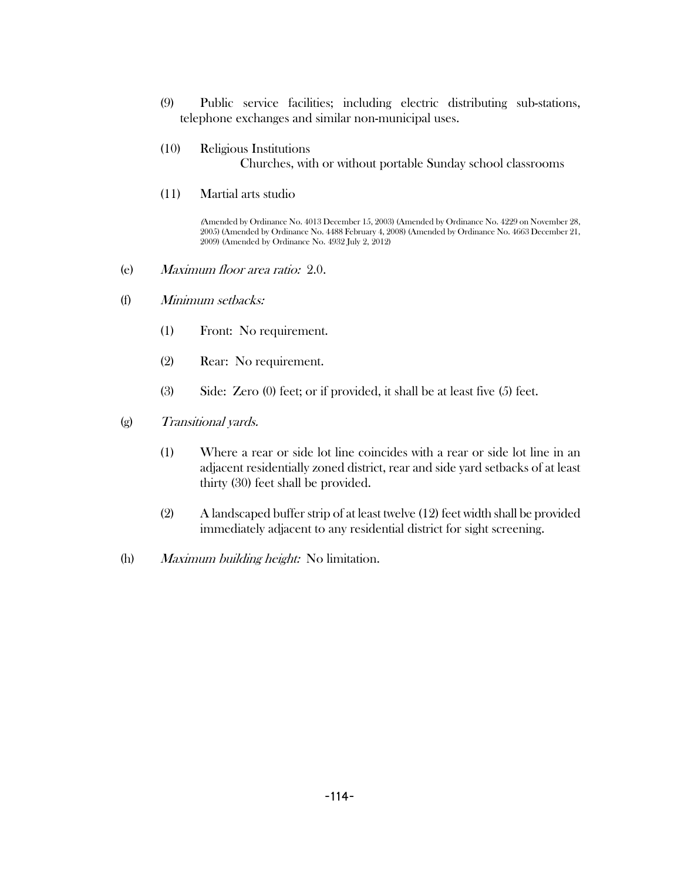(9) Public service facilities; including electric distributing sub-stations, telephone exchanges and similar non-municipal uses.

(10) Religious Institutions
Churches, with or without portable Sunday school classrooms

(11) Martial arts studio

(Amended by Ordinance No. 4013 December 15, 2003) (Amended by Ordinance No. 4229 on November 28, 2005) (Amended by Ordinance No. 4488 February 4, 2008) (Amended by Ordinance No. 4663 December 21, 2009) (Amended by Ordinance No. 4932 July 2, 2012)

(e) *Maximum floor area ratio:* 2.0.

(f) *Minimum setbacks:*

(1) Front: No requirement.

(2) Rear: No requirement.

(3) Side: Zero (0) feet; or if provided, it shall be at least five (5) feet.

(g) *Transitional yards.*

(1) Where a rear or side lot line coincides with a rear or side lot line in an adjacent residentially zoned district, rear and side yard setbacks of at least thirty (30) feet shall be provided.

(2) A landscaped buffer strip of at least twelve (12) feet width shall be provided immediately adjacent to any residential district for sight screening.

(h) *Maximum building height:* No limitation.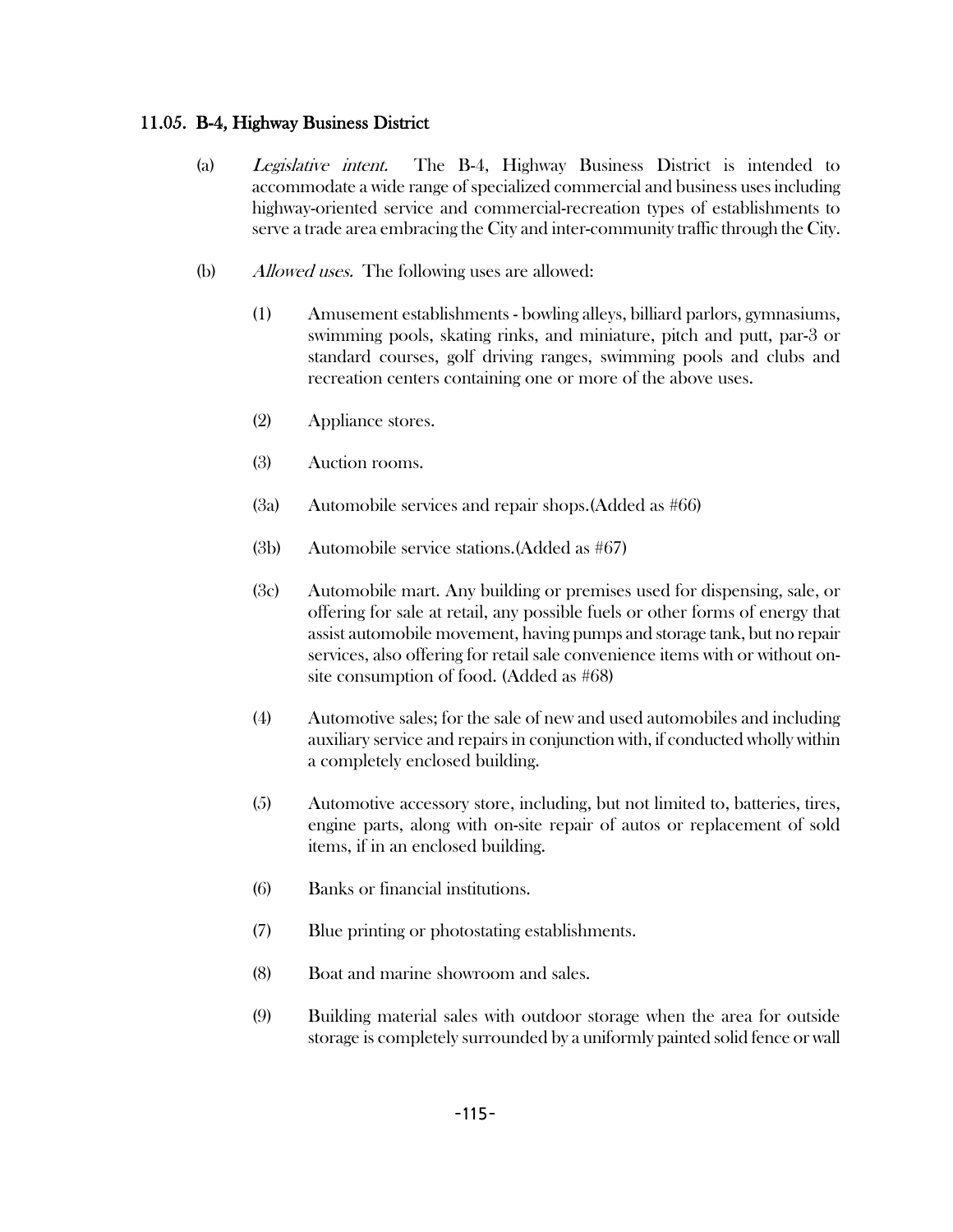### 11.05. B-4, Highway Business District

(a) *Legislative intent.* The B-4, Highway Business District is intended to accommodate a wide range of specialized commercial and business uses including highway-oriented service and commercial-recreation types of establishments to serve a trade area embracing the City and inter-community traffic through the City.

(b) *Allowed uses.* The following uses are allowed:

(1) Amusement establishments - bowling alleys, billiard parlors, gymnasiums, swimming pools, skating rinks, and miniature, pitch and putt, par-3 or standard courses, golf driving ranges, swimming pools and clubs and recreation centers containing one or more of the above uses.

(2) Appliance stores.

(3) Auction rooms.

(3a) Automobile services and repair shops.(Added as #66)

(3b) Automobile service stations.(Added as #67)

(3c) Automobile mart. Any building or premises used for dispensing, sale, or offering for sale at retail, any possible fuels or other forms of energy that assist automobile movement, having pumps and storage tank, but no repair services, also offering for retail sale convenience items with or without on-site consumption of food. (Added as #68)

(4) Automotive sales; for the sale of new and used automobiles and including auxiliary service and repairs in conjunction with, if conducted wholly within a completely enclosed building.

(5) Automotive accessory store, including, but not limited to, batteries, tires, engine parts, along with on-site repair of autos or replacement of sold items, if in an enclosed building.

(6) Banks or financial institutions.

(7) Blue printing or photostating establishments.

(8) Boat and marine showroom and sales.

(9) Building material sales with outdoor storage when the area for outside storage is completely surrounded by a uniformly painted solid fence or wall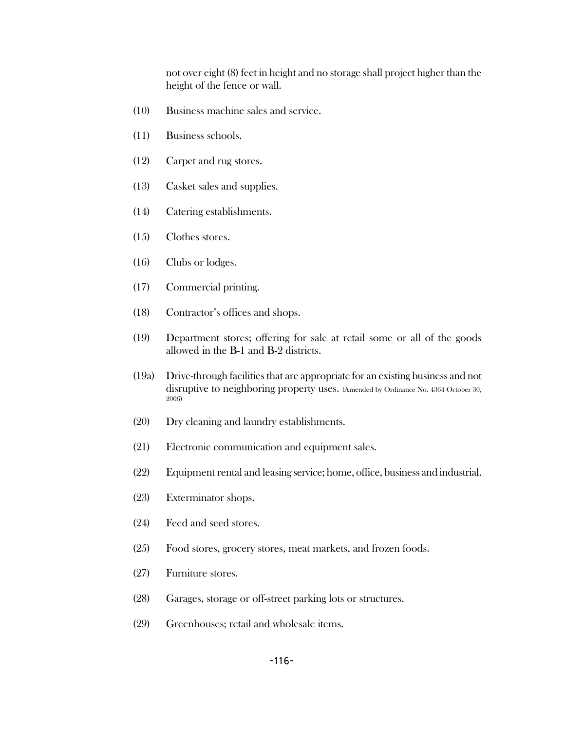not over eight (8) feet in height and no storage shall project higher than the height of the fence or wall.

(10) Business machine sales and service.

(11) Business schools.

(12) Carpet and rug stores.

(13) Casket sales and supplies.

(14) Catering establishments.

(15) Clothes stores.

(16) Clubs or lodges.

(17) Commercial printing.

(18) Contractor's offices and shops.

(19) Department stores; offering for sale at retail some or all of the goods allowed in the B-1 and B-2 districts.

(19a) Drive-through facilities that are appropriate for an existing business and not disruptive to neighboring property uses. (Amended by Ordinance No. 4364 October 30, 2006)

(20) Dry cleaning and laundry establishments.

(21) Electronic communication and equipment sales.

(22) Equipment rental and leasing service; home, office, business and industrial.

(23) Exterminator shops.

(24) Feed and seed stores.

(25) Food stores, grocery stores, meat markets, and frozen foods.

(27) Furniture stores.

(28) Garages, storage or off-street parking lots or structures.

(29) Greenhouses; retail and wholesale items.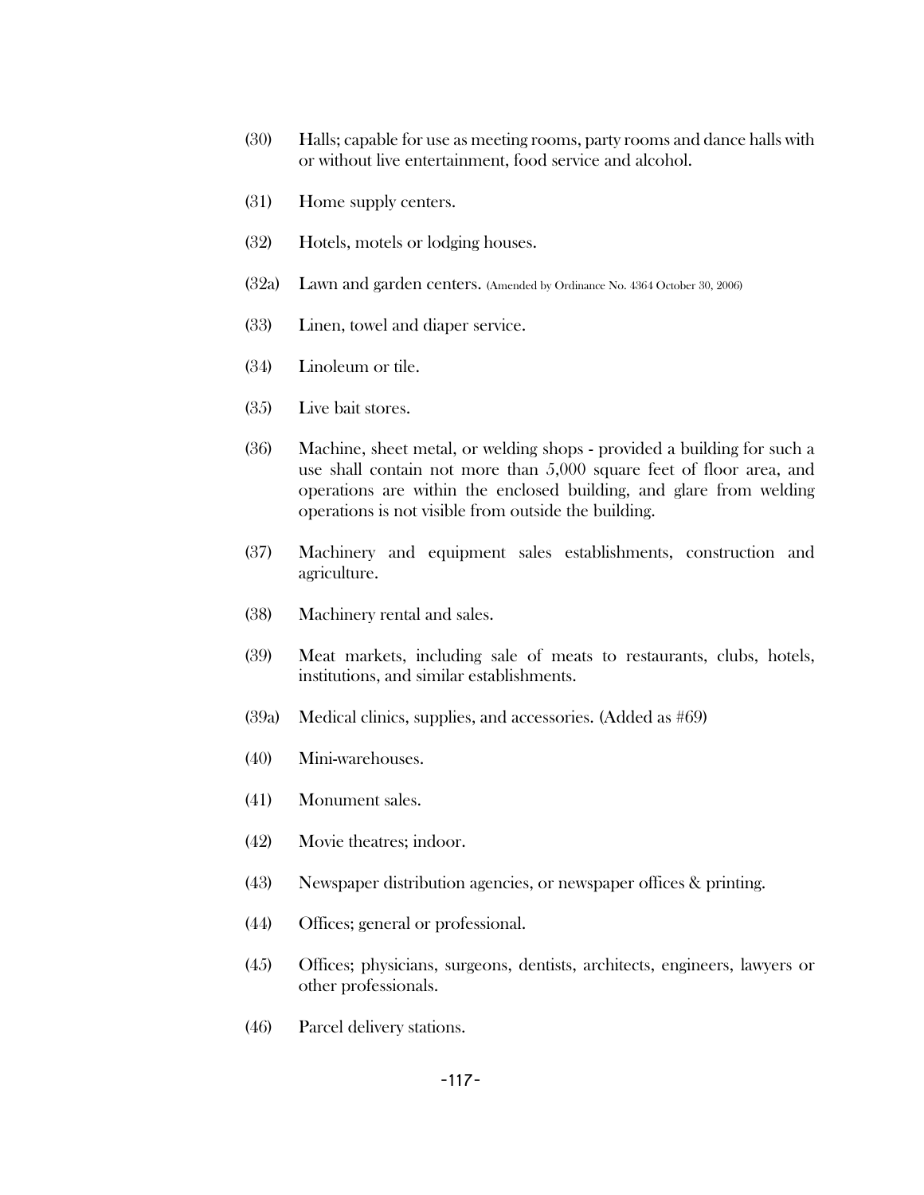(30) Halls; capable for use as meeting rooms, party rooms and dance halls with or without live entertainment, food service and alcohol.

(31) Home supply centers.

(32) Hotels, motels or lodging houses.

(32a) Lawn and garden centers. (Amended by Ordinance No. 4364 October 30, 2006)

(33) Linen, towel and diaper service.

(34) Linoleum or tile.

(35) Live bait stores.

(36) Machine, sheet metal, or welding shops - provided a building for such a use shall contain not more than 5,000 square feet of floor area, and operations are within the enclosed building, and glare from welding operations is not visible from outside the building.

(37) Machinery and equipment sales establishments, construction and agriculture.

(38) Machinery rental and sales.

(39) Meat markets, including sale of meats to restaurants, clubs, hotels, institutions, and similar establishments.

(39a) Medical clinics, supplies, and accessories. (Added as #69)

(40) Mini-warehouses.

(41) Monument sales.

(42) Movie theatres; indoor.

(43) Newspaper distribution agencies, or newspaper offices & printing.

(44) Offices; general or professional.

(45) Offices; physicians, surgeons, dentists, architects, engineers, lawyers or other professionals.

(46) Parcel delivery stations.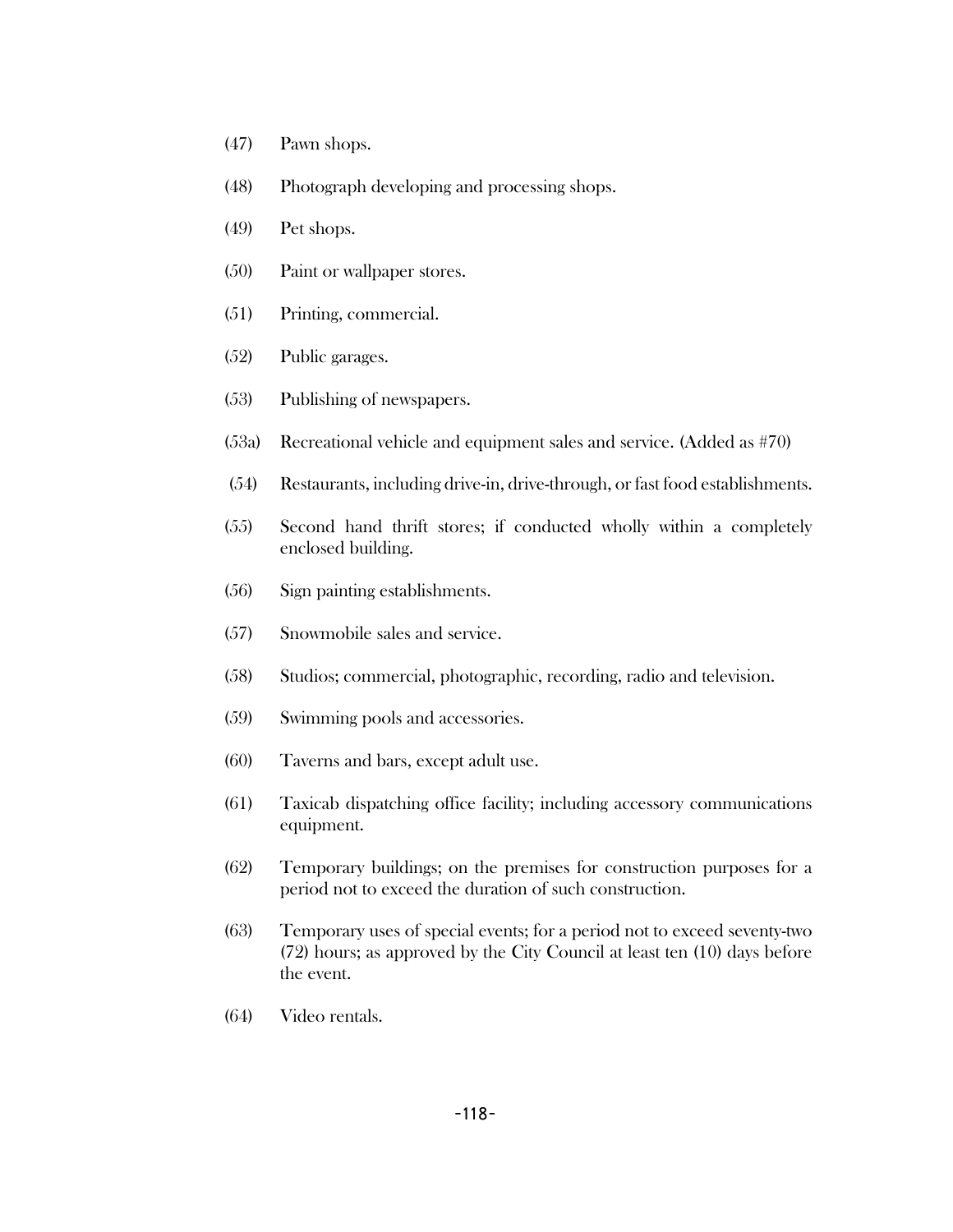(47) Pawn shops.

(48) Photograph developing and processing shops.

(49) Pet shops.

(50) Paint or wallpaper stores.

(51) Printing, commercial.

(52) Public garages.

(53) Publishing of newspapers.

(53a) Recreational vehicle and equipment sales and service. (Added as #70)

(54) Restaurants, including drive-in, drive-through, or fast food establishments.

(55) Second hand thrift stores; if conducted wholly within a completely enclosed building.

(56) Sign painting establishments.

(57) Snowmobile sales and service.

(58) Studios; commercial, photographic, recording, radio and television.

(59) Swimming pools and accessories.

(60) Taverns and bars, except adult use.

(61) Taxicab dispatching office facility; including accessory communications equipment.

(62) Temporary buildings; on the premises for construction purposes for a period not to exceed the duration of such construction.

(63) Temporary uses of special events; for a period not to exceed seventy-two (72) hours; as approved by the City Council at least ten (10) days before the event.

(64) Video rentals.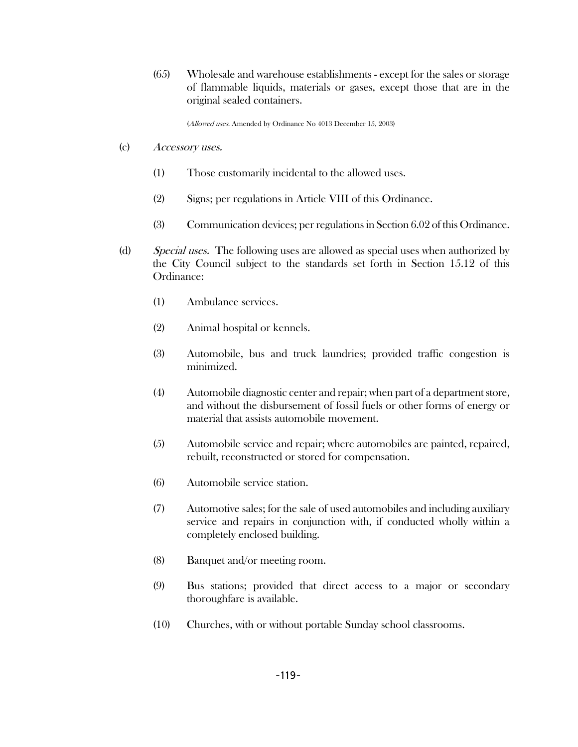(65) Wholesale and warehouse establishments - except for the sales or storage of flammable liquids, materials or gases, except those that are in the original sealed containers.

(*Allowed uses*. Amended by Ordinance No 4013 December 15, 2003)

(c) *Accessory uses.*

(1) Those customarily incidental to the allowed uses.

(2) Signs; per regulations in Article VIII of this Ordinance.

(3) Communication devices; per regulations in Section 6.02 of this Ordinance.

(d) *Special uses.* The following uses are allowed as special uses when authorized by the City Council subject to the standards set forth in Section 15.12 of this Ordinance:

(1) Ambulance services.

(2) Animal hospital or kennels.

(3) Automobile, bus and truck laundries; provided traffic congestion is minimized.

(4) Automobile diagnostic center and repair; when part of a department store, and without the disbursement of fossil fuels or other forms of energy or material that assists automobile movement.

(5) Automobile service and repair; where automobiles are painted, repaired, rebuilt, reconstructed or stored for compensation.

(6) Automobile service station.

(7) Automotive sales; for the sale of used automobiles and including auxiliary service and repairs in conjunction with, if conducted wholly within a completely enclosed building.

(8) Banquet and/or meeting room.

(9) Bus stations; provided that direct access to a major or secondary thoroughfare is available.

(10) Churches, with or without portable Sunday school classrooms.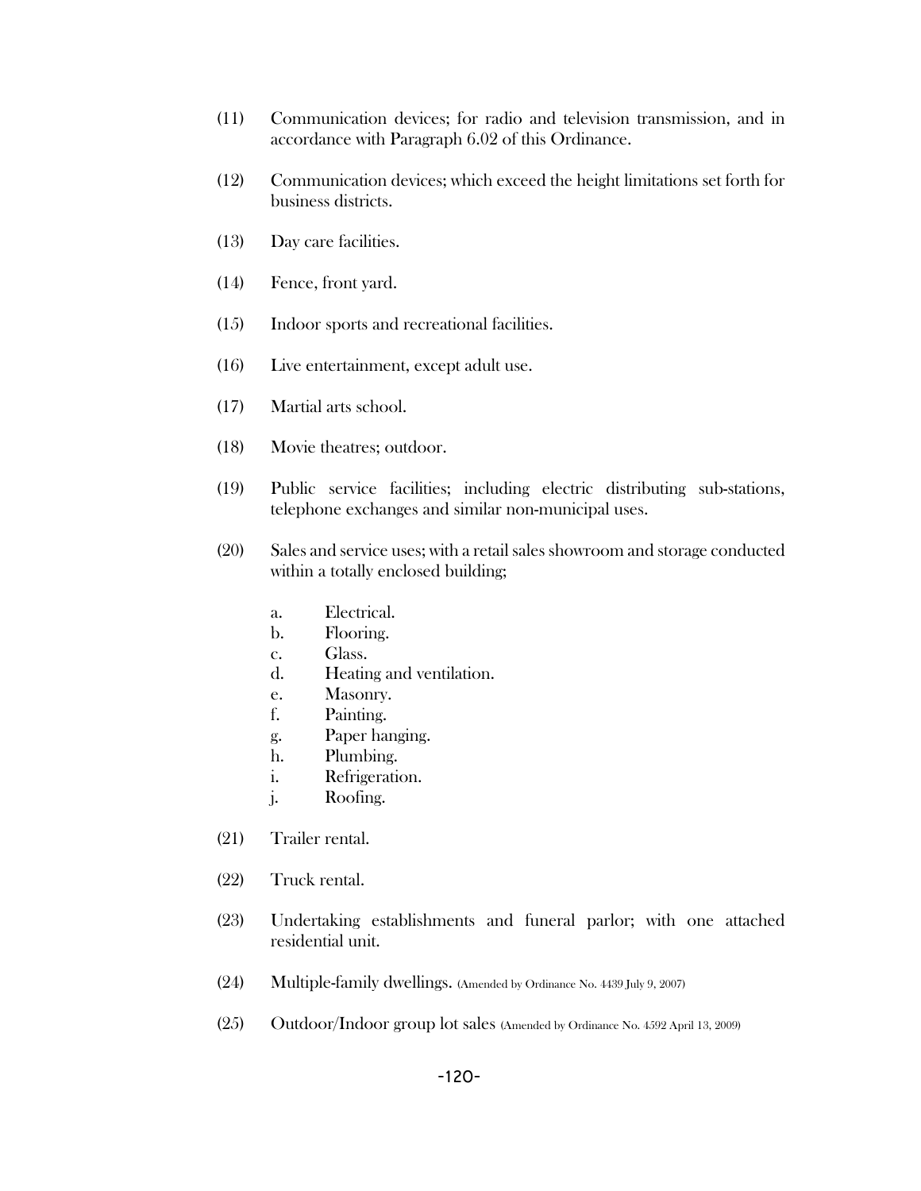(11) Communication devices; for radio and television transmission, and in accordance with Paragraph 6.02 of this Ordinance.

(12) Communication devices; which exceed the height limitations set forth for business districts.

(13) Day care facilities.

(14) Fence, front yard.

(15) Indoor sports and recreational facilities.

(16) Live entertainment, except adult use.

(17) Martial arts school.

(18) Movie theatres; outdoor.

(19) Public service facilities; including electric distributing sub-stations, telephone exchanges and similar non-municipal uses.

(20) Sales and service uses; with a retail sales showroom and storage conducted within a totally enclosed building;

  a. Electrical.
  b. Flooring.
  c. Glass.
  d. Heating and ventilation.
  e. Masonry.
  f. Painting.
  g. Paper hanging.
  h. Plumbing.
  i. Refrigeration.
  j. Roofing.

(21) Trailer rental.

(22) Truck rental.

(23) Undertaking establishments and funeral parlor; with one attached residential unit.

(24) Multiple-family dwellings. (Amended by Ordinance No. 4439 July 9, 2007)

(25) Outdoor/Indoor group lot sales (Amended by Ordinance No. 4592 April 13, 2009)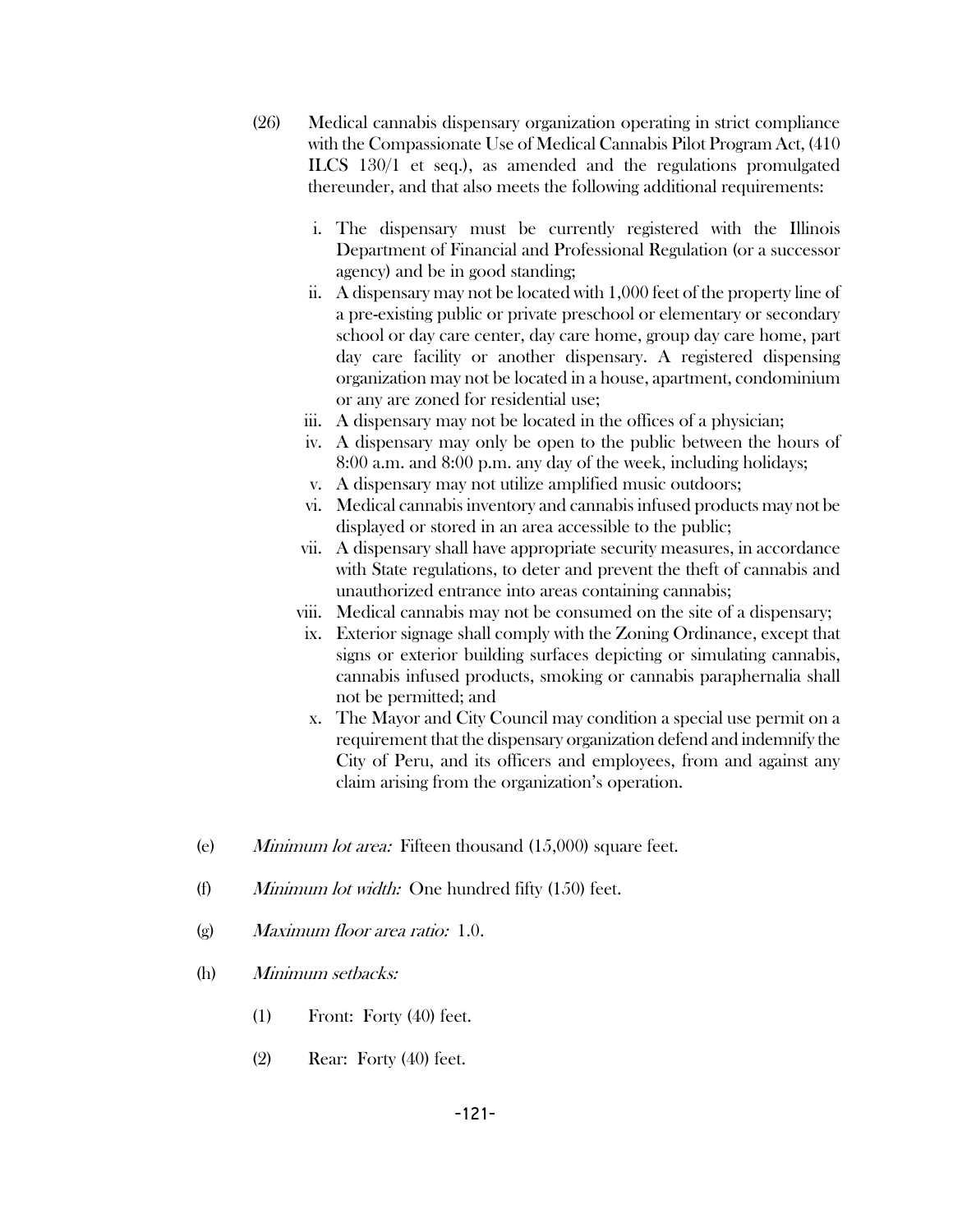(26) Medical cannabis dispensary organization operating in strict compliance with the Compassionate Use of Medical Cannabis Pilot Program Act, (410 ILCS 130/1 et seq.), as amended and the regulations promulgated thereunder, and that also meets the following additional requirements:

   i. The dispensary must be currently registered with the Illinois Department of Financial and Professional Regulation (or a successor agency) and be in good standing;
   ii. A dispensary may not be located with 1,000 feet of the property line of a pre-existing public or private preschool or elementary or secondary school or day care center, day care home, group day care home, part day care facility or another dispensary. A registered dispensing organization may not be located in a house, apartment, condominium or any are zoned for residential use;
   iii. A dispensary may not be located in the offices of a physician;
   iv. A dispensary may only be open to the public between the hours of 8:00 a.m. and 8:00 p.m. any day of the week, including holidays;
   v. A dispensary may not utilize amplified music outdoors;
   vi. Medical cannabis inventory and cannabis infused products may not be displayed or stored in an area accessible to the public;
   vii. A dispensary shall have appropriate security measures, in accordance with State regulations, to deter and prevent the theft of cannabis and unauthorized entrance into areas containing cannabis;
   viii. Medical cannabis may not be consumed on the site of a dispensary;
   ix. Exterior signage shall comply with the Zoning Ordinance, except that signs or exterior building surfaces depicting or simulating cannabis, cannabis infused products, smoking or cannabis paraphernalia shall not be permitted; and
   x. The Mayor and City Council may condition a special use permit on a requirement that the dispensary organization defend and indemnify the City of Peru, and its officers and employees, from and against any claim arising from the organization's operation.

(e) *Minimum lot area:* Fifteen thousand (15,000) square feet.

(f) *Minimum lot width:* One hundred fifty (150) feet.

(g) *Maximum floor area ratio:* 1.0.

(h) *Minimum setbacks:*

   (1) Front: Forty (40) feet.

   (2) Rear: Forty (40) feet.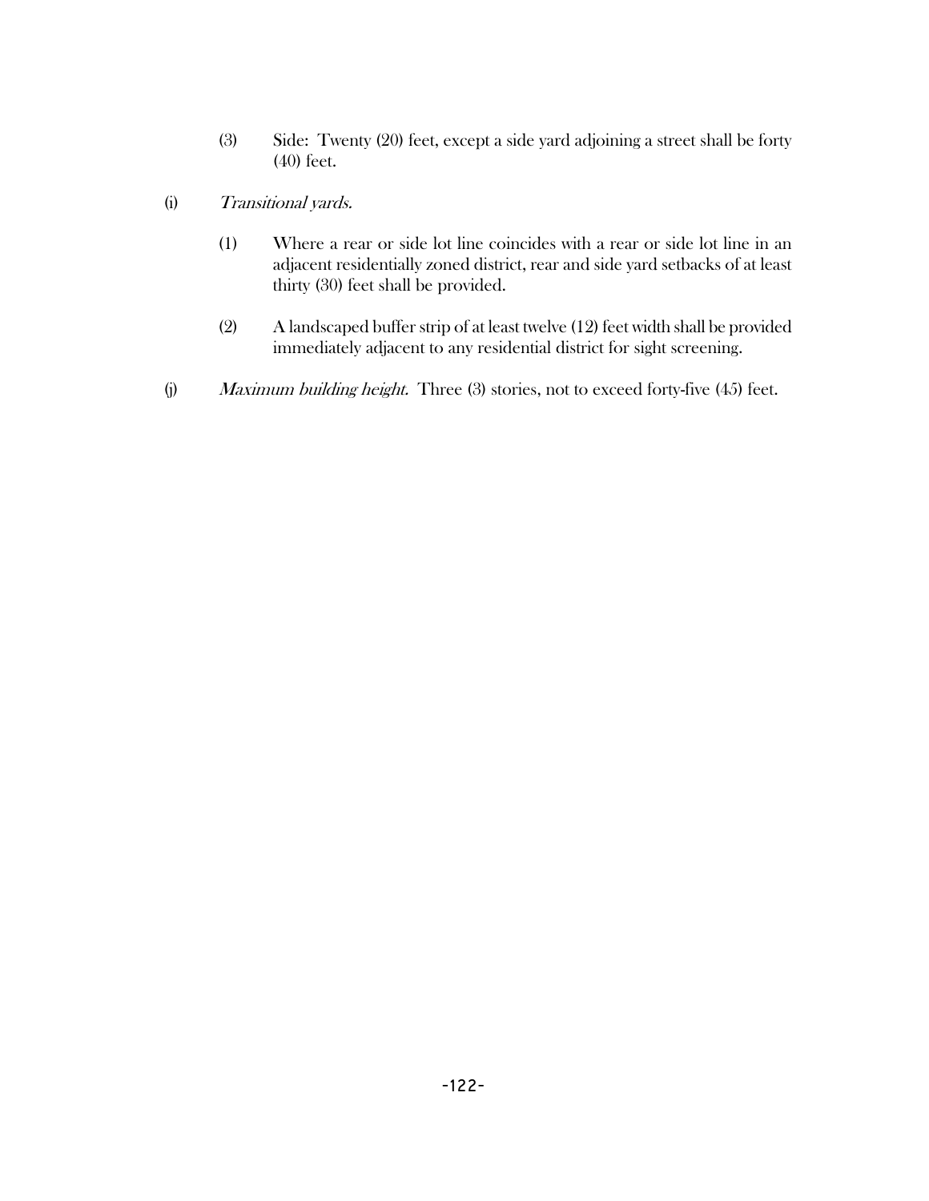(3) Side: Twenty (20) feet, except a side yard adjoining a street shall be forty (40) feet.

(i) *Transitional yards.*

(1) Where a rear or side lot line coincides with a rear or side lot line in an adjacent residentially zoned district, rear and side yard setbacks of at least thirty (30) feet shall be provided.

(2) A landscaped buffer strip of at least twelve (12) feet width shall be provided immediately adjacent to any residential district for sight screening.

(j) *Maximum building height.* Three (3) stories, not to exceed forty-five (45) feet.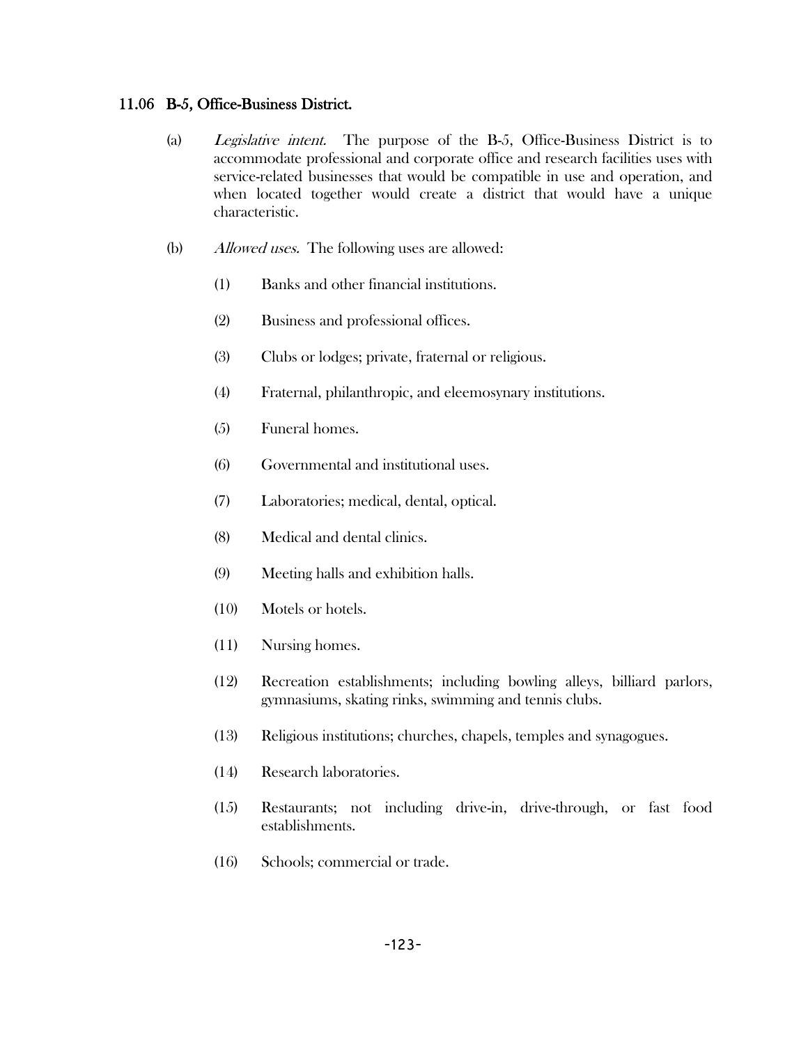### 11.06 B-5, Office-Business District.

(a) *Legislative intent.* The purpose of the B-5, Office-Business District is to accommodate professional and corporate office and research facilities uses with service-related businesses that would be compatible in use and operation, and when located together would create a district that would have a unique characteristic.

(b) *Allowed uses.* The following uses are allowed:

(1) Banks and other financial institutions.

(2) Business and professional offices.

(3) Clubs or lodges; private, fraternal or religious.

(4) Fraternal, philanthropic, and eleemosynary institutions.

(5) Funeral homes.

(6) Governmental and institutional uses.

(7) Laboratories; medical, dental, optical.

(8) Medical and dental clinics.

(9) Meeting halls and exhibition halls.

(10) Motels or hotels.

(11) Nursing homes.

(12) Recreation establishments; including bowling alleys, billiard parlors, gymnasiums, skating rinks, swimming and tennis clubs.

(13) Religious institutions; churches, chapels, temples and synagogues.

(14) Research laboratories.

(15) Restaurants; not including drive-in, drive-through, or fast food establishments.

(16) Schools; commercial or trade.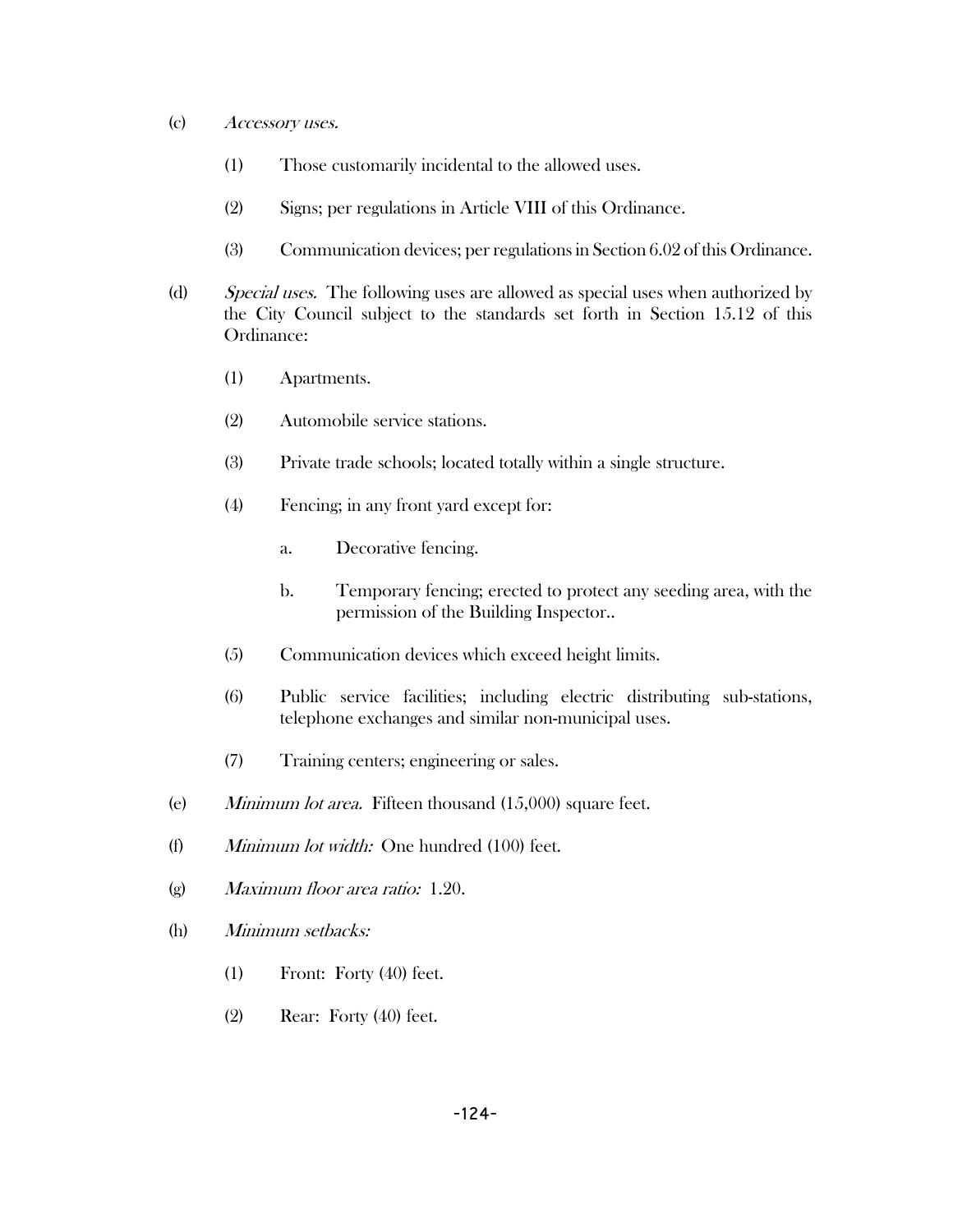(c) *Accessory uses.*

(1) Those customarily incidental to the allowed uses.

(2) Signs; per regulations in Article VIII of this Ordinance.

(3) Communication devices; per regulations in Section 6.02 of this Ordinance.

(d) *Special uses.* The following uses are allowed as special uses when authorized by the City Council subject to the standards set forth in Section 15.12 of this Ordinance:

(1) Apartments.

(2) Automobile service stations.

(3) Private trade schools; located totally within a single structure.

(4) Fencing; in any front yard except for:

a. Decorative fencing.

b. Temporary fencing; erected to protect any seeding area, with the permission of the Building Inspector..

(5) Communication devices which exceed height limits.

(6) Public service facilities; including electric distributing sub-stations, telephone exchanges and similar non-municipal uses.

(7) Training centers; engineering or sales.

(e) *Minimum lot area.* Fifteen thousand (15,000) square feet.

(f) *Minimum lot width:* One hundred (100) feet.

(g) *Maximum floor area ratio:* 1.20.

(h) *Minimum setbacks:*

(1) Front: Forty (40) feet.

(2) Rear: Forty (40) feet.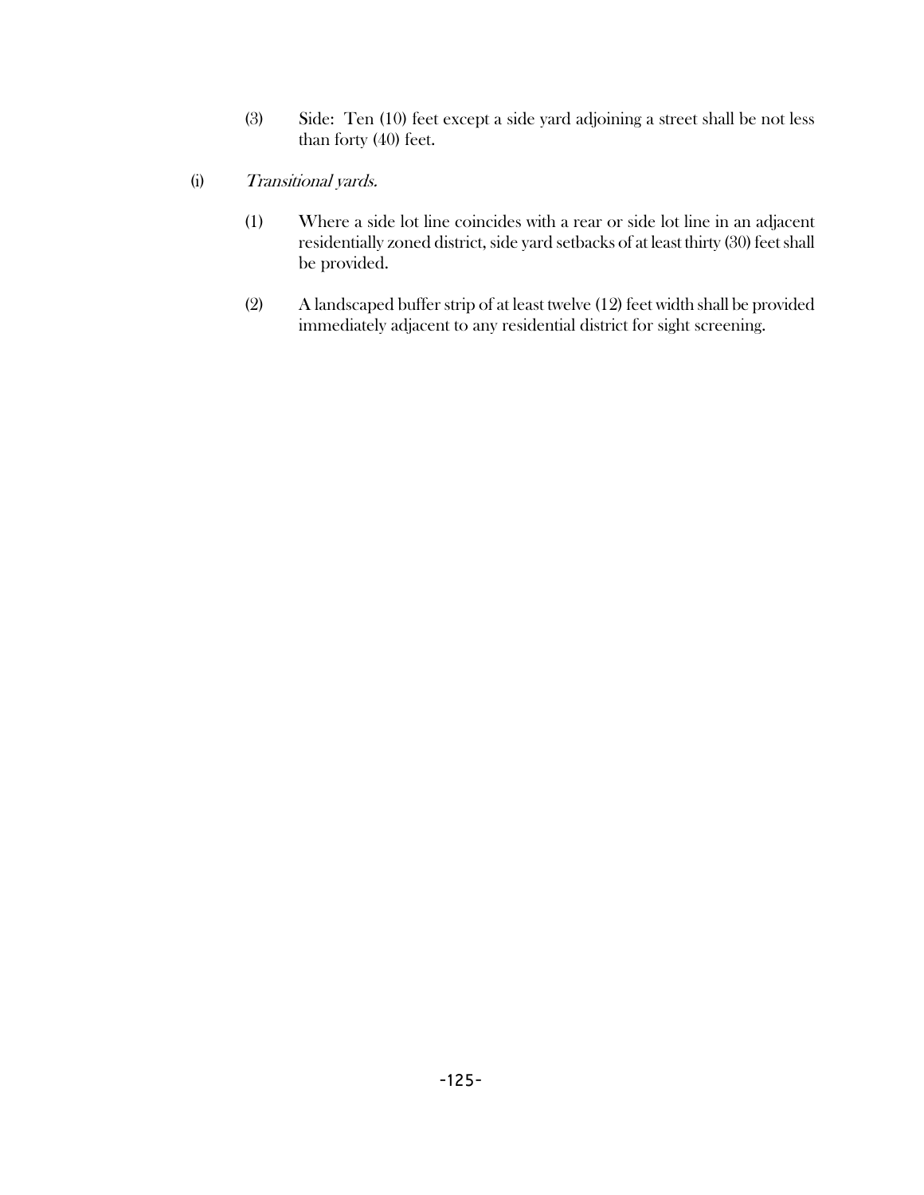(3) Side: Ten (10) feet except a side yard adjoining a street shall be not less than forty (40) feet.

(i) *Transitional yards.*

(1) Where a side lot line coincides with a rear or side lot line in an adjacent residentially zoned district, side yard setbacks of at least thirty (30) feet shall be provided.

(2) A landscaped buffer strip of at least twelve (12) feet width shall be provided immediately adjacent to any residential district for sight screening.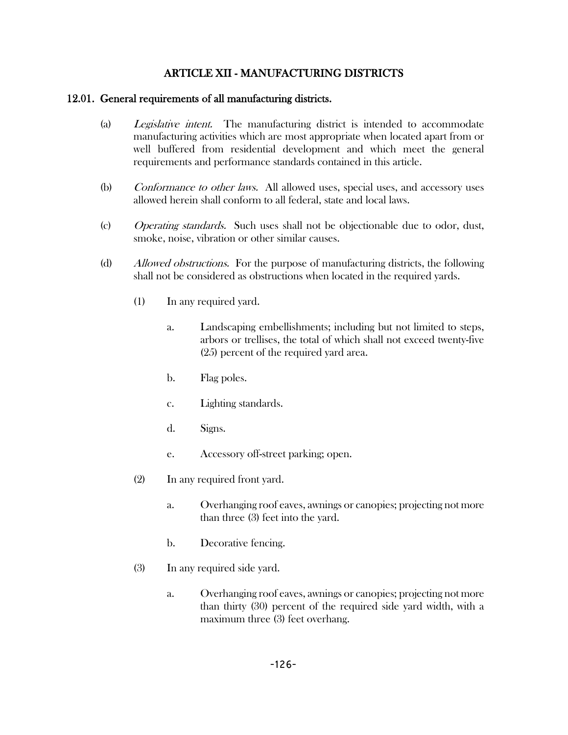# ARTICLE XII - MANUFACTURING DISTRICTS

## 12.01. General requirements of all manufacturing districts.

(a) *Legislative intent.* The manufacturing district is intended to accommodate manufacturing activities which are most appropriate when located apart from or well buffered from residential development and which meet the general requirements and performance standards contained in this article.

(b) *Conformance to other laws.* All allowed uses, special uses, and accessory uses allowed herein shall conform to all federal, state and local laws.

(c) *Operating standards.* Such uses shall not be objectionable due to odor, dust, smoke, noise, vibration or other similar causes.

(d) *Allowed obstructions.* For the purpose of manufacturing districts, the following shall not be considered as obstructions when located in the required yards.

(1) In any required yard.

a. Landscaping embellishments; including but not limited to steps, arbors or trellises, the total of which shall not exceed twenty-five (25) percent of the required yard area.

b. Flag poles.

c. Lighting standards.

d. Signs.

e. Accessory off-street parking; open.

(2) In any required front yard.

a. Overhanging roof eaves, awnings or canopies; projecting not more than three (3) feet into the yard.

b. Decorative fencing.

(3) In any required side yard.

a. Overhanging roof eaves, awnings or canopies; projecting not more than thirty (30) percent of the required side yard width, with a maximum three (3) feet overhang.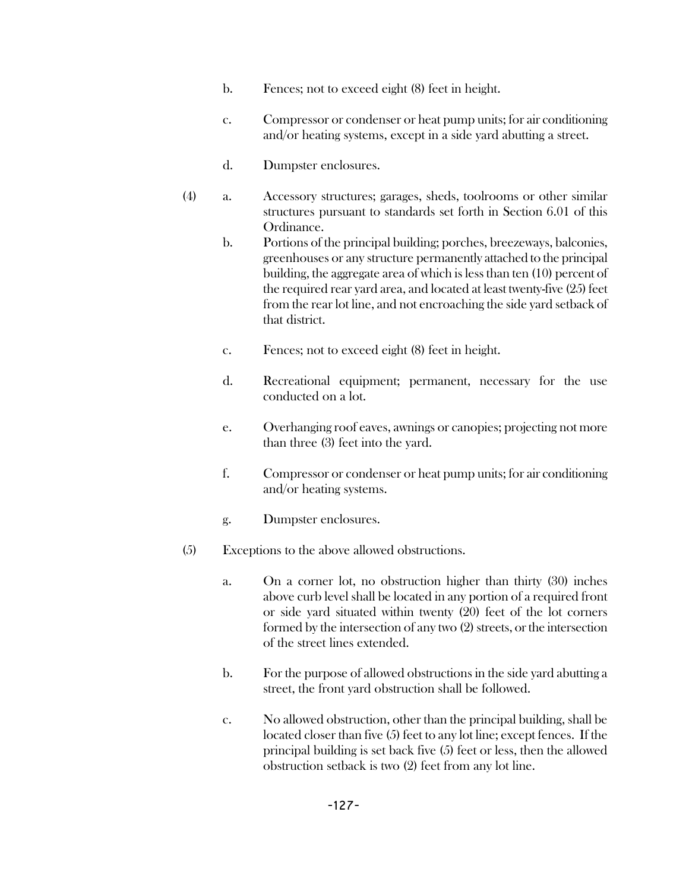b. Fences; not to exceed eight (8) feet in height.

c. Compressor or condenser or heat pump units; for air conditioning and/or heating systems, except in a side yard abutting a street.

d. Dumpster enclosures.

(4) a. Accessory structures; garages, sheds, toolrooms or other similar structures pursuant to standards set forth in Section 6.01 of this Ordinance.

b. Portions of the principal building; porches, breezeways, balconies, greenhouses or any structure permanently attached to the principal building, the aggregate area of which is less than ten (10) percent of the required rear yard area, and located at least twenty-five (25) feet from the rear lot line, and not encroaching the side yard setback of that district.

c. Fences; not to exceed eight (8) feet in height.

d. Recreational equipment; permanent, necessary for the use conducted on a lot.

e. Overhanging roof eaves, awnings or canopies; projecting not more than three (3) feet into the yard.

f. Compressor or condenser or heat pump units; for air conditioning and/or heating systems.

g. Dumpster enclosures.

(5) Exceptions to the above allowed obstructions.

a. On a corner lot, no obstruction higher than thirty (30) inches above curb level shall be located in any portion of a required front or side yard situated within twenty (20) feet of the lot corners formed by the intersection of any two (2) streets, or the intersection of the street lines extended.

b. For the purpose of allowed obstructions in the side yard abutting a street, the front yard obstruction shall be followed.

c. No allowed obstruction, other than the principal building, shall be located closer than five (5) feet to any lot line; except fences. If the principal building is set back five (5) feet or less, then the allowed obstruction setback is two (2) feet from any lot line.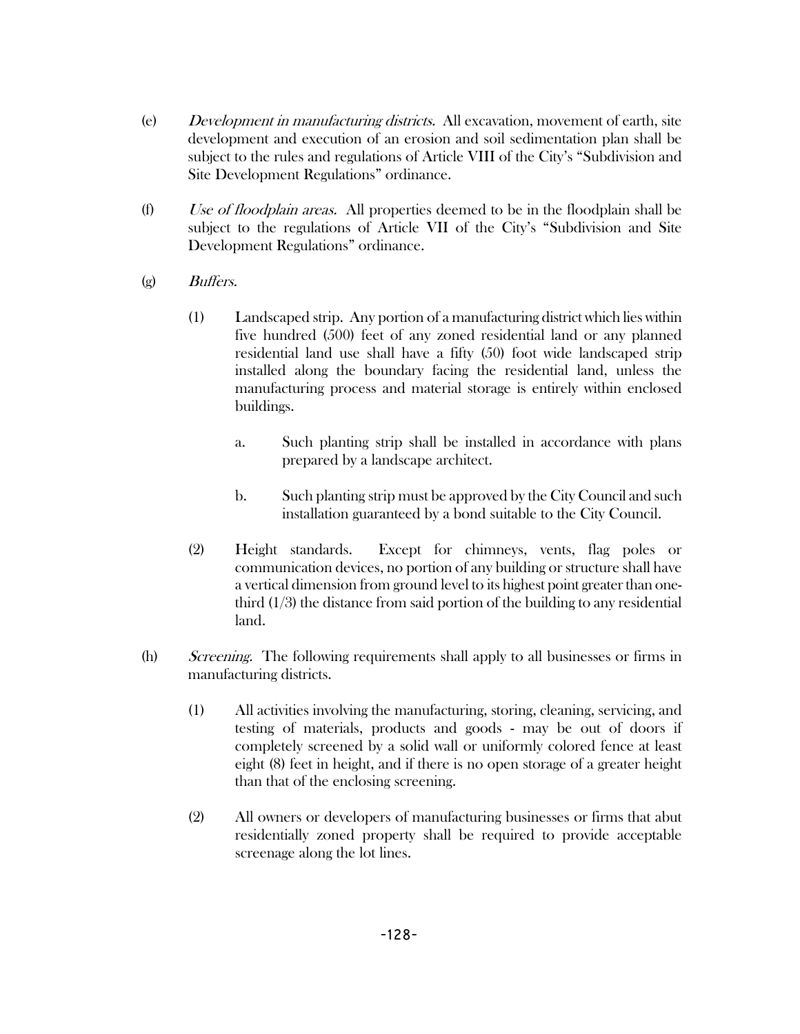(e) *Development in manufacturing districts.* All excavation, movement of earth, site development and execution of an erosion and soil sedimentation plan shall be subject to the rules and regulations of Article VIII of the City's "Subdivision and Site Development Regulations" ordinance.

(f) *Use of floodplain areas.* All properties deemed to be in the floodplain shall be subject to the regulations of Article VII of the City's "Subdivision and Site Development Regulations" ordinance.

(g) *Buffers.*

(1) Landscaped strip. Any portion of a manufacturing district which lies within five hundred (500) feet of any zoned residential land or any planned residential land use shall have a fifty (50) foot wide landscaped strip installed along the boundary facing the residential land, unless the manufacturing process and material storage is entirely within enclosed buildings.

a. Such planting strip shall be installed in accordance with plans prepared by a landscape architect.

b. Such planting strip must be approved by the City Council and such installation guaranteed by a bond suitable to the City Council.

(2) Height standards. Except for chimneys, vents, flag poles or communication devices, no portion of any building or structure shall have a vertical dimension from ground level to its highest point greater than one-third (1/3) the distance from said portion of the building to any residential land.

(h) *Screening.* The following requirements shall apply to all businesses or firms in manufacturing districts.

(1) All activities involving the manufacturing, storing, cleaning, servicing, and testing of materials, products and goods - may be out of doors if completely screened by a solid wall or uniformly colored fence at least eight (8) feet in height, and if there is no open storage of a greater height than that of the enclosing screening.

(2) All owners or developers of manufacturing businesses or firms that abut residentially zoned property shall be required to provide acceptable screenage along the lot lines.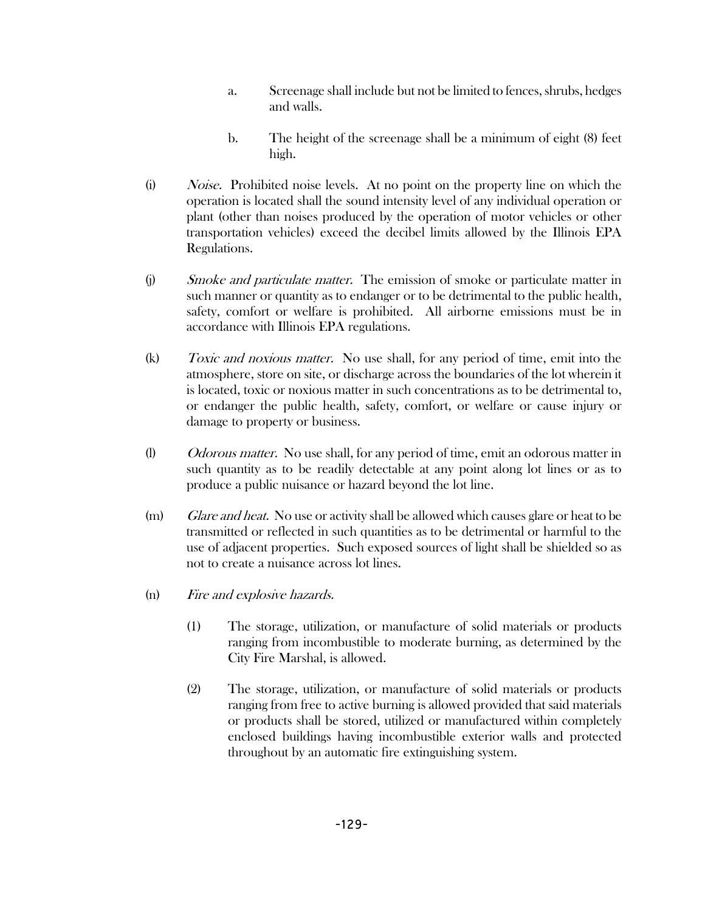a. Screenage shall include but not be limited to fences, shrubs, hedges and walls.

b. The height of the screenage shall be a minimum of eight (8) feet high.

(i) *Noise.* Prohibited noise levels. At no point on the property line on which the operation is located shall the sound intensity level of any individual operation or plant (other than noises produced by the operation of motor vehicles or other transportation vehicles) exceed the decibel limits allowed by the Illinois EPA Regulations.

(j) *Smoke and particulate matter.* The emission of smoke or particulate matter in such manner or quantity as to endanger or to be detrimental to the public health, safety, comfort or welfare is prohibited. All airborne emissions must be in accordance with Illinois EPA regulations.

(k) *Toxic and noxious matter.* No use shall, for any period of time, emit into the atmosphere, store on site, or discharge across the boundaries of the lot wherein it is located, toxic or noxious matter in such concentrations as to be detrimental to, or endanger the public health, safety, comfort, or welfare or cause injury or damage to property or business.

(l) *Odorous matter.* No use shall, for any period of time, emit an odorous matter in such quantity as to be readily detectable at any point along lot lines or as to produce a public nuisance or hazard beyond the lot line.

(m) *Glare and heat.* No use or activity shall be allowed which causes glare or heat to be transmitted or reflected in such quantities as to be detrimental or harmful to the use of adjacent properties. Such exposed sources of light shall be shielded so as not to create a nuisance across lot lines.

(n) *Fire and explosive hazards.*

(1) The storage, utilization, or manufacture of solid materials or products ranging from incombustible to moderate burning, as determined by the City Fire Marshal, is allowed.

(2) The storage, utilization, or manufacture of solid materials or products ranging from free to active burning is allowed provided that said materials or products shall be stored, utilized or manufactured within completely enclosed buildings having incombustible exterior walls and protected throughout by an automatic fire extinguishing system.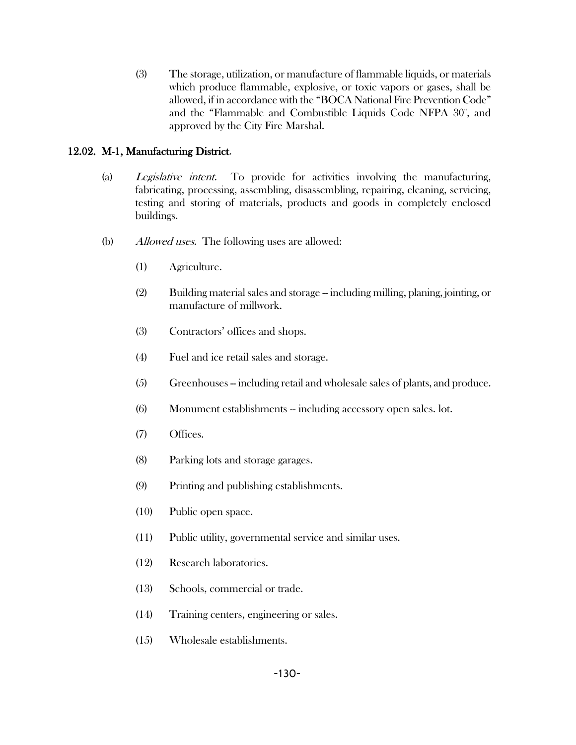(3) The storage, utilization, or manufacture of flammable liquids, or materials which produce flammable, explosive, or toxic vapors or gases, shall be allowed, if in accordance with the "BOCA National Fire Prevention Code" and the "Flammable and Combustible Liquids Code NFPA 30", and approved by the City Fire Marshal.

## 12.02. M-1, Manufacturing District.

(a) *Legislative intent.* To provide for activities involving the manufacturing, fabricating, processing, assembling, disassembling, repairing, cleaning, servicing, testing and storing of materials, products and goods in completely enclosed buildings.

(b) *Allowed uses.* The following uses are allowed:

(1) Agriculture.

(2) Building material sales and storage -- including milling, planing, jointing, or manufacture of millwork.

(3) Contractors' offices and shops.

(4) Fuel and ice retail sales and storage.

(5) Greenhouses -- including retail and wholesale sales of plants, and produce.

(6) Monument establishments -- including accessory open sales. lot.

(7) Offices.

(8) Parking lots and storage garages.

(9) Printing and publishing establishments.

(10) Public open space.

(11) Public utility, governmental service and similar uses.

(12) Research laboratories.

(13) Schools, commercial or trade.

(14) Training centers, engineering or sales.

(15) Wholesale establishments.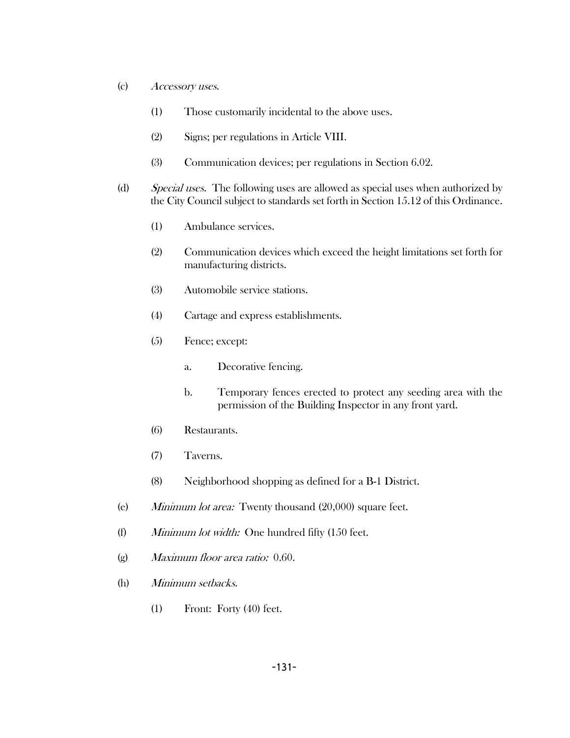(c) *Accessory uses.*

(1) Those customarily incidental to the above uses.

(2) Signs; per regulations in Article VIII.

(3) Communication devices; per regulations in Section 6.02.

(d) *Special uses.* The following uses are allowed as special uses when authorized by the City Council subject to standards set forth in Section 15.12 of this Ordinance.

(1) Ambulance services.

(2) Communication devices which exceed the height limitations set forth for manufacturing districts.

(3) Automobile service stations.

(4) Cartage and express establishments.

(5) Fence; except:

a. Decorative fencing.

b. Temporary fences erected to protect any seeding area with the permission of the Building Inspector in any front yard.

(6) Restaurants.

(7) Taverns.

(8) Neighborhood shopping as defined for a B-1 District.

(e) *Minimum lot area:* Twenty thousand (20,000) square feet.

(f) *Minimum lot width:* One hundred fifty (150 feet.

(g) *Maximum floor area ratio:* 0.60.

(h) *Minimum setbacks.*

(1) Front: Forty (40) feet.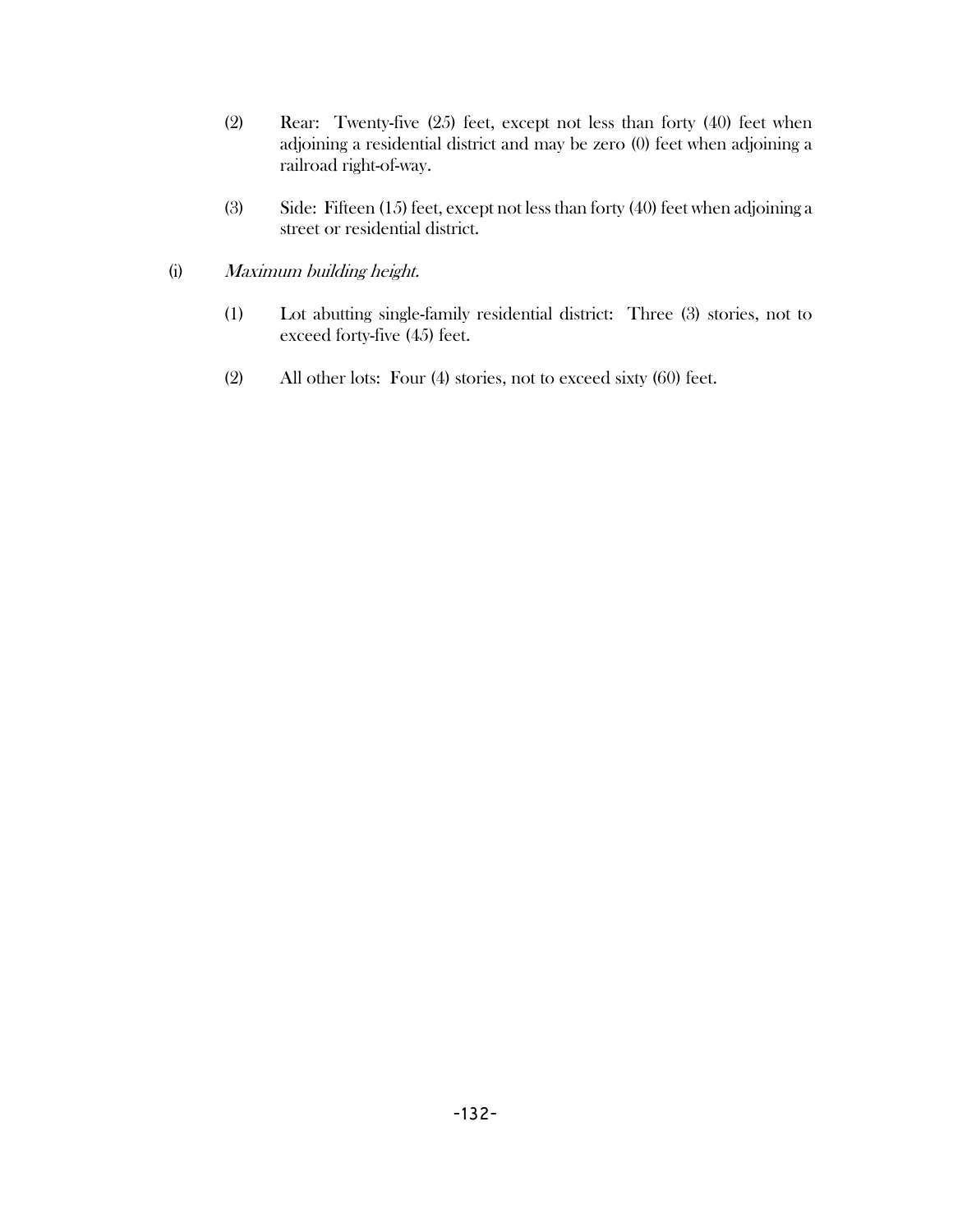(2) Rear: Twenty-five (25) feet, except not less than forty (40) feet when adjoining a residential district and may be zero (0) feet when adjoining a railroad right-of-way.

(3) Side: Fifteen (15) feet, except not less than forty (40) feet when adjoining a street or residential district.

(i) *Maximum building height.*

(1) Lot abutting single-family residential district: Three (3) stories, not to exceed forty-five (45) feet.

(2) All other lots: Four (4) stories, not to exceed sixty (60) feet.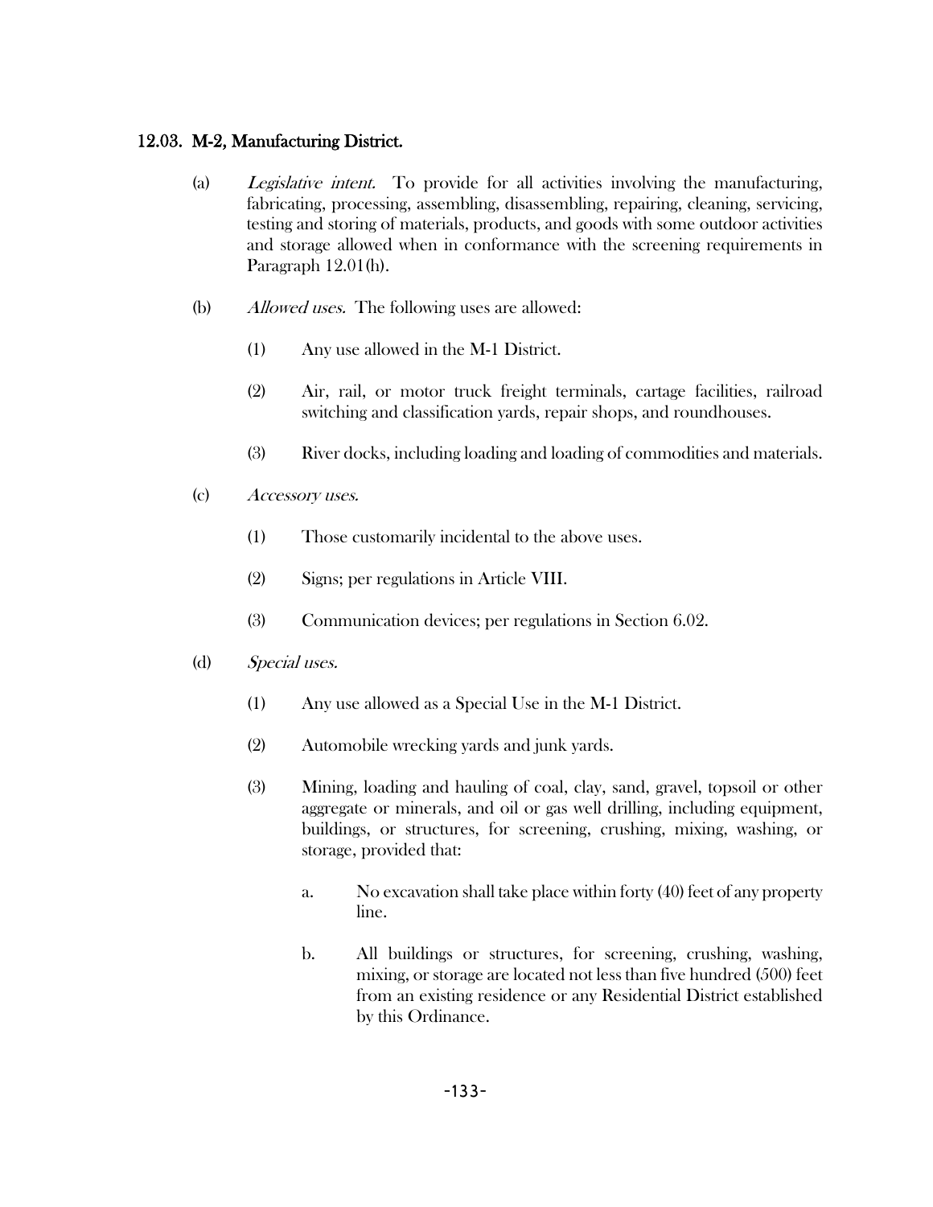### 12.03. M-2, Manufacturing District.

(a) *Legislative intent.* To provide for all activities involving the manufacturing, fabricating, processing, assembling, disassembling, repairing, cleaning, servicing, testing and storing of materials, products, and goods with some outdoor activities and storage allowed when in conformance with the screening requirements in Paragraph 12.01(h).

(b) *Allowed uses.* The following uses are allowed:

(1) Any use allowed in the M-1 District.

(2) Air, rail, or motor truck freight terminals, cartage facilities, railroad switching and classification yards, repair shops, and roundhouses.

(3) River docks, including loading and loading of commodities and materials.

(c) *Accessory uses.*

(1) Those customarily incidental to the above uses.

(2) Signs; per regulations in Article VIII.

(3) Communication devices; per regulations in Section 6.02.

(d) *Special uses.*

(1) Any use allowed as a Special Use in the M-1 District.

(2) Automobile wrecking yards and junk yards.

(3) Mining, loading and hauling of coal, clay, sand, gravel, topsoil or other aggregate or minerals, and oil or gas well drilling, including equipment, buildings, or structures, for screening, crushing, mixing, washing, or storage, provided that:

a. No excavation shall take place within forty (40) feet of any property line.

b. All buildings or structures, for screening, crushing, washing, mixing, or storage are located not less than five hundred (500) feet from an existing residence or any Residential District established by this Ordinance.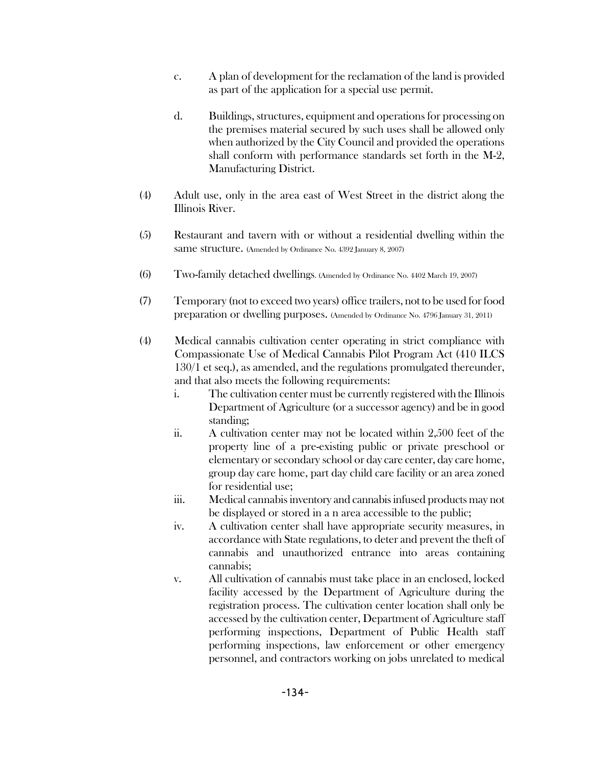c. A plan of development for the reclamation of the land is provided as part of the application for a special use permit.

d. Buildings, structures, equipment and operations for processing on the premises material secured by such uses shall be allowed only when authorized by the City Council and provided the operations shall conform with performance standards set forth in the M-2, Manufacturing District.

(4) Adult use, only in the area east of West Street in the district along the Illinois River.

(5) Restaurant and tavern with or without a residential dwelling within the same structure. (Amended by Ordinance No. 4392 January 8, 2007)

(6) Two-family detached dwellings. (Amended by Ordinance No. 4402 March 19, 2007)

(7) Temporary (not to exceed two years) office trailers, not to be used for food preparation or dwelling purposes. (Amended by Ordinance No. 4796 January 31, 2011)

(4) Medical cannabis cultivation center operating in strict compliance with Compassionate Use of Medical Cannabis Pilot Program Act (410 ILCS 130/1 et seq.), as amended, and the regulations promulgated thereunder, and that also meets the following requirements:

i. The cultivation center must be currently registered with the Illinois Department of Agriculture (or a successor agency) and be in good standing;

ii. A cultivation center may not be located within 2,500 feet of the property line of a pre-existing public or private preschool or elementary or secondary school or day care center, day care home, group day care home, part day child care facility or an area zoned for residential use;

iii. Medical cannabis inventory and cannabis infused products may not be displayed or stored in a n area accessible to the public;

iv. A cultivation center shall have appropriate security measures, in accordance with State regulations, to deter and prevent the theft of cannabis and unauthorized entrance into areas containing cannabis;

v. All cultivation of cannabis must take place in an enclosed, locked facility accessed by the Department of Agriculture during the registration process. The cultivation center location shall only be accessed by the cultivation center, Department of Agriculture staff performing inspections, Department of Public Health staff performing inspections, law enforcement or other emergency personnel, and contractors working on jobs unrelated to medical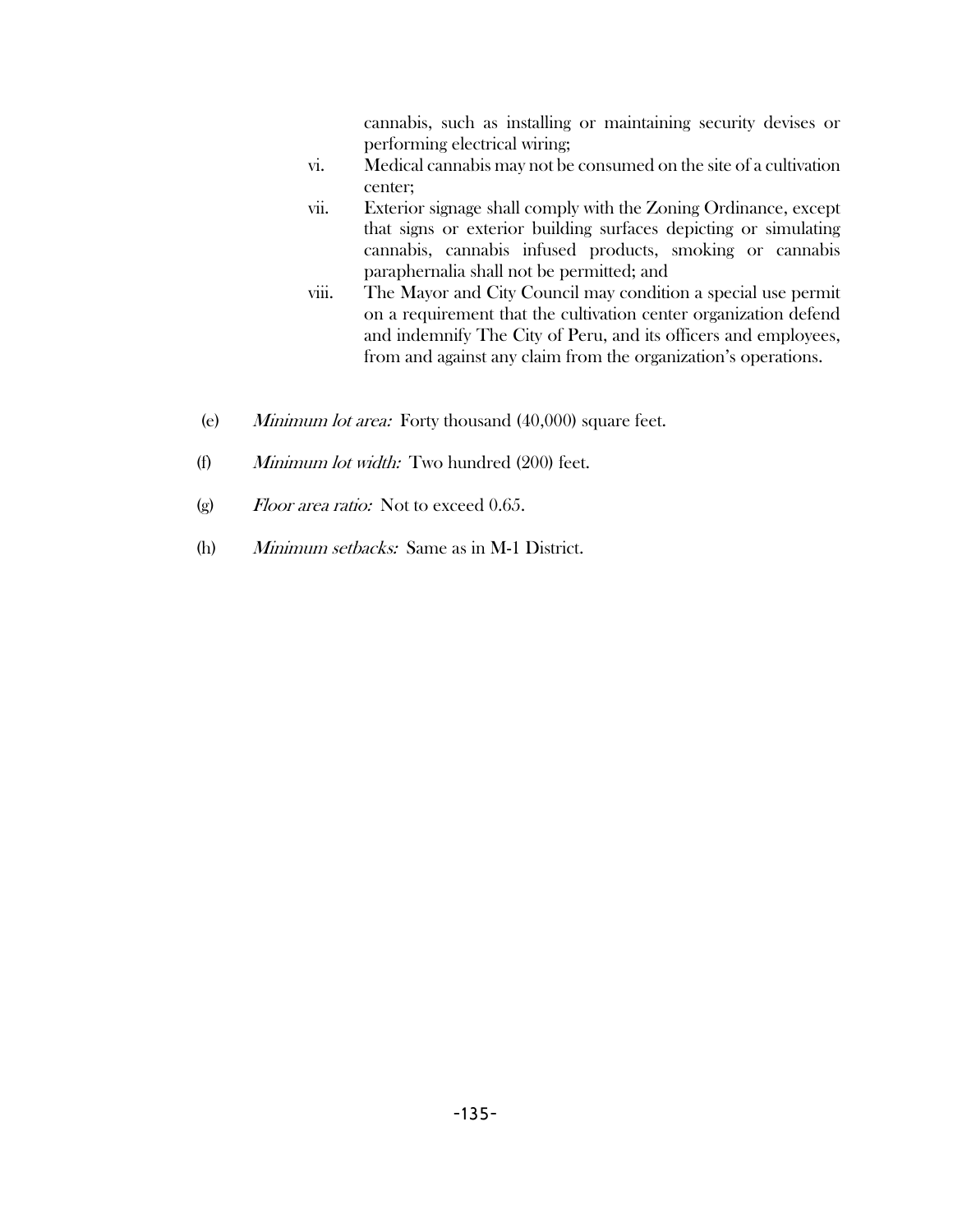cannabis, such as installing or maintaining security devises or performing electrical wiring;

vi. Medical cannabis may not be consumed on the site of a cultivation center;

vii. Exterior signage shall comply with the Zoning Ordinance, except that signs or exterior building surfaces depicting or simulating cannabis, cannabis infused products, smoking or cannabis paraphernalia shall not be permitted; and

viii. The Mayor and City Council may condition a special use permit on a requirement that the cultivation center organization defend and indemnify The City of Peru, and its officers and employees, from and against any claim from the organization's operations.

(e) *Minimum lot area:* Forty thousand (40,000) square feet.

(f) *Minimum lot width:* Two hundred (200) feet.

(g) *Floor area ratio:* Not to exceed 0.65.

(h) *Minimum setbacks:* Same as in M-1 District.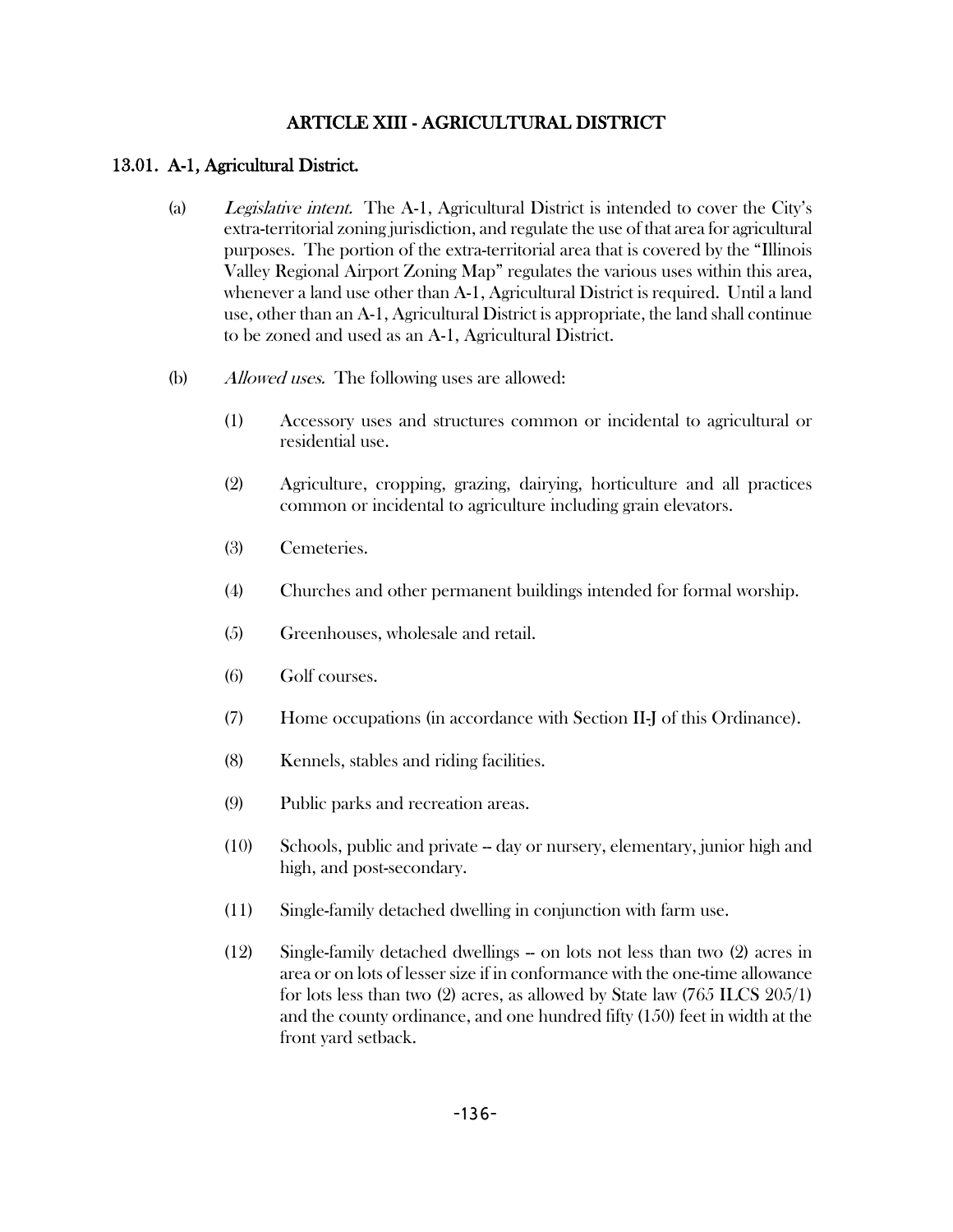# ARTICLE XIII - AGRICULTURAL DISTRICT

## 13.01. A-1, Agricultural District.

(a) *Legislative intent.* The A-1, Agricultural District is intended to cover the City's extra-territorial zoning jurisdiction, and regulate the use of that area for agricultural purposes. The portion of the extra-territorial area that is covered by the "Illinois Valley Regional Airport Zoning Map" regulates the various uses within this area, whenever a land use other than A-1, Agricultural District is required. Until a land use, other than an A-1, Agricultural District is appropriate, the land shall continue to be zoned and used as an A-1, Agricultural District.

(b) *Allowed uses.* The following uses are allowed:

(1) Accessory uses and structures common or incidental to agricultural or residential use.

(2) Agriculture, cropping, grazing, dairying, horticulture and all practices common or incidental to agriculture including grain elevators.

(3) Cemeteries.

(4) Churches and other permanent buildings intended for formal worship.

(5) Greenhouses, wholesale and retail.

(6) Golf courses.

(7) Home occupations (in accordance with Section II-J of this Ordinance).

(8) Kennels, stables and riding facilities.

(9) Public parks and recreation areas.

(10) Schools, public and private -- day or nursery, elementary, junior high and high, and post-secondary.

(11) Single-family detached dwelling in conjunction with farm use.

(12) Single-family detached dwellings -- on lots not less than two (2) acres in area or on lots of lesser size if in conformance with the one-time allowance for lots less than two (2) acres, as allowed by State law (765 ILCS 205/1) and the county ordinance, and one hundred fifty (150) feet in width at the front yard setback.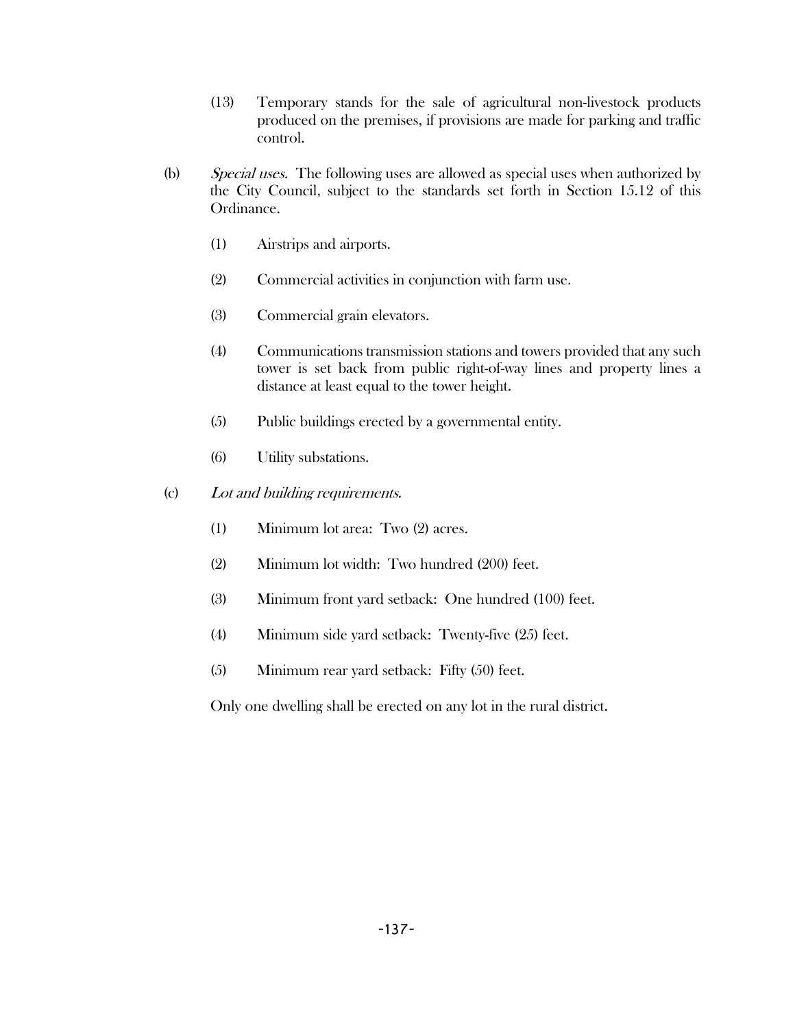(13) Temporary stands for the sale of agricultural non-livestock products produced on the premises, if provisions are made for parking and traffic control.

(b) *Special uses.* The following uses are allowed as special uses when authorized by the City Council, subject to the standards set forth in Section 15.12 of this Ordinance.

(1) Airstrips and airports.

(2) Commercial activities in conjunction with farm use.

(3) Commercial grain elevators.

(4) Communications transmission stations and towers provided that any such tower is set back from public right-of-way lines and property lines a distance at least equal to the tower height.

(5) Public buildings erected by a governmental entity.

(6) Utility substations.

(c) *Lot and building requirements.*

(1) Minimum lot area: Two (2) acres.

(2) Minimum lot width: Two hundred (200) feet.

(3) Minimum front yard setback: One hundred (100) feet.

(4) Minimum side yard setback: Twenty-five (25) feet.

(5) Minimum rear yard setback: Fifty (50) feet.

Only one dwelling shall be erected on any lot in the rural district.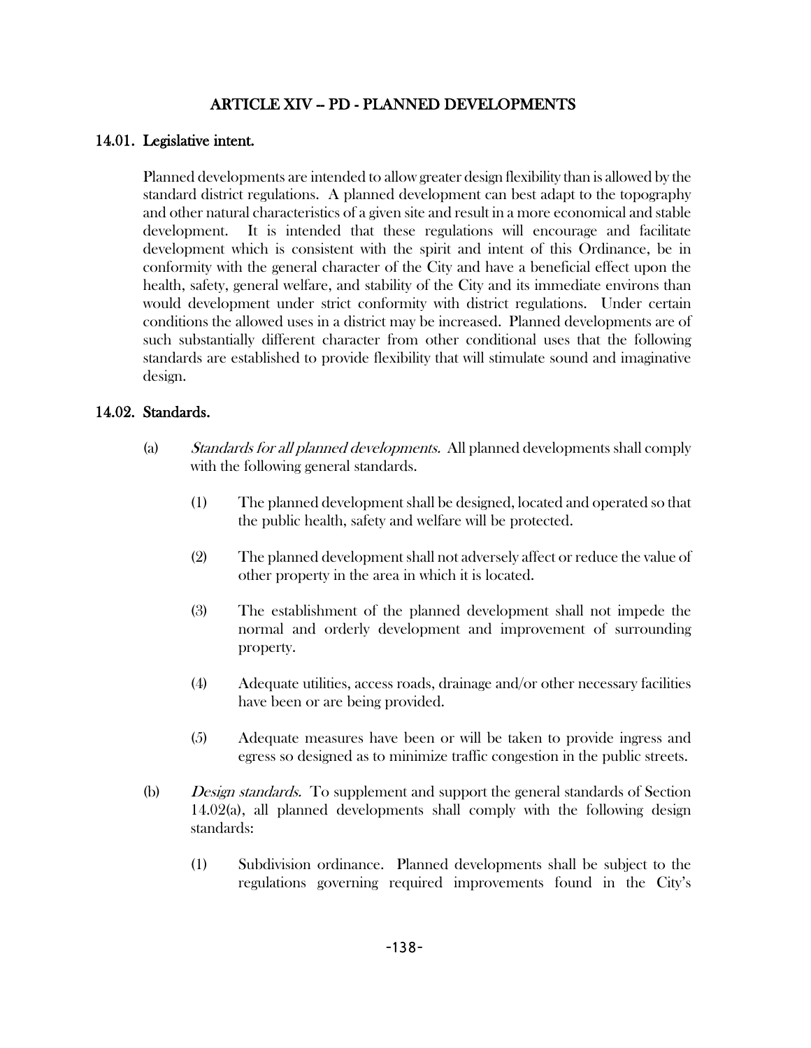# ARTICLE XIV – PD - PLANNED DEVELOPMENTS

## 14.01. Legislative intent.

Planned developments are intended to allow greater design flexibility than is allowed by the standard district regulations. A planned development can best adapt to the topography and other natural characteristics of a given site and result in a more economical and stable development. It is intended that these regulations will encourage and facilitate development which is consistent with the spirit and intent of this Ordinance, be in conformity with the general character of the City and have a beneficial effect upon the health, safety, general welfare, and stability of the City and its immediate environs than would development under strict conformity with district regulations. Under certain conditions the allowed uses in a district may be increased. Planned developments are of such substantially different character from other conditional uses that the following standards are established to provide flexibility that will stimulate sound and imaginative design.

## 14.02. Standards.

(a) *Standards for all planned developments.* All planned developments shall comply with the following general standards.

(1) The planned development shall be designed, located and operated so that the public health, safety and welfare will be protected.

(2) The planned development shall not adversely affect or reduce the value of other property in the area in which it is located.

(3) The establishment of the planned development shall not impede the normal and orderly development and improvement of surrounding property.

(4) Adequate utilities, access roads, drainage and/or other necessary facilities have been or are being provided.

(5) Adequate measures have been or will be taken to provide ingress and egress so designed as to minimize traffic congestion in the public streets.

(b) *Design standards.* To supplement and support the general standards of Section 14.02(a), all planned developments shall comply with the following design standards:

(1) Subdivision ordinance. Planned developments shall be subject to the regulations governing required improvements found in the City's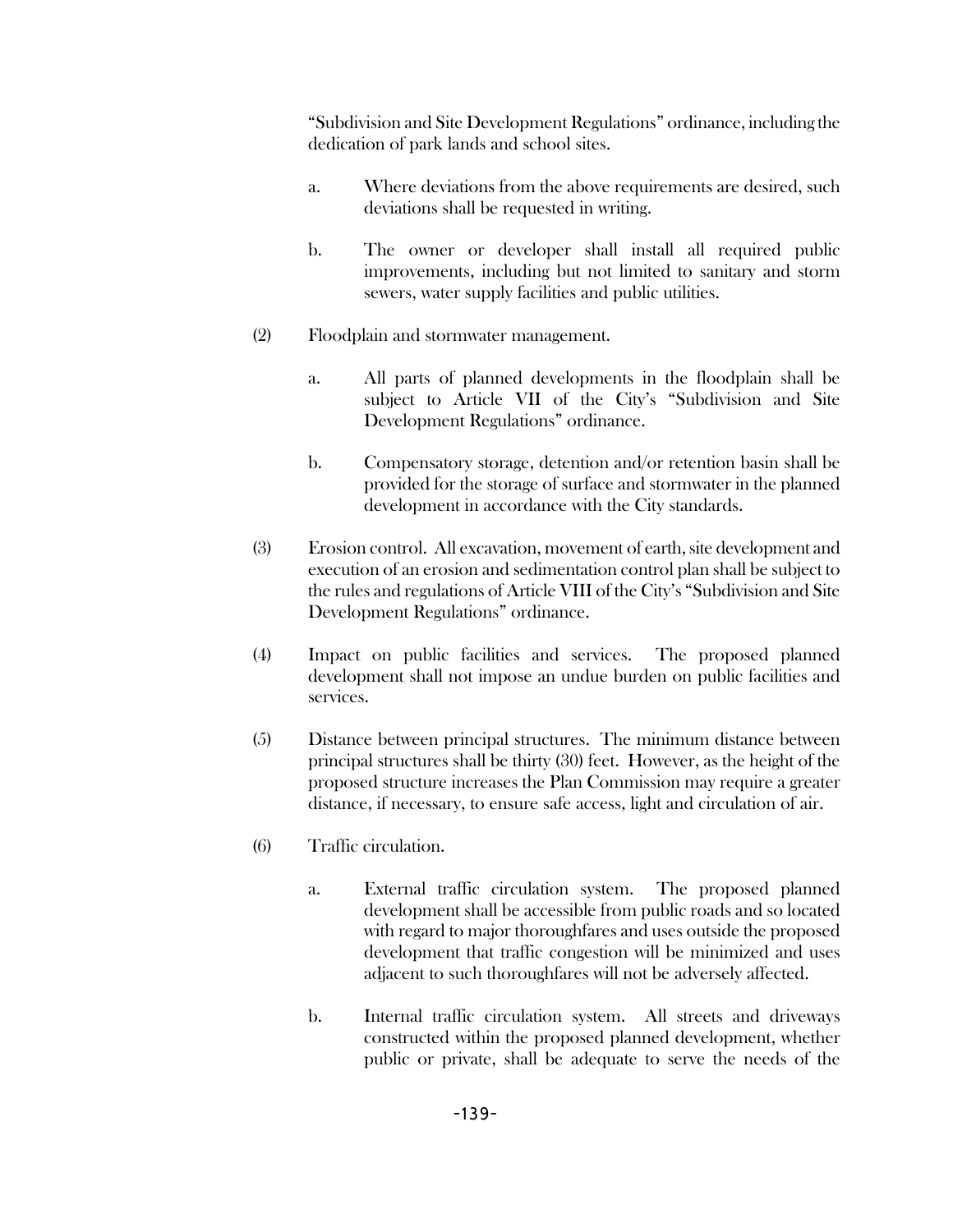"Subdivision and Site Development Regulations" ordinance, including the dedication of park lands and school sites.

a. Where deviations from the above requirements are desired, such deviations shall be requested in writing.

b. The owner or developer shall install all required public improvements, including but not limited to sanitary and storm sewers, water supply facilities and public utilities.

(2) Floodplain and stormwater management.

a. All parts of planned developments in the floodplain shall be subject to Article VII of the City's "Subdivision and Site Development Regulations" ordinance.

b. Compensatory storage, detention and/or retention basin shall be provided for the storage of surface and stormwater in the planned development in accordance with the City standards.

(3) Erosion control. All excavation, movement of earth, site development and execution of an erosion and sedimentation control plan shall be subject to the rules and regulations of Article VIII of the City's "Subdivision and Site Development Regulations" ordinance.

(4) Impact on public facilities and services. The proposed planned development shall not impose an undue burden on public facilities and services.

(5) Distance between principal structures. The minimum distance between principal structures shall be thirty (30) feet. However, as the height of the proposed structure increases the Plan Commission may require a greater distance, if necessary, to ensure safe access, light and circulation of air.

(6) Traffic circulation.

a. External traffic circulation system. The proposed planned development shall be accessible from public roads and so located with regard to major thoroughfares and uses outside the proposed development that traffic congestion will be minimized and uses adjacent to such thoroughfares will not be adversely affected.

b. Internal traffic circulation system. All streets and driveways constructed within the proposed planned development, whether public or private, shall be adequate to serve the needs of the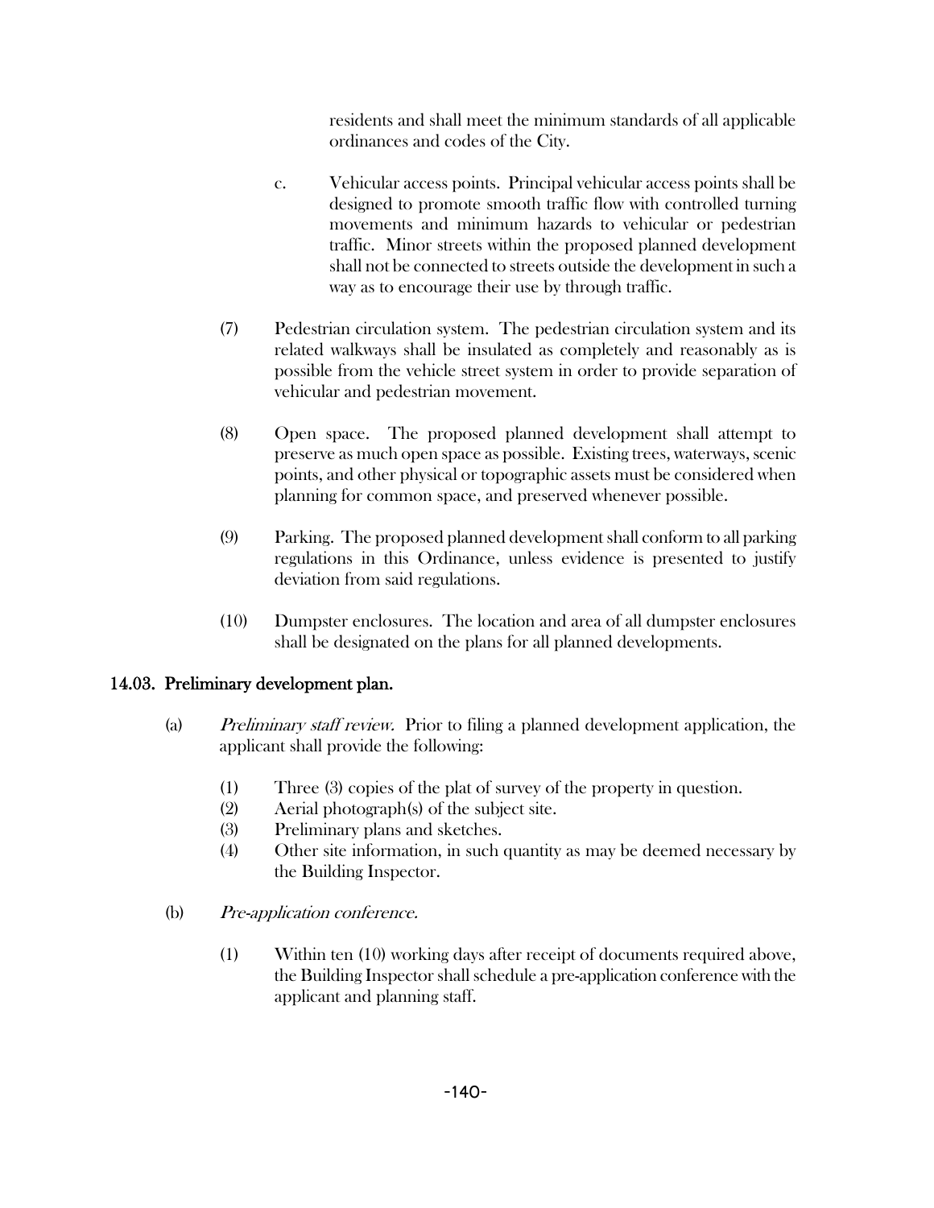residents and shall meet the minimum standards of all applicable ordinances and codes of the City.

c. Vehicular access points. Principal vehicular access points shall be designed to promote smooth traffic flow with controlled turning movements and minimum hazards to vehicular or pedestrian traffic. Minor streets within the proposed planned development shall not be connected to streets outside the development in such a way as to encourage their use by through traffic.

(7) Pedestrian circulation system. The pedestrian circulation system and its related walkways shall be insulated as completely and reasonably as is possible from the vehicle street system in order to provide separation of vehicular and pedestrian movement.

(8) Open space. The proposed planned development shall attempt to preserve as much open space as possible. Existing trees, waterways, scenic points, and other physical or topographic assets must be considered when planning for common space, and preserved whenever possible.

(9) Parking. The proposed planned development shall conform to all parking regulations in this Ordinance, unless evidence is presented to justify deviation from said regulations.

(10) Dumpster enclosures. The location and area of all dumpster enclosures shall be designated on the plans for all planned developments.

## 14.03. Preliminary development plan.

(a) *Preliminary staff review.* Prior to filing a planned development application, the applicant shall provide the following:

(1) Three (3) copies of the plat of survey of the property in question.
(2) Aerial photograph(s) of the subject site.
(3) Preliminary plans and sketches.
(4) Other site information, in such quantity as may be deemed necessary by the Building Inspector.

(b) *Pre-application conference.*

(1) Within ten (10) working days after receipt of documents required above, the Building Inspector shall schedule a pre-application conference with the applicant and planning staff.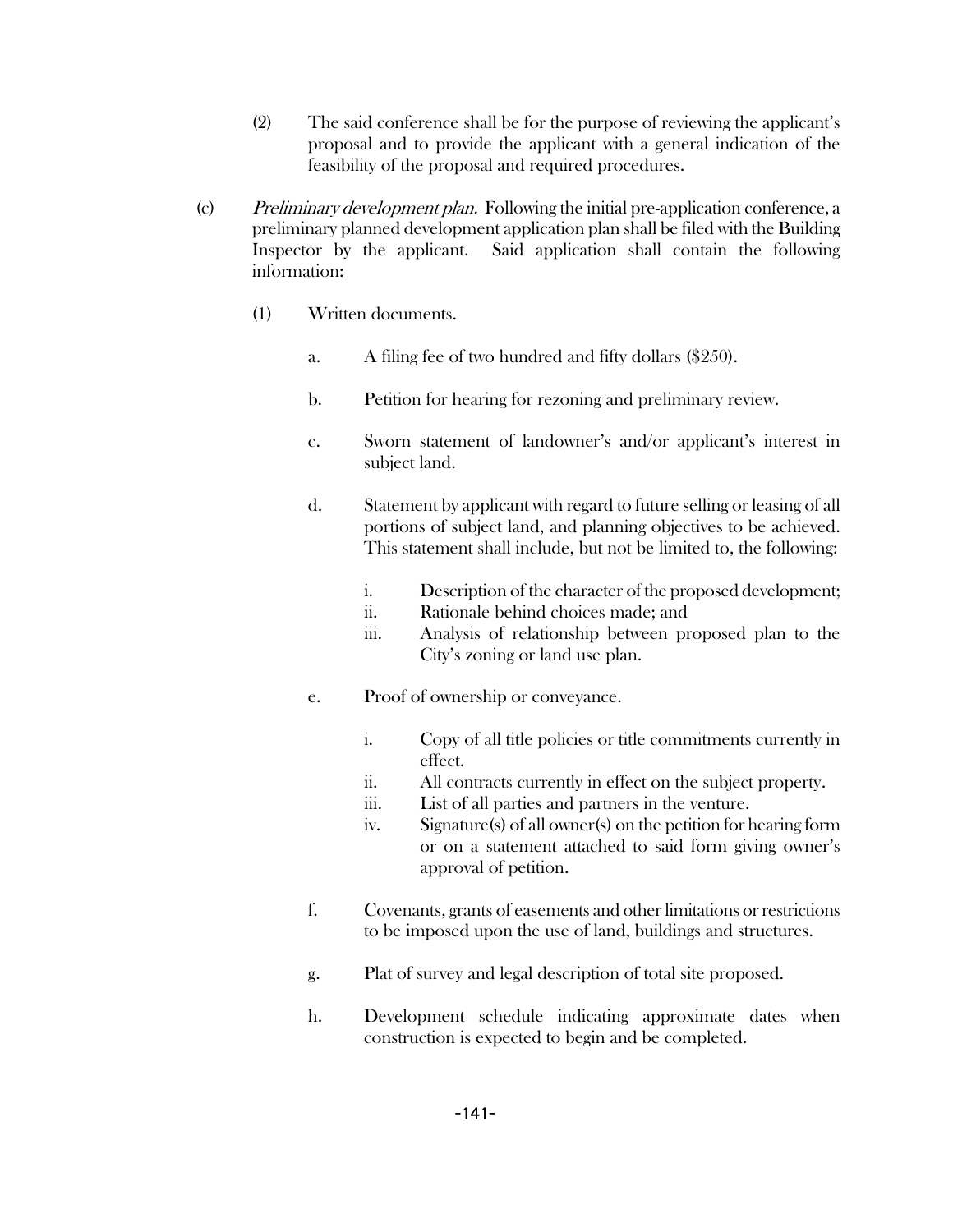(2) The said conference shall be for the purpose of reviewing the applicant's proposal and to provide the applicant with a general indication of the feasibility of the proposal and required procedures.

(c) *Preliminary development plan.* Following the initial pre-application conference, a preliminary planned development application plan shall be filed with the Building Inspector by the applicant. Said application shall contain the following information:

(1) Written documents.

a. A filing fee of two hundred and fifty dollars ($250).

b. Petition for hearing for rezoning and preliminary review.

c. Sworn statement of landowner's and/or applicant's interest in subject land.

d. Statement by applicant with regard to future selling or leasing of all portions of subject land, and planning objectives to be achieved. This statement shall include, but not be limited to, the following:

i. Description of the character of the proposed development;
ii. Rationale behind choices made; and
iii. Analysis of relationship between proposed plan to the City's zoning or land use plan.

e. Proof of ownership or conveyance.

i. Copy of all title policies or title commitments currently in effect.
ii. All contracts currently in effect on the subject property.
iii. List of all parties and partners in the venture.
iv. Signature(s) of all owner(s) on the petition for hearing form or on a statement attached to said form giving owner's approval of petition.

f. Covenants, grants of easements and other limitations or restrictions to be imposed upon the use of land, buildings and structures.

g. Plat of survey and legal description of total site proposed.

h. Development schedule indicating approximate dates when construction is expected to begin and be completed.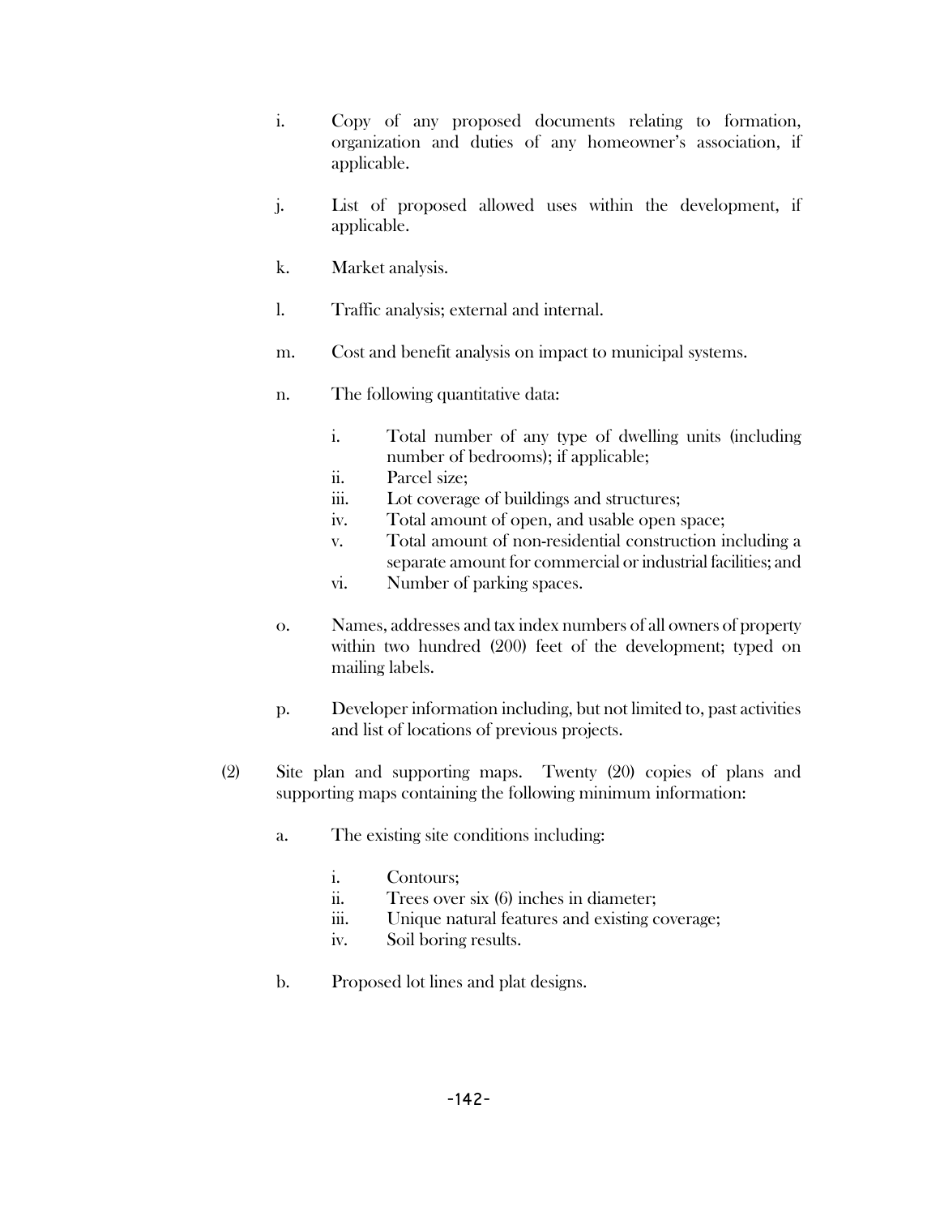i. Copy of any proposed documents relating to formation, organization and duties of any homeowner's association, if applicable.

j. List of proposed allowed uses within the development, if applicable.

k. Market analysis.

l. Traffic analysis; external and internal.

m. Cost and benefit analysis on impact to municipal systems.

n. The following quantitative data:

   i. Total number of any type of dwelling units (including number of bedrooms); if applicable;
   ii. Parcel size;
   iii. Lot coverage of buildings and structures;
   iv. Total amount of open, and usable open space;
   v. Total amount of non-residential construction including a separate amount for commercial or industrial facilities; and
   vi. Number of parking spaces.

o. Names, addresses and tax index numbers of all owners of property within two hundred (200) feet of the development; typed on mailing labels.

p. Developer information including, but not limited to, past activities and list of locations of previous projects.

(2) Site plan and supporting maps. Twenty (20) copies of plans and supporting maps containing the following minimum information:

a. The existing site conditions including:

   i. Contours;
   ii. Trees over six (6) inches in diameter;
   iii. Unique natural features and existing coverage;
   iv. Soil boring results.

b. Proposed lot lines and plat designs.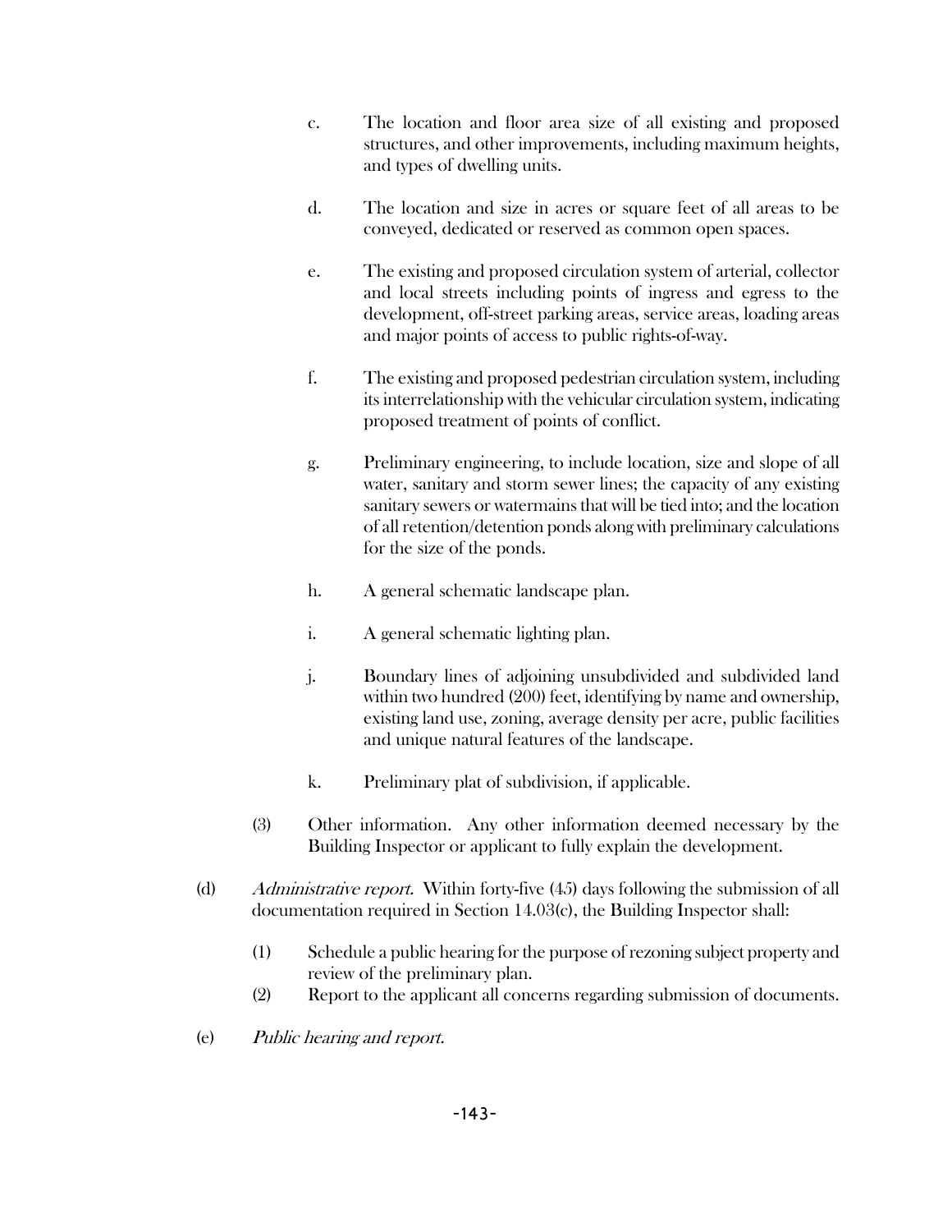c. The location and floor area size of all existing and proposed structures, and other improvements, including maximum heights, and types of dwelling units.

d. The location and size in acres or square feet of all areas to be conveyed, dedicated or reserved as common open spaces.

e. The existing and proposed circulation system of arterial, collector and local streets including points of ingress and egress to the development, off-street parking areas, service areas, loading areas and major points of access to public rights-of-way.

f. The existing and proposed pedestrian circulation system, including its interrelationship with the vehicular circulation system, indicating proposed treatment of points of conflict.

g. Preliminary engineering, to include location, size and slope of all water, sanitary and storm sewer lines; the capacity of any existing sanitary sewers or watermains that will be tied into; and the location of all retention/detention ponds along with preliminary calculations for the size of the ponds.

h. A general schematic landscape plan.

i. A general schematic lighting plan.

j. Boundary lines of adjoining unsubdivided and subdivided land within two hundred (200) feet, identifying by name and ownership, existing land use, zoning, average density per acre, public facilities and unique natural features of the landscape.

k. Preliminary plat of subdivision, if applicable.

(3) Other information. Any other information deemed necessary by the Building Inspector or applicant to fully explain the development.

(d) *Administrative report.* Within forty-five (45) days following the submission of all documentation required in Section 14.03(c), the Building Inspector shall:

(1) Schedule a public hearing for the purpose of rezoning subject property and review of the preliminary plan.

(2) Report to the applicant all concerns regarding submission of documents.

(e) *Public hearing and report.*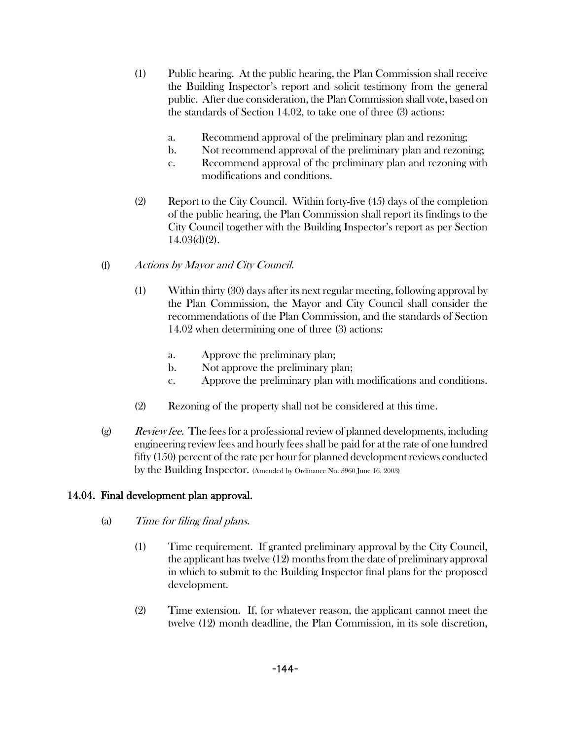(1) Public hearing. At the public hearing, the Plan Commission shall receive the Building Inspector's report and solicit testimony from the general public. After due consideration, the Plan Commission shall vote, based on the standards of Section 14.02, to take one of three (3) actions:

a. Recommend approval of the preliminary plan and rezoning;
b. Not recommend approval of the preliminary plan and rezoning;
c. Recommend approval of the preliminary plan and rezoning with modifications and conditions.

(2) Report to the City Council. Within forty-five (45) days of the completion of the public hearing, the Plan Commission shall report its findings to the City Council together with the Building Inspector's report as per Section 14.03(d)(2).

(f) *Actions by Mayor and City Council.*

(1) Within thirty (30) days after its next regular meeting, following approval by the Plan Commission, the Mayor and City Council shall consider the recommendations of the Plan Commission, and the standards of Section 14.02 when determining one of three (3) actions:

a. Approve the preliminary plan;
b. Not approve the preliminary plan;
c. Approve the preliminary plan with modifications and conditions.

(2) Rezoning of the property shall not be considered at this time.

(g) *Review fee.* The fees for a professional review of planned developments, including engineering review fees and hourly fees shall be paid for at the rate of one hundred fifty (150) percent of the rate per hour for planned development reviews conducted by the Building Inspector. (Amended by Ordinance No. 3960 June 16, 2003)

## 14.04. Final development plan approval.

(a) *Time for filing final plans.*

(1) Time requirement. If granted preliminary approval by the City Council, the applicant has twelve (12) months from the date of preliminary approval in which to submit to the Building Inspector final plans for the proposed development.

(2) Time extension. If, for whatever reason, the applicant cannot meet the twelve (12) month deadline, the Plan Commission, in its sole discretion,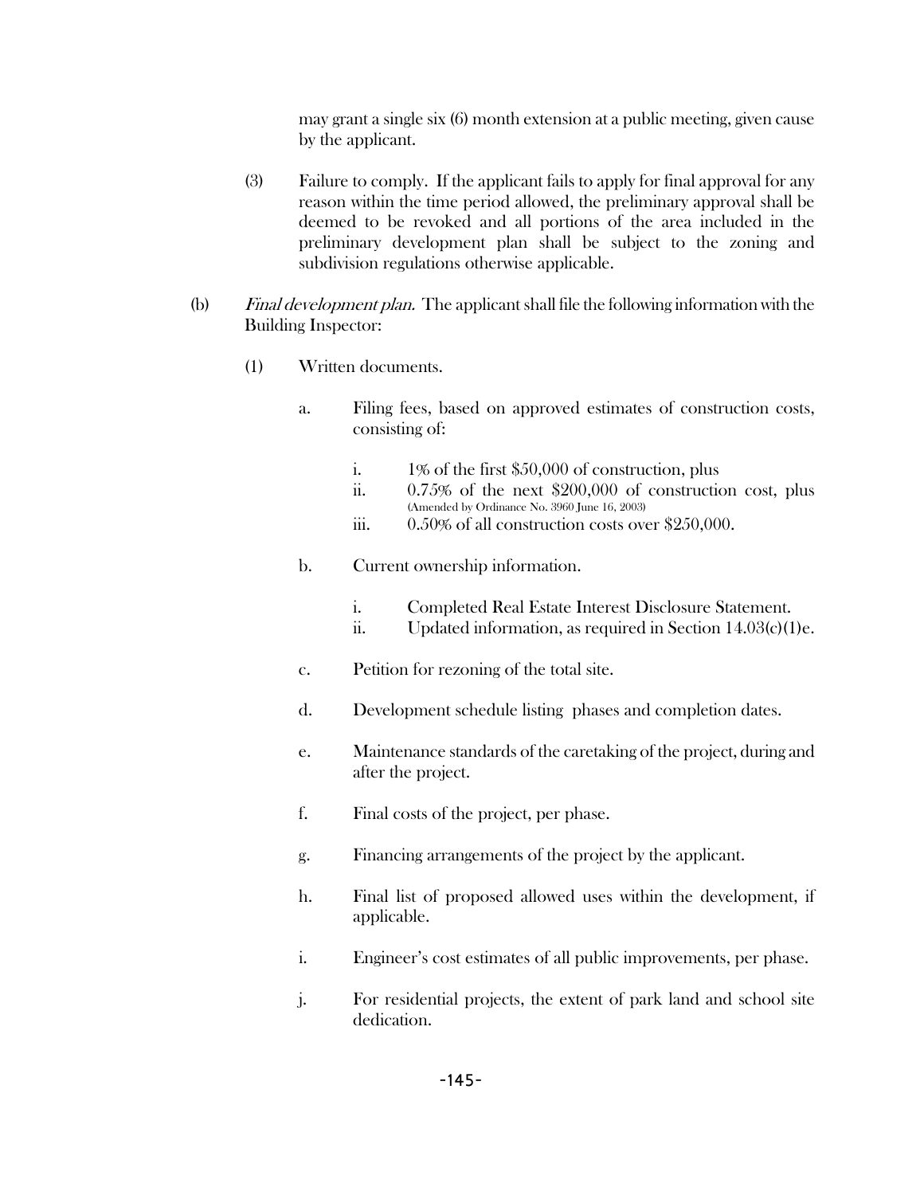may grant a single six (6) month extension at a public meeting, given cause by the applicant.

(3) Failure to comply. If the applicant fails to apply for final approval for any reason within the time period allowed, the preliminary approval shall be deemed to be revoked and all portions of the area included in the preliminary development plan shall be subject to the zoning and subdivision regulations otherwise applicable.

(b) *Final development plan.* The applicant shall file the following information with the Building Inspector:

(1) Written documents.

a. Filing fees, based on approved estimates of construction costs, consisting of:

i. 1% of the first $50,000 of construction, plus

ii. 0.75% of the next $200,000 of construction cost, plus (Amended by Ordinance No. 3960 June 16, 2003)

iii. 0.50% of all construction costs over $250,000.

b. Current ownership information.

i. Completed Real Estate Interest Disclosure Statement.

ii. Updated information, as required in Section 14.03(c)(1)e.

c. Petition for rezoning of the total site.

d. Development schedule listing phases and completion dates.

e. Maintenance standards of the caretaking of the project, during and after the project.

f. Final costs of the project, per phase.

g. Financing arrangements of the project by the applicant.

h. Final list of proposed allowed uses within the development, if applicable.

i. Engineer's cost estimates of all public improvements, per phase.

j. For residential projects, the extent of park land and school site dedication.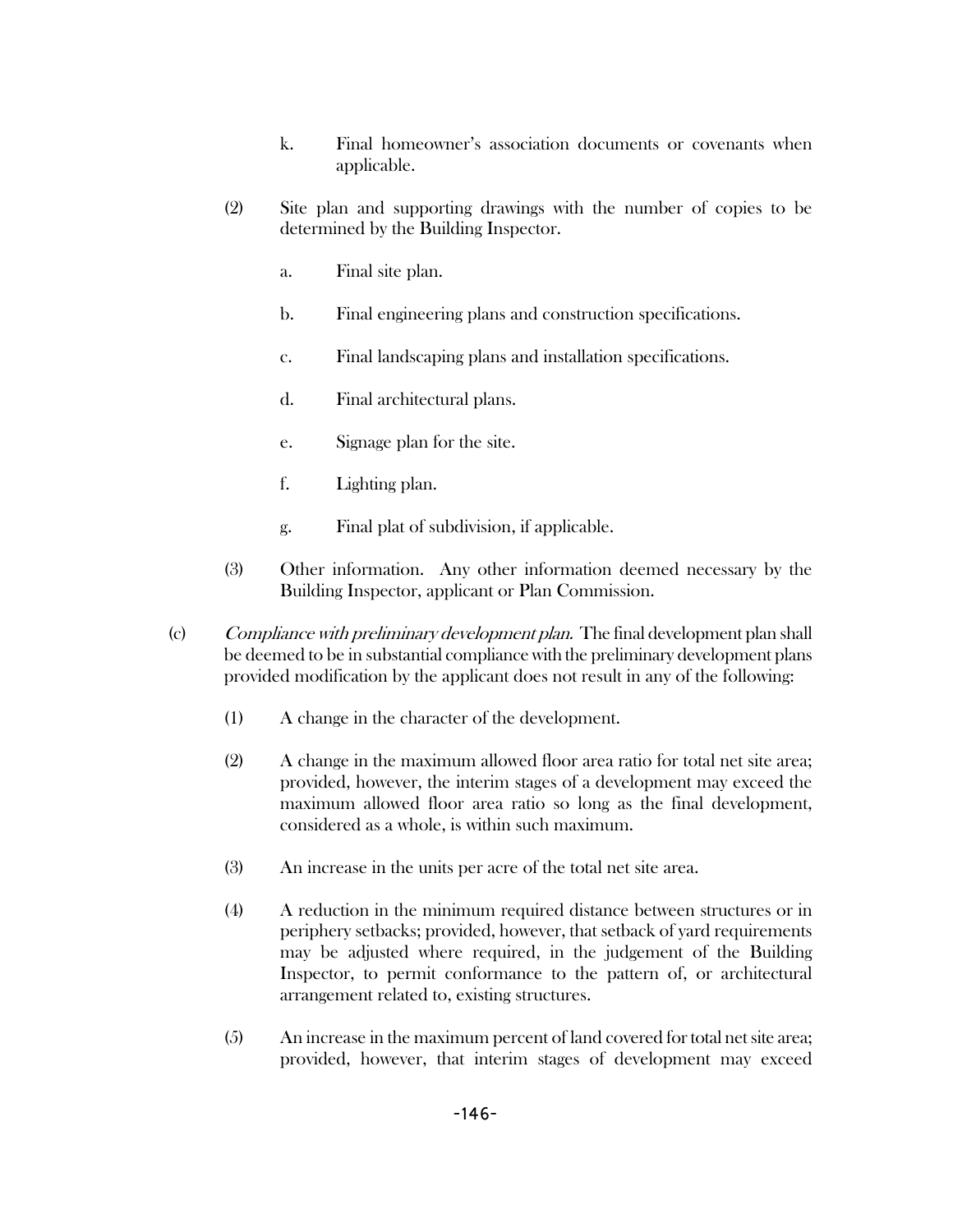k. Final homeowner's association documents or covenants when applicable.

(2) Site plan and supporting drawings with the number of copies to be determined by the Building Inspector.

a. Final site plan.

b. Final engineering plans and construction specifications.

c. Final landscaping plans and installation specifications.

d. Final architectural plans.

e. Signage plan for the site.

f. Lighting plan.

g. Final plat of subdivision, if applicable.

(3) Other information. Any other information deemed necessary by the Building Inspector, applicant or Plan Commission.

(c) *Compliance with preliminary development plan.* The final development plan shall be deemed to be in substantial compliance with the preliminary development plans provided modification by the applicant does not result in any of the following:

(1) A change in the character of the development.

(2) A change in the maximum allowed floor area ratio for total net site area; provided, however, the interim stages of a development may exceed the maximum allowed floor area ratio so long as the final development, considered as a whole, is within such maximum.

(3) An increase in the units per acre of the total net site area.

(4) A reduction in the minimum required distance between structures or in periphery setbacks; provided, however, that setback of yard requirements may be adjusted where required, in the judgement of the Building Inspector, to permit conformance to the pattern of, or architectural arrangement related to, existing structures.

(5) An increase in the maximum percent of land covered for total net site area; provided, however, that interim stages of development may exceed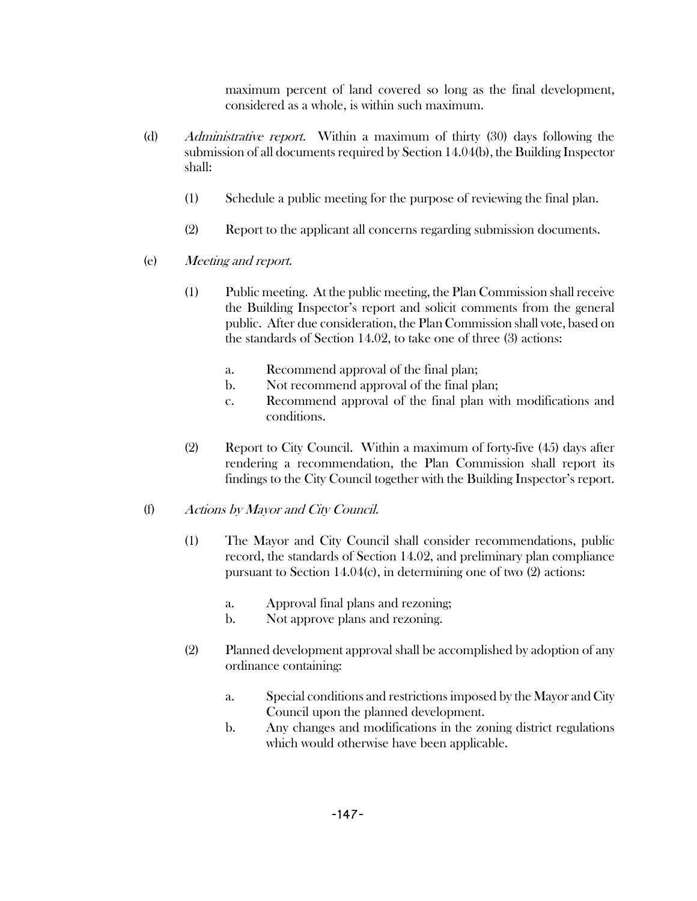maximum percent of land covered so long as the final development, considered as a whole, is within such maximum.

(d) *Administrative report.* Within a maximum of thirty (30) days following the submission of all documents required by Section 14.04(b), the Building Inspector shall:

(1) Schedule a public meeting for the purpose of reviewing the final plan.

(2) Report to the applicant all concerns regarding submission documents.

(e) *Meeting and report.*

(1) Public meeting. At the public meeting, the Plan Commission shall receive the Building Inspector's report and solicit comments from the general public. After due consideration, the Plan Commission shall vote, based on the standards of Section 14.02, to take one of three (3) actions:

a. Recommend approval of the final plan;
b. Not recommend approval of the final plan;
c. Recommend approval of the final plan with modifications and conditions.

(2) Report to City Council. Within a maximum of forty-five (45) days after rendering a recommendation, the Plan Commission shall report its findings to the City Council together with the Building Inspector's report.

(f) *Actions by Mayor and City Council.*

(1) The Mayor and City Council shall consider recommendations, public record, the standards of Section 14.02, and preliminary plan compliance pursuant to Section 14.04(c), in determining one of two (2) actions:

a. Approval final plans and rezoning;
b. Not approve plans and rezoning.

(2) Planned development approval shall be accomplished by adoption of any ordinance containing:

a. Special conditions and restrictions imposed by the Mayor and City Council upon the planned development.
b. Any changes and modifications in the zoning district regulations which would otherwise have been applicable.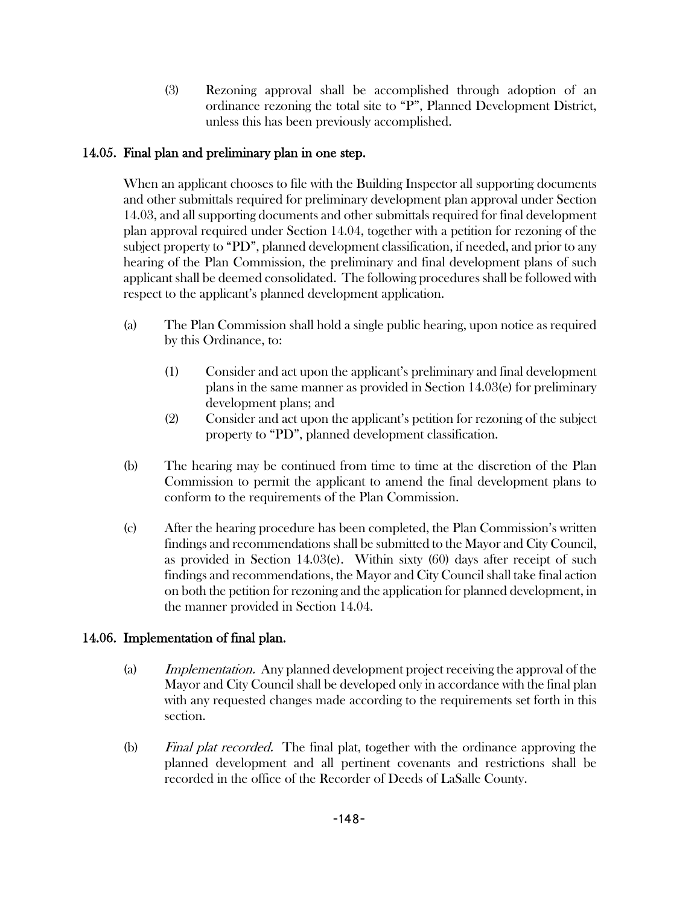(3) Rezoning approval shall be accomplished through adoption of an ordinance rezoning the total site to "P", Planned Development District, unless this has been previously accomplished.

### 14.05. Final plan and preliminary plan in one step.

When an applicant chooses to file with the Building Inspector all supporting documents and other submittals required for preliminary development plan approval under Section 14.03, and all supporting documents and other submittals required for final development plan approval required under Section 14.04, together with a petition for rezoning of the subject property to "PD", planned development classification, if needed, and prior to any hearing of the Plan Commission, the preliminary and final development plans of such applicant shall be deemed consolidated. The following procedures shall be followed with respect to the applicant's planned development application.

(a) The Plan Commission shall hold a single public hearing, upon notice as required by this Ordinance, to:

(1) Consider and act upon the applicant's preliminary and final development plans in the same manner as provided in Section 14.03(e) for preliminary development plans; and

(2) Consider and act upon the applicant's petition for rezoning of the subject property to "PD", planned development classification.

(b) The hearing may be continued from time to time at the discretion of the Plan Commission to permit the applicant to amend the final development plans to conform to the requirements of the Plan Commission.

(c) After the hearing procedure has been completed, the Plan Commission's written findings and recommendations shall be submitted to the Mayor and City Council, as provided in Section 14.03(e). Within sixty (60) days after receipt of such findings and recommendations, the Mayor and City Council shall take final action on both the petition for rezoning and the application for planned development, in the manner provided in Section 14.04.

### 14.06. Implementation of final plan.

(a) *Implementation.* Any planned development project receiving the approval of the Mayor and City Council shall be developed only in accordance with the final plan with any requested changes made according to the requirements set forth in this section.

(b) *Final plat recorded.* The final plat, together with the ordinance approving the planned development and all pertinent covenants and restrictions shall be recorded in the office of the Recorder of Deeds of LaSalle County.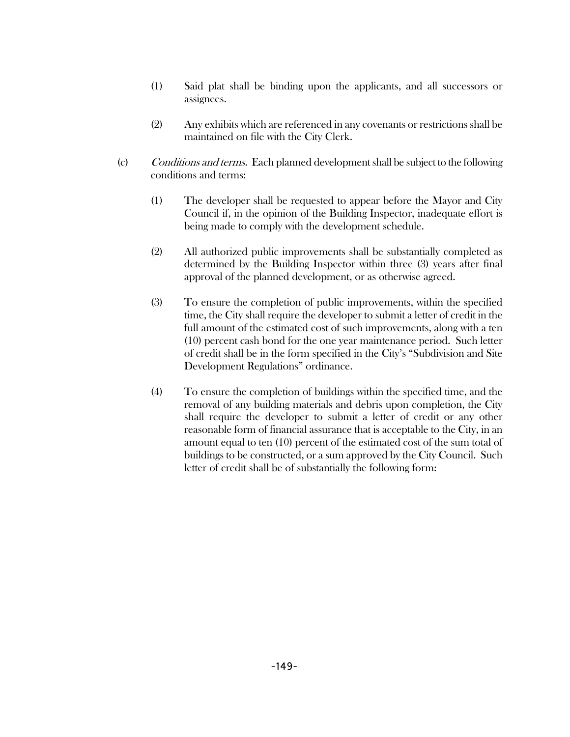(1) Said plat shall be binding upon the applicants, and all successors or assignees.

(2) Any exhibits which are referenced in any covenants or restrictions shall be maintained on file with the City Clerk.

(c) *Conditions and terms.* Each planned development shall be subject to the following conditions and terms:

(1) The developer shall be requested to appear before the Mayor and City Council if, in the opinion of the Building Inspector, inadequate effort is being made to comply with the development schedule.

(2) All authorized public improvements shall be substantially completed as determined by the Building Inspector within three (3) years after final approval of the planned development, or as otherwise agreed.

(3) To ensure the completion of public improvements, within the specified time, the City shall require the developer to submit a letter of credit in the full amount of the estimated cost of such improvements, along with a ten (10) percent cash bond for the one year maintenance period. Such letter of credit shall be in the form specified in the City's "Subdivision and Site Development Regulations" ordinance.

(4) To ensure the completion of buildings within the specified time, and the removal of any building materials and debris upon completion, the City shall require the developer to submit a letter of credit or any other reasonable form of financial assurance that is acceptable to the City, in an amount equal to ten (10) percent of the estimated cost of the sum total of buildings to be constructed, or a sum approved by the City Council. Such letter of credit shall be of substantially the following form: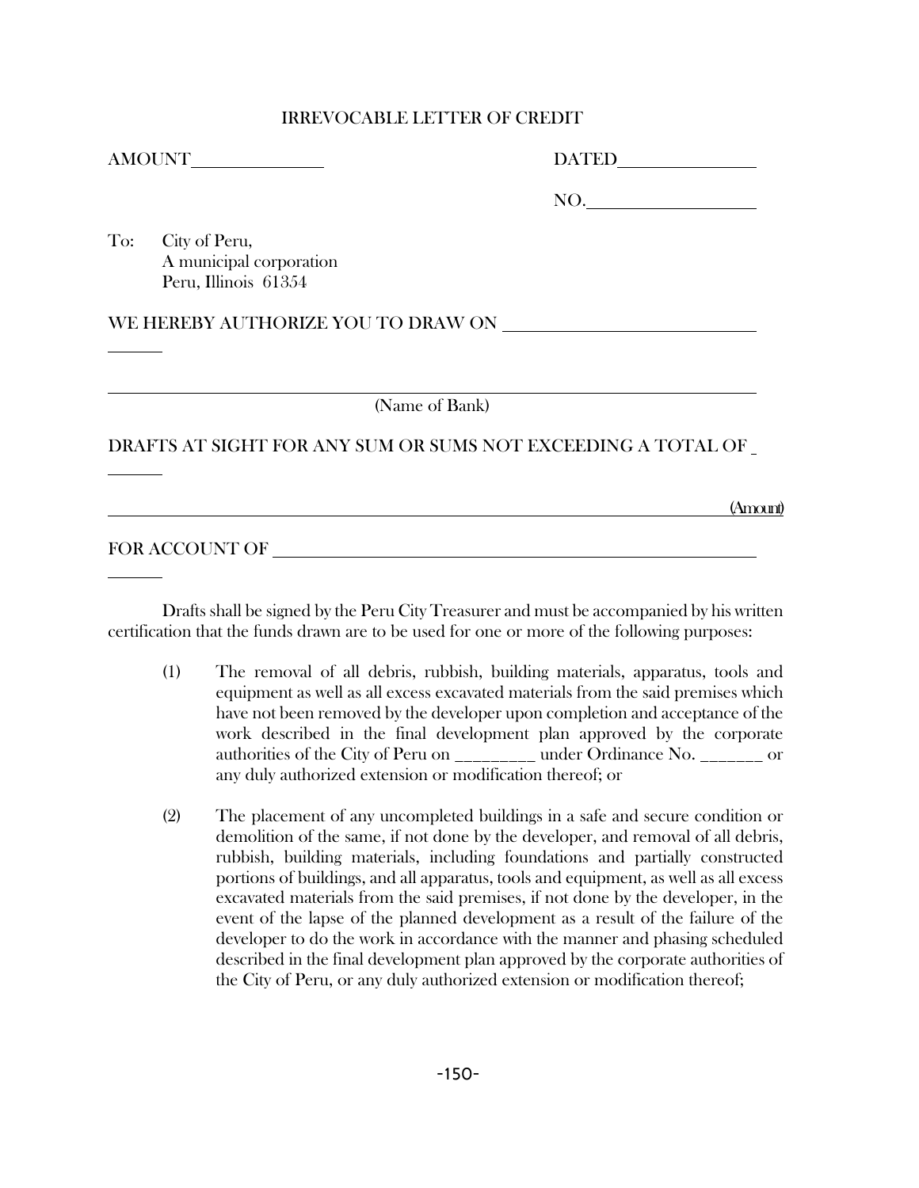IRREVOCABLE LETTER OF CREDIT

AMOUNT_______________ DATED_______________

NO.___________________

To: City of Peru,
A municipal corporation
Peru, Illinois 61354

WE HEREBY AUTHORIZE YOU TO DRAW ON ____________________________

______

________________________________________________________________________
(Name of Bank)

DRAFTS AT SIGHT FOR ANY SUM OR SUMS NOT EXCEEDING A TOTAL OF _

______

________________________________________________________________________ (Amount)

FOR ACCOUNT OF _______________________________________________________

______

Drafts shall be signed by the Peru City Treasurer and must be accompanied by his written certification that the funds drawn are to be used for one or more of the following purposes:

(1) The removal of all debris, rubbish, building materials, apparatus, tools and equipment as well as all excess excavated materials from the said premises which have not been removed by the developer upon completion and acceptance of the work described in the final development plan approved by the corporate authorities of the City of Peru on _________ under Ordinance No. _______ or any duly authorized extension or modification thereof; or

(2) The placement of any uncompleted buildings in a safe and secure condition or demolition of the same, if not done by the developer, and removal of all debris, rubbish, building materials, including foundations and partially constructed portions of buildings, and all apparatus, tools and equipment, as well as all excess excavated materials from the said premises, if not done by the developer, in the event of the lapse of the planned development as a result of the failure of the developer to do the work in accordance with the manner and phasing scheduled described in the final development plan approved by the corporate authorities of the City of Peru, or any duly authorized extension or modification thereof;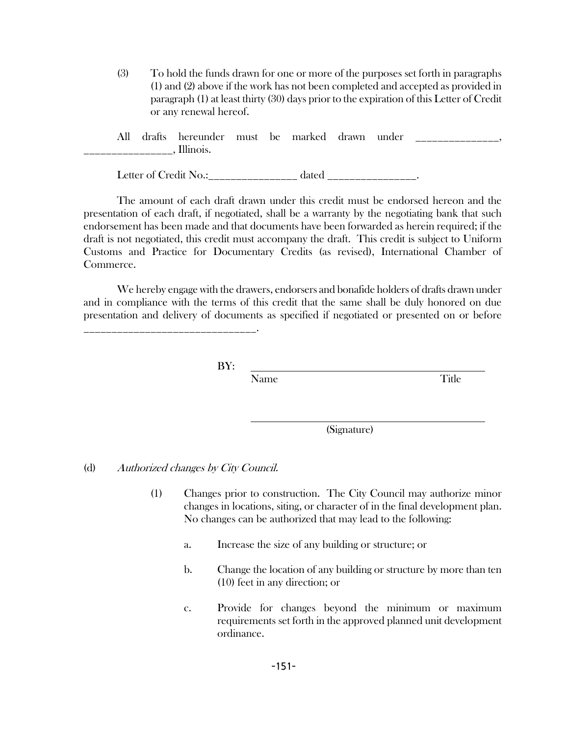(3) To hold the funds drawn for one or more of the purposes set forth in paragraphs (1) and (2) above if the work has not been completed and accepted as provided in paragraph (1) at least thirty (30) days prior to the expiration of this Letter of Credit or any renewal hereof.

All drafts hereunder must be marked drawn under _______________, ________________, Illinois.

Letter of Credit No.:________________ dated ________________.

The amount of each draft drawn under this credit must be endorsed hereon and the presentation of each draft, if negotiated, shall be a warranty by the negotiating bank that such endorsement has been made and that documents have been forwarded as herein required; if the draft is not negotiated, this credit must accompany the draft. This credit is subject to Uniform Customs and Practice for Documentary Credits (as revised), International Chamber of Commerce.

We hereby engage with the drawers, endorsers and bonafide holders of drafts drawn under and in compliance with the terms of this credit that the same shall be duly honored on due presentation and delivery of documents as specified if negotiated or presented on or before _______________________________.

BY: ____________________________________________
Name Title

____________________________________________
(Signature)

(d) *Authorized changes by City Council.*

(1) Changes prior to construction. The City Council may authorize minor changes in locations, siting, or character of in the final development plan. No changes can be authorized that may lead to the following:

a. Increase the size of any building or structure; or

b. Change the location of any building or structure by more than ten (10) feet in any direction; or

c. Provide for changes beyond the minimum or maximum requirements set forth in the approved planned unit development ordinance.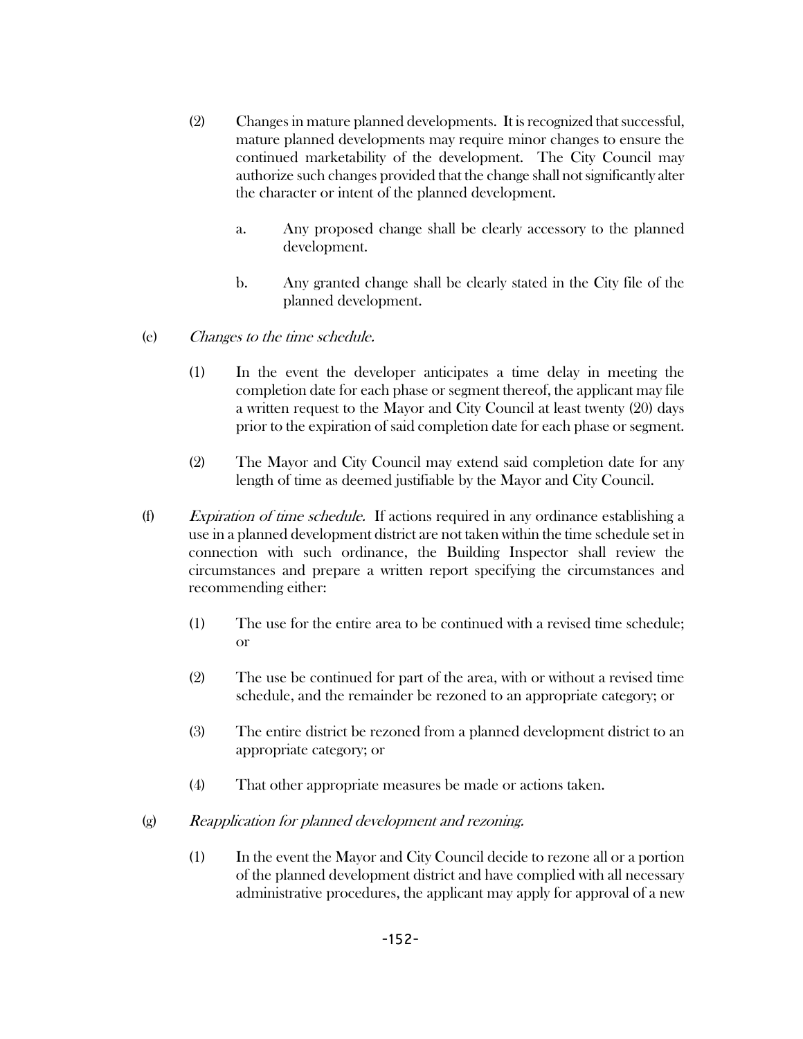(2) Changes in mature planned developments. It is recognized that successful, mature planned developments may require minor changes to ensure the continued marketability of the development. The City Council may authorize such changes provided that the change shall not significantly alter the character or intent of the planned development.

a. Any proposed change shall be clearly accessory to the planned development.

b. Any granted change shall be clearly stated in the City file of the planned development.

(e) *Changes to the time schedule.*

(1) In the event the developer anticipates a time delay in meeting the completion date for each phase or segment thereof, the applicant may file a written request to the Mayor and City Council at least twenty (20) days prior to the expiration of said completion date for each phase or segment.

(2) The Mayor and City Council may extend said completion date for any length of time as deemed justifiable by the Mayor and City Council.

(f) *Expiration of time schedule.* If actions required in any ordinance establishing a use in a planned development district are not taken within the time schedule set in connection with such ordinance, the Building Inspector shall review the circumstances and prepare a written report specifying the circumstances and recommending either:

(1) The use for the entire area to be continued with a revised time schedule; or

(2) The use be continued for part of the area, with or without a revised time schedule, and the remainder be rezoned to an appropriate category; or

(3) The entire district be rezoned from a planned development district to an appropriate category; or

(4) That other appropriate measures be made or actions taken.

(g) *Reapplication for planned development and rezoning.*

(1) In the event the Mayor and City Council decide to rezone all or a portion of the planned development district and have complied with all necessary administrative procedures, the applicant may apply for approval of a new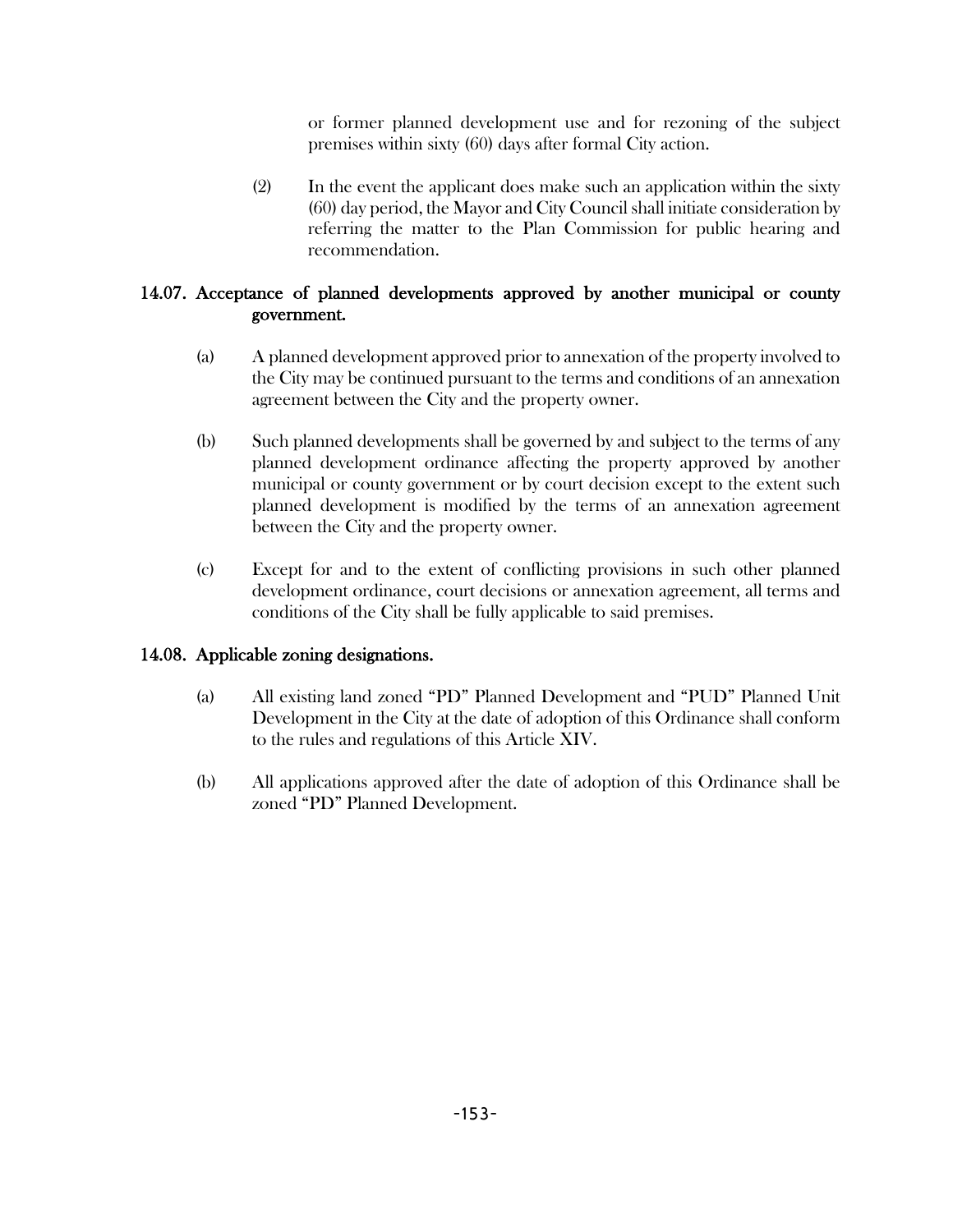or former planned development use and for rezoning of the subject premises within sixty (60) days after formal City action.

(2) In the event the applicant does make such an application within the sixty (60) day period, the Mayor and City Council shall initiate consideration by referring the matter to the Plan Commission for public hearing and recommendation.

### 14.07. Acceptance of planned developments approved by another municipal or county government.

(a) A planned development approved prior to annexation of the property involved to the City may be continued pursuant to the terms and conditions of an annexation agreement between the City and the property owner.

(b) Such planned developments shall be governed by and subject to the terms of any planned development ordinance affecting the property approved by another municipal or county government or by court decision except to the extent such planned development is modified by the terms of an annexation agreement between the City and the property owner.

(c) Except for and to the extent of conflicting provisions in such other planned development ordinance, court decisions or annexation agreement, all terms and conditions of the City shall be fully applicable to said premises.

### 14.08. Applicable zoning designations.

(a) All existing land zoned "PD" Planned Development and "PUD" Planned Unit Development in the City at the date of adoption of this Ordinance shall conform to the rules and regulations of this Article XIV.

(b) All applications approved after the date of adoption of this Ordinance shall be zoned "PD" Planned Development.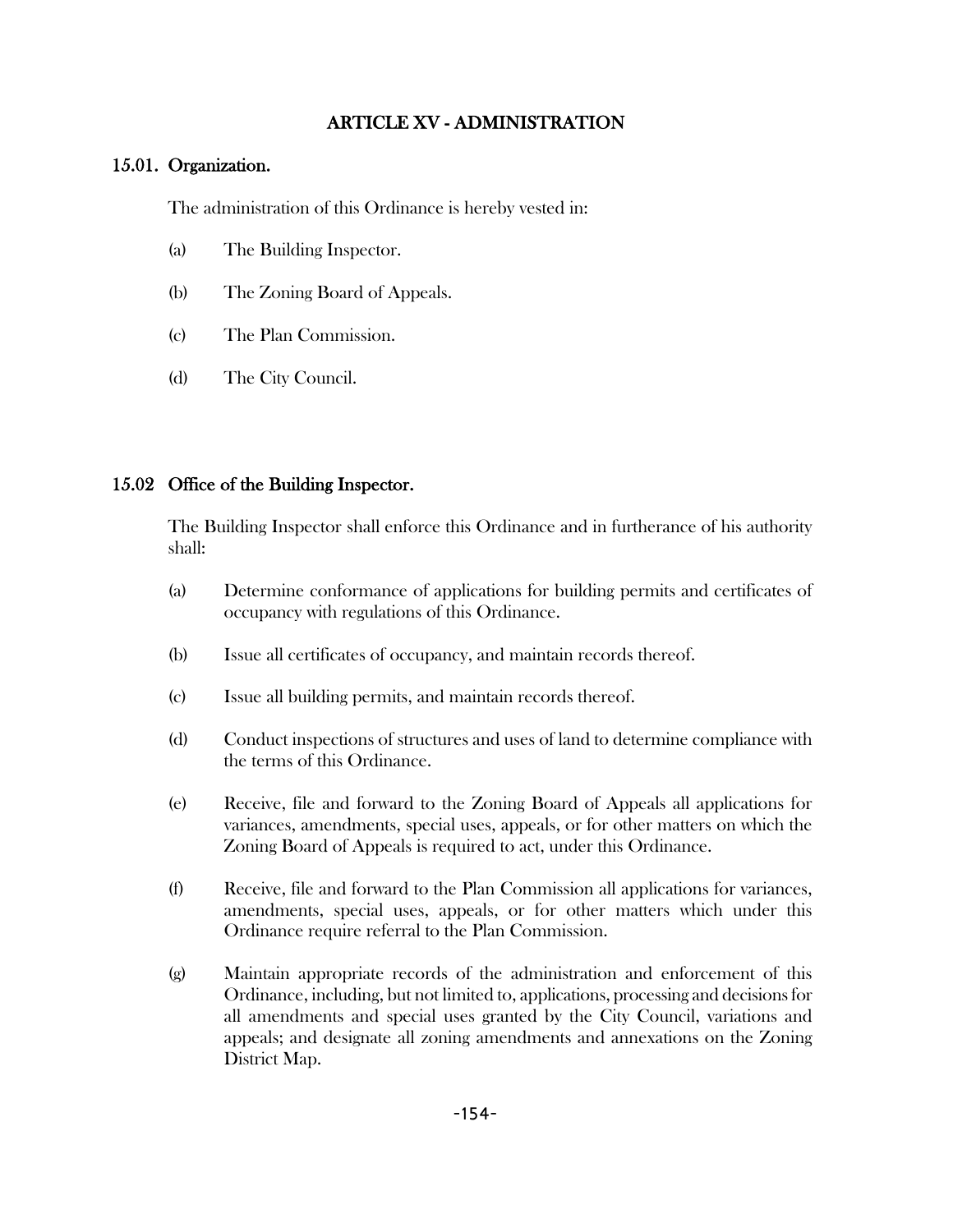# ARTICLE XV - ADMINISTRATION

## 15.01. Organization.

The administration of this Ordinance is hereby vested in:

(a) The Building Inspector.

(b) The Zoning Board of Appeals.

(c) The Plan Commission.

(d) The City Council.

## 15.02 Office of the Building Inspector.

The Building Inspector shall enforce this Ordinance and in furtherance of his authority shall:

(a) Determine conformance of applications for building permits and certificates of occupancy with regulations of this Ordinance.

(b) Issue all certificates of occupancy, and maintain records thereof.

(c) Issue all building permits, and maintain records thereof.

(d) Conduct inspections of structures and uses of land to determine compliance with the terms of this Ordinance.

(e) Receive, file and forward to the Zoning Board of Appeals all applications for variances, amendments, special uses, appeals, or for other matters on which the Zoning Board of Appeals is required to act, under this Ordinance.

(f) Receive, file and forward to the Plan Commission all applications for variances, amendments, special uses, appeals, or for other matters which under this Ordinance require referral to the Plan Commission.

(g) Maintain appropriate records of the administration and enforcement of this Ordinance, including, but not limited to, applications, processing and decisions for all amendments and special uses granted by the City Council, variations and appeals; and designate all zoning amendments and annexations on the Zoning District Map.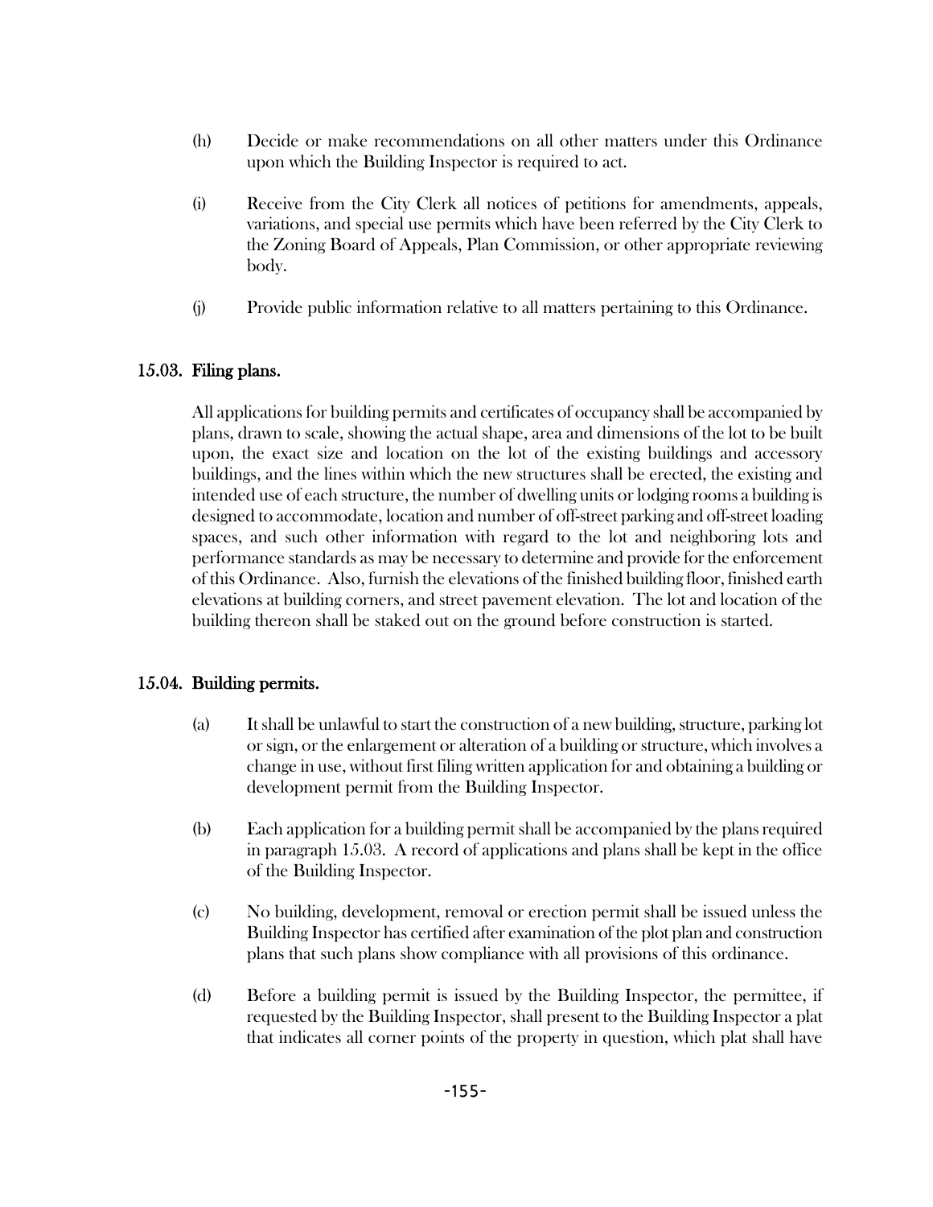(h) Decide or make recommendations on all other matters under this Ordinance upon which the Building Inspector is required to act.

(i) Receive from the City Clerk all notices of petitions for amendments, appeals, variations, and special use permits which have been referred by the City Clerk to the Zoning Board of Appeals, Plan Commission, or other appropriate reviewing body.

(j) Provide public information relative to all matters pertaining to this Ordinance.

## 15.03. Filing plans.

All applications for building permits and certificates of occupancy shall be accompanied by plans, drawn to scale, showing the actual shape, area and dimensions of the lot to be built upon, the exact size and location on the lot of the existing buildings and accessory buildings, and the lines within which the new structures shall be erected, the existing and intended use of each structure, the number of dwelling units or lodging rooms a building is designed to accommodate, location and number of off-street parking and off-street loading spaces, and such other information with regard to the lot and neighboring lots and performance standards as may be necessary to determine and provide for the enforcement of this Ordinance. Also, furnish the elevations of the finished building floor, finished earth elevations at building corners, and street pavement elevation. The lot and location of the building thereon shall be staked out on the ground before construction is started.

## 15.04. Building permits.

(a) It shall be unlawful to start the construction of a new building, structure, parking lot or sign, or the enlargement or alteration of a building or structure, which involves a change in use, without first filing written application for and obtaining a building or development permit from the Building Inspector.

(b) Each application for a building permit shall be accompanied by the plans required in paragraph 15.03. A record of applications and plans shall be kept in the office of the Building Inspector.

(c) No building, development, removal or erection permit shall be issued unless the Building Inspector has certified after examination of the plot plan and construction plans that such plans show compliance with all provisions of this ordinance.

(d) Before a building permit is issued by the Building Inspector, the permittee, if requested by the Building Inspector, shall present to the Building Inspector a plat that indicates all corner points of the property in question, which plat shall have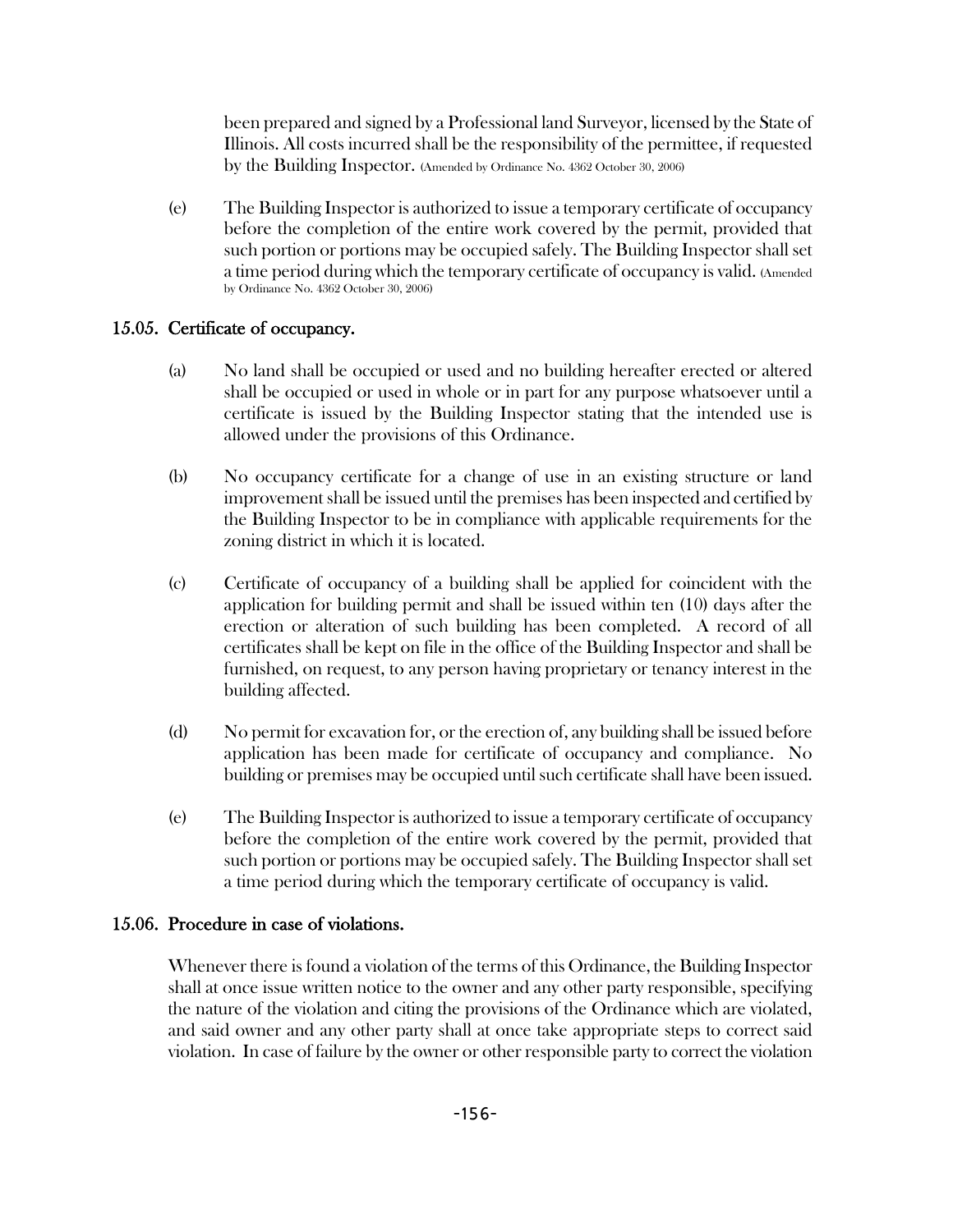been prepared and signed by a Professional land Surveyor, licensed by the State of Illinois. All costs incurred shall be the responsibility of the permittee, if requested by the Building Inspector. (Amended by Ordinance No. 4362 October 30, 2006)

(e) The Building Inspector is authorized to issue a temporary certificate of occupancy before the completion of the entire work covered by the permit, provided that such portion or portions may be occupied safely. The Building Inspector shall set a time period during which the temporary certificate of occupancy is valid. (Amended by Ordinance No. 4362 October 30, 2006)

## 15.05. Certificate of occupancy.

(a) No land shall be occupied or used and no building hereafter erected or altered shall be occupied or used in whole or in part for any purpose whatsoever until a certificate is issued by the Building Inspector stating that the intended use is allowed under the provisions of this Ordinance.

(b) No occupancy certificate for a change of use in an existing structure or land improvement shall be issued until the premises has been inspected and certified by the Building Inspector to be in compliance with applicable requirements for the zoning district in which it is located.

(c) Certificate of occupancy of a building shall be applied for coincident with the application for building permit and shall be issued within ten (10) days after the erection or alteration of such building has been completed. A record of all certificates shall be kept on file in the office of the Building Inspector and shall be furnished, on request, to any person having proprietary or tenancy interest in the building affected.

(d) No permit for excavation for, or the erection of, any building shall be issued before application has been made for certificate of occupancy and compliance. No building or premises may be occupied until such certificate shall have been issued.

(e) The Building Inspector is authorized to issue a temporary certificate of occupancy before the completion of the entire work covered by the permit, provided that such portion or portions may be occupied safely. The Building Inspector shall set a time period during which the temporary certificate of occupancy is valid.

## 15.06. Procedure in case of violations.

Whenever there is found a violation of the terms of this Ordinance, the Building Inspector shall at once issue written notice to the owner and any other party responsible, specifying the nature of the violation and citing the provisions of the Ordinance which are violated, and said owner and any other party shall at once take appropriate steps to correct said violation. In case of failure by the owner or other responsible party to correct the violation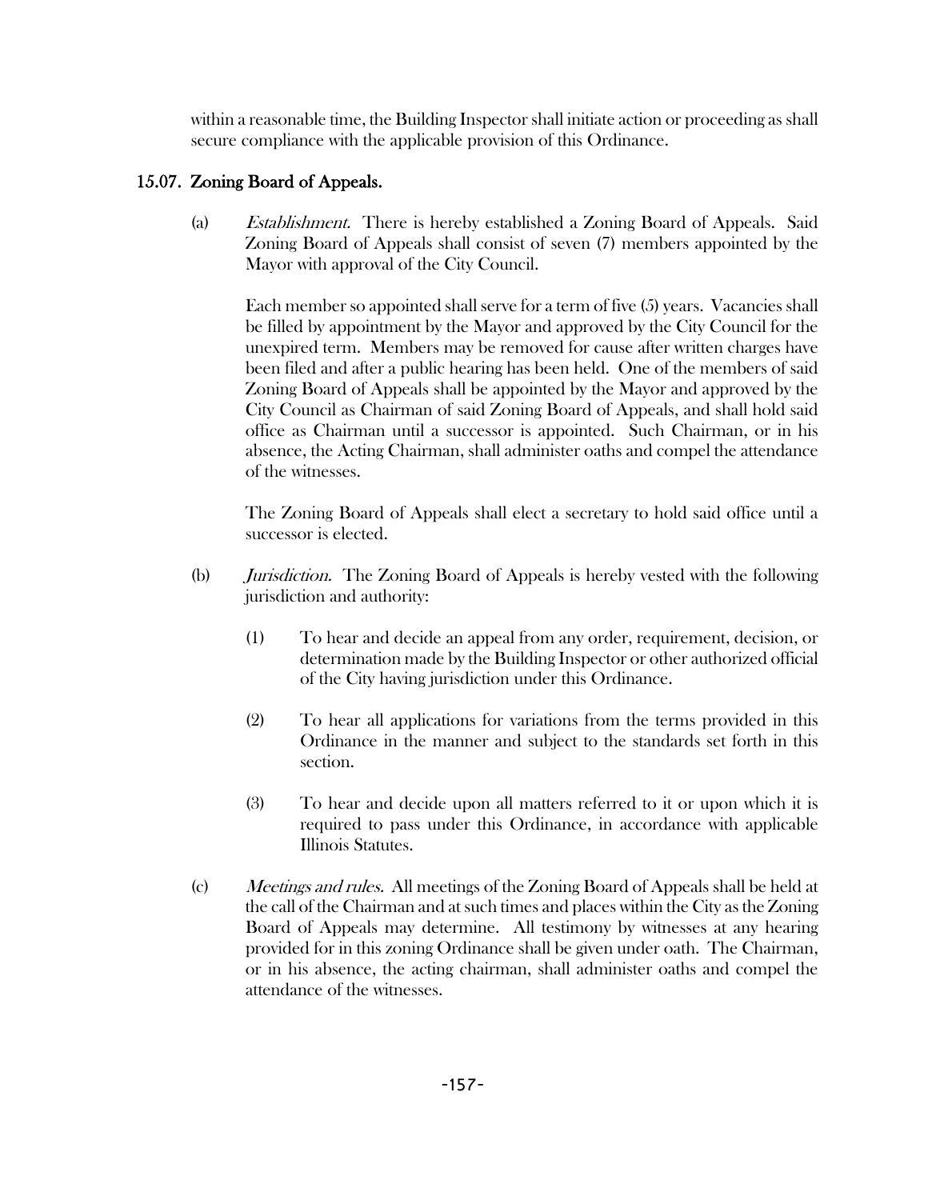within a reasonable time, the Building Inspector shall initiate action or proceeding as shall secure compliance with the applicable provision of this Ordinance.

### 15.07. Zoning Board of Appeals.

(a) *Establishment.* There is hereby established a Zoning Board of Appeals. Said Zoning Board of Appeals shall consist of seven (7) members appointed by the Mayor with approval of the City Council.

Each member so appointed shall serve for a term of five (5) years. Vacancies shall be filled by appointment by the Mayor and approved by the City Council for the unexpired term. Members may be removed for cause after written charges have been filed and after a public hearing has been held. One of the members of said Zoning Board of Appeals shall be appointed by the Mayor and approved by the City Council as Chairman of said Zoning Board of Appeals, and shall hold said office as Chairman until a successor is appointed. Such Chairman, or in his absence, the Acting Chairman, shall administer oaths and compel the attendance of the witnesses.

The Zoning Board of Appeals shall elect a secretary to hold said office until a successor is elected.

(b) *Jurisdiction.* The Zoning Board of Appeals is hereby vested with the following jurisdiction and authority:

(1) To hear and decide an appeal from any order, requirement, decision, or determination made by the Building Inspector or other authorized official of the City having jurisdiction under this Ordinance.

(2) To hear all applications for variations from the terms provided in this Ordinance in the manner and subject to the standards set forth in this section.

(3) To hear and decide upon all matters referred to it or upon which it is required to pass under this Ordinance, in accordance with applicable Illinois Statutes.

(c) *Meetings and rules.* All meetings of the Zoning Board of Appeals shall be held at the call of the Chairman and at such times and places within the City as the Zoning Board of Appeals may determine. All testimony by witnesses at any hearing provided for in this zoning Ordinance shall be given under oath. The Chairman, or in his absence, the acting chairman, shall administer oaths and compel the attendance of the witnesses.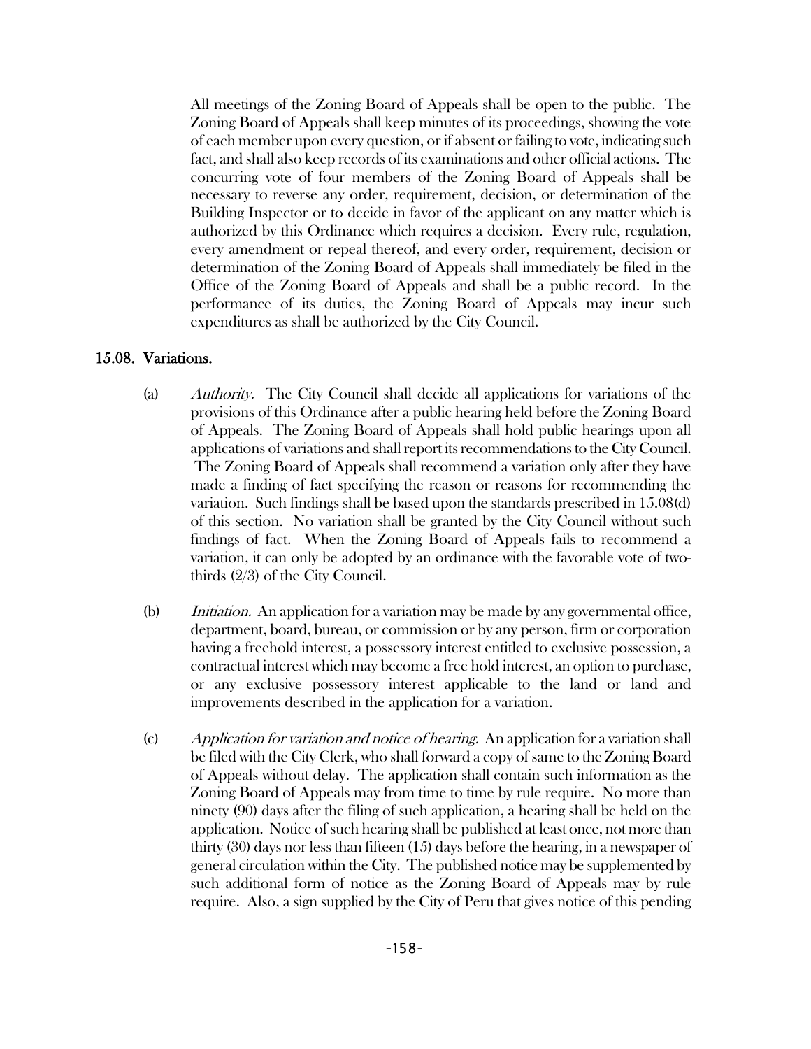All meetings of the Zoning Board of Appeals shall be open to the public. The Zoning Board of Appeals shall keep minutes of its proceedings, showing the vote of each member upon every question, or if absent or failing to vote, indicating such fact, and shall also keep records of its examinations and other official actions. The concurring vote of four members of the Zoning Board of Appeals shall be necessary to reverse any order, requirement, decision, or determination of the Building Inspector or to decide in favor of the applicant on any matter which is authorized by this Ordinance which requires a decision. Every rule, regulation, every amendment or repeal thereof, and every order, requirement, decision or determination of the Zoning Board of Appeals shall immediately be filed in the Office of the Zoning Board of Appeals and shall be a public record. In the performance of its duties, the Zoning Board of Appeals may incur such expenditures as shall be authorized by the City Council.

## 15.08. Variations.

(a) *Authority.* The City Council shall decide all applications for variations of the provisions of this Ordinance after a public hearing held before the Zoning Board of Appeals. The Zoning Board of Appeals shall hold public hearings upon all applications of variations and shall report its recommendations to the City Council. The Zoning Board of Appeals shall recommend a variation only after they have made a finding of fact specifying the reason or reasons for recommending the variation. Such findings shall be based upon the standards prescribed in 15.08(d) of this section. No variation shall be granted by the City Council without such findings of fact. When the Zoning Board of Appeals fails to recommend a variation, it can only be adopted by an ordinance with the favorable vote of two-thirds (2/3) of the City Council.

(b) *Initiation.* An application for a variation may be made by any governmental office, department, board, bureau, or commission or by any person, firm or corporation having a freehold interest, a possessory interest entitled to exclusive possession, a contractual interest which may become a free hold interest, an option to purchase, or any exclusive possessory interest applicable to the land or land and improvements described in the application for a variation.

(c) *Application for variation and notice of hearing.* An application for a variation shall be filed with the City Clerk, who shall forward a copy of same to the Zoning Board of Appeals without delay. The application shall contain such information as the Zoning Board of Appeals may from time to time by rule require. No more than ninety (90) days after the filing of such application, a hearing shall be held on the application. Notice of such hearing shall be published at least once, not more than thirty (30) days nor less than fifteen (15) days before the hearing, in a newspaper of general circulation within the City. The published notice may be supplemented by such additional form of notice as the Zoning Board of Appeals may by rule require. Also, a sign supplied by the City of Peru that gives notice of this pending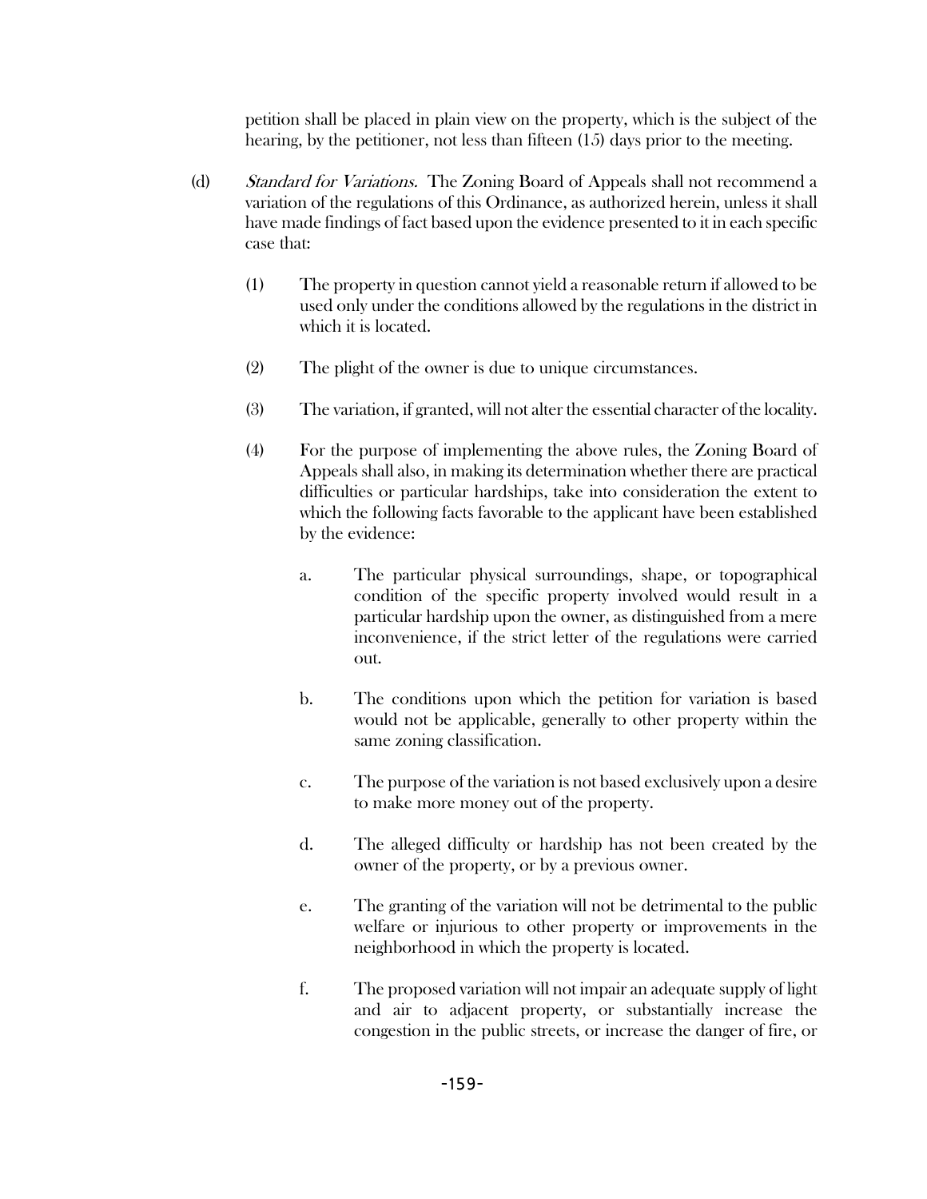petition shall be placed in plain view on the property, which is the subject of the hearing, by the petitioner, not less than fifteen (15) days prior to the meeting.

(d) *Standard for Variations.* The Zoning Board of Appeals shall not recommend a variation of the regulations of this Ordinance, as authorized herein, unless it shall have made findings of fact based upon the evidence presented to it in each specific case that:

(1) The property in question cannot yield a reasonable return if allowed to be used only under the conditions allowed by the regulations in the district in which it is located.

(2) The plight of the owner is due to unique circumstances.

(3) The variation, if granted, will not alter the essential character of the locality.

(4) For the purpose of implementing the above rules, the Zoning Board of Appeals shall also, in making its determination whether there are practical difficulties or particular hardships, take into consideration the extent to which the following facts favorable to the applicant have been established by the evidence:

a. The particular physical surroundings, shape, or topographical condition of the specific property involved would result in a particular hardship upon the owner, as distinguished from a mere inconvenience, if the strict letter of the regulations were carried out.

b. The conditions upon which the petition for variation is based would not be applicable, generally to other property within the same zoning classification.

c. The purpose of the variation is not based exclusively upon a desire to make more money out of the property.

d. The alleged difficulty or hardship has not been created by the owner of the property, or by a previous owner.

e. The granting of the variation will not be detrimental to the public welfare or injurious to other property or improvements in the neighborhood in which the property is located.

f. The proposed variation will not impair an adequate supply of light and air to adjacent property, or substantially increase the congestion in the public streets, or increase the danger of fire, or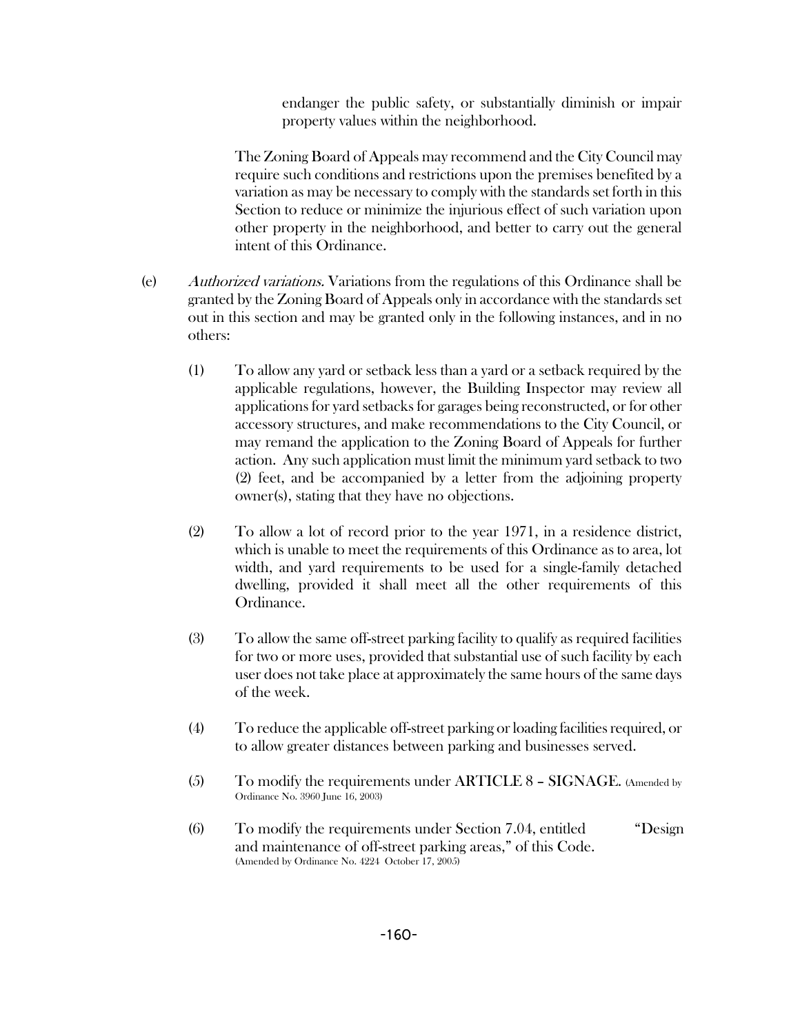endanger the public safety, or substantially diminish or impair property values within the neighborhood.

The Zoning Board of Appeals may recommend and the City Council may require such conditions and restrictions upon the premises benefited by a variation as may be necessary to comply with the standards set forth in this Section to reduce or minimize the injurious effect of such variation upon other property in the neighborhood, and better to carry out the general intent of this Ordinance.

(e) *Authorized variations.* Variations from the regulations of this Ordinance shall be granted by the Zoning Board of Appeals only in accordance with the standards set out in this section and may be granted only in the following instances, and in no others:

(1) To allow any yard or setback less than a yard or a setback required by the applicable regulations, however, the Building Inspector may review all applications for yard setbacks for garages being reconstructed, or for other accessory structures, and make recommendations to the City Council, or may remand the application to the Zoning Board of Appeals for further action. Any such application must limit the minimum yard setback to two (2) feet, and be accompanied by a letter from the adjoining property owner(s), stating that they have no objections.

(2) To allow a lot of record prior to the year 1971, in a residence district, which is unable to meet the requirements of this Ordinance as to area, lot width, and yard requirements to be used for a single-family detached dwelling, provided it shall meet all the other requirements of this Ordinance.

(3) To allow the same off-street parking facility to qualify as required facilities for two or more uses, provided that substantial use of such facility by each user does not take place at approximately the same hours of the same days of the week.

(4) To reduce the applicable off-street parking or loading facilities required, or to allow greater distances between parking and businesses served.

(5) To modify the requirements under ARTICLE 8 – SIGNAGE. (Amended by Ordinance No. 3960 June 16, 2003)

(6) To modify the requirements under Section 7.04, entitled "Design and maintenance of off-street parking areas," of this Code. (Amended by Ordinance No. 4224 October 17, 2005)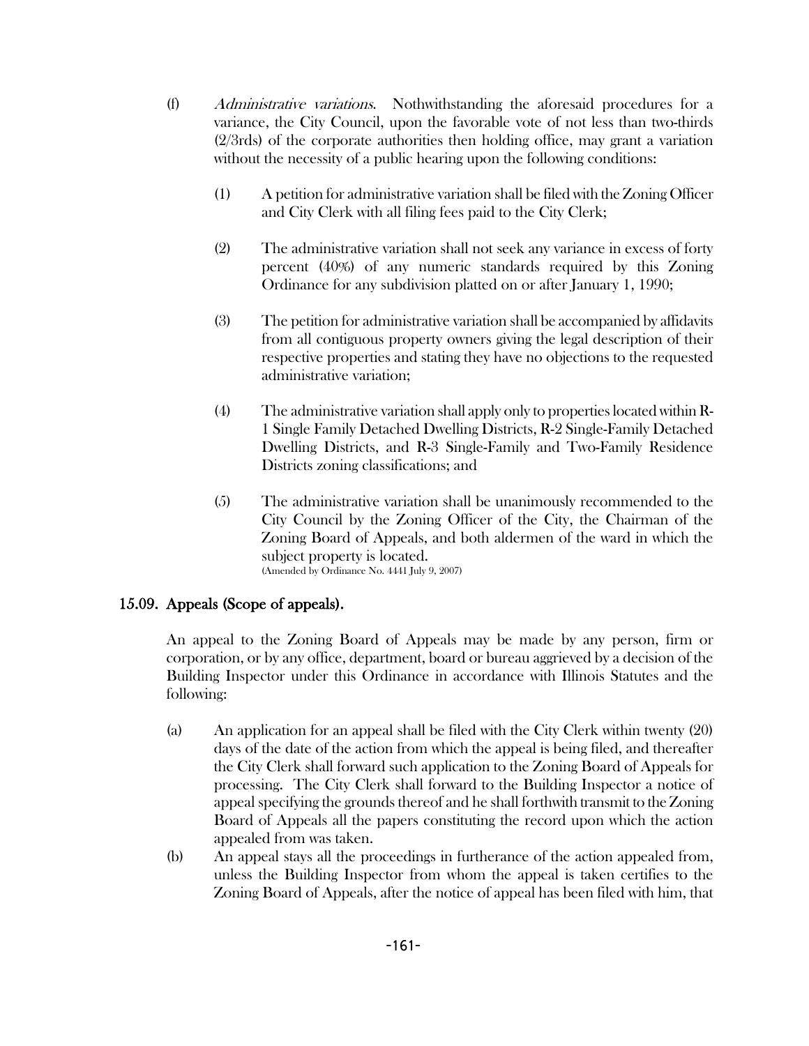(f) *Administrative variations*. Nothwithstanding the aforesaid procedures for a variance, the City Council, upon the favorable vote of not less than two-thirds (2/3rds) of the corporate authorities then holding office, may grant a variation without the necessity of a public hearing upon the following conditions:

(1) A petition for administrative variation shall be filed with the Zoning Officer and City Clerk with all filing fees paid to the City Clerk;

(2) The administrative variation shall not seek any variance in excess of forty percent (40%) of any numeric standards required by this Zoning Ordinance for any subdivision platted on or after January 1, 1990;

(3) The petition for administrative variation shall be accompanied by affidavits from all contiguous property owners giving the legal description of their respective properties and stating they have no objections to the requested administrative variation;

(4) The administrative variation shall apply only to properties located within R-1 Single Family Detached Dwelling Districts, R-2 Single-Family Detached Dwelling Districts, and R-3 Single-Family and Two-Family Residence Districts zoning classifications; and

(5) The administrative variation shall be unanimously recommended to the City Council by the Zoning Officer of the City, the Chairman of the Zoning Board of Appeals, and both aldermen of the ward in which the subject property is located.
(Amended by Ordinance No. 4441 July 9, 2007)

## 15.09. Appeals (Scope of appeals).

An appeal to the Zoning Board of Appeals may be made by any person, firm or corporation, or by any office, department, board or bureau aggrieved by a decision of the Building Inspector under this Ordinance in accordance with Illinois Statutes and the following:

(a) An application for an appeal shall be filed with the City Clerk within twenty (20) days of the date of the action from which the appeal is being filed, and thereafter the City Clerk shall forward such application to the Zoning Board of Appeals for processing. The City Clerk shall forward to the Building Inspector a notice of appeal specifying the grounds thereof and he shall forthwith transmit to the Zoning Board of Appeals all the papers constituting the record upon which the action appealed from was taken.

(b) An appeal stays all the proceedings in furtherance of the action appealed from, unless the Building Inspector from whom the appeal is taken certifies to the Zoning Board of Appeals, after the notice of appeal has been filed with him, that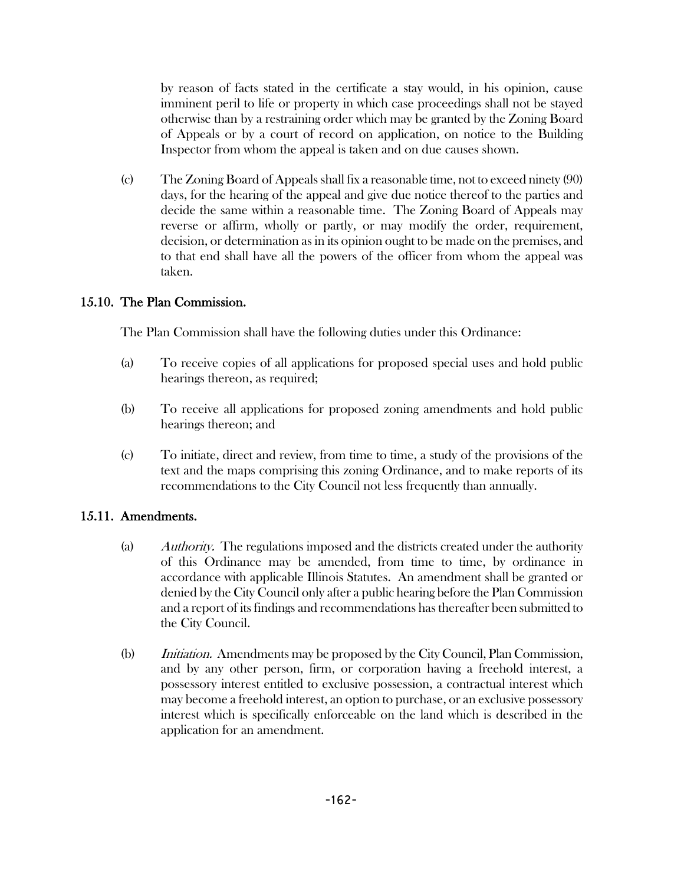by reason of facts stated in the certificate a stay would, in his opinion, cause imminent peril to life or property in which case proceedings shall not be stayed otherwise than by a restraining order which may be granted by the Zoning Board of Appeals or by a court of record on application, on notice to the Building Inspector from whom the appeal is taken and on due causes shown.

(c) The Zoning Board of Appeals shall fix a reasonable time, not to exceed ninety (90) days, for the hearing of the appeal and give due notice thereof to the parties and decide the same within a reasonable time. The Zoning Board of Appeals may reverse or affirm, wholly or partly, or may modify the order, requirement, decision, or determination as in its opinion ought to be made on the premises, and to that end shall have all the powers of the officer from whom the appeal was taken.

## 15.10. The Plan Commission.

The Plan Commission shall have the following duties under this Ordinance:

(a) To receive copies of all applications for proposed special uses and hold public hearings thereon, as required;

(b) To receive all applications for proposed zoning amendments and hold public hearings thereon; and

(c) To initiate, direct and review, from time to time, a study of the provisions of the text and the maps comprising this zoning Ordinance, and to make reports of its recommendations to the City Council not less frequently than annually.

## 15.11. Amendments.

(a) *Authority.* The regulations imposed and the districts created under the authority of this Ordinance may be amended, from time to time, by ordinance in accordance with applicable Illinois Statutes. An amendment shall be granted or denied by the City Council only after a public hearing before the Plan Commission and a report of its findings and recommendations has thereafter been submitted to the City Council.

(b) *Initiation.* Amendments may be proposed by the City Council, Plan Commission, and by any other person, firm, or corporation having a freehold interest, a possessory interest entitled to exclusive possession, a contractual interest which may become a freehold interest, an option to purchase, or an exclusive possessory interest which is specifically enforceable on the land which is described in the application for an amendment.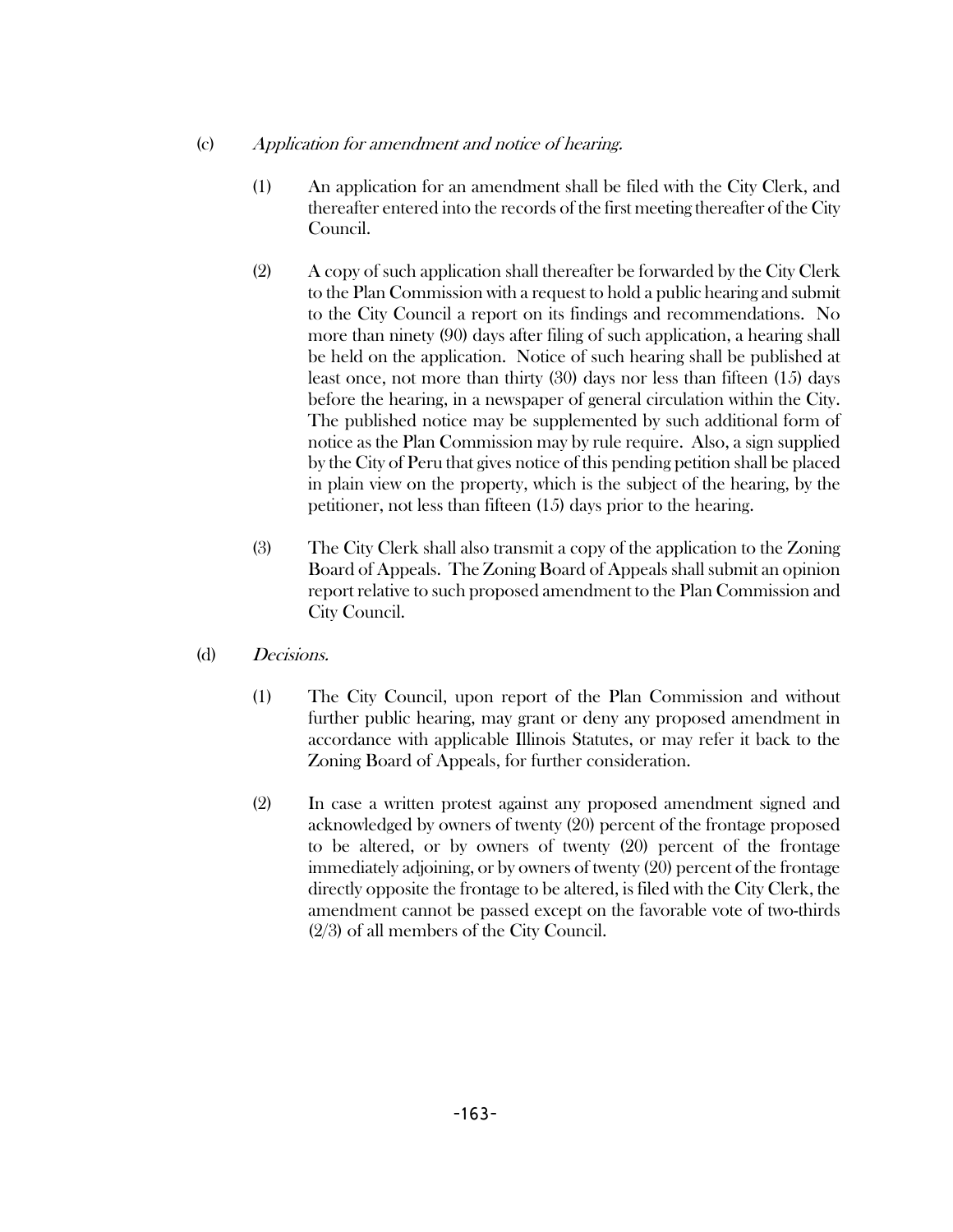(c) *Application for amendment and notice of hearing.*

(1) An application for an amendment shall be filed with the City Clerk, and thereafter entered into the records of the first meeting thereafter of the City Council.

(2) A copy of such application shall thereafter be forwarded by the City Clerk to the Plan Commission with a request to hold a public hearing and submit to the City Council a report on its findings and recommendations. No more than ninety (90) days after filing of such application, a hearing shall be held on the application. Notice of such hearing shall be published at least once, not more than thirty (30) days nor less than fifteen (15) days before the hearing, in a newspaper of general circulation within the City. The published notice may be supplemented by such additional form of notice as the Plan Commission may by rule require. Also, a sign supplied by the City of Peru that gives notice of this pending petition shall be placed in plain view on the property, which is the subject of the hearing, by the petitioner, not less than fifteen (15) days prior to the hearing.

(3) The City Clerk shall also transmit a copy of the application to the Zoning Board of Appeals. The Zoning Board of Appeals shall submit an opinion report relative to such proposed amendment to the Plan Commission and City Council.

(d) *Decisions.*

(1) The City Council, upon report of the Plan Commission and without further public hearing, may grant or deny any proposed amendment in accordance with applicable Illinois Statutes, or may refer it back to the Zoning Board of Appeals, for further consideration.

(2) In case a written protest against any proposed amendment signed and acknowledged by owners of twenty (20) percent of the frontage proposed to be altered, or by owners of twenty (20) percent of the frontage immediately adjoining, or by owners of twenty (20) percent of the frontage directly opposite the frontage to be altered, is filed with the City Clerk, the amendment cannot be passed except on the favorable vote of two-thirds (2/3) of all members of the City Council.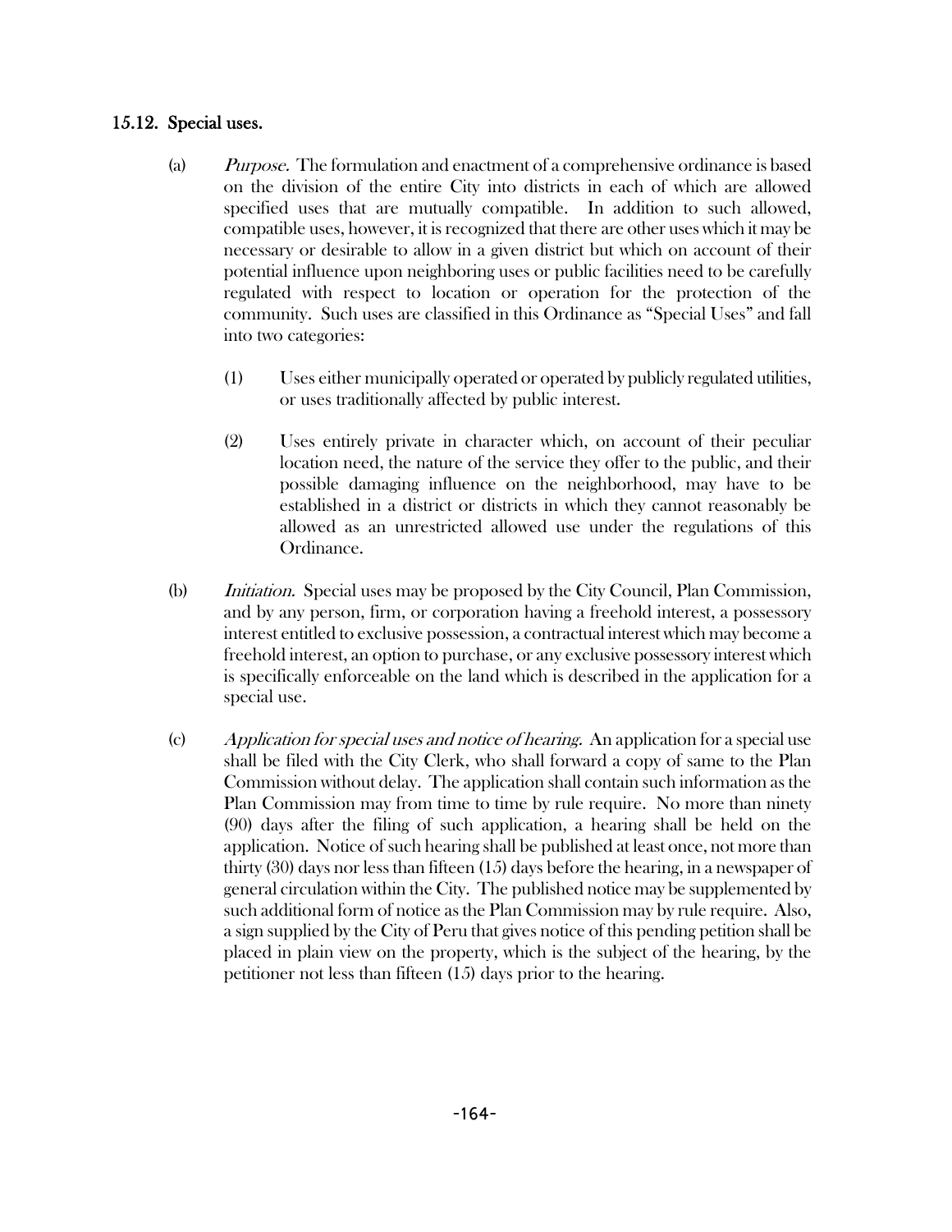### 15.12. Special uses.

(a) *Purpose.* The formulation and enactment of a comprehensive ordinance is based on the division of the entire City into districts in each of which are allowed specified uses that are mutually compatible. In addition to such allowed, compatible uses, however, it is recognized that there are other uses which it may be necessary or desirable to allow in a given district but which on account of their potential influence upon neighboring uses or public facilities need to be carefully regulated with respect to location or operation for the protection of the community. Such uses are classified in this Ordinance as "Special Uses" and fall into two categories:

(1) Uses either municipally operated or operated by publicly regulated utilities, or uses traditionally affected by public interest.

(2) Uses entirely private in character which, on account of their peculiar location need, the nature of the service they offer to the public, and their possible damaging influence on the neighborhood, may have to be established in a district or districts in which they cannot reasonably be allowed as an unrestricted allowed use under the regulations of this Ordinance.

(b) *Initiation.* Special uses may be proposed by the City Council, Plan Commission, and by any person, firm, or corporation having a freehold interest, a possessory interest entitled to exclusive possession, a contractual interest which may become a freehold interest, an option to purchase, or any exclusive possessory interest which is specifically enforceable on the land which is described in the application for a special use.

(c) *Application for special uses and notice of hearing.* An application for a special use shall be filed with the City Clerk, who shall forward a copy of same to the Plan Commission without delay. The application shall contain such information as the Plan Commission may from time to time by rule require. No more than ninety (90) days after the filing of such application, a hearing shall be held on the application. Notice of such hearing shall be published at least once, not more than thirty (30) days nor less than fifteen (15) days before the hearing, in a newspaper of general circulation within the City. The published notice may be supplemented by such additional form of notice as the Plan Commission may by rule require. Also, a sign supplied by the City of Peru that gives notice of this pending petition shall be placed in plain view on the property, which is the subject of the hearing, by the petitioner not less than fifteen (15) days prior to the hearing.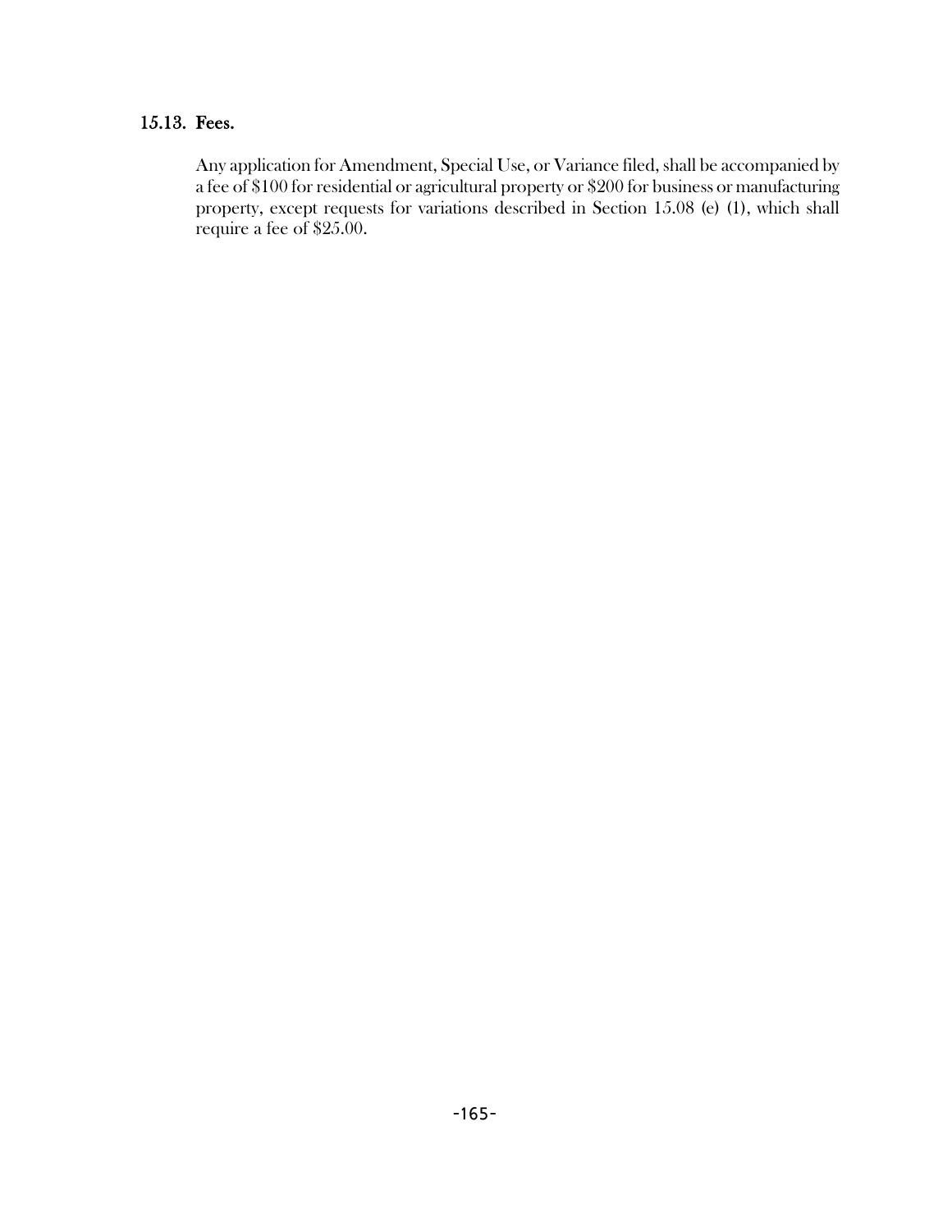### 15.13. Fees.

Any application for Amendment, Special Use, or Variance filed, shall be accompanied by a fee of $100 for residential or agricultural property or $200 for business or manufacturing property, except requests for variations described in Section 15.08 (e) (1), which shall require a fee of $25.00.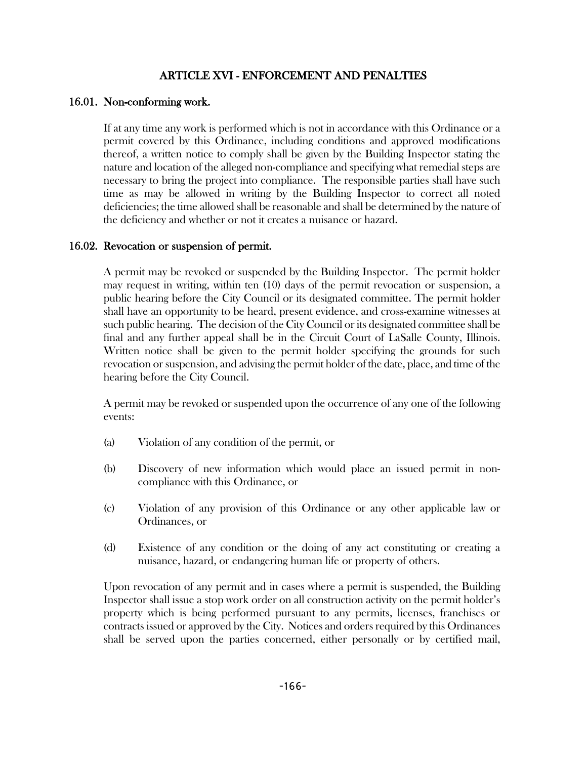# ARTICLE XVI - ENFORCEMENT AND PENALTIES

## 16.01. Non-conforming work.

If at any time any work is performed which is not in accordance with this Ordinance or a permit covered by this Ordinance, including conditions and approved modifications thereof, a written notice to comply shall be given by the Building Inspector stating the nature and location of the alleged non-compliance and specifying what remedial steps are necessary to bring the project into compliance. The responsible parties shall have such time as may be allowed in writing by the Building Inspector to correct all noted deficiencies; the time allowed shall be reasonable and shall be determined by the nature of the deficiency and whether or not it creates a nuisance or hazard.

## 16.02. Revocation or suspension of permit.

A permit may be revoked or suspended by the Building Inspector. The permit holder may request in writing, within ten (10) days of the permit revocation or suspension, a public hearing before the City Council or its designated committee. The permit holder shall have an opportunity to be heard, present evidence, and cross-examine witnesses at such public hearing. The decision of the City Council or its designated committee shall be final and any further appeal shall be in the Circuit Court of LaSalle County, Illinois. Written notice shall be given to the permit holder specifying the grounds for such revocation or suspension, and advising the permit holder of the date, place, and time of the hearing before the City Council.

A permit may be revoked or suspended upon the occurrence of any one of the following events:

(a) Violation of any condition of the permit, or

(b) Discovery of new information which would place an issued permit in non-compliance with this Ordinance, or

(c) Violation of any provision of this Ordinance or any other applicable law or Ordinances, or

(d) Existence of any condition or the doing of any act constituting or creating a nuisance, hazard, or endangering human life or property of others.

Upon revocation of any permit and in cases where a permit is suspended, the Building Inspector shall issue a stop work order on all construction activity on the permit holder's property which is being performed pursuant to any permits, licenses, franchises or contracts issued or approved by the City. Notices and orders required by this Ordinances shall be served upon the parties concerned, either personally or by certified mail,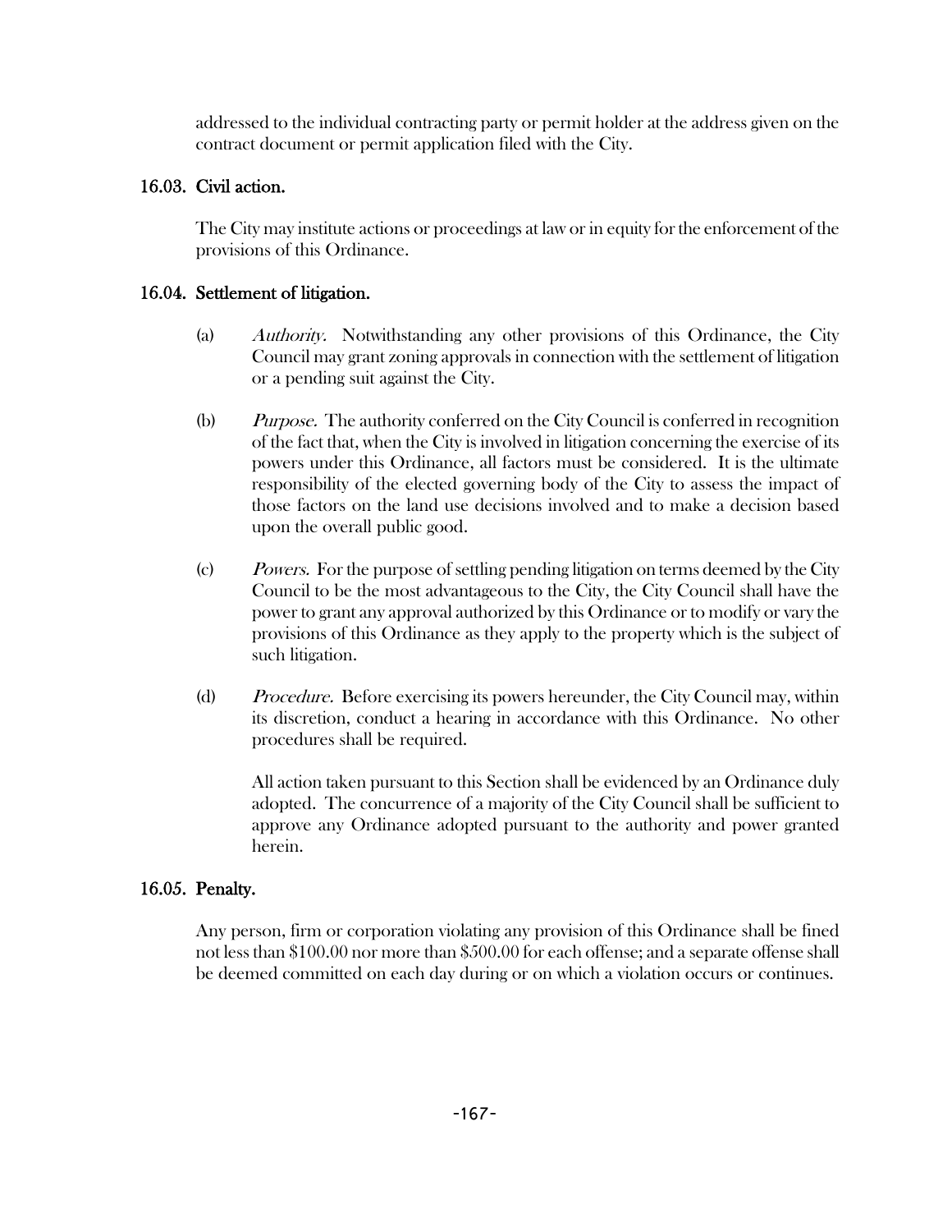addressed to the individual contracting party or permit holder at the address given on the contract document or permit application filed with the City.

### 16.03. Civil action.

The City may institute actions or proceedings at law or in equity for the enforcement of the provisions of this Ordinance.

### 16.04. Settlement of litigation.

(a) *Authority.* Notwithstanding any other provisions of this Ordinance, the City Council may grant zoning approvals in connection with the settlement of litigation or a pending suit against the City.

(b) *Purpose.* The authority conferred on the City Council is conferred in recognition of the fact that, when the City is involved in litigation concerning the exercise of its powers under this Ordinance, all factors must be considered. It is the ultimate responsibility of the elected governing body of the City to assess the impact of those factors on the land use decisions involved and to make a decision based upon the overall public good.

(c) *Powers.* For the purpose of settling pending litigation on terms deemed by the City Council to be the most advantageous to the City, the City Council shall have the power to grant any approval authorized by this Ordinance or to modify or vary the provisions of this Ordinance as they apply to the property which is the subject of such litigation.

(d) *Procedure.* Before exercising its powers hereunder, the City Council may, within its discretion, conduct a hearing in accordance with this Ordinance. No other procedures shall be required.

All action taken pursuant to this Section shall be evidenced by an Ordinance duly adopted. The concurrence of a majority of the City Council shall be sufficient to approve any Ordinance adopted pursuant to the authority and power granted herein.

### 16.05. Penalty.

Any person, firm or corporation violating any provision of this Ordinance shall be fined not less than $100.00 nor more than $500.00 for each offense; and a separate offense shall be deemed committed on each day during or on which a violation occurs or continues.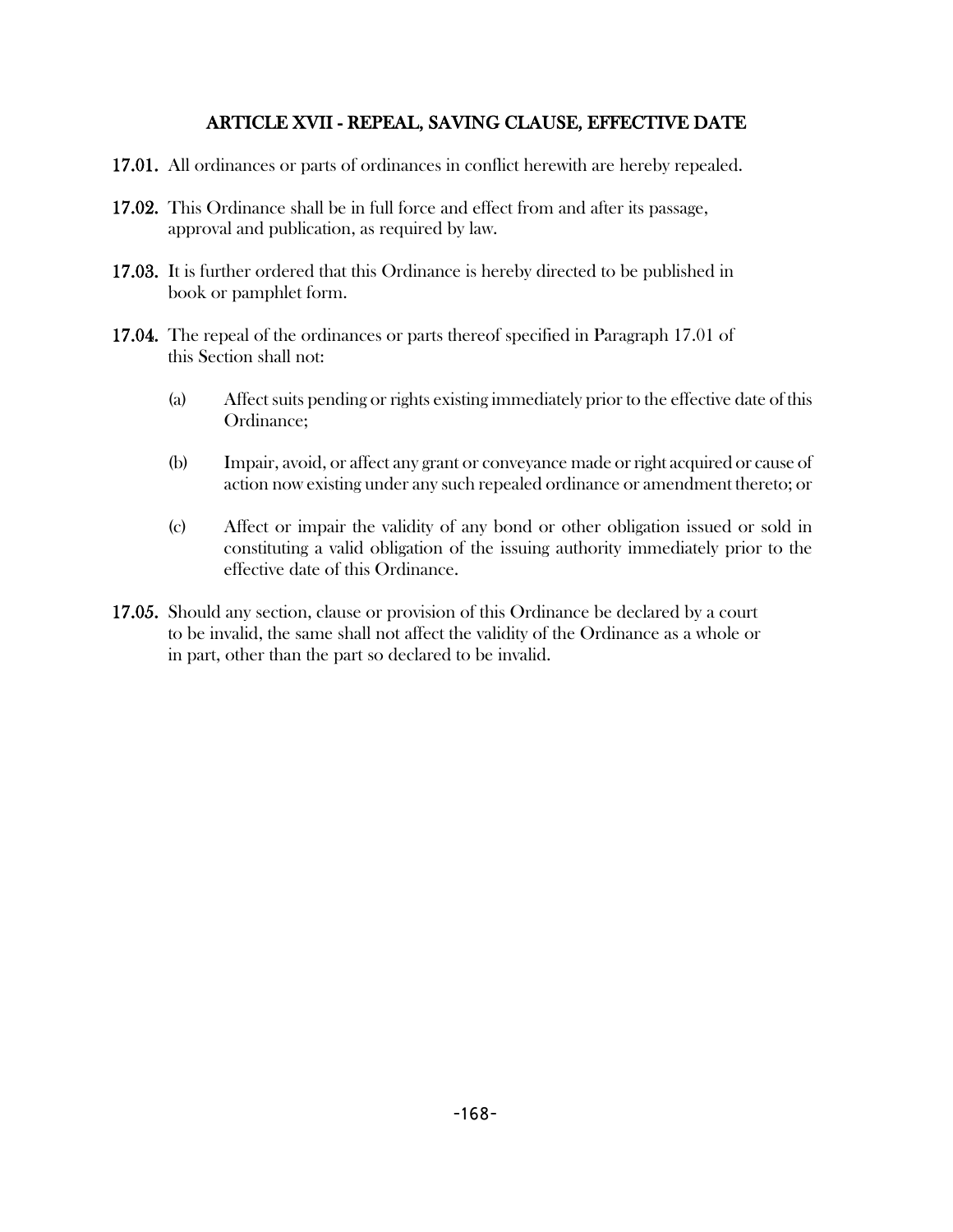## ARTICLE XVII - REPEAL, SAVING CLAUSE, EFFECTIVE DATE

**17.01.** All ordinances or parts of ordinances in conflict herewith are hereby repealed.

**17.02.** This Ordinance shall be in full force and effect from and after its passage, approval and publication, as required by law.

**17.03.** It is further ordered that this Ordinance is hereby directed to be published in book or pamphlet form.

**17.04.** The repeal of the ordinances or parts thereof specified in Paragraph 17.01 of this Section shall not:

(a) Affect suits pending or rights existing immediately prior to the effective date of this Ordinance;

(b) Impair, avoid, or affect any grant or conveyance made or right acquired or cause of action now existing under any such repealed ordinance or amendment thereto; or

(c) Affect or impair the validity of any bond or other obligation issued or sold in constituting a valid obligation of the issuing authority immediately prior to the effective date of this Ordinance.

**17.05.** Should any section, clause or provision of this Ordinance be declared by a court to be invalid, the same shall not affect the validity of the Ordinance as a whole or in part, other than the part so declared to be invalid.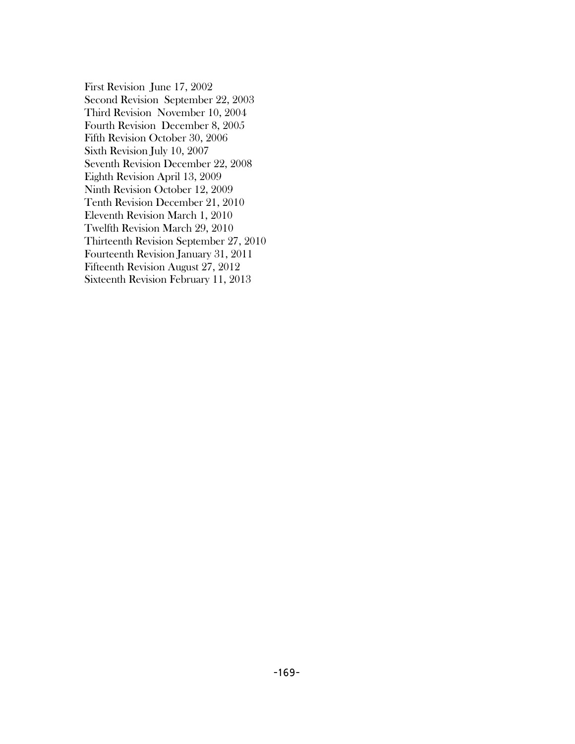First Revision June 17, 2002  
Second Revision September 22, 2003  
Third Revision November 10, 2004  
Fourth Revision December 8, 2005  
Fifth Revision October 30, 2006  
Sixth Revision July 10, 2007  
Seventh Revision December 22, 2008  
Eighth Revision April 13, 2009  
Ninth Revision October 12, 2009  
Tenth Revision December 21, 2010  
Eleventh Revision March 1, 2010  
Twelfth Revision March 29, 2010  
Thirteenth Revision September 27, 2010  
Fourteenth Revision January 31, 2011  
Fifteenth Revision August 27, 2012  
Sixteenth Revision February 11, 2013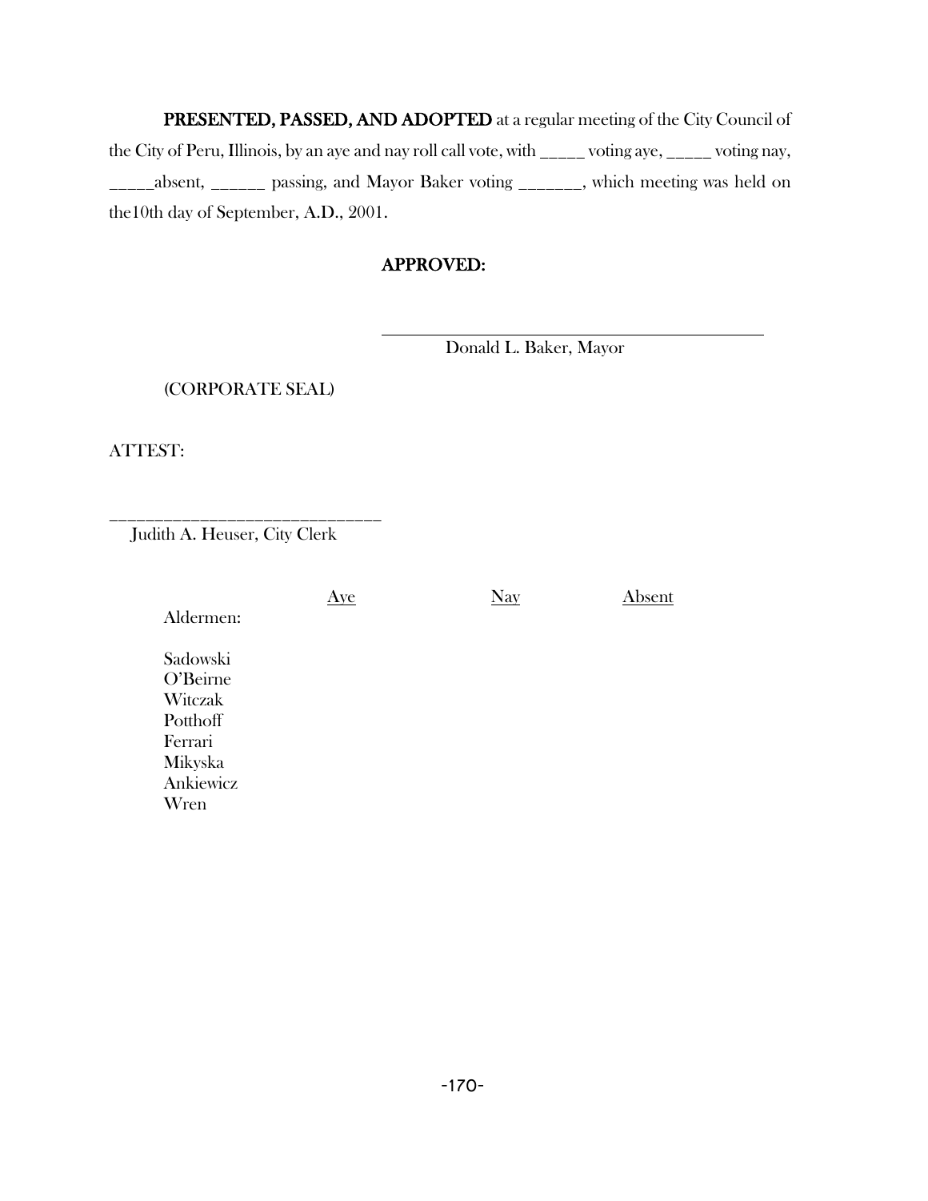**PRESENTED, PASSED, AND ADOPTED** at a regular meeting of the City Council of the City of Peru, Illinois, by an aye and nay roll call vote, with _____ voting aye, _____ voting nay, _____absent, ______ passing, and Mayor Baker voting _______, which meeting was held on the10th day of September, A.D., 2001.

**APPROVED:**

______________________________

Donald L. Baker, Mayor

(CORPORATE SEAL)

ATTEST:

______________________________

Judith A. Heuser, City Clerk

| | Aye | Nay | Absent |
|---|---|---|---|
| Aldermen: | | | |
| Sadowski | | | |
| O'Beirne | | | |
| Witczak | | | |
| Potthoff | | | |
| Ferrari | | | |
| Mikyska | | | |
| Ankiewicz | | | |
| Wren | | | |